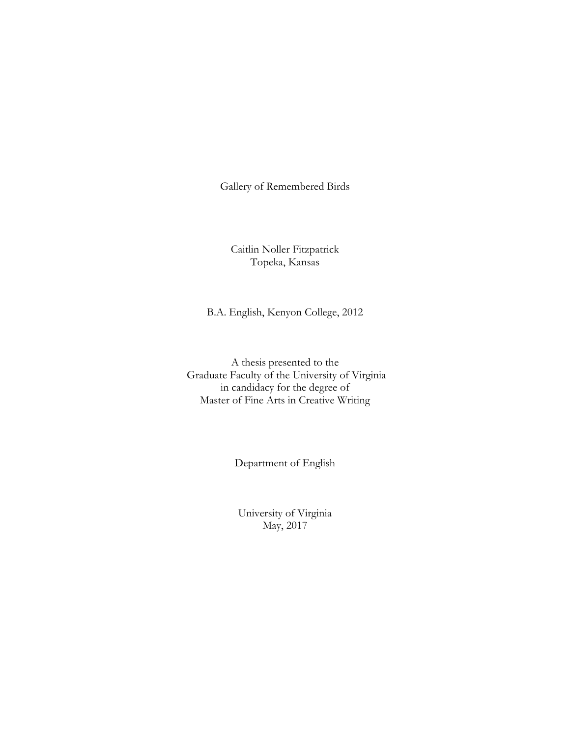# Gallery of Remembered Birds

Caitlin Noller Fitzpatrick
Topeka, Kansas

B.A. English, Kenyon College, 2012

A thesis presented to the
Graduate Faculty of the University of Virginia
in candidacy for the degree of
Master of Fine Arts in Creative Writing

Department of English

University of Virginia
May, 2017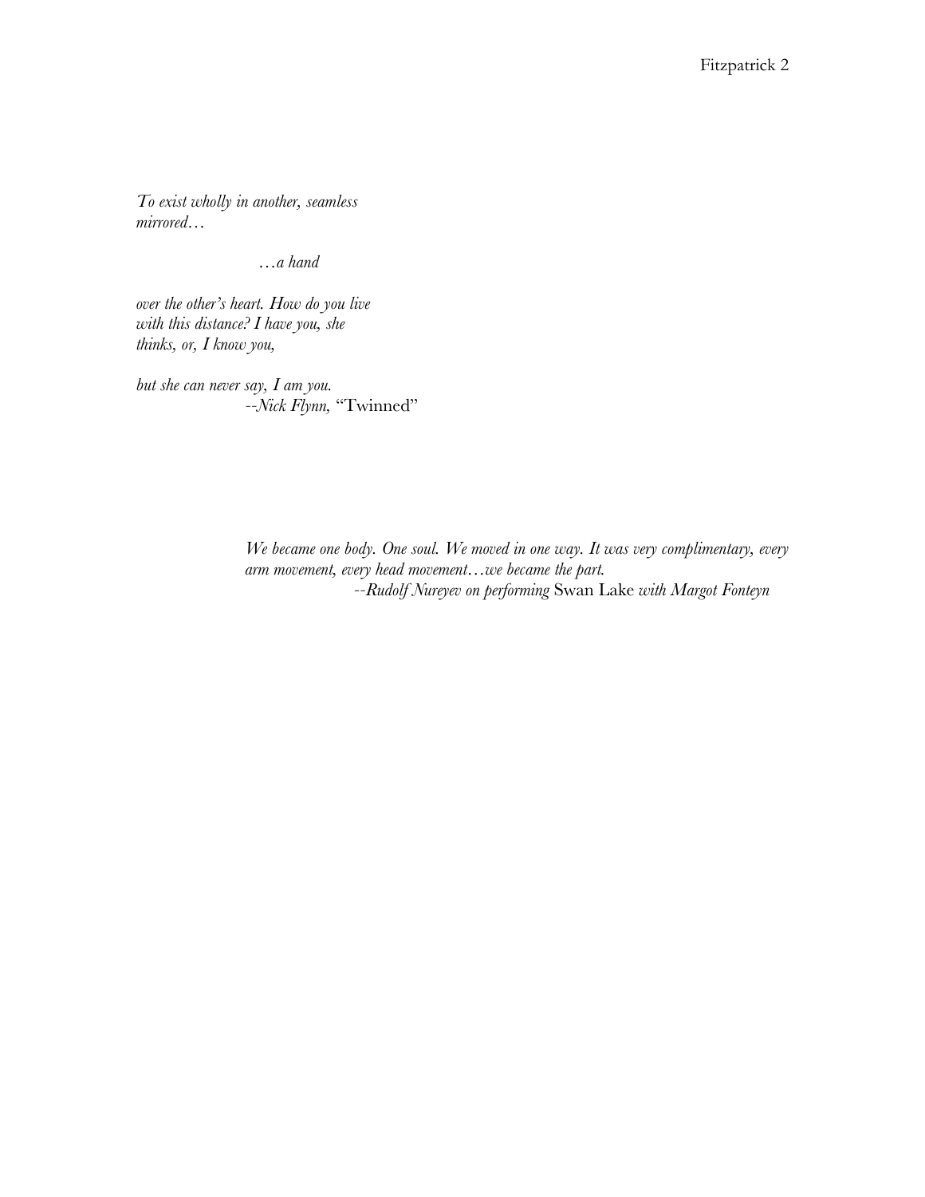*To exist wholly in another, seamless*
*mirrored…*

*…a hand*

*over the other's heart. How do you live*
*with this distance? I have you, she*
*thinks, or, I know you,*

*but she can never say, I am you.*
--*Nick Flynn,* "Twinned"

*We became one body. One soul. We moved in one way. It was very complimentary, every arm movement, every head movement…we became the part.*
--*Rudolf Nureyev on performing* Swan Lake *with Margot Fonteyn*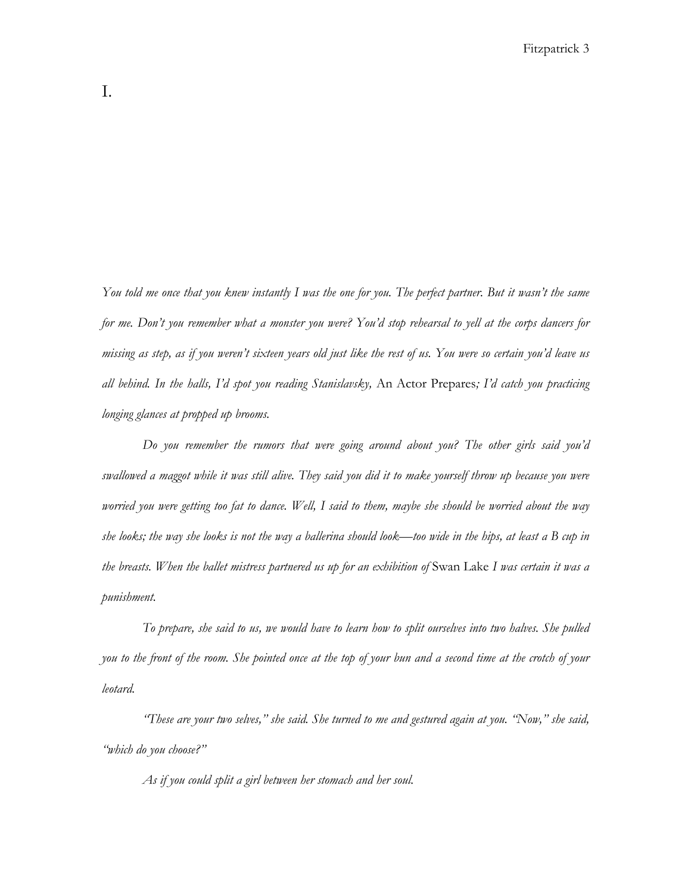# I.

*You told me once that you knew instantly I was the one for you. The perfect partner. But it wasn't the same for me. Don't you remember what a monster you were? You'd stop rehearsal to yell at the corps dancers for missing as step, as if you weren't sixteen years old just like the rest of us. You were so certain you'd leave us all behind. In the halls, I'd spot you reading Stanislavsky,* An Actor Prepares*; I'd catch you practicing longing glances at propped up brooms.*

*Do you remember the rumors that were going around about you? The other girls said you'd swallowed a maggot while it was still alive. They said you did it to make yourself throw up because you were worried you were getting too fat to dance. Well, I said to them, maybe she should be worried about the way she looks; the way she looks is not the way a ballerina should look—too wide in the hips, at least a B cup in the breasts. When the ballet mistress partnered us up for an exhibition of* Swan Lake *I was certain it was a punishment.*

*To prepare, she said to us, we would have to learn how to split ourselves into two halves. She pulled you to the front of the room. She pointed once at the top of your bun and a second time at the crotch of your leotard.*

*"These are your two selves," she said. She turned to me and gestured again at you. "Now," she said, "which do you choose?"*

*As if you could split a girl between her stomach and her soul.*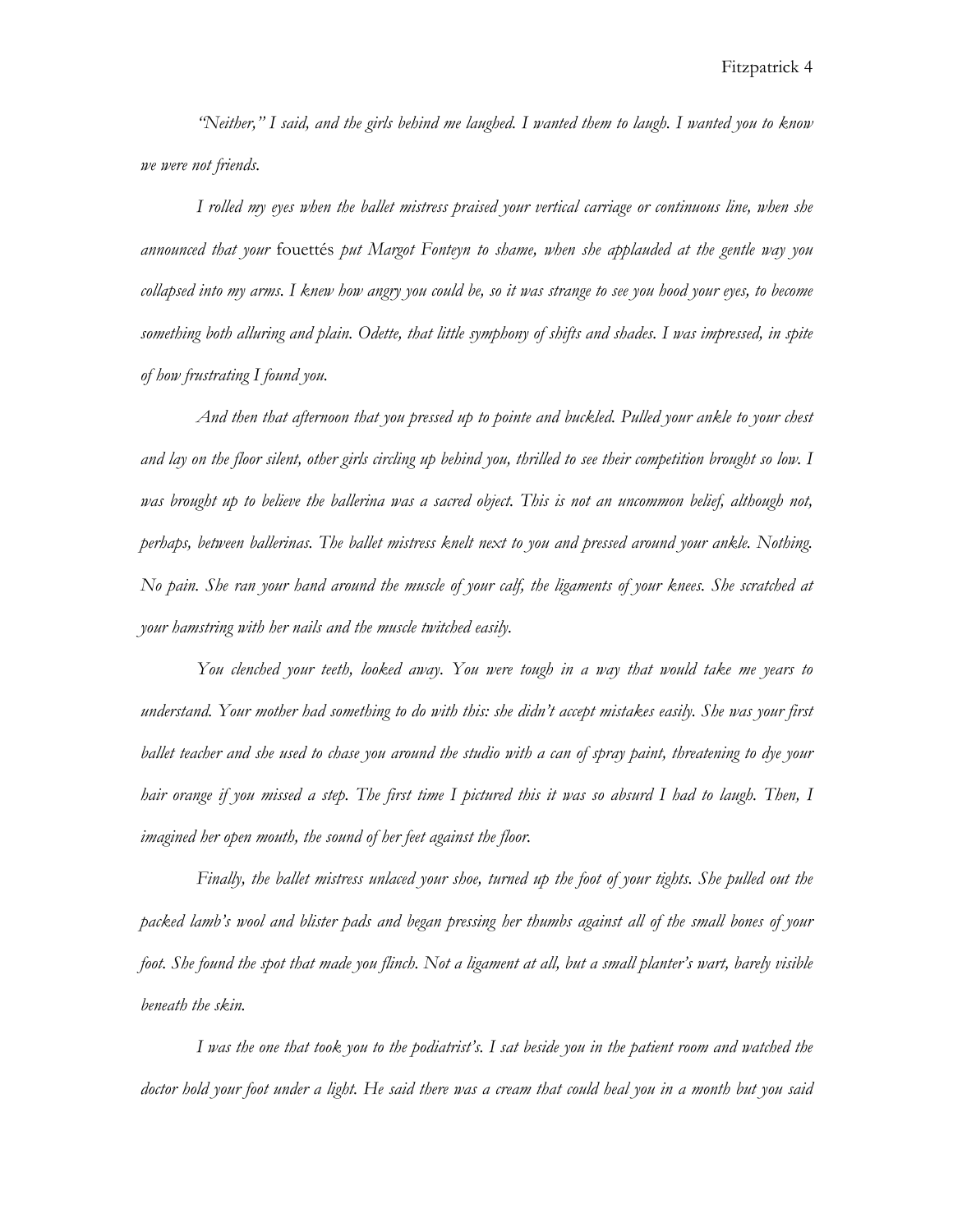*"Neither," I said, and the girls behind me laughed. I wanted them to laugh. I wanted you to know we were not friends.*

*I rolled my eyes when the ballet mistress praised your vertical carriage or continuous line, when she announced that your* fouettés *put Margot Fonteyn to shame, when she applauded at the gentle way you collapsed into my arms. I knew how angry you could be, so it was strange to see you hood your eyes, to become something both alluring and plain. Odette, that little symphony of shifts and shades. I was impressed, in spite of how frustrating I found you.*

*And then that afternoon that you pressed up to pointe and buckled. Pulled your ankle to your chest and lay on the floor silent, other girls circling up behind you, thrilled to see their competition brought so low. I was brought up to believe the ballerina was a sacred object. This is not an uncommon belief, although not, perhaps, between ballerinas. The ballet mistress knelt next to you and pressed around your ankle. Nothing. No pain. She ran your hand around the muscle of your calf, the ligaments of your knees. She scratched at your hamstring with her nails and the muscle twitched easily.*

*You clenched your teeth, looked away. You were tough in a way that would take me years to understand. Your mother had something to do with this: she didn't accept mistakes easily. She was your first ballet teacher and she used to chase you around the studio with a can of spray paint, threatening to dye your hair orange if you missed a step. The first time I pictured this it was so absurd I had to laugh. Then, I imagined her open mouth, the sound of her feet against the floor.*

*Finally, the ballet mistress unlaced your shoe, turned up the foot of your tights. She pulled out the packed lamb's wool and blister pads and began pressing her thumbs against all of the small bones of your foot. She found the spot that made you flinch. Not a ligament at all, but a small planter's wart, barely visible beneath the skin.*

*I was the one that took you to the podiatrist's. I sat beside you in the patient room and watched the doctor hold your foot under a light. He said there was a cream that could heal you in a month but you said*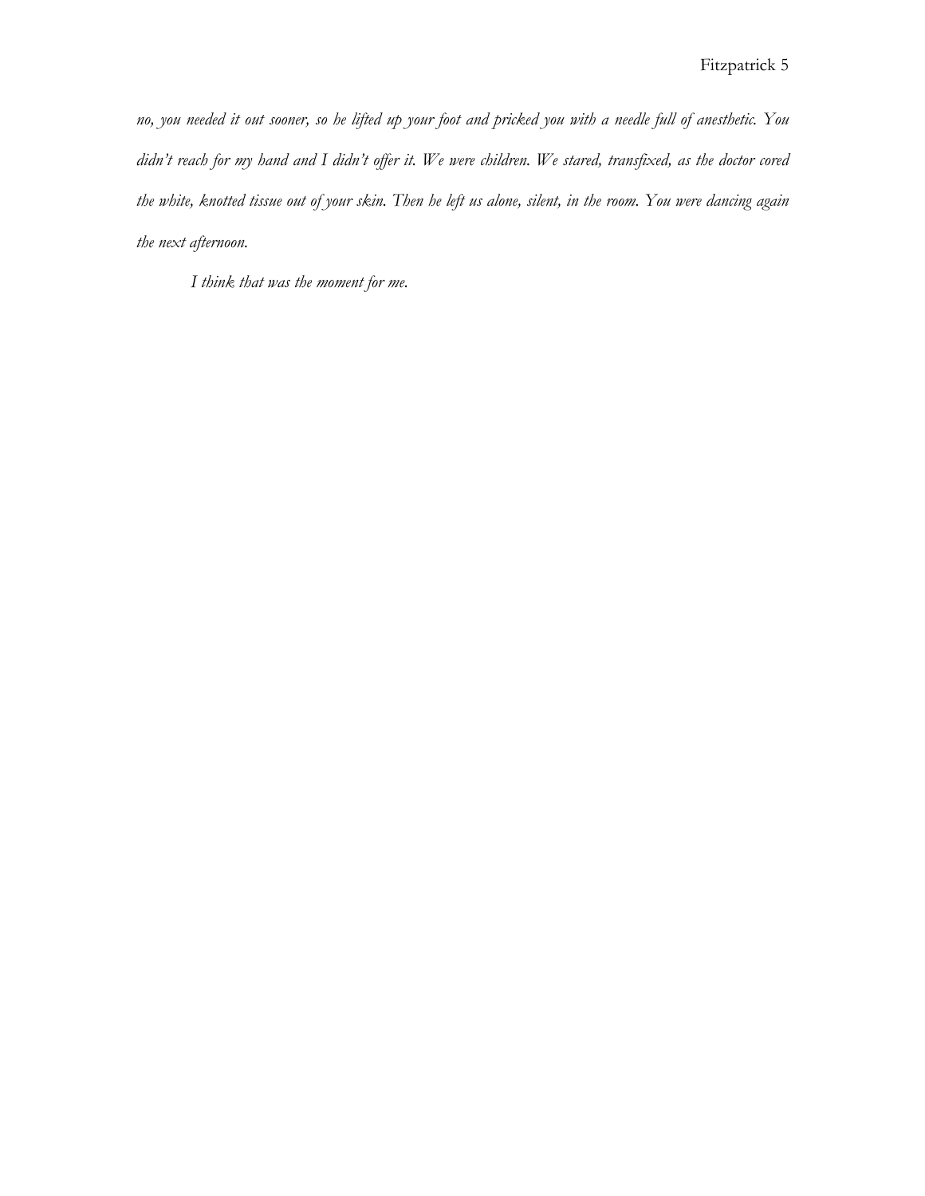*no, you needed it out sooner, so he lifted up your foot and pricked you with a needle full of anesthetic. You didn't reach for my hand and I didn't offer it. We were children. We stared, transfixed, as the doctor cored the white, knotted tissue out of your skin. Then he left us alone, silent, in the room. You were dancing again the next afternoon.*

*I think that was the moment for me.*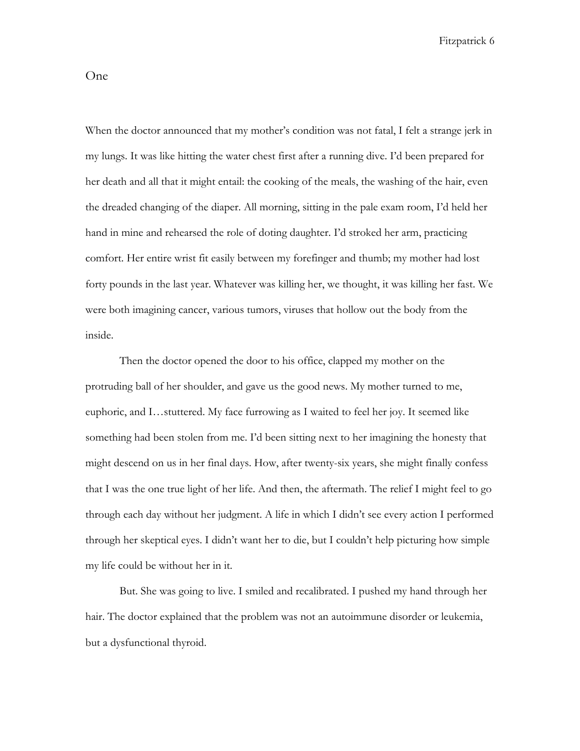# One

When the doctor announced that my mother's condition was not fatal, I felt a strange jerk in my lungs. It was like hitting the water chest first after a running dive. I'd been prepared for her death and all that it might entail: the cooking of the meals, the washing of the hair, even the dreaded changing of the diaper. All morning, sitting in the pale exam room, I'd held her hand in mine and rehearsed the role of doting daughter. I'd stroked her arm, practicing comfort. Her entire wrist fit easily between my forefinger and thumb; my mother had lost forty pounds in the last year. Whatever was killing her, we thought, it was killing her fast. We were both imagining cancer, various tumors, viruses that hollow out the body from the inside.

Then the doctor opened the door to his office, clapped my mother on the protruding ball of her shoulder, and gave us the good news. My mother turned to me, euphoric, and I…stuttered. My face furrowing as I waited to feel her joy. It seemed like something had been stolen from me. I'd been sitting next to her imagining the honesty that might descend on us in her final days. How, after twenty-six years, she might finally confess that I was the one true light of her life. And then, the aftermath. The relief I might feel to go through each day without her judgment. A life in which I didn't see every action I performed through her skeptical eyes. I didn't want her to die, but I couldn't help picturing how simple my life could be without her in it.

But. She was going to live. I smiled and recalibrated. I pushed my hand through her hair. The doctor explained that the problem was not an autoimmune disorder or leukemia, but a dysfunctional thyroid.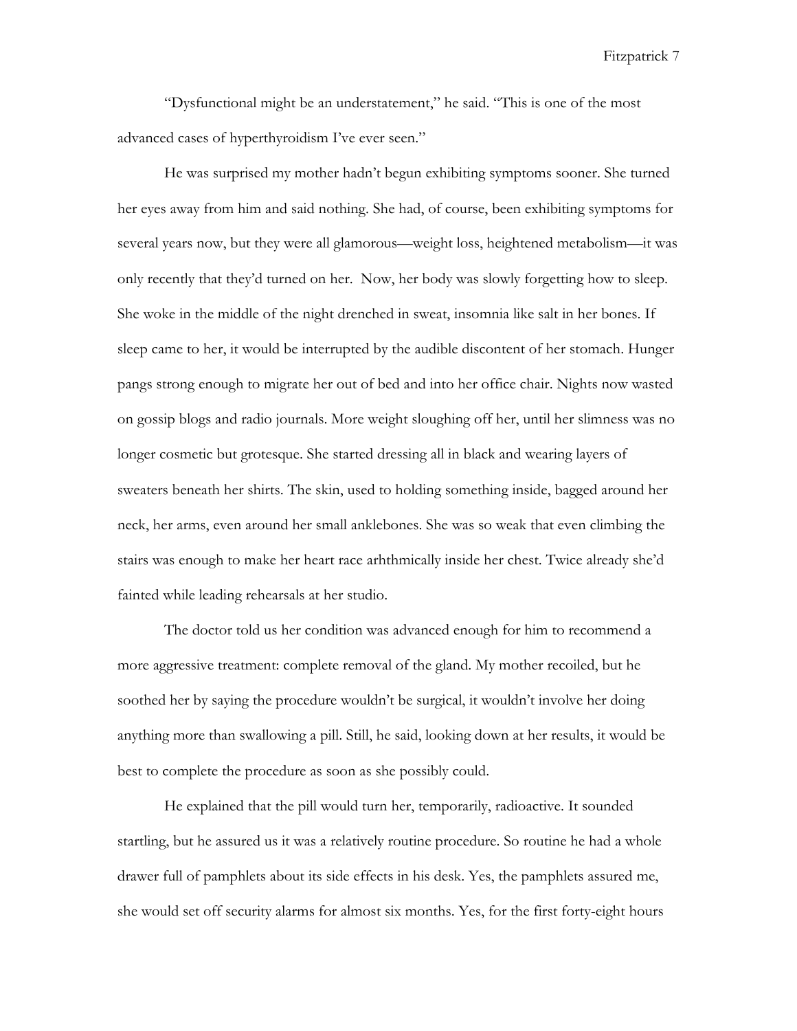"Dysfunctional might be an understatement," he said. "This is one of the most advanced cases of hyperthyroidism I've ever seen."

He was surprised my mother hadn't begun exhibiting symptoms sooner. She turned her eyes away from him and said nothing. She had, of course, been exhibiting symptoms for several years now, but they were all glamorous—weight loss, heightened metabolism—it was only recently that they'd turned on her. Now, her body was slowly forgetting how to sleep. She woke in the middle of the night drenched in sweat, insomnia like salt in her bones. If sleep came to her, it would be interrupted by the audible discontent of her stomach. Hunger pangs strong enough to migrate her out of bed and into her office chair. Nights now wasted on gossip blogs and radio journals. More weight sloughing off her, until her slimness was no longer cosmetic but grotesque. She started dressing all in black and wearing layers of sweaters beneath her shirts. The skin, used to holding something inside, bagged around her neck, her arms, even around her small anklebones. She was so weak that even climbing the stairs was enough to make her heart race arhthmically inside her chest. Twice already she'd fainted while leading rehearsals at her studio.

The doctor told us her condition was advanced enough for him to recommend a more aggressive treatment: complete removal of the gland. My mother recoiled, but he soothed her by saying the procedure wouldn't be surgical, it wouldn't involve her doing anything more than swallowing a pill. Still, he said, looking down at her results, it would be best to complete the procedure as soon as she possibly could.

He explained that the pill would turn her, temporarily, radioactive. It sounded startling, but he assured us it was a relatively routine procedure. So routine he had a whole drawer full of pamphlets about its side effects in his desk. Yes, the pamphlets assured me, she would set off security alarms for almost six months. Yes, for the first forty-eight hours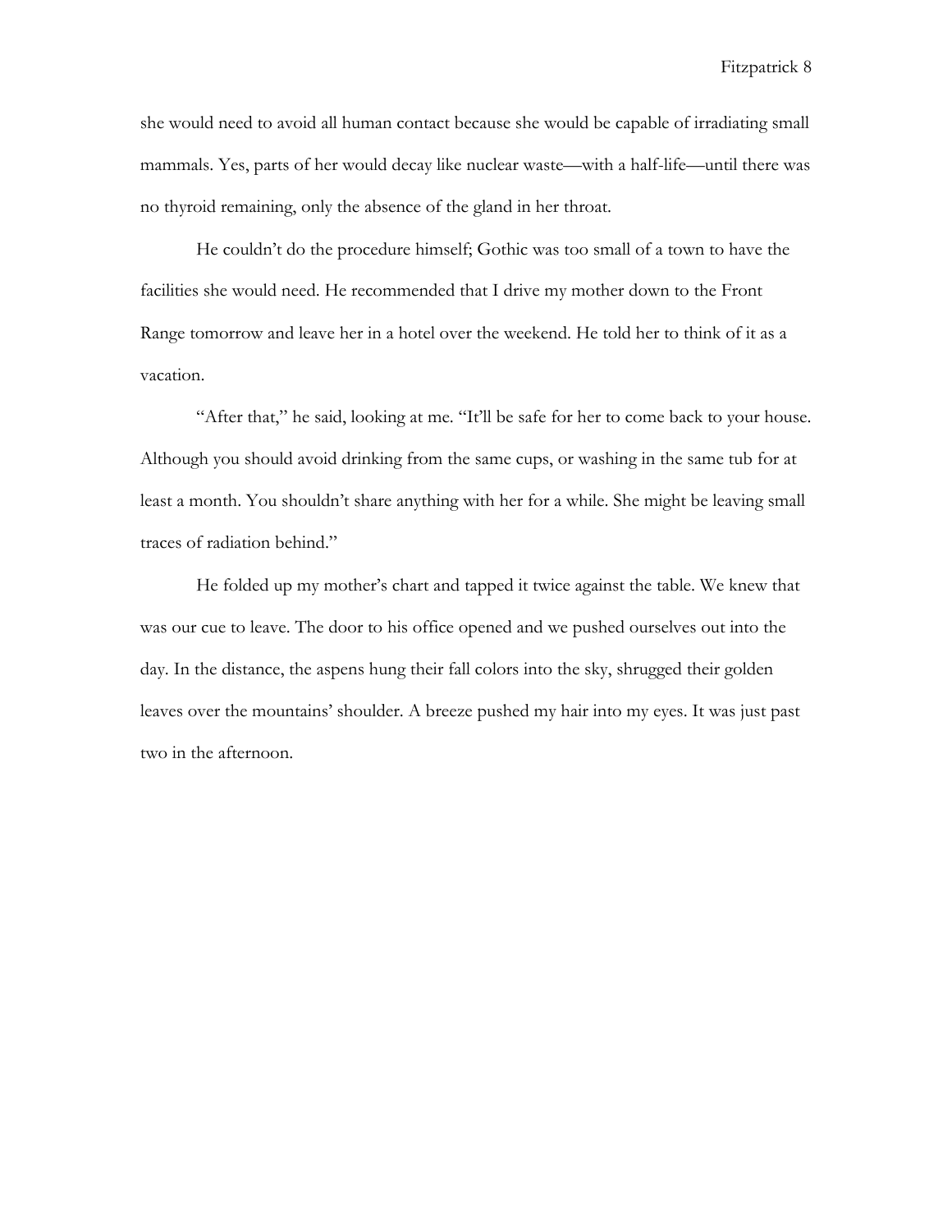she would need to avoid all human contact because she would be capable of irradiating small mammals. Yes, parts of her would decay like nuclear waste—with a half-life—until there was no thyroid remaining, only the absence of the gland in her throat.

He couldn't do the procedure himself; Gothic was too small of a town to have the facilities she would need. He recommended that I drive my mother down to the Front Range tomorrow and leave her in a hotel over the weekend. He told her to think of it as a vacation.

"After that," he said, looking at me. "It'll be safe for her to come back to your house. Although you should avoid drinking from the same cups, or washing in the same tub for at least a month. You shouldn't share anything with her for a while. She might be leaving small traces of radiation behind."

He folded up my mother's chart and tapped it twice against the table. We knew that was our cue to leave. The door to his office opened and we pushed ourselves out into the day. In the distance, the aspens hung their fall colors into the sky, shrugged their golden leaves over the mountains' shoulder. A breeze pushed my hair into my eyes. It was just past two in the afternoon.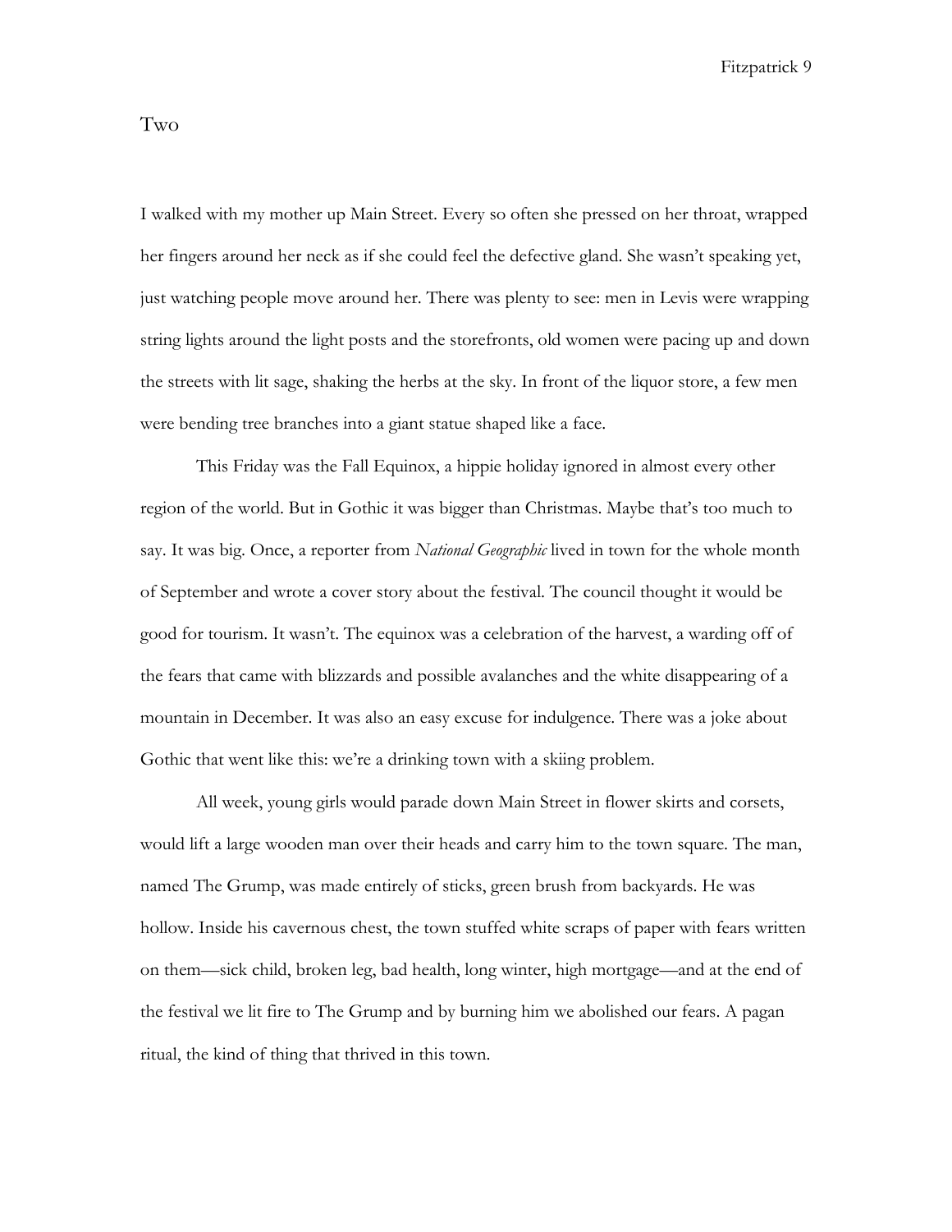## Two

I walked with my mother up Main Street. Every so often she pressed on her throat, wrapped her fingers around her neck as if she could feel the defective gland. She wasn't speaking yet, just watching people move around her. There was plenty to see: men in Levis were wrapping string lights around the light posts and the storefronts, old women were pacing up and down the streets with lit sage, shaking the herbs at the sky. In front of the liquor store, a few men were bending tree branches into a giant statue shaped like a face.

This Friday was the Fall Equinox, a hippie holiday ignored in almost every other region of the world. But in Gothic it was bigger than Christmas. Maybe that's too much to say. It was big. Once, a reporter from *National Geographic* lived in town for the whole month of September and wrote a cover story about the festival. The council thought it would be good for tourism. It wasn't. The equinox was a celebration of the harvest, a warding off of the fears that came with blizzards and possible avalanches and the white disappearing of a mountain in December. It was also an easy excuse for indulgence. There was a joke about Gothic that went like this: we're a drinking town with a skiing problem.

All week, young girls would parade down Main Street in flower skirts and corsets, would lift a large wooden man over their heads and carry him to the town square. The man, named The Grump, was made entirely of sticks, green brush from backyards. He was hollow. Inside his cavernous chest, the town stuffed white scraps of paper with fears written on them—sick child, broken leg, bad health, long winter, high mortgage—and at the end of the festival we lit fire to The Grump and by burning him we abolished our fears. A pagan ritual, the kind of thing that thrived in this town.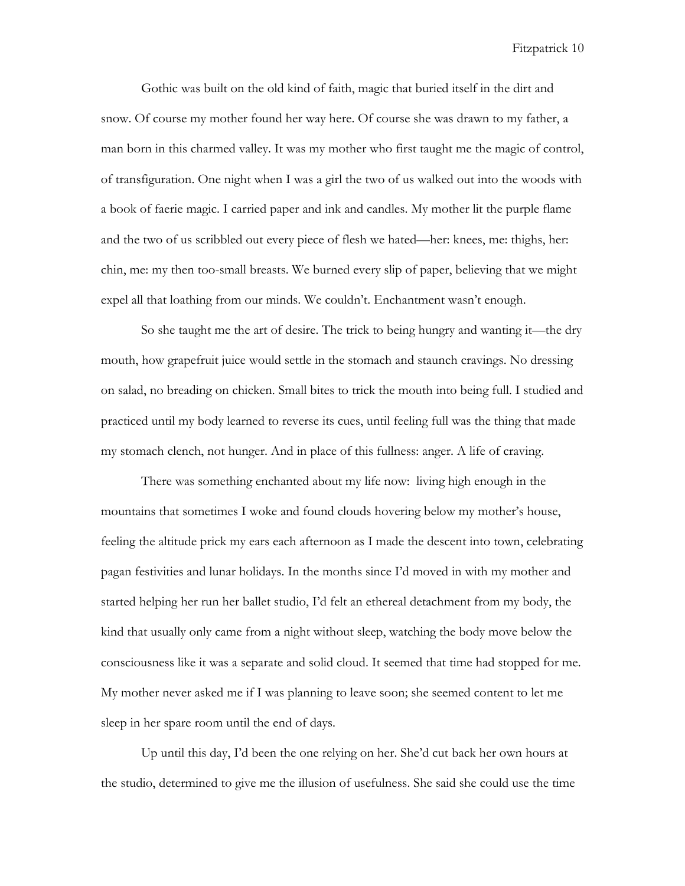Gothic was built on the old kind of faith, magic that buried itself in the dirt and snow. Of course my mother found her way here. Of course she was drawn to my father, a man born in this charmed valley. It was my mother who first taught me the magic of control, of transfiguration. One night when I was a girl the two of us walked out into the woods with a book of faerie magic. I carried paper and ink and candles. My mother lit the purple flame and the two of us scribbled out every piece of flesh we hated—her: knees, me: thighs, her: chin, me: my then too-small breasts. We burned every slip of paper, believing that we might expel all that loathing from our minds. We couldn't. Enchantment wasn't enough.

So she taught me the art of desire. The trick to being hungry and wanting it—the dry mouth, how grapefruit juice would settle in the stomach and staunch cravings. No dressing on salad, no breading on chicken. Small bites to trick the mouth into being full. I studied and practiced until my body learned to reverse its cues, until feeling full was the thing that made my stomach clench, not hunger. And in place of this fullness: anger. A life of craving.

There was something enchanted about my life now: living high enough in the mountains that sometimes I woke and found clouds hovering below my mother's house, feeling the altitude prick my ears each afternoon as I made the descent into town, celebrating pagan festivities and lunar holidays. In the months since I'd moved in with my mother and started helping her run her ballet studio, I'd felt an ethereal detachment from my body, the kind that usually only came from a night without sleep, watching the body move below the consciousness like it was a separate and solid cloud. It seemed that time had stopped for me. My mother never asked me if I was planning to leave soon; she seemed content to let me sleep in her spare room until the end of days.

Up until this day, I'd been the one relying on her. She'd cut back her own hours at the studio, determined to give me the illusion of usefulness. She said she could use the time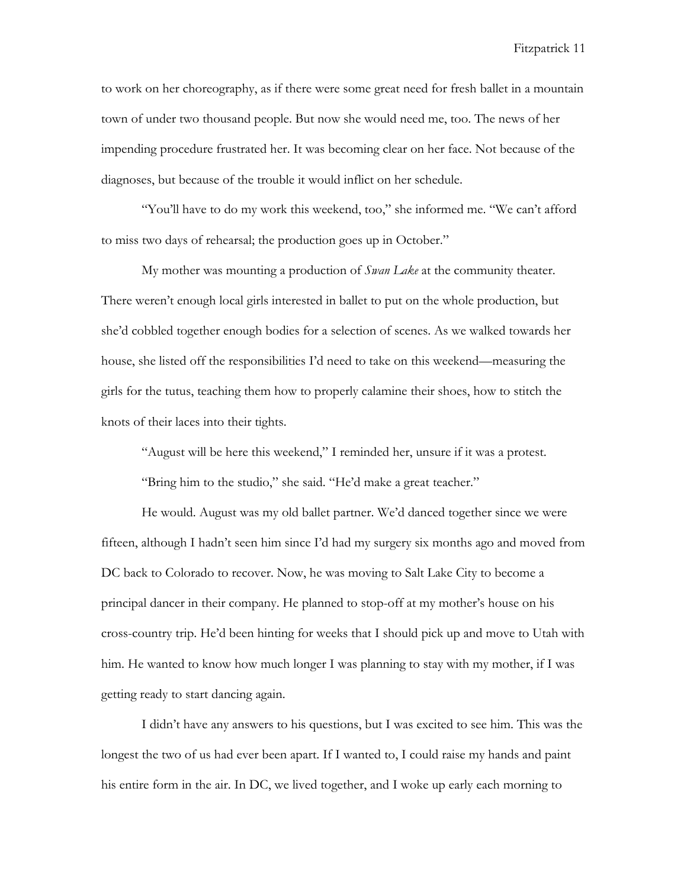to work on her choreography, as if there were some great need for fresh ballet in a mountain town of under two thousand people. But now she would need me, too. The news of her impending procedure frustrated her. It was becoming clear on her face. Not because of the diagnoses, but because of the trouble it would inflict on her schedule.

"You'll have to do my work this weekend, too," she informed me. "We can't afford to miss two days of rehearsal; the production goes up in October."

My mother was mounting a production of *Swan Lake* at the community theater. There weren't enough local girls interested in ballet to put on the whole production, but she'd cobbled together enough bodies for a selection of scenes. As we walked towards her house, she listed off the responsibilities I'd need to take on this weekend—measuring the girls for the tutus, teaching them how to properly calamine their shoes, how to stitch the knots of their laces into their tights.

"August will be here this weekend," I reminded her, unsure if it was a protest.

"Bring him to the studio," she said. "He'd make a great teacher."

He would. August was my old ballet partner. We'd danced together since we were fifteen, although I hadn't seen him since I'd had my surgery six months ago and moved from DC back to Colorado to recover. Now, he was moving to Salt Lake City to become a principal dancer in their company. He planned to stop-off at my mother's house on his cross-country trip. He'd been hinting for weeks that I should pick up and move to Utah with him. He wanted to know how much longer I was planning to stay with my mother, if I was getting ready to start dancing again.

I didn't have any answers to his questions, but I was excited to see him. This was the longest the two of us had ever been apart. If I wanted to, I could raise my hands and paint his entire form in the air. In DC, we lived together, and I woke up early each morning to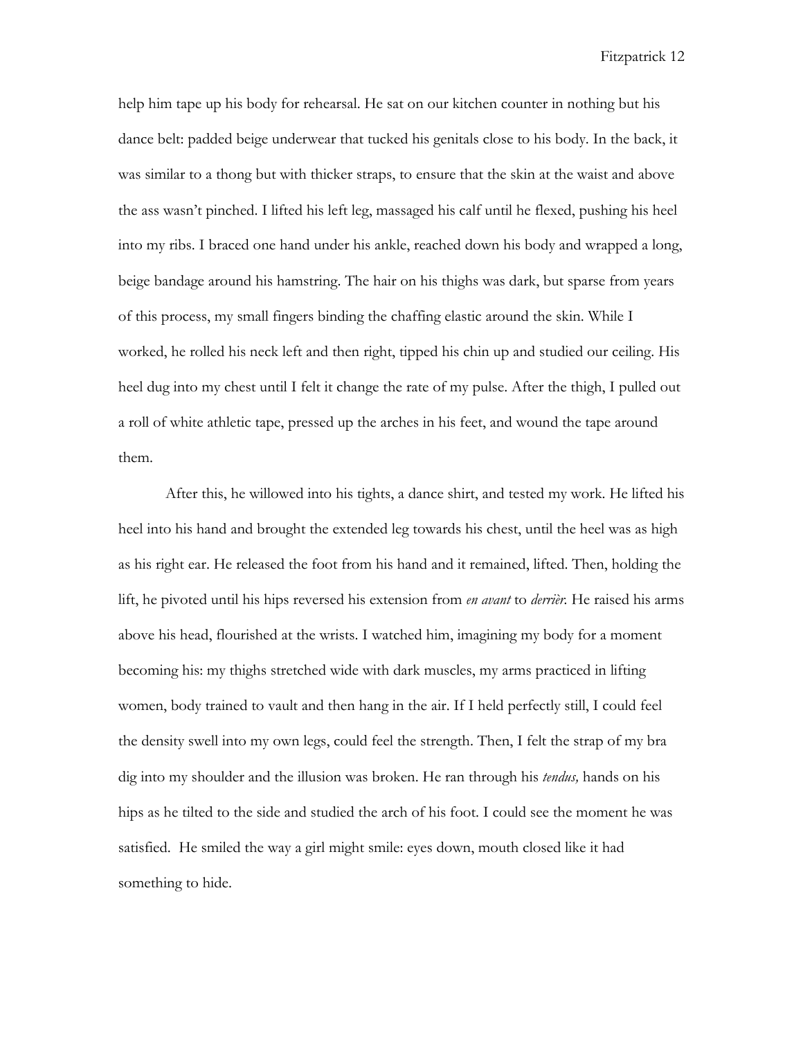help him tape up his body for rehearsal. He sat on our kitchen counter in nothing but his dance belt: padded beige underwear that tucked his genitals close to his body. In the back, it was similar to a thong but with thicker straps, to ensure that the skin at the waist and above the ass wasn't pinched. I lifted his left leg, massaged his calf until he flexed, pushing his heel into my ribs. I braced one hand under his ankle, reached down his body and wrapped a long, beige bandage around his hamstring. The hair on his thighs was dark, but sparse from years of this process, my small fingers binding the chaffing elastic around the skin. While I worked, he rolled his neck left and then right, tipped his chin up and studied our ceiling. His heel dug into my chest until I felt it change the rate of my pulse. After the thigh, I pulled out a roll of white athletic tape, pressed up the arches in his feet, and wound the tape around them.

After this, he willowed into his tights, a dance shirt, and tested my work. He lifted his heel into his hand and brought the extended leg towards his chest, until the heel was as high as his right ear. He released the foot from his hand and it remained, lifted. Then, holding the lift, he pivoted until his hips reversed his extension from *en avant* to *derrièr.* He raised his arms above his head, flourished at the wrists. I watched him, imagining my body for a moment becoming his: my thighs stretched wide with dark muscles, my arms practiced in lifting women, body trained to vault and then hang in the air. If I held perfectly still, I could feel the density swell into my own legs, could feel the strength. Then, I felt the strap of my bra dig into my shoulder and the illusion was broken. He ran through his *tendus,* hands on his hips as he tilted to the side and studied the arch of his foot. I could see the moment he was satisfied. He smiled the way a girl might smile: eyes down, mouth closed like it had something to hide.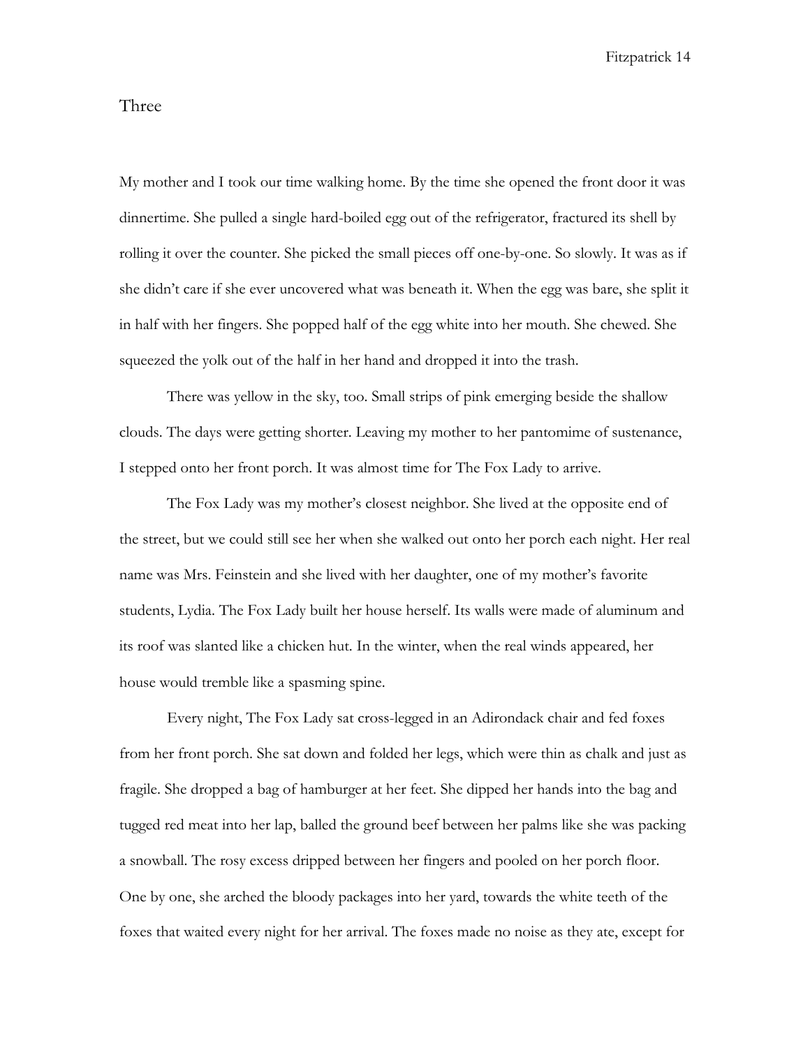## Three

My mother and I took our time walking home. By the time she opened the front door it was dinnertime. She pulled a single hard-boiled egg out of the refrigerator, fractured its shell by rolling it over the counter. She picked the small pieces off one-by-one. So slowly. It was as if she didn't care if she ever uncovered what was beneath it. When the egg was bare, she split it in half with her fingers. She popped half of the egg white into her mouth. She chewed. She squeezed the yolk out of the half in her hand and dropped it into the trash.

There was yellow in the sky, too. Small strips of pink emerging beside the shallow clouds. The days were getting shorter. Leaving my mother to her pantomime of sustenance, I stepped onto her front porch. It was almost time for The Fox Lady to arrive.

The Fox Lady was my mother's closest neighbor. She lived at the opposite end of the street, but we could still see her when she walked out onto her porch each night. Her real name was Mrs. Feinstein and she lived with her daughter, one of my mother's favorite students, Lydia. The Fox Lady built her house herself. Its walls were made of aluminum and its roof was slanted like a chicken hut. In the winter, when the real winds appeared, her house would tremble like a spasming spine.

Every night, The Fox Lady sat cross-legged in an Adirondack chair and fed foxes from her front porch. She sat down and folded her legs, which were thin as chalk and just as fragile. She dropped a bag of hamburger at her feet. She dipped her hands into the bag and tugged red meat into her lap, balled the ground beef between her palms like she was packing a snowball. The rosy excess dripped between her fingers and pooled on her porch floor. One by one, she arched the bloody packages into her yard, towards the white teeth of the foxes that waited every night for her arrival. The foxes made no noise as they ate, except for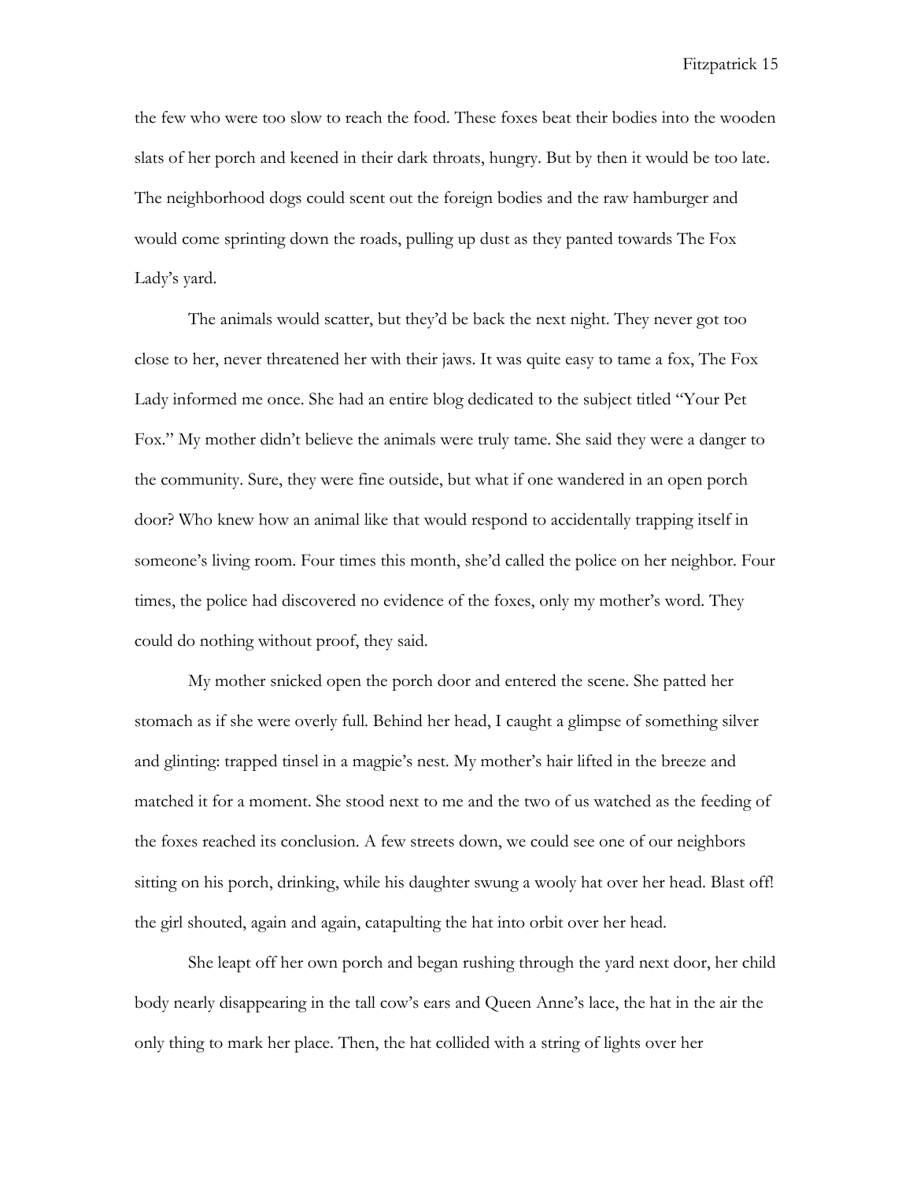the few who were too slow to reach the food. These foxes beat their bodies into the wooden slats of her porch and keened in their dark throats, hungry. But by then it would be too late. The neighborhood dogs could scent out the foreign bodies and the raw hamburger and would come sprinting down the roads, pulling up dust as they panted towards The Fox Lady's yard.

The animals would scatter, but they'd be back the next night. They never got too close to her, never threatened her with their jaws. It was quite easy to tame a fox, The Fox Lady informed me once. She had an entire blog dedicated to the subject titled "Your Pet Fox." My mother didn't believe the animals were truly tame. She said they were a danger to the community. Sure, they were fine outside, but what if one wandered in an open porch door? Who knew how an animal like that would respond to accidentally trapping itself in someone's living room. Four times this month, she'd called the police on her neighbor. Four times, the police had discovered no evidence of the foxes, only my mother's word. They could do nothing without proof, they said.

My mother snicked open the porch door and entered the scene. She patted her stomach as if she were overly full. Behind her head, I caught a glimpse of something silver and glinting: trapped tinsel in a magpie's nest. My mother's hair lifted in the breeze and matched it for a moment. She stood next to me and the two of us watched as the feeding of the foxes reached its conclusion. A few streets down, we could see one of our neighbors sitting on his porch, drinking, while his daughter swung a wooly hat over her head. Blast off! the girl shouted, again and again, catapulting the hat into orbit over her head.

She leapt off her own porch and began rushing through the yard next door, her child body nearly disappearing in the tall cow's ears and Queen Anne's lace, the hat in the air the only thing to mark her place. Then, the hat collided with a string of lights over her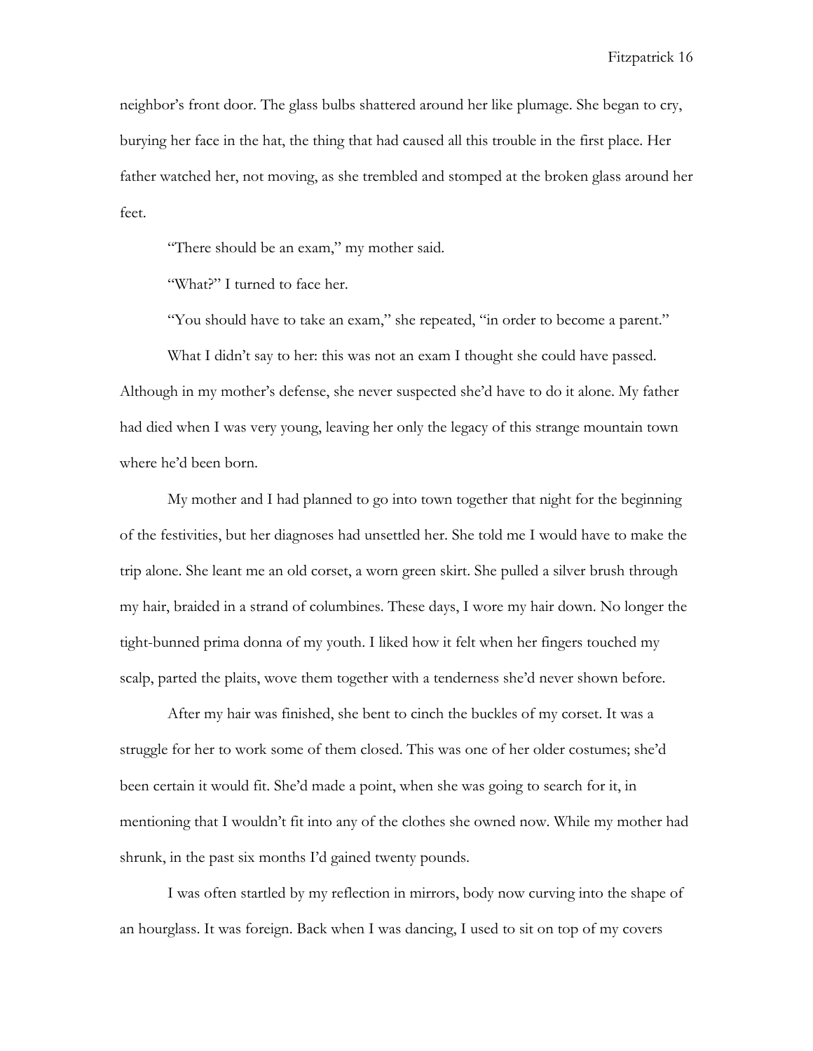neighbor's front door. The glass bulbs shattered around her like plumage. She began to cry, burying her face in the hat, the thing that had caused all this trouble in the first place. Her father watched her, not moving, as she trembled and stomped at the broken glass around her feet.

"There should be an exam," my mother said.

"What?" I turned to face her.

"You should have to take an exam," she repeated, "in order to become a parent."

What I didn't say to her: this was not an exam I thought she could have passed. Although in my mother's defense, she never suspected she'd have to do it alone. My father had died when I was very young, leaving her only the legacy of this strange mountain town where he'd been born.

My mother and I had planned to go into town together that night for the beginning of the festivities, but her diagnoses had unsettled her. She told me I would have to make the trip alone. She leant me an old corset, a worn green skirt. She pulled a silver brush through my hair, braided in a strand of columbines. These days, I wore my hair down. No longer the tight-bunned prima donna of my youth. I liked how it felt when her fingers touched my scalp, parted the plaits, wove them together with a tenderness she'd never shown before.

After my hair was finished, she bent to cinch the buckles of my corset. It was a struggle for her to work some of them closed. This was one of her older costumes; she'd been certain it would fit. She'd made a point, when she was going to search for it, in mentioning that I wouldn't fit into any of the clothes she owned now. While my mother had shrunk, in the past six months I'd gained twenty pounds.

I was often startled by my reflection in mirrors, body now curving into the shape of an hourglass. It was foreign. Back when I was dancing, I used to sit on top of my covers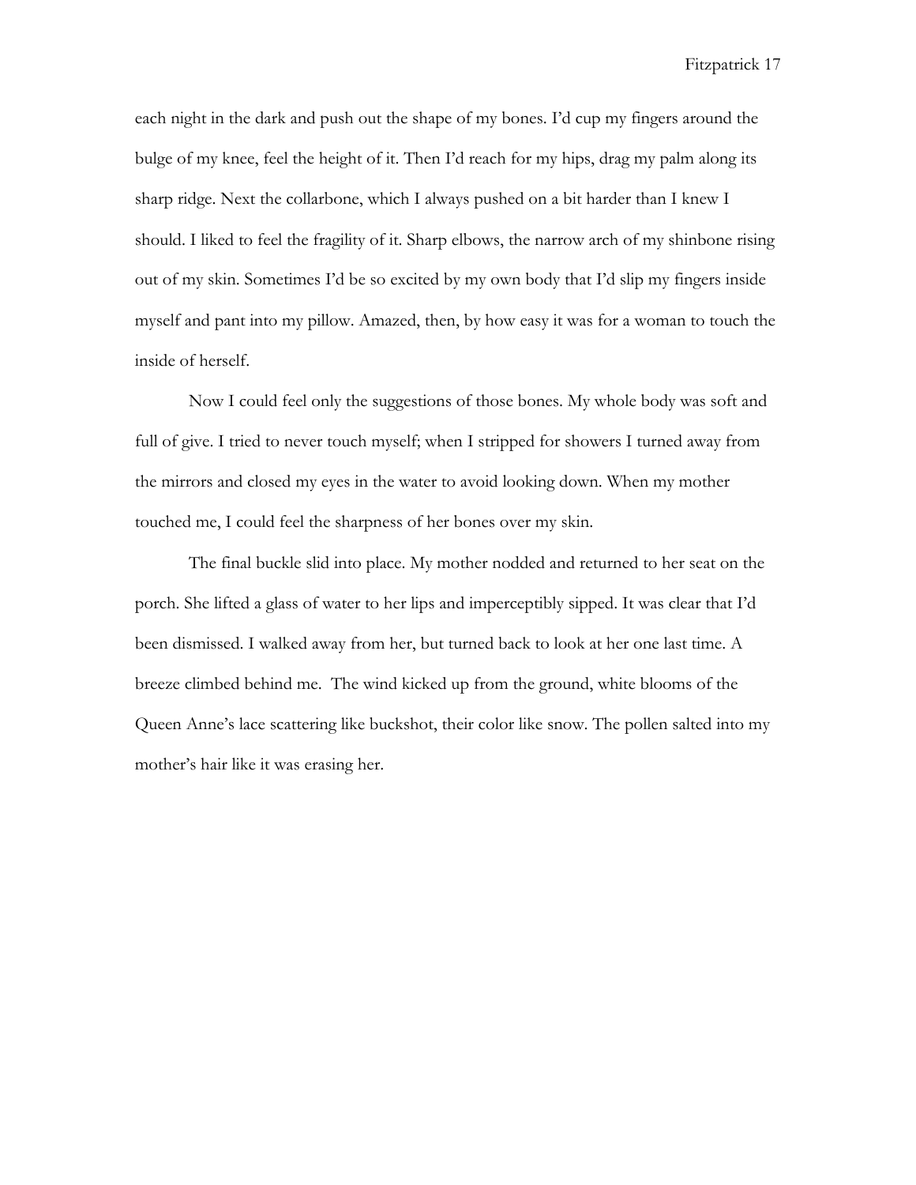each night in the dark and push out the shape of my bones. I'd cup my fingers around the bulge of my knee, feel the height of it. Then I'd reach for my hips, drag my palm along its sharp ridge. Next the collarbone, which I always pushed on a bit harder than I knew I should. I liked to feel the fragility of it. Sharp elbows, the narrow arch of my shinbone rising out of my skin. Sometimes I'd be so excited by my own body that I'd slip my fingers inside myself and pant into my pillow. Amazed, then, by how easy it was for a woman to touch the inside of herself.

Now I could feel only the suggestions of those bones. My whole body was soft and full of give. I tried to never touch myself; when I stripped for showers I turned away from the mirrors and closed my eyes in the water to avoid looking down. When my mother touched me, I could feel the sharpness of her bones over my skin.

The final buckle slid into place. My mother nodded and returned to her seat on the porch. She lifted a glass of water to her lips and imperceptibly sipped. It was clear that I'd been dismissed. I walked away from her, but turned back to look at her one last time. A breeze climbed behind me. The wind kicked up from the ground, white blooms of the Queen Anne's lace scattering like buckshot, their color like snow. The pollen salted into my mother's hair like it was erasing her.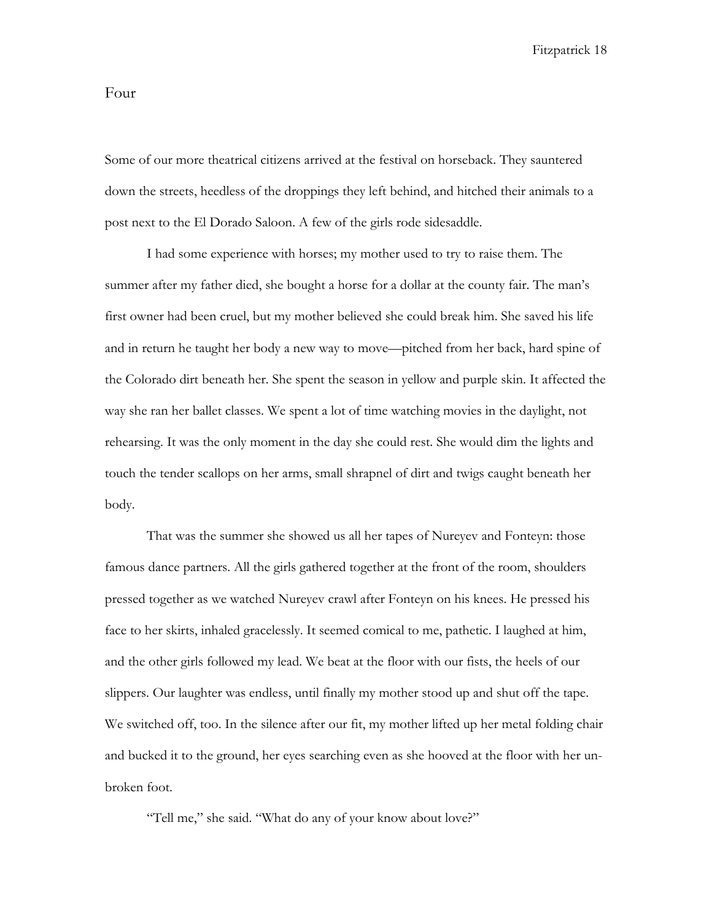Four

Some of our more theatrical citizens arrived at the festival on horseback. They sauntered down the streets, heedless of the droppings they left behind, and hitched their animals to a post next to the El Dorado Saloon. A few of the girls rode sidesaddle.

I had some experience with horses; my mother used to try to raise them. The summer after my father died, she bought a horse for a dollar at the county fair. The man's first owner had been cruel, but my mother believed she could break him. She saved his life and in return he taught her body a new way to move—pitched from her back, hard spine of the Colorado dirt beneath her. She spent the season in yellow and purple skin. It affected the way she ran her ballet classes. We spent a lot of time watching movies in the daylight, not rehearsing. It was the only moment in the day she could rest. She would dim the lights and touch the tender scallops on her arms, small shrapnel of dirt and twigs caught beneath her body.

That was the summer she showed us all her tapes of Nureyev and Fonteyn: those famous dance partners. All the girls gathered together at the front of the room, shoulders pressed together as we watched Nureyev crawl after Fonteyn on his knees. He pressed his face to her skirts, inhaled gracelessly. It seemed comical to me, pathetic. I laughed at him, and the other girls followed my lead. We beat at the floor with our fists, the heels of our slippers. Our laughter was endless, until finally my mother stood up and shut off the tape. We switched off, too. In the silence after our fit, my mother lifted up her metal folding chair and bucked it to the ground, her eyes searching even as she hooved at the floor with her un-broken foot.

"Tell me," she said. "What do any of your know about love?"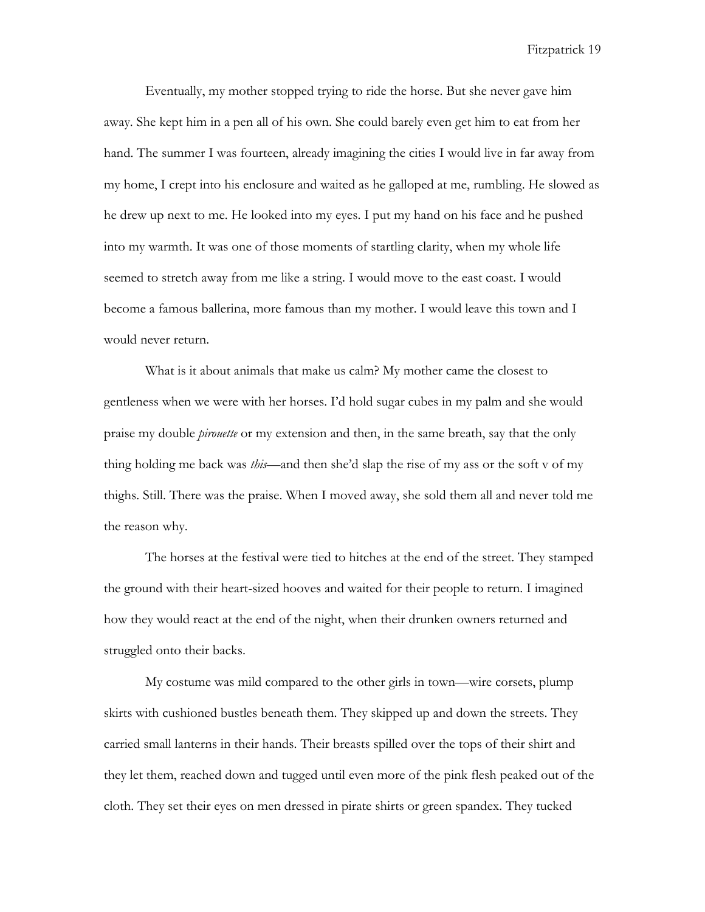Eventually, my mother stopped trying to ride the horse. But she never gave him away. She kept him in a pen all of his own. She could barely even get him to eat from her hand. The summer I was fourteen, already imagining the cities I would live in far away from my home, I crept into his enclosure and waited as he galloped at me, rumbling. He slowed as he drew up next to me. He looked into my eyes. I put my hand on his face and he pushed into my warmth. It was one of those moments of startling clarity, when my whole life seemed to stretch away from me like a string. I would move to the east coast. I would become a famous ballerina, more famous than my mother. I would leave this town and I would never return.

What is it about animals that make us calm? My mother came the closest to gentleness when we were with her horses. I'd hold sugar cubes in my palm and she would praise my double *pirouette* or my extension and then, in the same breath, say that the only thing holding me back was *this*—and then she'd slap the rise of my ass or the soft v of my thighs. Still. There was the praise. When I moved away, she sold them all and never told me the reason why.

The horses at the festival were tied to hitches at the end of the street. They stamped the ground with their heart-sized hooves and waited for their people to return. I imagined how they would react at the end of the night, when their drunken owners returned and struggled onto their backs.

My costume was mild compared to the other girls in town—wire corsets, plump skirts with cushioned bustles beneath them. They skipped up and down the streets. They carried small lanterns in their hands. Their breasts spilled over the tops of their shirt and they let them, reached down and tugged until even more of the pink flesh peaked out of the cloth. They set their eyes on men dressed in pirate shirts or green spandex. They tucked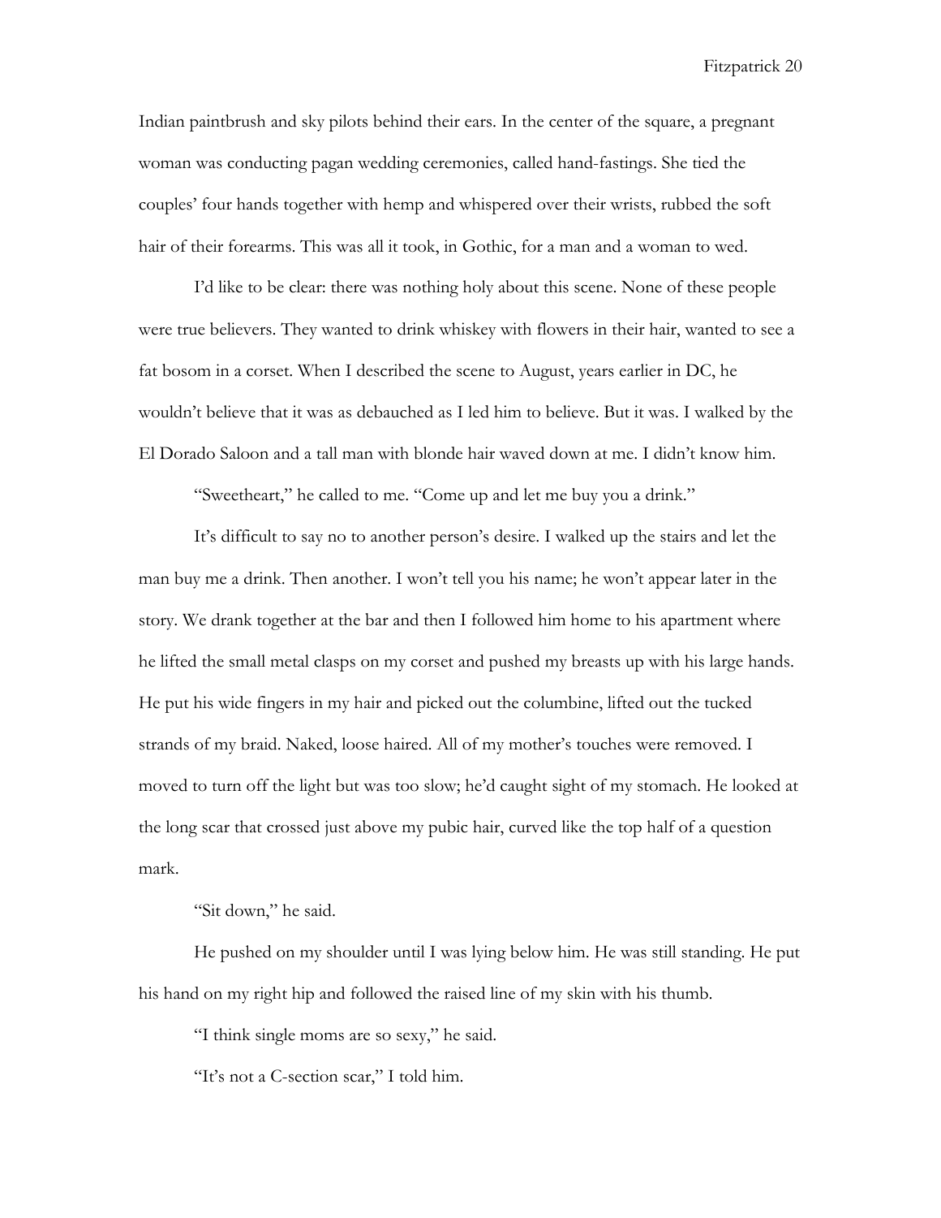Indian paintbrush and sky pilots behind their ears. In the center of the square, a pregnant woman was conducting pagan wedding ceremonies, called hand-fastings. She tied the couples' four hands together with hemp and whispered over their wrists, rubbed the soft hair of their forearms. This was all it took, in Gothic, for a man and a woman to wed.

I'd like to be clear: there was nothing holy about this scene. None of these people were true believers. They wanted to drink whiskey with flowers in their hair, wanted to see a fat bosom in a corset. When I described the scene to August, years earlier in DC, he wouldn't believe that it was as debauched as I led him to believe. But it was. I walked by the El Dorado Saloon and a tall man with blonde hair waved down at me. I didn't know him.

"Sweetheart," he called to me. "Come up and let me buy you a drink."

It's difficult to say no to another person's desire. I walked up the stairs and let the man buy me a drink. Then another. I won't tell you his name; he won't appear later in the story. We drank together at the bar and then I followed him home to his apartment where he lifted the small metal clasps on my corset and pushed my breasts up with his large hands. He put his wide fingers in my hair and picked out the columbine, lifted out the tucked strands of my braid. Naked, loose haired. All of my mother's touches were removed. I moved to turn off the light but was too slow; he'd caught sight of my stomach. He looked at the long scar that crossed just above my pubic hair, curved like the top half of a question mark.

"Sit down," he said.

He pushed on my shoulder until I was lying below him. He was still standing. He put his hand on my right hip and followed the raised line of my skin with his thumb.

"I think single moms are so sexy," he said.

"It's not a C-section scar," I told him.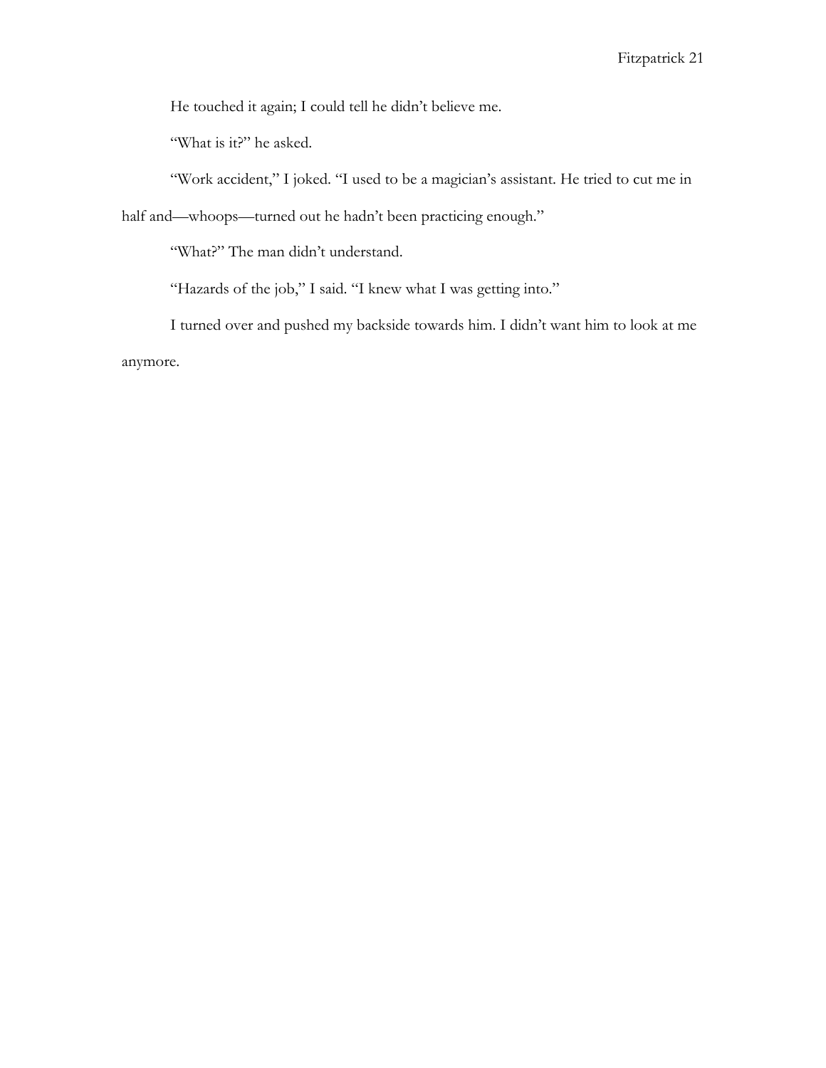He touched it again; I could tell he didn't believe me.

"What is it?" he asked.

"Work accident," I joked. "I used to be a magician's assistant. He tried to cut me in half and—whoops—turned out he hadn't been practicing enough."

"What?" The man didn't understand.

"Hazards of the job," I said. "I knew what I was getting into."

I turned over and pushed my backside towards him. I didn't want him to look at me anymore.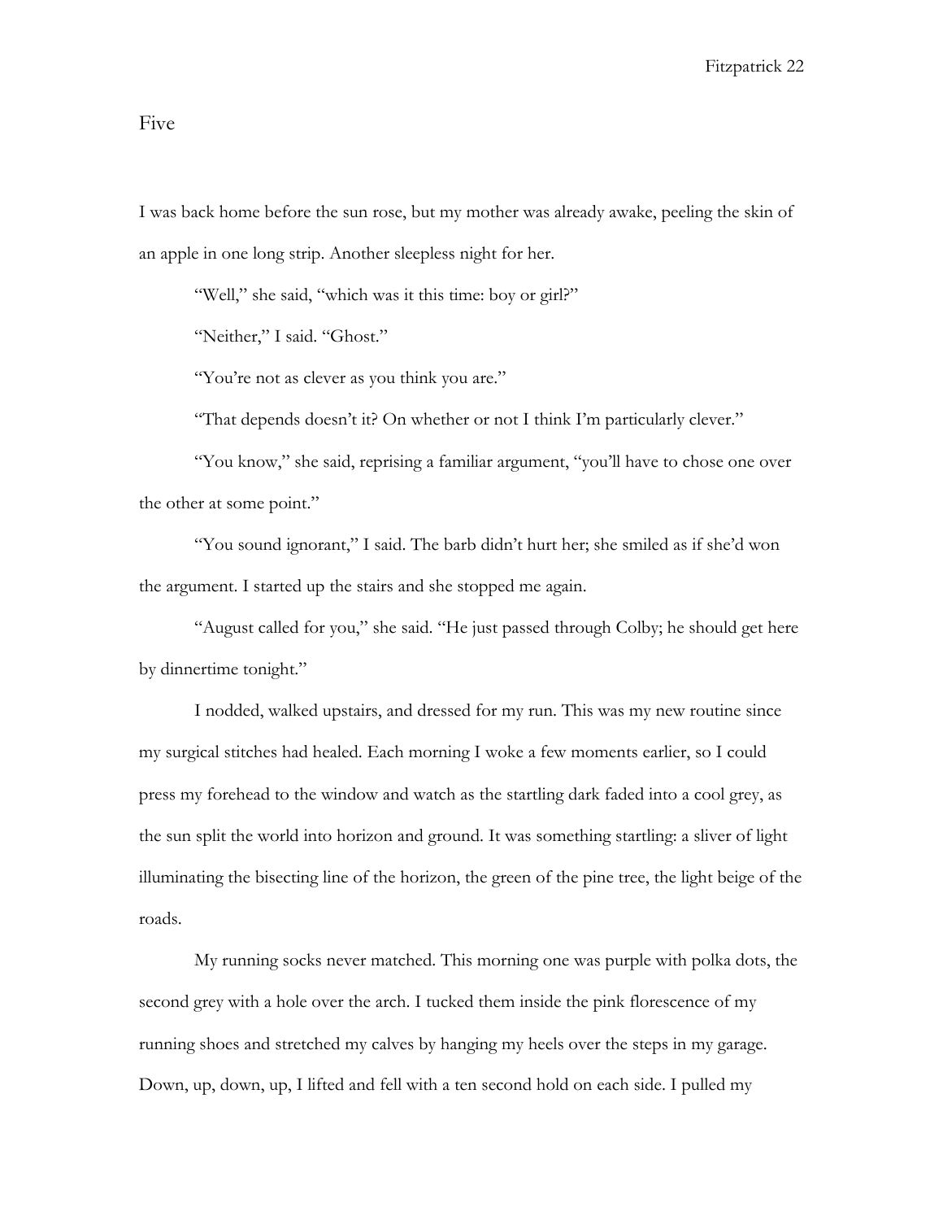# Five

I was back home before the sun rose, but my mother was already awake, peeling the skin of an apple in one long strip. Another sleepless night for her.

"Well," she said, "which was it this time: boy or girl?"

"Neither," I said. "Ghost."

"You're not as clever as you think you are."

"That depends doesn't it? On whether or not I think I'm particularly clever."

"You know," she said, reprising a familiar argument, "you'll have to chose one over the other at some point."

"You sound ignorant," I said. The barb didn't hurt her; she smiled as if she'd won the argument. I started up the stairs and she stopped me again.

"August called for you," she said. "He just passed through Colby; he should get here by dinnertime tonight."

I nodded, walked upstairs, and dressed for my run. This was my new routine since my surgical stitches had healed. Each morning I woke a few moments earlier, so I could press my forehead to the window and watch as the startling dark faded into a cool grey, as the sun split the world into horizon and ground. It was something startling: a sliver of light illuminating the bisecting line of the horizon, the green of the pine tree, the light beige of the roads.

My running socks never matched. This morning one was purple with polka dots, the second grey with a hole over the arch. I tucked them inside the pink florescence of my running shoes and stretched my calves by hanging my heels over the steps in my garage. Down, up, down, up, I lifted and fell with a ten second hold on each side. I pulled my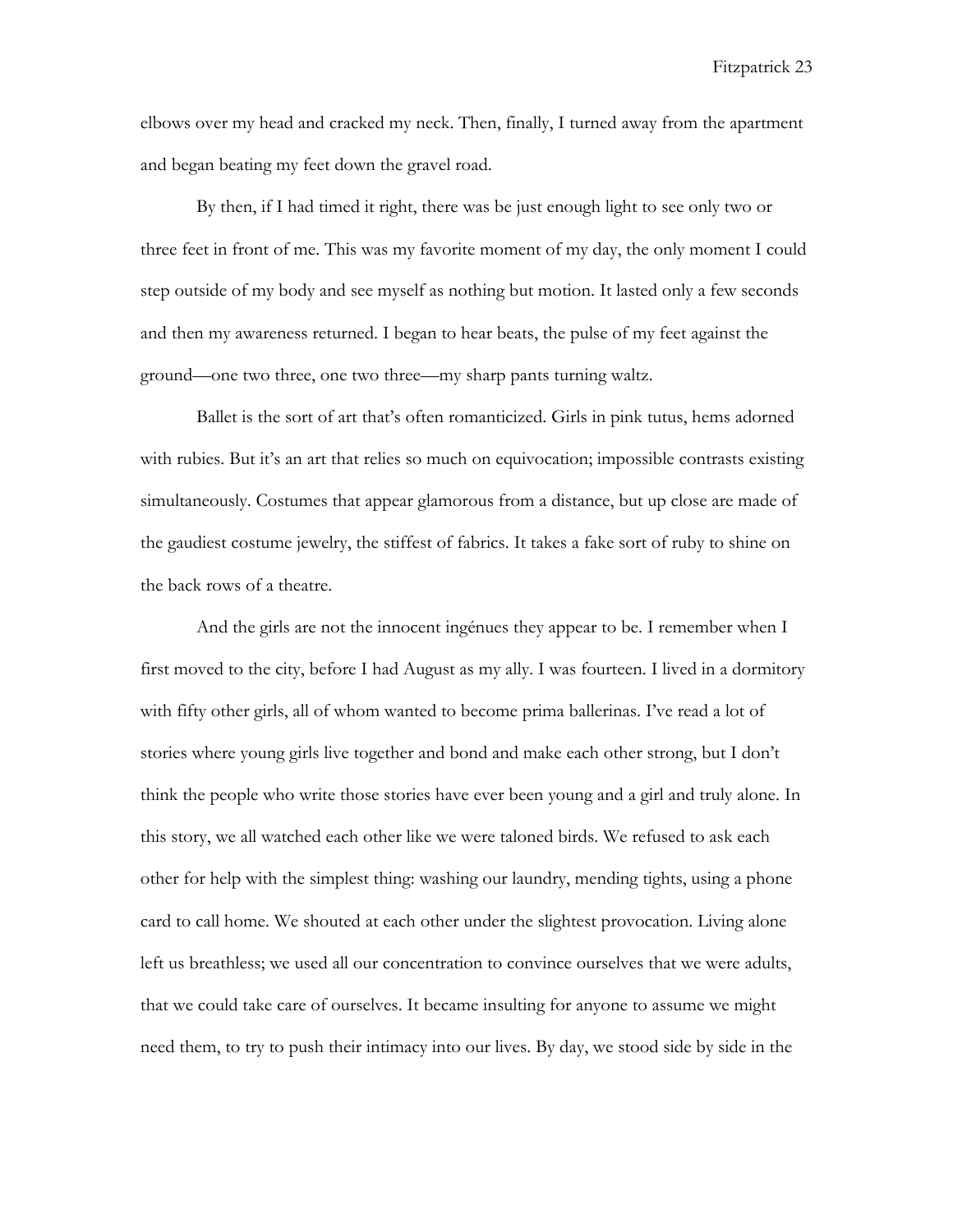elbows over my head and cracked my neck. Then, finally, I turned away from the apartment and began beating my feet down the gravel road.

By then, if I had timed it right, there was be just enough light to see only two or three feet in front of me. This was my favorite moment of my day, the only moment I could step outside of my body and see myself as nothing but motion. It lasted only a few seconds and then my awareness returned. I began to hear beats, the pulse of my feet against the ground—one two three, one two three—my sharp pants turning waltz.

Ballet is the sort of art that's often romanticized. Girls in pink tutus, hems adorned with rubies. But it's an art that relies so much on equivocation; impossible contrasts existing simultaneously. Costumes that appear glamorous from a distance, but up close are made of the gaudiest costume jewelry, the stiffest of fabrics. It takes a fake sort of ruby to shine on the back rows of a theatre.

And the girls are not the innocent ingénues they appear to be. I remember when I first moved to the city, before I had August as my ally. I was fourteen. I lived in a dormitory with fifty other girls, all of whom wanted to become prima ballerinas. I've read a lot of stories where young girls live together and bond and make each other strong, but I don't think the people who write those stories have ever been young and a girl and truly alone. In this story, we all watched each other like we were taloned birds. We refused to ask each other for help with the simplest thing: washing our laundry, mending tights, using a phone card to call home. We shouted at each other under the slightest provocation. Living alone left us breathless; we used all our concentration to convince ourselves that we were adults, that we could take care of ourselves. It became insulting for anyone to assume we might need them, to try to push their intimacy into our lives. By day, we stood side by side in the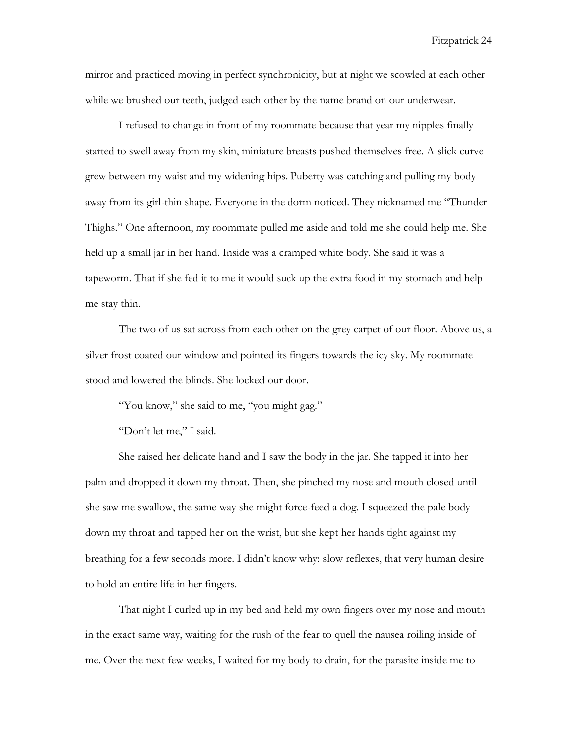mirror and practiced moving in perfect synchronicity, but at night we scowled at each other while we brushed our teeth, judged each other by the name brand on our underwear.

I refused to change in front of my roommate because that year my nipples finally started to swell away from my skin, miniature breasts pushed themselves free. A slick curve grew between my waist and my widening hips. Puberty was catching and pulling my body away from its girl-thin shape. Everyone in the dorm noticed. They nicknamed me "Thunder Thighs." One afternoon, my roommate pulled me aside and told me she could help me. She held up a small jar in her hand. Inside was a cramped white body. She said it was a tapeworm. That if she fed it to me it would suck up the extra food in my stomach and help me stay thin.

The two of us sat across from each other on the grey carpet of our floor. Above us, a silver frost coated our window and pointed its fingers towards the icy sky. My roommate stood and lowered the blinds. She locked our door.

"You know," she said to me, "you might gag."

"Don't let me," I said.

She raised her delicate hand and I saw the body in the jar. She tapped it into her palm and dropped it down my throat. Then, she pinched my nose and mouth closed until she saw me swallow, the same way she might force-feed a dog. I squeezed the pale body down my throat and tapped her on the wrist, but she kept her hands tight against my breathing for a few seconds more. I didn't know why: slow reflexes, that very human desire to hold an entire life in her fingers.

That night I curled up in my bed and held my own fingers over my nose and mouth in the exact same way, waiting for the rush of the fear to quell the nausea roiling inside of me. Over the next few weeks, I waited for my body to drain, for the parasite inside me to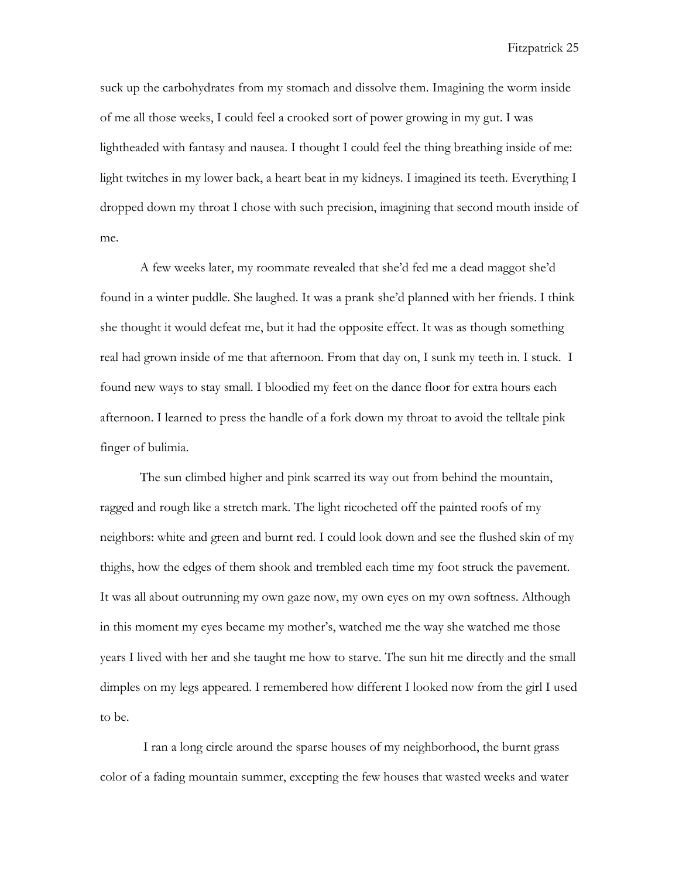suck up the carbohydrates from my stomach and dissolve them. Imagining the worm inside of me all those weeks, I could feel a crooked sort of power growing in my gut. I was lightheaded with fantasy and nausea. I thought I could feel the thing breathing inside of me: light twitches in my lower back, a heart beat in my kidneys. I imagined its teeth. Everything I dropped down my throat I chose with such precision, imagining that second mouth inside of me.

A few weeks later, my roommate revealed that she'd fed me a dead maggot she'd found in a winter puddle. She laughed. It was a prank she'd planned with her friends. I think she thought it would defeat me, but it had the opposite effect. It was as though something real had grown inside of me that afternoon. From that day on, I sunk my teeth in. I stuck. I found new ways to stay small. I bloodied my feet on the dance floor for extra hours each afternoon. I learned to press the handle of a fork down my throat to avoid the telltale pink finger of bulimia.

The sun climbed higher and pink scarred its way out from behind the mountain, ragged and rough like a stretch mark. The light ricocheted off the painted roofs of my neighbors: white and green and burnt red. I could look down and see the flushed skin of my thighs, how the edges of them shook and trembled each time my foot struck the pavement. It was all about outrunning my own gaze now, my own eyes on my own softness. Although in this moment my eyes became my mother's, watched me the way she watched me those years I lived with her and she taught me how to starve. The sun hit me directly and the small dimples on my legs appeared. I remembered how different I looked now from the girl I used to be.

I ran a long circle around the sparse houses of my neighborhood, the burnt grass color of a fading mountain summer, excepting the few houses that wasted weeks and water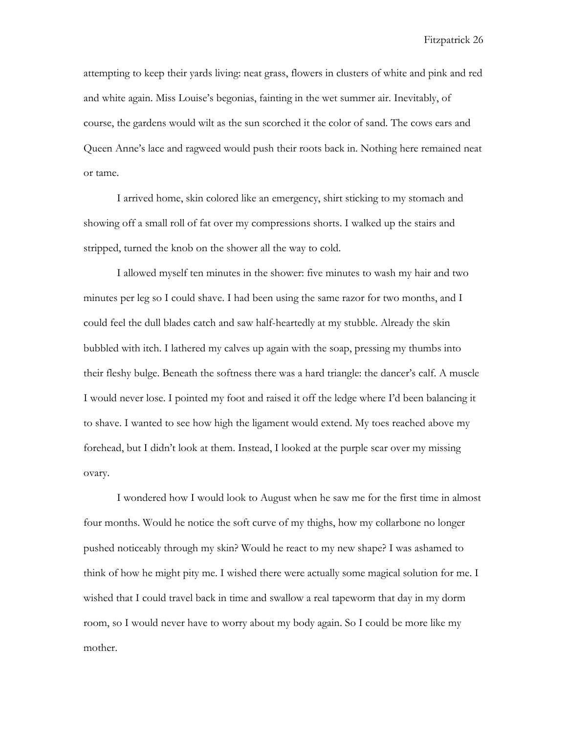attempting to keep their yards living: neat grass, flowers in clusters of white and pink and red and white again. Miss Louise's begonias, fainting in the wet summer air. Inevitably, of course, the gardens would wilt as the sun scorched it the color of sand. The cows ears and Queen Anne's lace and ragweed would push their roots back in. Nothing here remained neat or tame.

I arrived home, skin colored like an emergency, shirt sticking to my stomach and showing off a small roll of fat over my compressions shorts. I walked up the stairs and stripped, turned the knob on the shower all the way to cold.

I allowed myself ten minutes in the shower: five minutes to wash my hair and two minutes per leg so I could shave. I had been using the same razor for two months, and I could feel the dull blades catch and saw half-heartedly at my stubble. Already the skin bubbled with itch. I lathered my calves up again with the soap, pressing my thumbs into their fleshy bulge. Beneath the softness there was a hard triangle: the dancer's calf. A muscle I would never lose. I pointed my foot and raised it off the ledge where I'd been balancing it to shave. I wanted to see how high the ligament would extend. My toes reached above my forehead, but I didn't look at them. Instead, I looked at the purple scar over my missing ovary.

I wondered how I would look to August when he saw me for the first time in almost four months. Would he notice the soft curve of my thighs, how my collarbone no longer pushed noticeably through my skin? Would he react to my new shape? I was ashamed to think of how he might pity me. I wished there were actually some magical solution for me. I wished that I could travel back in time and swallow a real tapeworm that day in my dorm room, so I would never have to worry about my body again. So I could be more like my mother.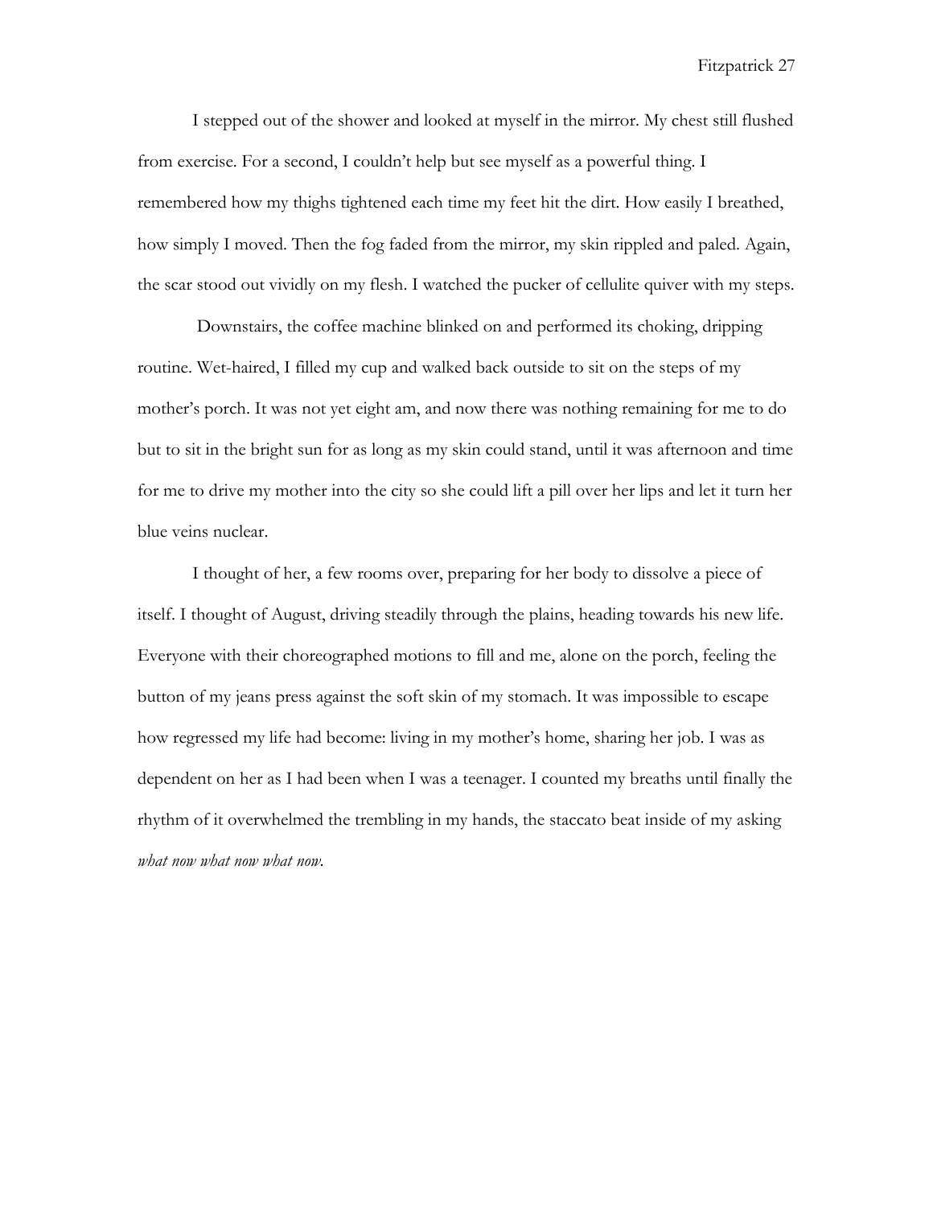I stepped out of the shower and looked at myself in the mirror. My chest still flushed from exercise. For a second, I couldn't help but see myself as a powerful thing. I remembered how my thighs tightened each time my feet hit the dirt. How easily I breathed, how simply I moved. Then the fog faded from the mirror, my skin rippled and paled. Again, the scar stood out vividly on my flesh. I watched the pucker of cellulite quiver with my steps.

Downstairs, the coffee machine blinked on and performed its choking, dripping routine. Wet-haired, I filled my cup and walked back outside to sit on the steps of my mother's porch. It was not yet eight am, and now there was nothing remaining for me to do but to sit in the bright sun for as long as my skin could stand, until it was afternoon and time for me to drive my mother into the city so she could lift a pill over her lips and let it turn her blue veins nuclear.

I thought of her, a few rooms over, preparing for her body to dissolve a piece of itself. I thought of August, driving steadily through the plains, heading towards his new life. Everyone with their choreographed motions to fill and me, alone on the porch, feeling the button of my jeans press against the soft skin of my stomach. It was impossible to escape how regressed my life had become: living in my mother's home, sharing her job. I was as dependent on her as I had been when I was a teenager. I counted my breaths until finally the rhythm of it overwhelmed the trembling in my hands, the staccato beat inside of my asking *what now what now what now.*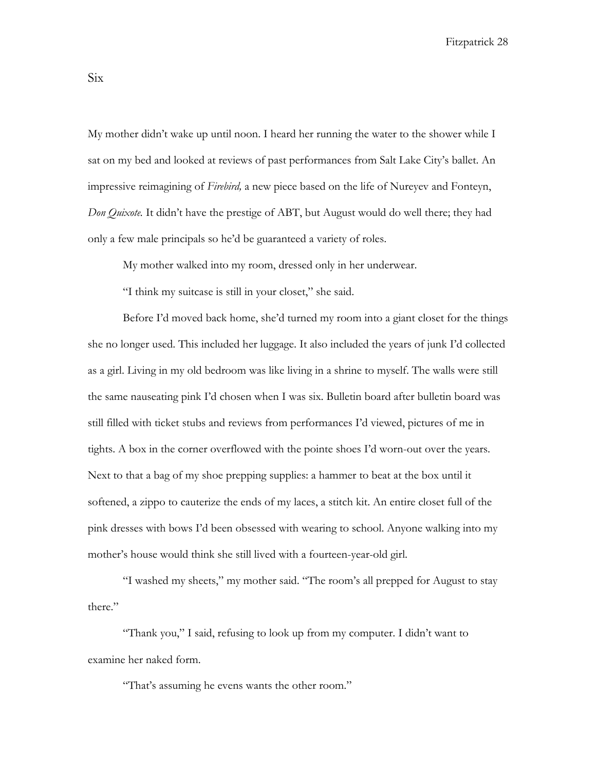## Six

My mother didn't wake up until noon. I heard her running the water to the shower while I sat on my bed and looked at reviews of past performances from Salt Lake City's ballet. An impressive reimagining of *Firebird,* a new piece based on the life of Nureyev and Fonteyn, *Don Quixote.* It didn't have the prestige of ABT, but August would do well there; they had only a few male principals so he'd be guaranteed a variety of roles.

My mother walked into my room, dressed only in her underwear.

"I think my suitcase is still in your closet," she said.

Before I'd moved back home, she'd turned my room into a giant closet for the things she no longer used. This included her luggage. It also included the years of junk I'd collected as a girl. Living in my old bedroom was like living in a shrine to myself. The walls were still the same nauseating pink I'd chosen when I was six. Bulletin board after bulletin board was still filled with ticket stubs and reviews from performances I'd viewed, pictures of me in tights. A box in the corner overflowed with the pointe shoes I'd worn-out over the years. Next to that a bag of my shoe prepping supplies: a hammer to beat at the box until it softened, a zippo to cauterize the ends of my laces, a stitch kit. An entire closet full of the pink dresses with bows I'd been obsessed with wearing to school. Anyone walking into my mother's house would think she still lived with a fourteen-year-old girl.

"I washed my sheets," my mother said. "The room's all prepped for August to stay there."

"Thank you," I said, refusing to look up from my computer. I didn't want to examine her naked form.

"That's assuming he evens wants the other room."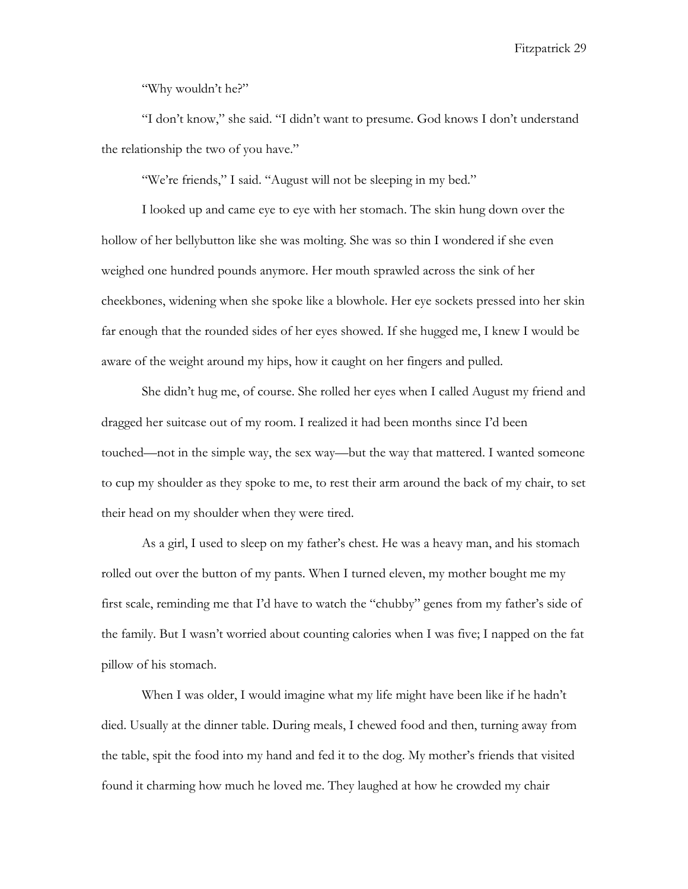"Why wouldn't he?"

"I don't know," she said. "I didn't want to presume. God knows I don't understand the relationship the two of you have."

"We're friends," I said. "August will not be sleeping in my bed."

I looked up and came eye to eye with her stomach. The skin hung down over the hollow of her bellybutton like she was molting. She was so thin I wondered if she even weighed one hundred pounds anymore. Her mouth sprawled across the sink of her cheekbones, widening when she spoke like a blowhole. Her eye sockets pressed into her skin far enough that the rounded sides of her eyes showed. If she hugged me, I knew I would be aware of the weight around my hips, how it caught on her fingers and pulled.

She didn't hug me, of course. She rolled her eyes when I called August my friend and dragged her suitcase out of my room. I realized it had been months since I'd been touched—not in the simple way, the sex way—but the way that mattered. I wanted someone to cup my shoulder as they spoke to me, to rest their arm around the back of my chair, to set their head on my shoulder when they were tired.

As a girl, I used to sleep on my father's chest. He was a heavy man, and his stomach rolled out over the button of my pants. When I turned eleven, my mother bought me my first scale, reminding me that I'd have to watch the "chubby" genes from my father's side of the family. But I wasn't worried about counting calories when I was five; I napped on the fat pillow of his stomach.

When I was older, I would imagine what my life might have been like if he hadn't died. Usually at the dinner table. During meals, I chewed food and then, turning away from the table, spit the food into my hand and fed it to the dog. My mother's friends that visited found it charming how much he loved me. They laughed at how he crowded my chair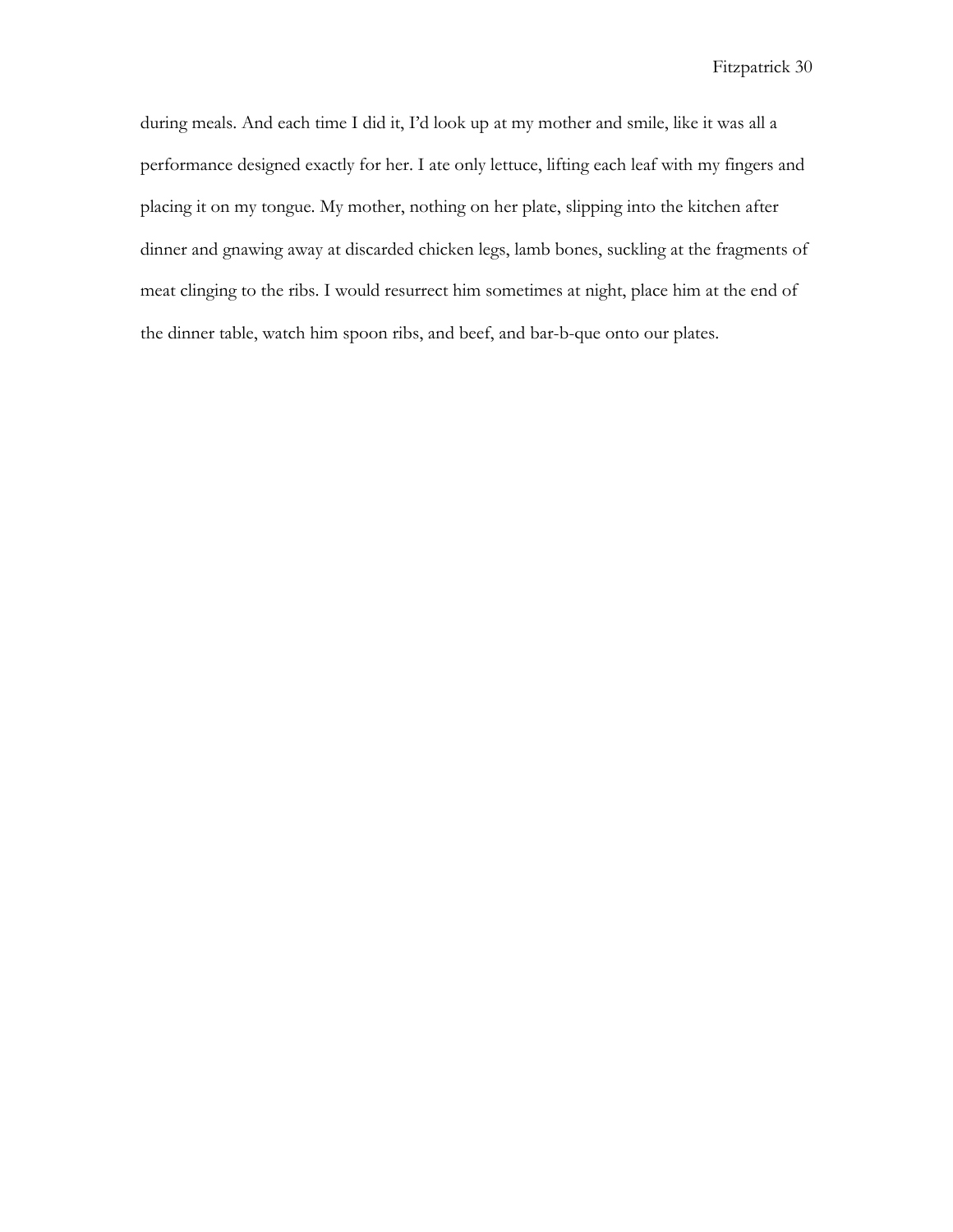during meals. And each time I did it, I'd look up at my mother and smile, like it was all a performance designed exactly for her. I ate only lettuce, lifting each leaf with my fingers and placing it on my tongue. My mother, nothing on her plate, slipping into the kitchen after dinner and gnawing away at discarded chicken legs, lamb bones, suckling at the fragments of meat clinging to the ribs. I would resurrect him sometimes at night, place him at the end of the dinner table, watch him spoon ribs, and beef, and bar-b-que onto our plates.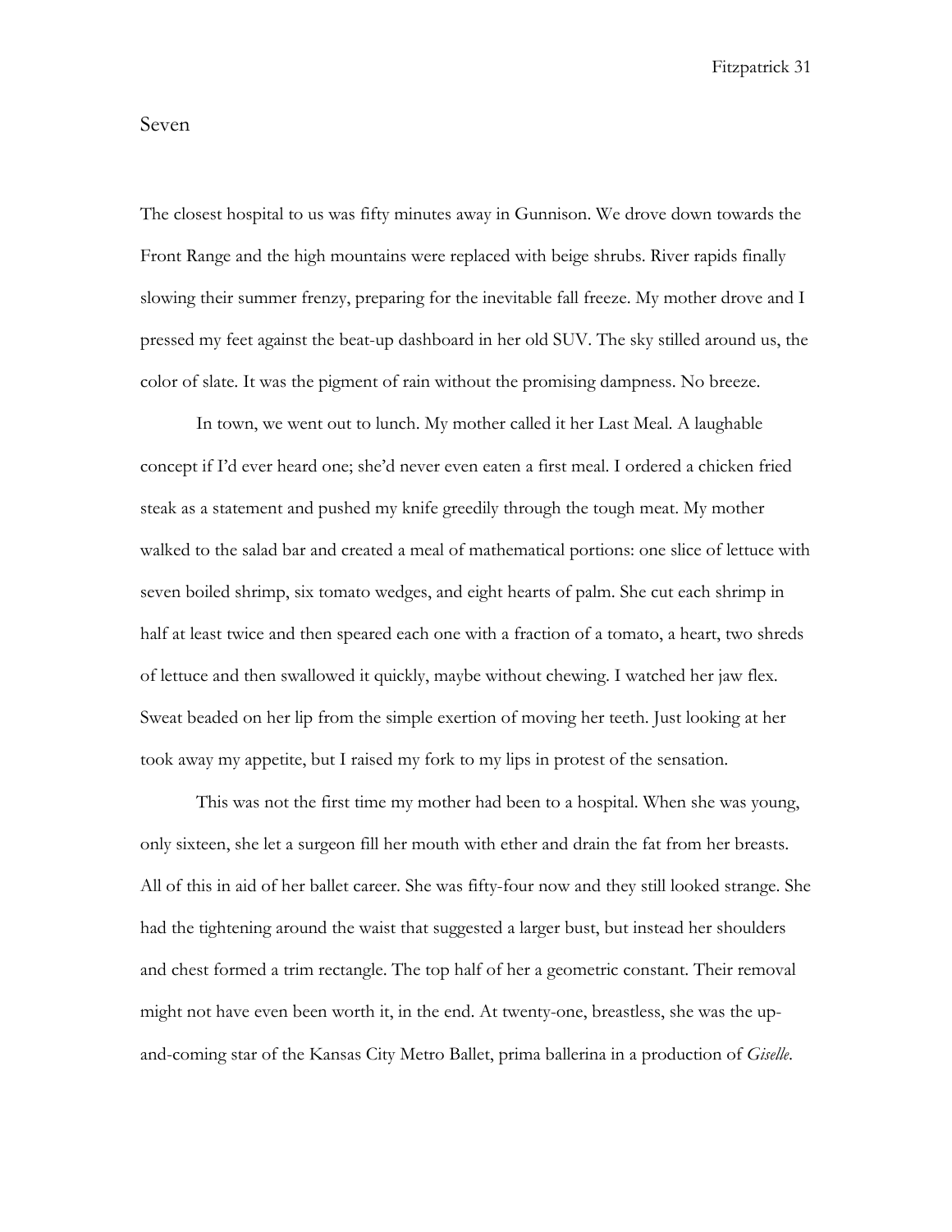## Seven

The closest hospital to us was fifty minutes away in Gunnison. We drove down towards the Front Range and the high mountains were replaced with beige shrubs. River rapids finally slowing their summer frenzy, preparing for the inevitable fall freeze. My mother drove and I pressed my feet against the beat-up dashboard in her old SUV. The sky stilled around us, the color of slate. It was the pigment of rain without the promising dampness. No breeze.

In town, we went out to lunch. My mother called it her Last Meal. A laughable concept if I'd ever heard one; she'd never even eaten a first meal. I ordered a chicken fried steak as a statement and pushed my knife greedily through the tough meat. My mother walked to the salad bar and created a meal of mathematical portions: one slice of lettuce with seven boiled shrimp, six tomato wedges, and eight hearts of palm. She cut each shrimp in half at least twice and then speared each one with a fraction of a tomato, a heart, two shreds of lettuce and then swallowed it quickly, maybe without chewing. I watched her jaw flex. Sweat beaded on her lip from the simple exertion of moving her teeth. Just looking at her took away my appetite, but I raised my fork to my lips in protest of the sensation.

This was not the first time my mother had been to a hospital. When she was young, only sixteen, she let a surgeon fill her mouth with ether and drain the fat from her breasts. All of this in aid of her ballet career. She was fifty-four now and they still looked strange. She had the tightening around the waist that suggested a larger bust, but instead her shoulders and chest formed a trim rectangle. The top half of her a geometric constant. Their removal might not have even been worth it, in the end. At twenty-one, breastless, she was the up-and-coming star of the Kansas City Metro Ballet, prima ballerina in a production of *Giselle*.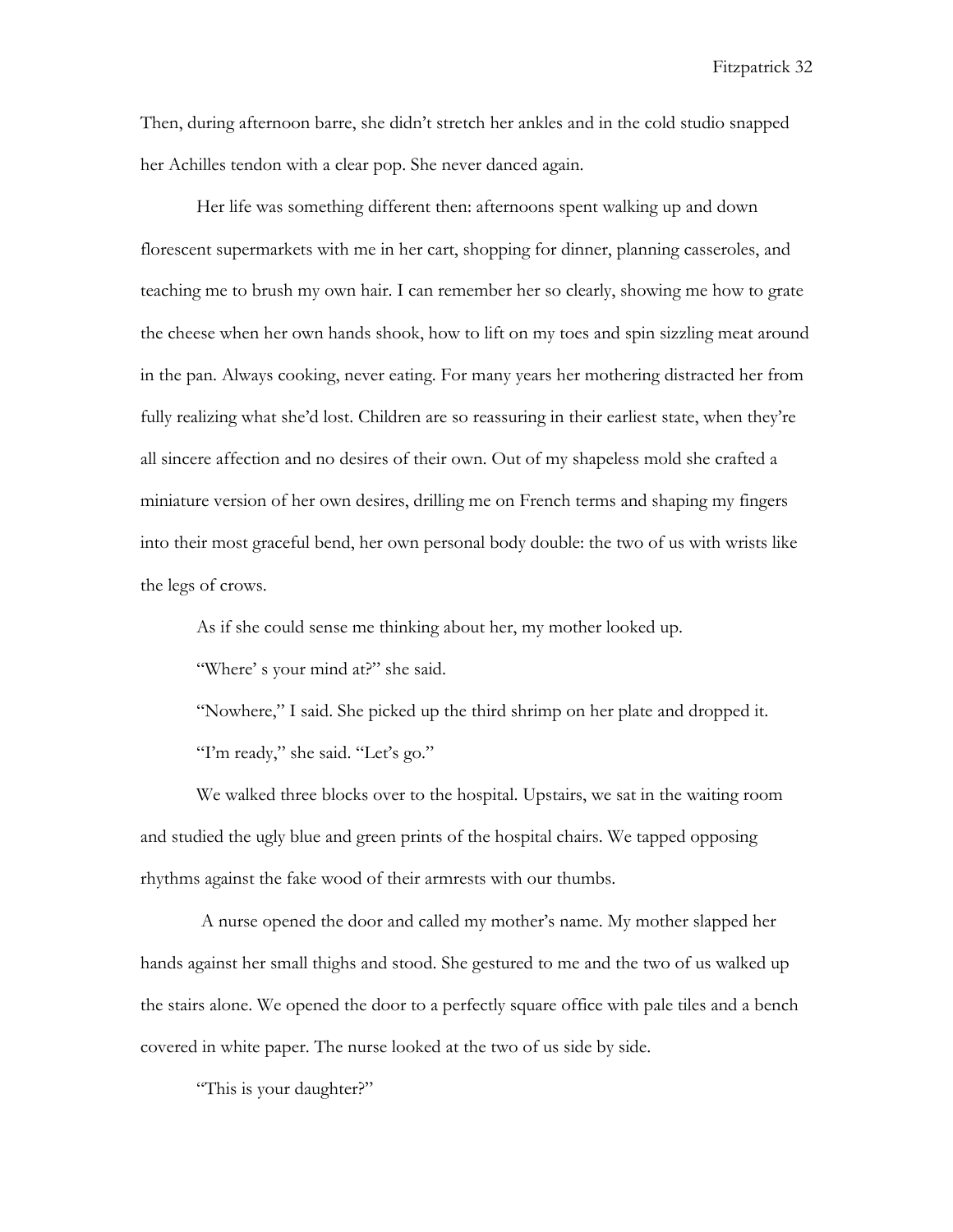Then, during afternoon barre, she didn't stretch her ankles and in the cold studio snapped her Achilles tendon with a clear pop. She never danced again.

Her life was something different then: afternoons spent walking up and down florescent supermarkets with me in her cart, shopping for dinner, planning casseroles, and teaching me to brush my own hair. I can remember her so clearly, showing me how to grate the cheese when her own hands shook, how to lift on my toes and spin sizzling meat around in the pan. Always cooking, never eating. For many years her mothering distracted her from fully realizing what she'd lost. Children are so reassuring in their earliest state, when they're all sincere affection and no desires of their own. Out of my shapeless mold she crafted a miniature version of her own desires, drilling me on French terms and shaping my fingers into their most graceful bend, her own personal body double: the two of us with wrists like the legs of crows.

As if she could sense me thinking about her, my mother looked up.

"Where' s your mind at?" she said.

"Nowhere," I said. She picked up the third shrimp on her plate and dropped it.

"I'm ready," she said. "Let's go."

We walked three blocks over to the hospital. Upstairs, we sat in the waiting room and studied the ugly blue and green prints of the hospital chairs. We tapped opposing rhythms against the fake wood of their armrests with our thumbs.

A nurse opened the door and called my mother's name. My mother slapped her hands against her small thighs and stood. She gestured to me and the two of us walked up the stairs alone. We opened the door to a perfectly square office with pale tiles and a bench covered in white paper. The nurse looked at the two of us side by side.

"This is your daughter?"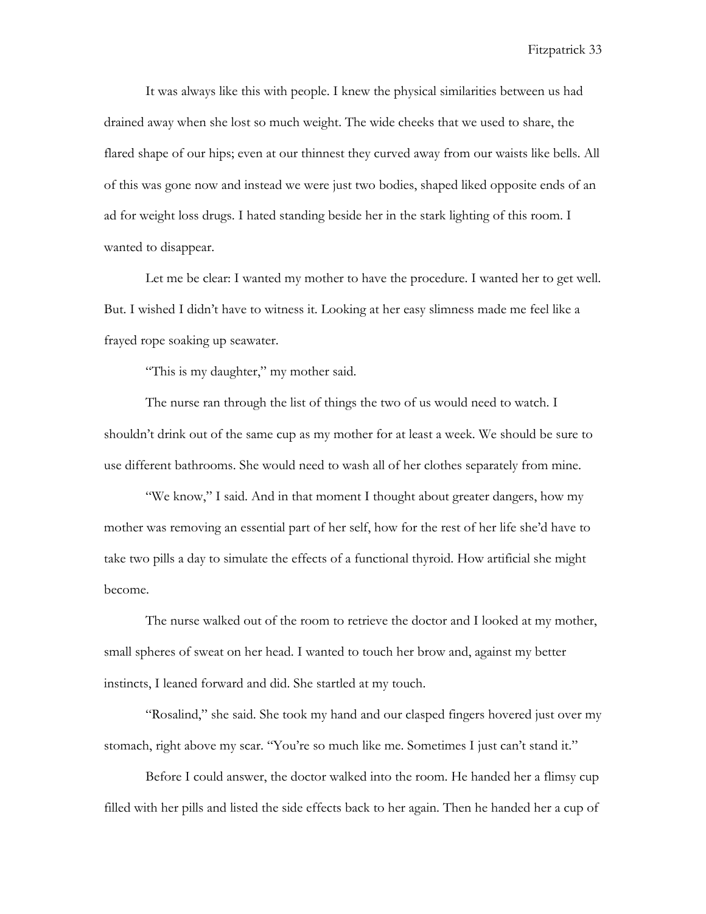It was always like this with people. I knew the physical similarities between us had drained away when she lost so much weight. The wide cheeks that we used to share, the flared shape of our hips; even at our thinnest they curved away from our waists like bells. All of this was gone now and instead we were just two bodies, shaped liked opposite ends of an ad for weight loss drugs. I hated standing beside her in the stark lighting of this room. I wanted to disappear.

Let me be clear: I wanted my mother to have the procedure. I wanted her to get well. But. I wished I didn't have to witness it. Looking at her easy slimness made me feel like a frayed rope soaking up seawater.

"This is my daughter," my mother said.

The nurse ran through the list of things the two of us would need to watch. I shouldn't drink out of the same cup as my mother for at least a week. We should be sure to use different bathrooms. She would need to wash all of her clothes separately from mine.

"We know," I said. And in that moment I thought about greater dangers, how my mother was removing an essential part of her self, how for the rest of her life she'd have to take two pills a day to simulate the effects of a functional thyroid. How artificial she might become.

The nurse walked out of the room to retrieve the doctor and I looked at my mother, small spheres of sweat on her head. I wanted to touch her brow and, against my better instincts, I leaned forward and did. She startled at my touch.

"Rosalind," she said. She took my hand and our clasped fingers hovered just over my stomach, right above my scar. "You're so much like me. Sometimes I just can't stand it."

Before I could answer, the doctor walked into the room. He handed her a flimsy cup filled with her pills and listed the side effects back to her again. Then he handed her a cup of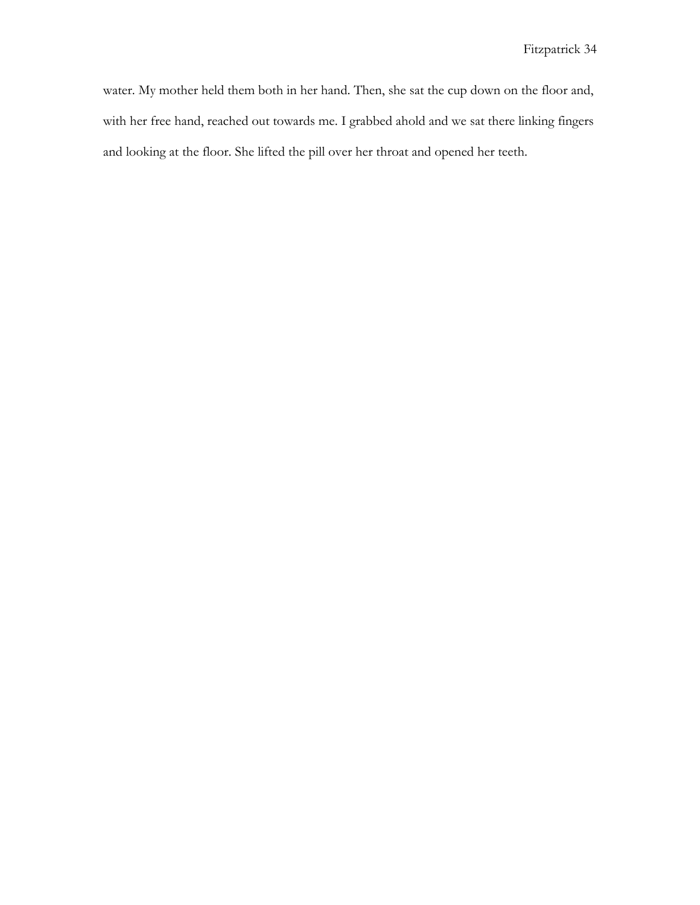water. My mother held them both in her hand. Then, she sat the cup down on the floor and, with her free hand, reached out towards me. I grabbed ahold and we sat there linking fingers and looking at the floor. She lifted the pill over her throat and opened her teeth.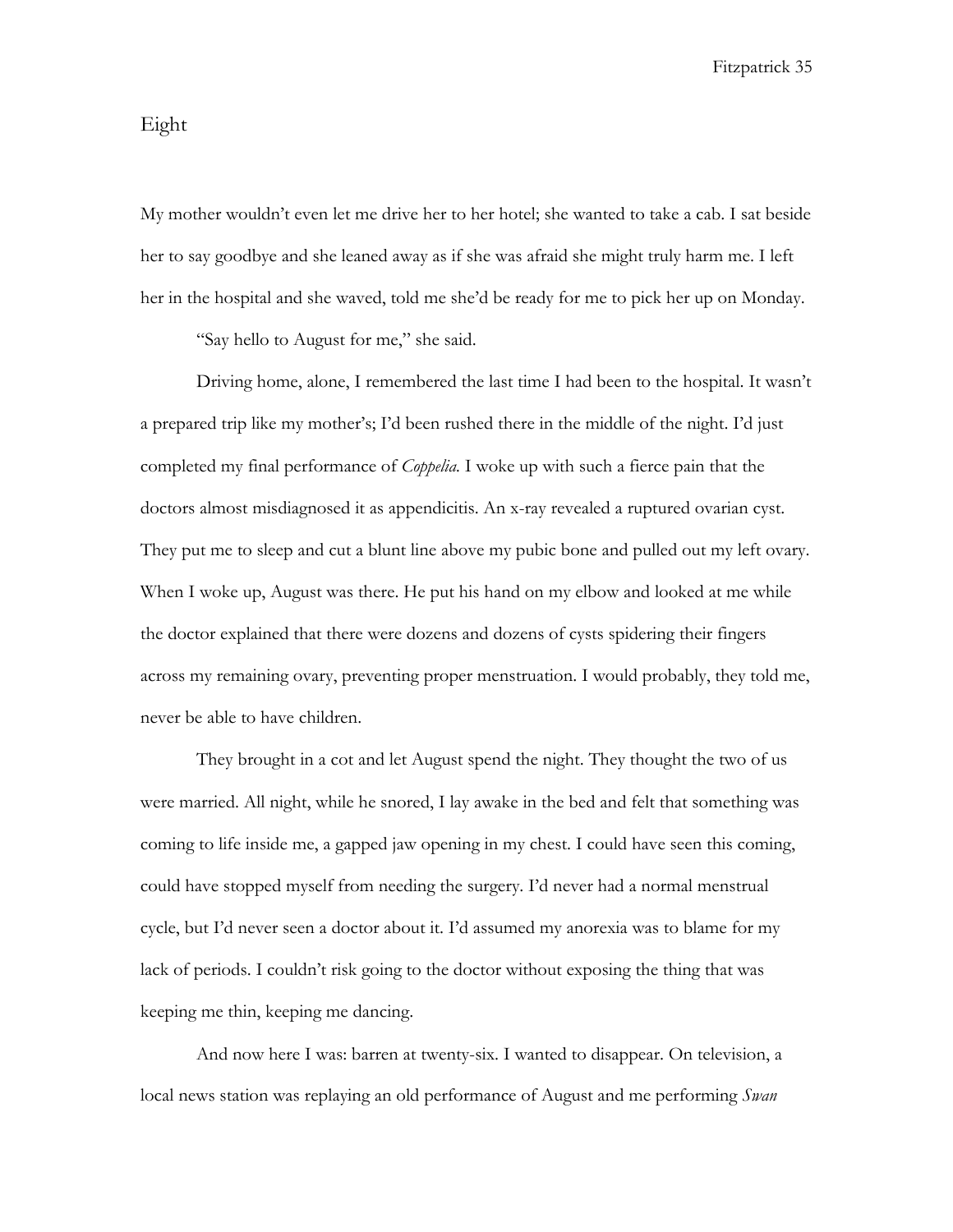# Eight

My mother wouldn't even let me drive her to her hotel; she wanted to take a cab. I sat beside her to say goodbye and she leaned away as if she was afraid she might truly harm me. I left her in the hospital and she waved, told me she'd be ready for me to pick her up on Monday.

"Say hello to August for me," she said.

Driving home, alone, I remembered the last time I had been to the hospital. It wasn't a prepared trip like my mother's; I'd been rushed there in the middle of the night. I'd just completed my final performance of *Coppelia*. I woke up with such a fierce pain that the doctors almost misdiagnosed it as appendicitis. An x-ray revealed a ruptured ovarian cyst. They put me to sleep and cut a blunt line above my pubic bone and pulled out my left ovary. When I woke up, August was there. He put his hand on my elbow and looked at me while the doctor explained that there were dozens and dozens of cysts spidering their fingers across my remaining ovary, preventing proper menstruation. I would probably, they told me, never be able to have children.

They brought in a cot and let August spend the night. They thought the two of us were married. All night, while he snored, I lay awake in the bed and felt that something was coming to life inside me, a gapped jaw opening in my chest. I could have seen this coming, could have stopped myself from needing the surgery. I'd never had a normal menstrual cycle, but I'd never seen a doctor about it. I'd assumed my anorexia was to blame for my lack of periods. I couldn't risk going to the doctor without exposing the thing that was keeping me thin, keeping me dancing.

And now here I was: barren at twenty-six. I wanted to disappear. On television, a local news station was replaying an old performance of August and me performing *Swan*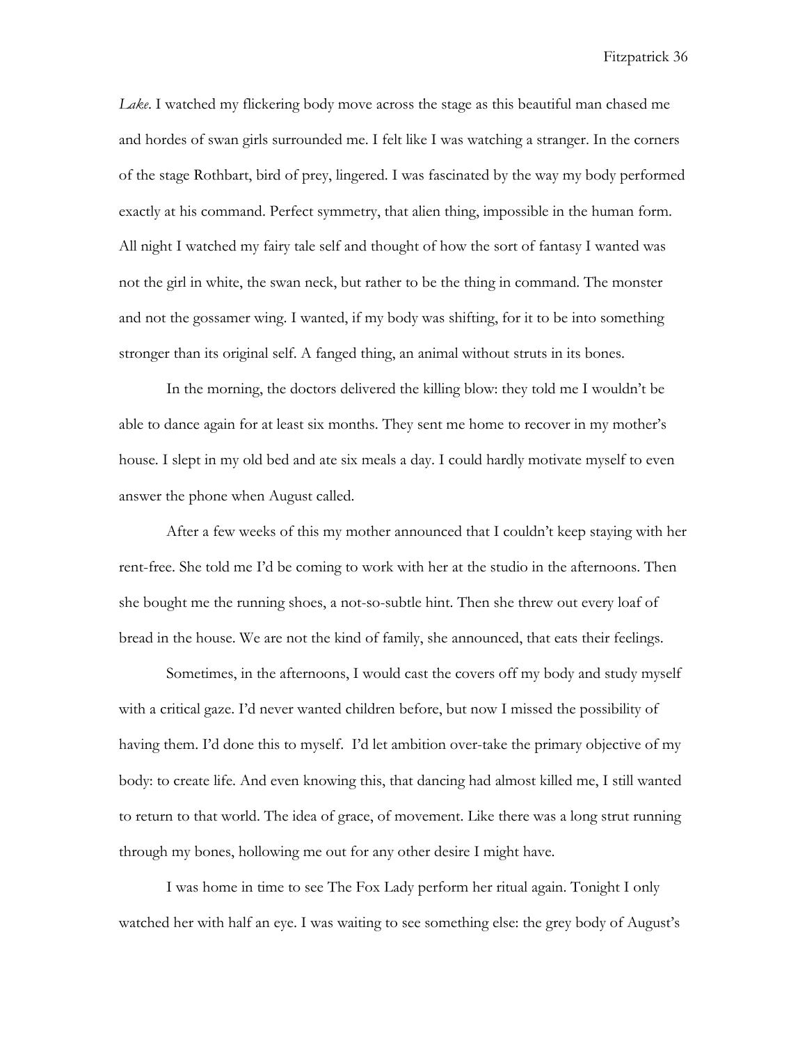*Lake*. I watched my flickering body move across the stage as this beautiful man chased me and hordes of swan girls surrounded me. I felt like I was watching a stranger. In the corners of the stage Rothbart, bird of prey, lingered. I was fascinated by the way my body performed exactly at his command. Perfect symmetry, that alien thing, impossible in the human form. All night I watched my fairy tale self and thought of how the sort of fantasy I wanted was not the girl in white, the swan neck, but rather to be the thing in command. The monster and not the gossamer wing. I wanted, if my body was shifting, for it to be into something stronger than its original self. A fanged thing, an animal without struts in its bones.

In the morning, the doctors delivered the killing blow: they told me I wouldn't be able to dance again for at least six months. They sent me home to recover in my mother's house. I slept in my old bed and ate six meals a day. I could hardly motivate myself to even answer the phone when August called.

After a few weeks of this my mother announced that I couldn't keep staying with her rent-free. She told me I'd be coming to work with her at the studio in the afternoons. Then she bought me the running shoes, a not-so-subtle hint. Then she threw out every loaf of bread in the house. We are not the kind of family, she announced, that eats their feelings.

Sometimes, in the afternoons, I would cast the covers off my body and study myself with a critical gaze. I'd never wanted children before, but now I missed the possibility of having them. I'd done this to myself.  I'd let ambition over-take the primary objective of my body: to create life. And even knowing this, that dancing had almost killed me, I still wanted to return to that world. The idea of grace, of movement. Like there was a long strut running through my bones, hollowing me out for any other desire I might have.

I was home in time to see The Fox Lady perform her ritual again. Tonight I only watched her with half an eye. I was waiting to see something else: the grey body of August's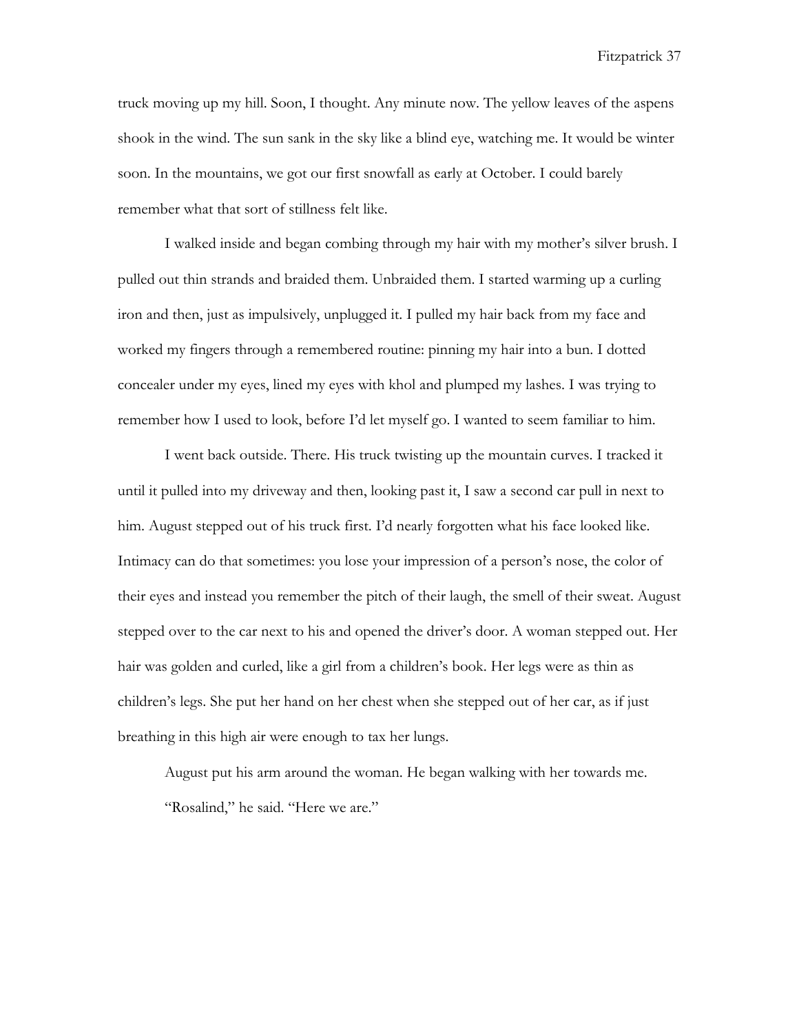truck moving up my hill. Soon, I thought. Any minute now. The yellow leaves of the aspens shook in the wind. The sun sank in the sky like a blind eye, watching me. It would be winter soon. In the mountains, we got our first snowfall as early at October. I could barely remember what that sort of stillness felt like.

I walked inside and began combing through my hair with my mother's silver brush. I pulled out thin strands and braided them. Unbraided them. I started warming up a curling iron and then, just as impulsively, unplugged it. I pulled my hair back from my face and worked my fingers through a remembered routine: pinning my hair into a bun. I dotted concealer under my eyes, lined my eyes with khol and plumped my lashes. I was trying to remember how I used to look, before I'd let myself go. I wanted to seem familiar to him.

I went back outside. There. His truck twisting up the mountain curves. I tracked it until it pulled into my driveway and then, looking past it, I saw a second car pull in next to him. August stepped out of his truck first. I'd nearly forgotten what his face looked like. Intimacy can do that sometimes: you lose your impression of a person's nose, the color of their eyes and instead you remember the pitch of their laugh, the smell of their sweat. August stepped over to the car next to his and opened the driver's door. A woman stepped out. Her hair was golden and curled, like a girl from a children's book. Her legs were as thin as children's legs. She put her hand on her chest when she stepped out of her car, as if just breathing in this high air were enough to tax her lungs.

August put his arm around the woman. He began walking with her towards me.

"Rosalind," he said. "Here we are."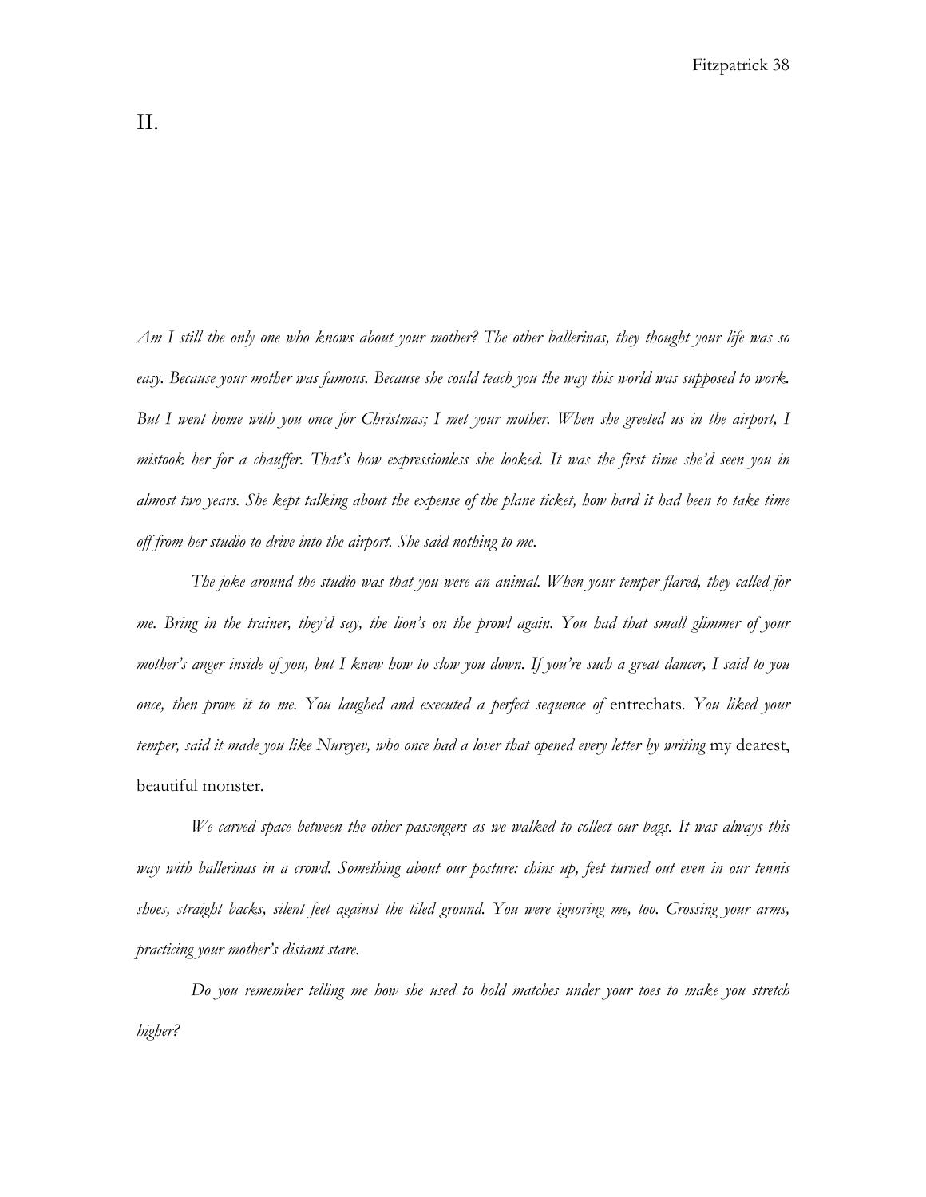# II.

*Am I still the only one who knows about your mother? The other ballerinas, they thought your life was so easy. Because your mother was famous. Because she could teach you the way this world was supposed to work. But I went home with you once for Christmas; I met your mother. When she greeted us in the airport, I mistook her for a chauffer. That's how expressionless she looked. It was the first time she'd seen you in almost two years. She kept talking about the expense of the plane ticket, how hard it had been to take time off from her studio to drive into the airport. She said nothing to me.*

*The joke around the studio was that you were an animal. When your temper flared, they called for me. Bring in the trainer, they'd say, the lion's on the prowl again. You had that small glimmer of your mother's anger inside of you, but I knew how to slow you down. If you're such a great dancer, I said to you once, then prove it to me. You laughed and executed a perfect sequence of* entrechats. *You liked your temper, said it made you like Nureyev, who once had a lover that opened every letter by writing* my dearest, beautiful monster.

*We carved space between the other passengers as we walked to collect our bags. It was always this way with ballerinas in a crowd. Something about our posture: chins up, feet turned out even in our tennis shoes, straight backs, silent feet against the tiled ground. You were ignoring me, too. Crossing your arms, practicing your mother's distant stare.*

*Do you remember telling me how she used to hold matches under your toes to make you stretch higher?*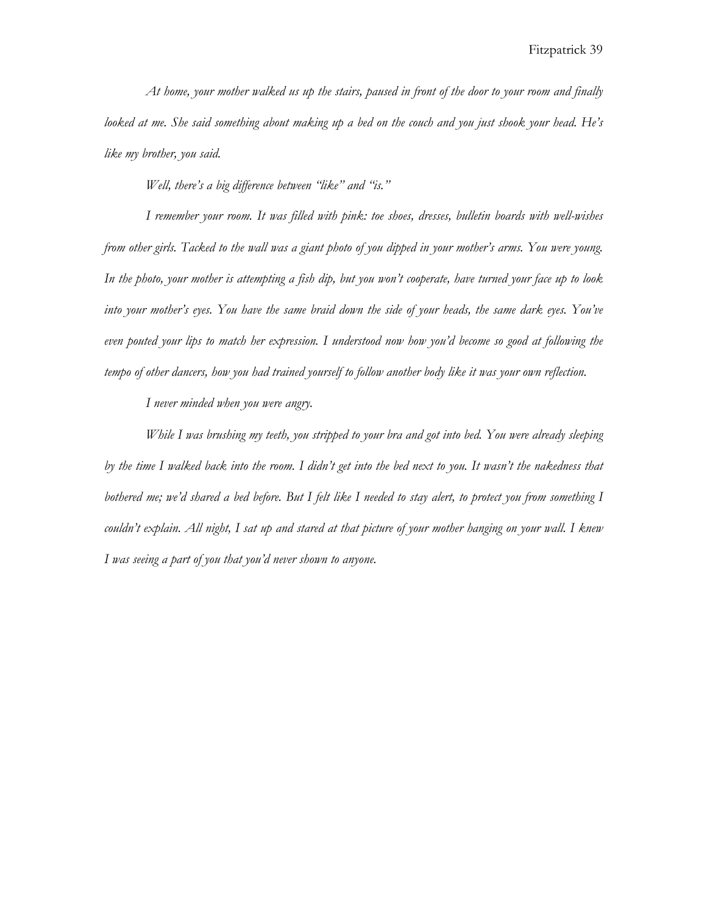*At home, your mother walked us up the stairs, paused in front of the door to your room and finally looked at me. She said something about making up a bed on the couch and you just shook your head. He's like my brother, you said.*

*Well, there's a big difference between "like" and "is."*

*I remember your room. It was filled with pink: toe shoes, dresses, bulletin boards with well-wishes from other girls. Tacked to the wall was a giant photo of you dipped in your mother's arms. You were young. In the photo, your mother is attempting a fish dip, but you won't cooperate, have turned your face up to look into your mother's eyes. You have the same braid down the side of your heads, the same dark eyes. You've even pouted your lips to match her expression. I understood now how you'd become so good at following the tempo of other dancers, how you had trained yourself to follow another body like it was your own reflection.*

*I never minded when you were angry.*

*While I was brushing my teeth, you stripped to your bra and got into bed. You were already sleeping by the time I walked back into the room. I didn't get into the bed next to you. It wasn't the nakedness that bothered me; we'd shared a bed before. But I felt like I needed to stay alert, to protect you from something I couldn't explain. All night, I sat up and stared at that picture of your mother hanging on your wall. I knew I was seeing a part of you that you'd never shown to anyone.*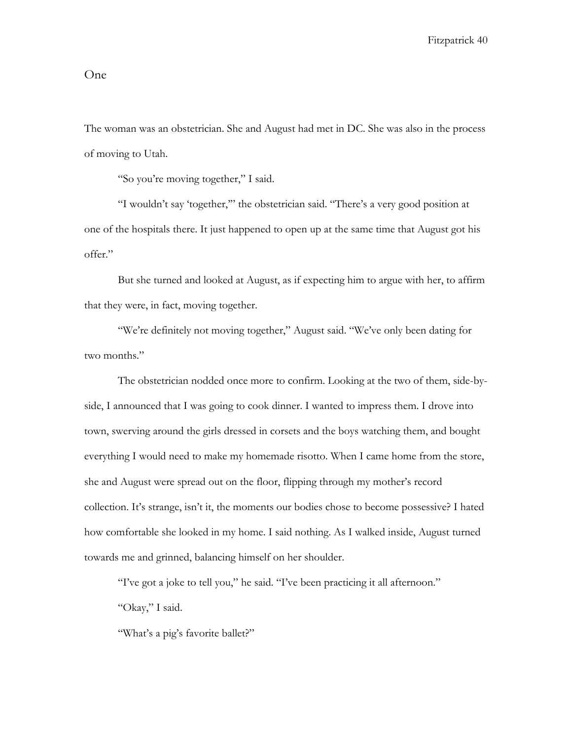## One

The woman was an obstetrician. She and August had met in DC. She was also in the process of moving to Utah.

"So you're moving together," I said.

"I wouldn't say 'together,'" the obstetrician said. "There's a very good position at one of the hospitals there. It just happened to open up at the same time that August got his offer."

But she turned and looked at August, as if expecting him to argue with her, to affirm that they were, in fact, moving together.

"We're definitely not moving together," August said. "We've only been dating for two months."

The obstetrician nodded once more to confirm. Looking at the two of them, side-by-side, I announced that I was going to cook dinner. I wanted to impress them. I drove into town, swerving around the girls dressed in corsets and the boys watching them, and bought everything I would need to make my homemade risotto. When I came home from the store, she and August were spread out on the floor, flipping through my mother's record collection. It's strange, isn't it, the moments our bodies chose to become possessive? I hated how comfortable she looked in my home. I said nothing. As I walked inside, August turned towards me and grinned, balancing himself on her shoulder.

"I've got a joke to tell you," he said. "I've been practicing it all afternoon."

"Okay," I said.

"What's a pig's favorite ballet?"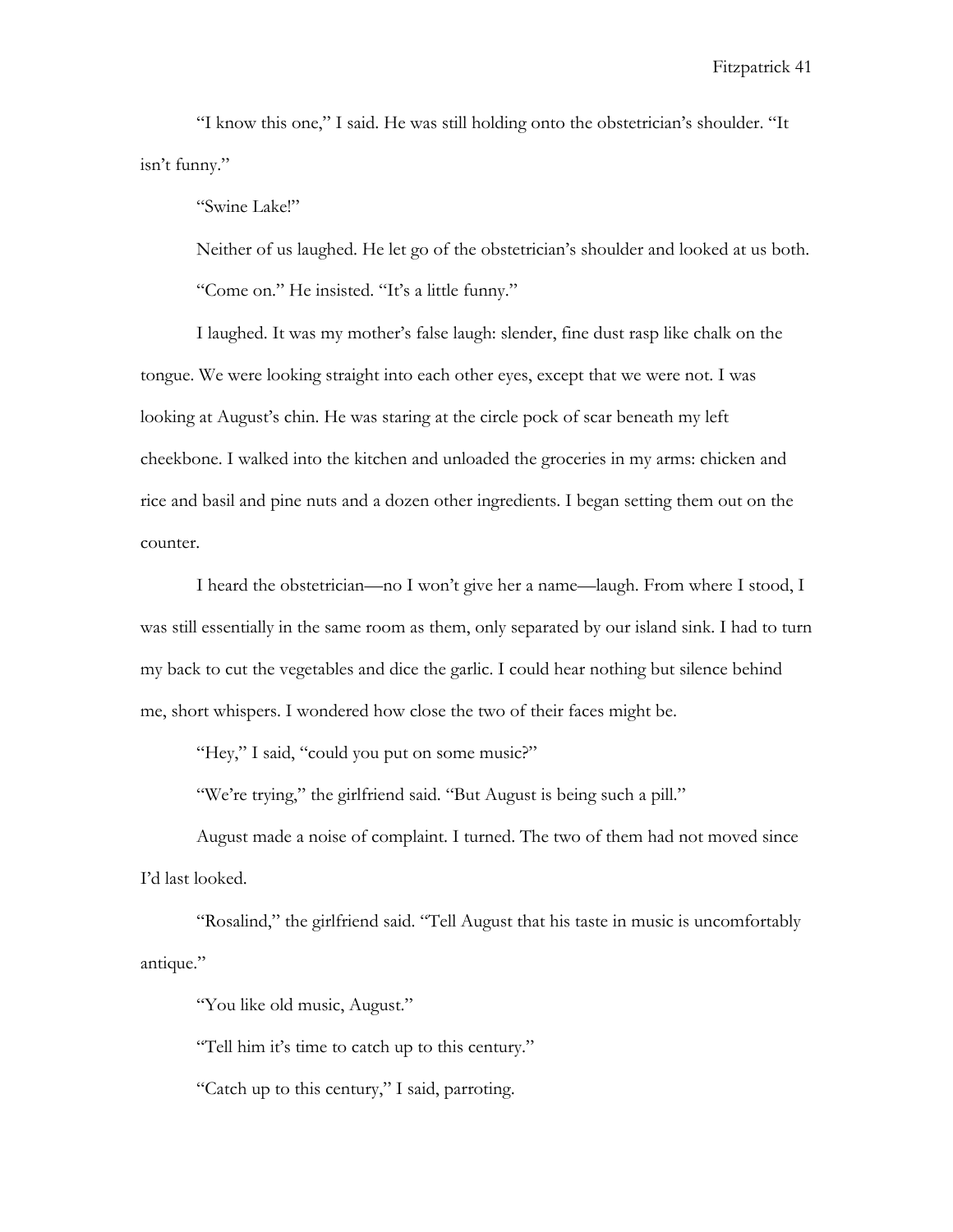"I know this one," I said. He was still holding onto the obstetrician's shoulder. "It isn't funny."

"Swine Lake!"

Neither of us laughed. He let go of the obstetrician's shoulder and looked at us both.

"Come on." He insisted. "It's a little funny."

I laughed. It was my mother's false laugh: slender, fine dust rasp like chalk on the tongue. We were looking straight into each other eyes, except that we were not. I was looking at August's chin. He was staring at the circle pock of scar beneath my left cheekbone. I walked into the kitchen and unloaded the groceries in my arms: chicken and rice and basil and pine nuts and a dozen other ingredients. I began setting them out on the counter.

I heard the obstetrician—no I won't give her a name—laugh. From where I stood, I was still essentially in the same room as them, only separated by our island sink. I had to turn my back to cut the vegetables and dice the garlic. I could hear nothing but silence behind me, short whispers. I wondered how close the two of their faces might be.

"Hey," I said, "could you put on some music?"

"We're trying," the girlfriend said. "But August is being such a pill."

August made a noise of complaint. I turned. The two of them had not moved since I'd last looked.

"Rosalind," the girlfriend said. "Tell August that his taste in music is uncomfortably antique."

"You like old music, August."

"Tell him it's time to catch up to this century."

"Catch up to this century," I said, parroting.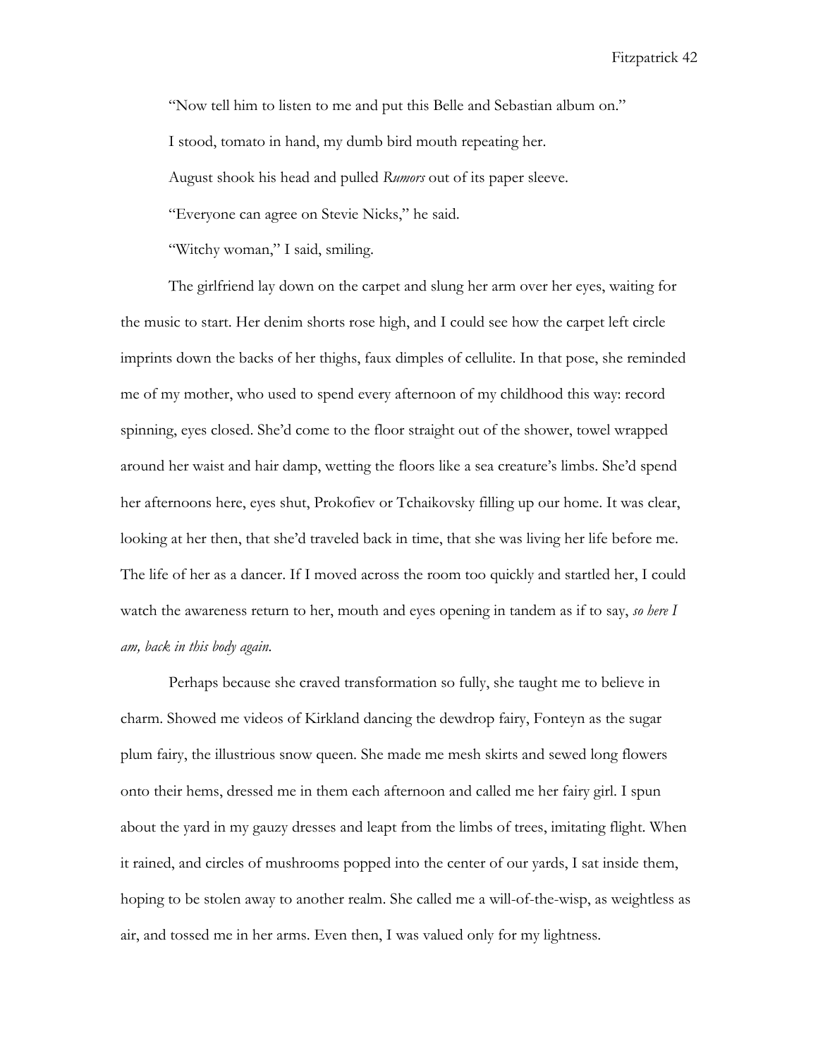"Now tell him to listen to me and put this Belle and Sebastian album on."

I stood, tomato in hand, my dumb bird mouth repeating her.

August shook his head and pulled *Rumors* out of its paper sleeve.

"Everyone can agree on Stevie Nicks," he said.

"Witchy woman," I said, smiling.

The girlfriend lay down on the carpet and slung her arm over her eyes, waiting for the music to start. Her denim shorts rose high, and I could see how the carpet left circle imprints down the backs of her thighs, faux dimples of cellulite. In that pose, she reminded me of my mother, who used to spend every afternoon of my childhood this way: record spinning, eyes closed. She'd come to the floor straight out of the shower, towel wrapped around her waist and hair damp, wetting the floors like a sea creature's limbs. She'd spend her afternoons here, eyes shut, Prokofiev or Tchaikovsky filling up our home. It was clear, looking at her then, that she'd traveled back in time, that she was living her life before me. The life of her as a dancer. If I moved across the room too quickly and startled her, I could watch the awareness return to her, mouth and eyes opening in tandem as if to say, *so here I am, back in this body again.*

Perhaps because she craved transformation so fully, she taught me to believe in charm. Showed me videos of Kirkland dancing the dewdrop fairy, Fonteyn as the sugar plum fairy, the illustrious snow queen. She made me mesh skirts and sewed long flowers onto their hems, dressed me in them each afternoon and called me her fairy girl. I spun about the yard in my gauzy dresses and leapt from the limbs of trees, imitating flight. When it rained, and circles of mushrooms popped into the center of our yards, I sat inside them, hoping to be stolen away to another realm. She called me a will-of-the-wisp, as weightless as air, and tossed me in her arms. Even then, I was valued only for my lightness.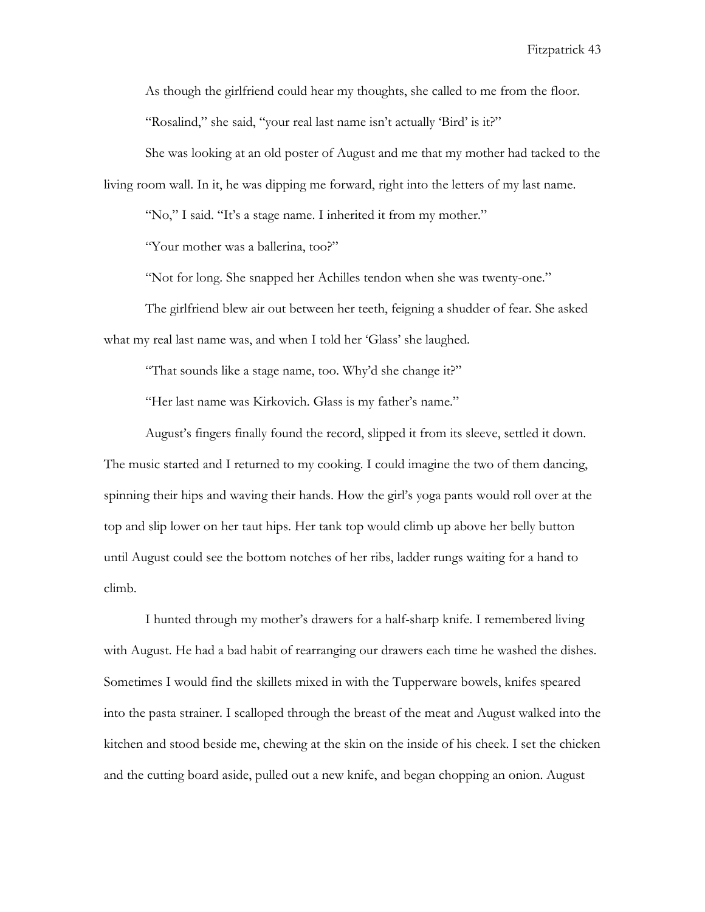As though the girlfriend could hear my thoughts, she called to me from the floor.

"Rosalind," she said, "your real last name isn't actually 'Bird' is it?"

She was looking at an old poster of August and me that my mother had tacked to the living room wall. In it, he was dipping me forward, right into the letters of my last name.

"No," I said. "It's a stage name. I inherited it from my mother."

"Your mother was a ballerina, too?"

"Not for long. She snapped her Achilles tendon when she was twenty-one."

The girlfriend blew air out between her teeth, feigning a shudder of fear. She asked what my real last name was, and when I told her 'Glass' she laughed.

"That sounds like a stage name, too. Why'd she change it?"

"Her last name was Kirkovich. Glass is my father's name."

August's fingers finally found the record, slipped it from its sleeve, settled it down. The music started and I returned to my cooking. I could imagine the two of them dancing, spinning their hips and waving their hands. How the girl's yoga pants would roll over at the top and slip lower on her taut hips. Her tank top would climb up above her belly button until August could see the bottom notches of her ribs, ladder rungs waiting for a hand to climb.

I hunted through my mother's drawers for a half-sharp knife. I remembered living with August. He had a bad habit of rearranging our drawers each time he washed the dishes. Sometimes I would find the skillets mixed in with the Tupperware bowels, knifes speared into the pasta strainer. I scalloped through the breast of the meat and August walked into the kitchen and stood beside me, chewing at the skin on the inside of his cheek. I set the chicken and the cutting board aside, pulled out a new knife, and began chopping an onion. August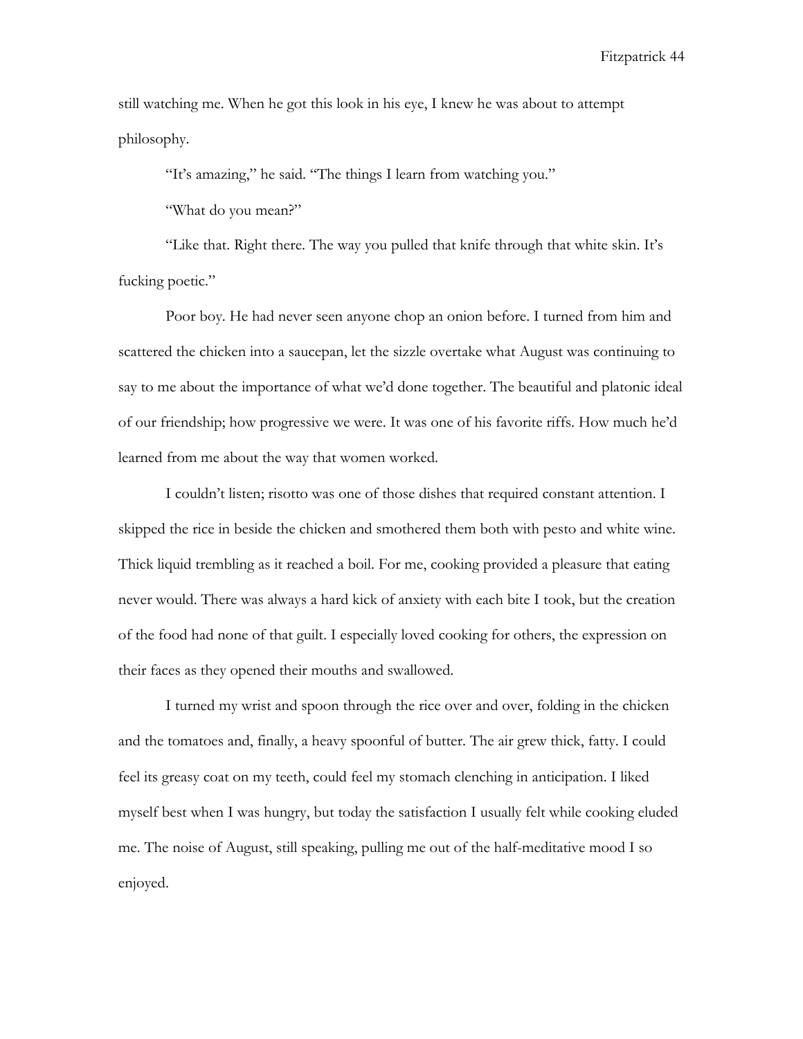still watching me. When he got this look in his eye, I knew he was about to attempt philosophy.

"It's amazing," he said. "The things I learn from watching you."

"What do you mean?"

"Like that. Right there. The way you pulled that knife through that white skin. It's fucking poetic."

Poor boy. He had never seen anyone chop an onion before. I turned from him and scattered the chicken into a saucepan, let the sizzle overtake what August was continuing to say to me about the importance of what we'd done together. The beautiful and platonic ideal of our friendship; how progressive we were. It was one of his favorite riffs. How much he'd learned from me about the way that women worked.

I couldn't listen; risotto was one of those dishes that required constant attention. I skipped the rice in beside the chicken and smothered them both with pesto and white wine. Thick liquid trembling as it reached a boil. For me, cooking provided a pleasure that eating never would. There was always a hard kick of anxiety with each bite I took, but the creation of the food had none of that guilt. I especially loved cooking for others, the expression on their faces as they opened their mouths and swallowed.

I turned my wrist and spoon through the rice over and over, folding in the chicken and the tomatoes and, finally, a heavy spoonful of butter. The air grew thick, fatty. I could feel its greasy coat on my teeth, could feel my stomach clenching in anticipation. I liked myself best when I was hungry, but today the satisfaction I usually felt while cooking eluded me. The noise of August, still speaking, pulling me out of the half-meditative mood I so enjoyed.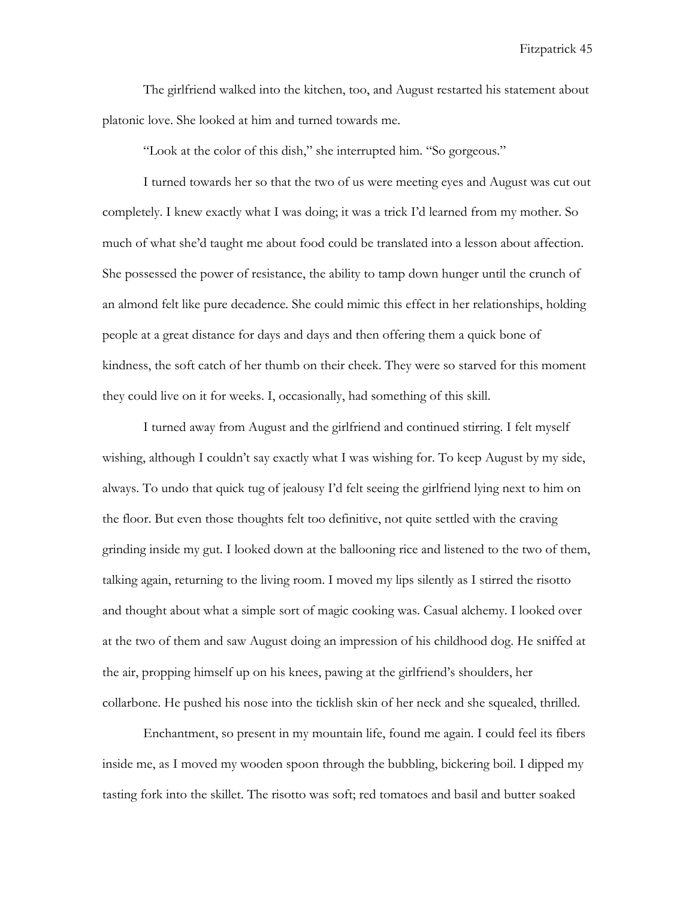The girlfriend walked into the kitchen, too, and August restarted his statement about platonic love. She looked at him and turned towards me.

"Look at the color of this dish," she interrupted him. "So gorgeous."

I turned towards her so that the two of us were meeting eyes and August was cut out completely. I knew exactly what I was doing; it was a trick I'd learned from my mother. So much of what she'd taught me about food could be translated into a lesson about affection. She possessed the power of resistance, the ability to tamp down hunger until the crunch of an almond felt like pure decadence. She could mimic this effect in her relationships, holding people at a great distance for days and days and then offering them a quick bone of kindness, the soft catch of her thumb on their cheek. They were so starved for this moment they could live on it for weeks. I, occasionally, had something of this skill.

I turned away from August and the girlfriend and continued stirring. I felt myself wishing, although I couldn't say exactly what I was wishing for. To keep August by my side, always. To undo that quick tug of jealousy I'd felt seeing the girlfriend lying next to him on the floor. But even those thoughts felt too definitive, not quite settled with the craving grinding inside my gut. I looked down at the ballooning rice and listened to the two of them, talking again, returning to the living room. I moved my lips silently as I stirred the risotto and thought about what a simple sort of magic cooking was. Casual alchemy. I looked over at the two of them and saw August doing an impression of his childhood dog. He sniffed at the air, propping himself up on his knees, pawing at the girlfriend's shoulders, her collarbone. He pushed his nose into the ticklish skin of her neck and she squealed, thrilled.

Enchantment, so present in my mountain life, found me again. I could feel its fibers inside me, as I moved my wooden spoon through the bubbling, bickering boil. I dipped my tasting fork into the skillet. The risotto was soft; red tomatoes and basil and butter soaked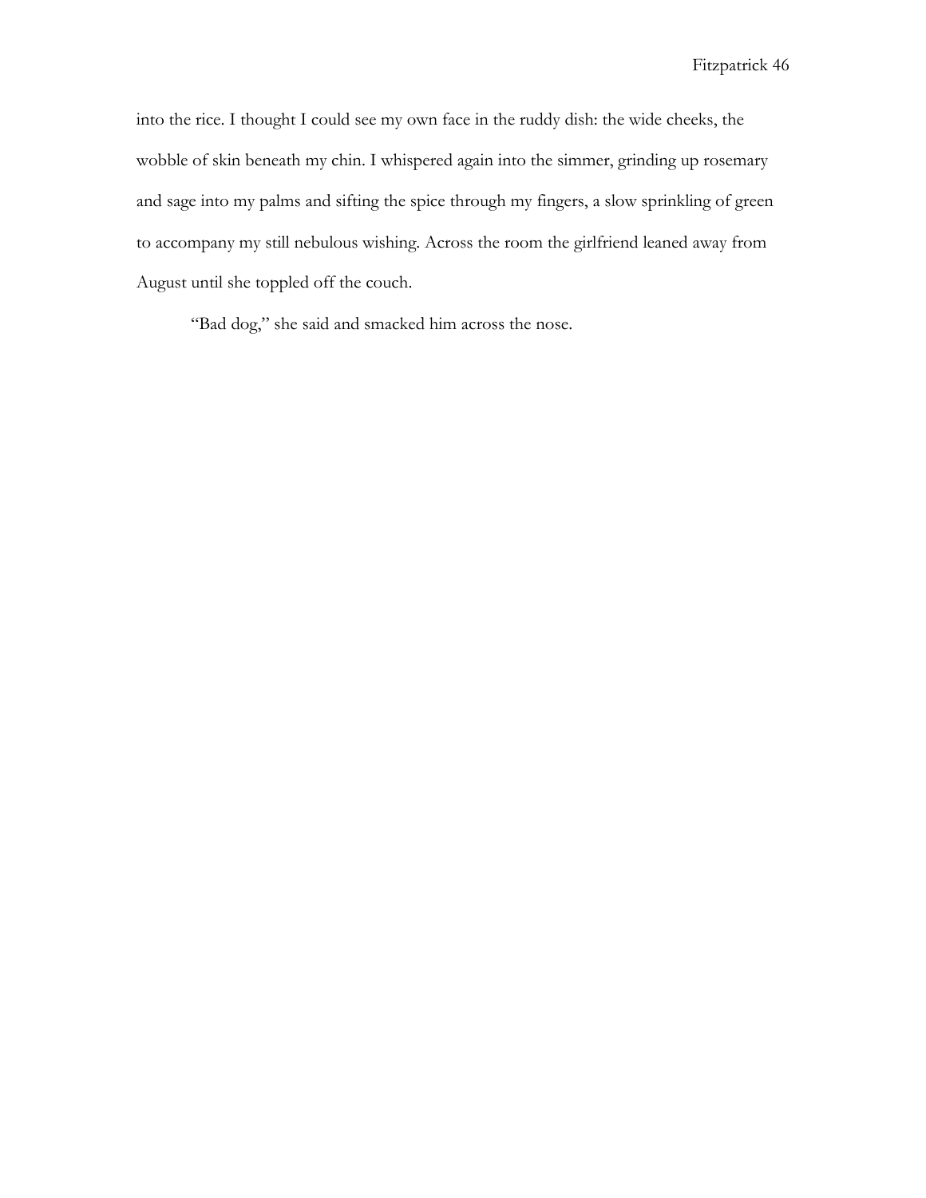into the rice. I thought I could see my own face in the ruddy dish: the wide cheeks, the wobble of skin beneath my chin. I whispered again into the simmer, grinding up rosemary and sage into my palms and sifting the spice through my fingers, a slow sprinkling of green to accompany my still nebulous wishing. Across the room the girlfriend leaned away from August until she toppled off the couch.

"Bad dog," she said and smacked him across the nose.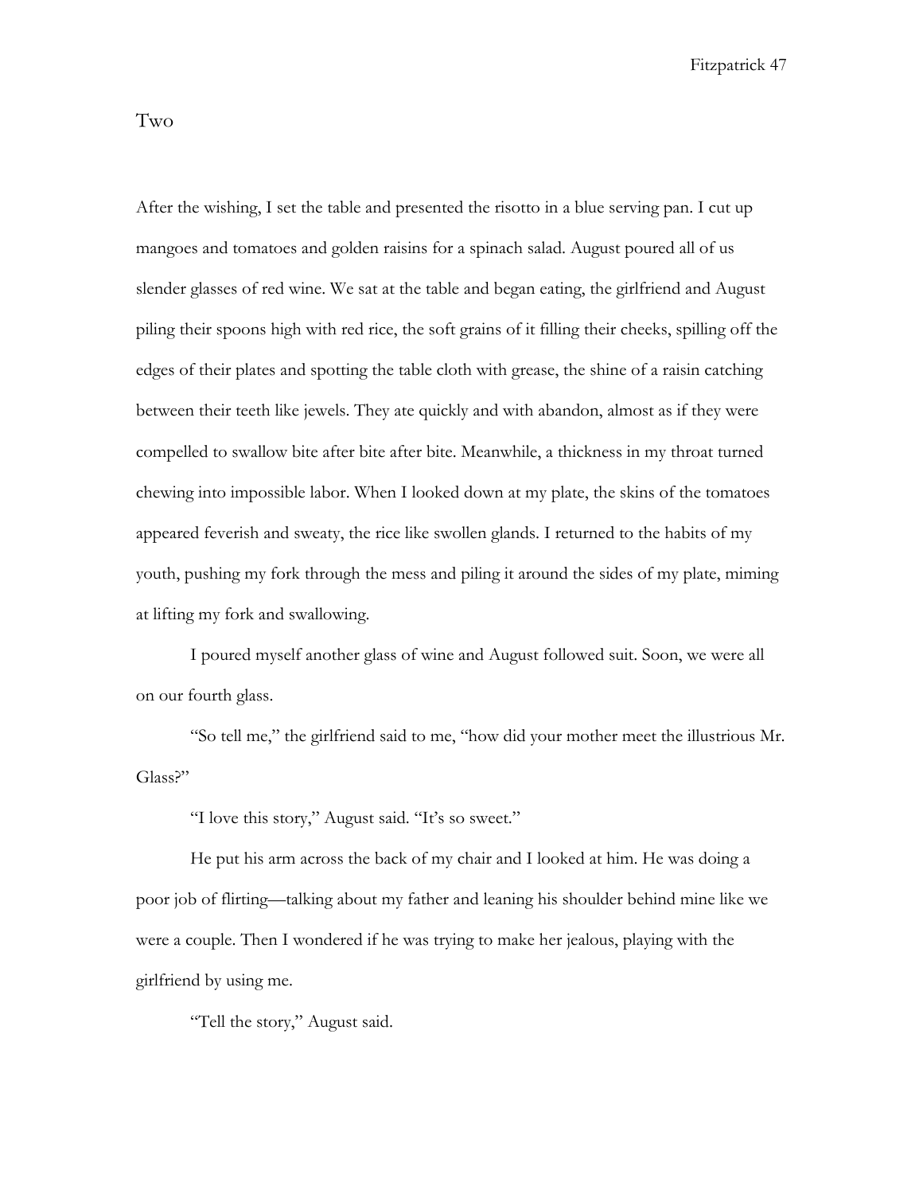# Two

After the wishing, I set the table and presented the risotto in a blue serving pan. I cut up mangoes and tomatoes and golden raisins for a spinach salad. August poured all of us slender glasses of red wine. We sat at the table and began eating, the girlfriend and August piling their spoons high with red rice, the soft grains of it filling their cheeks, spilling off the edges of their plates and spotting the table cloth with grease, the shine of a raisin catching between their teeth like jewels. They ate quickly and with abandon, almost as if they were compelled to swallow bite after bite after bite. Meanwhile, a thickness in my throat turned chewing into impossible labor. When I looked down at my plate, the skins of the tomatoes appeared feverish and sweaty, the rice like swollen glands. I returned to the habits of my youth, pushing my fork through the mess and piling it around the sides of my plate, miming at lifting my fork and swallowing.

I poured myself another glass of wine and August followed suit. Soon, we were all on our fourth glass.

"So tell me," the girlfriend said to me, "how did your mother meet the illustrious Mr. Glass?"

"I love this story," August said. "It's so sweet."

He put his arm across the back of my chair and I looked at him. He was doing a poor job of flirting—talking about my father and leaning his shoulder behind mine like we were a couple. Then I wondered if he was trying to make her jealous, playing with the girlfriend by using me.

"Tell the story," August said.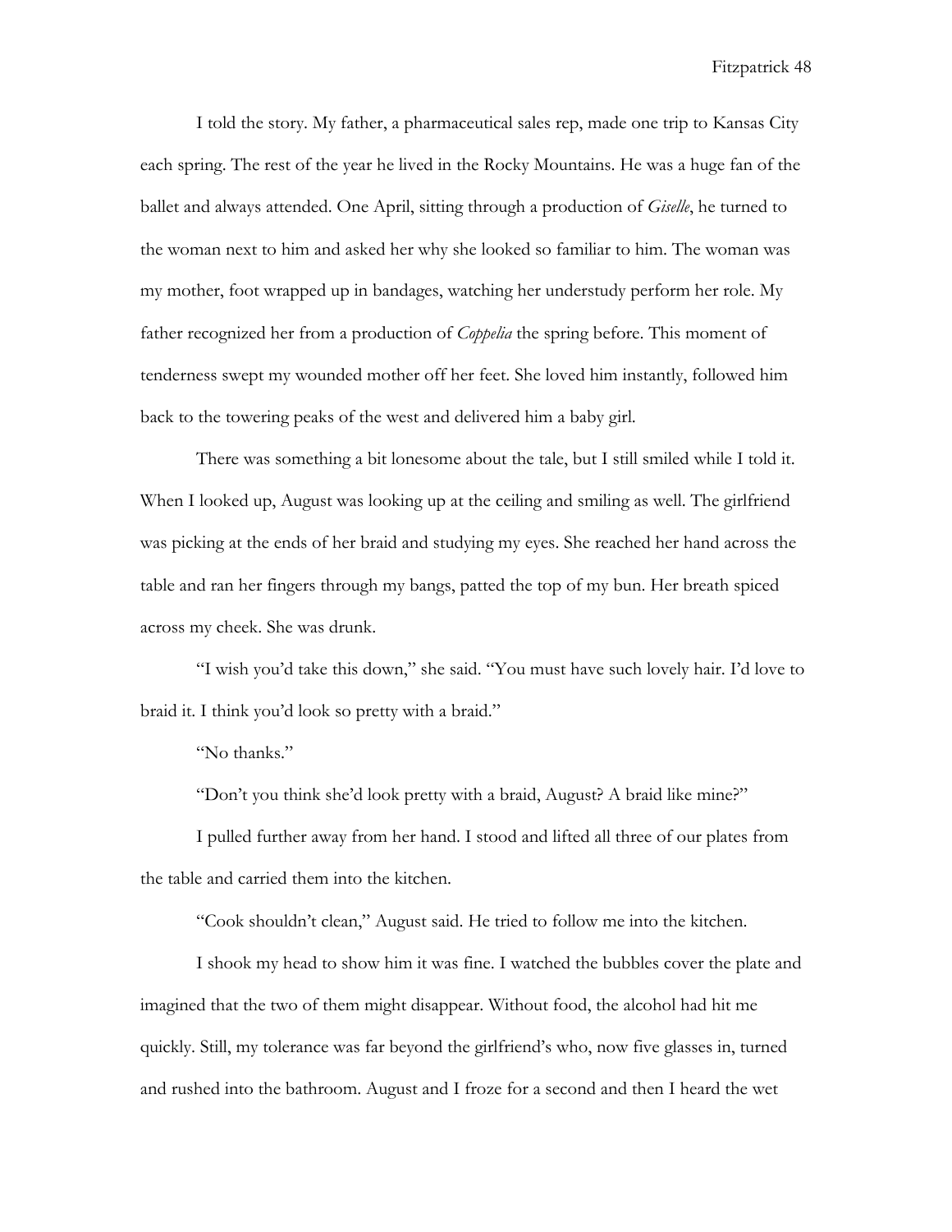I told the story. My father, a pharmaceutical sales rep, made one trip to Kansas City each spring. The rest of the year he lived in the Rocky Mountains. He was a huge fan of the ballet and always attended. One April, sitting through a production of *Giselle*, he turned to the woman next to him and asked her why she looked so familiar to him. The woman was my mother, foot wrapped up in bandages, watching her understudy perform her role. My father recognized her from a production of *Coppelia* the spring before. This moment of tenderness swept my wounded mother off her feet. She loved him instantly, followed him back to the towering peaks of the west and delivered him a baby girl.

There was something a bit lonesome about the tale, but I still smiled while I told it. When I looked up, August was looking up at the ceiling and smiling as well. The girlfriend was picking at the ends of her braid and studying my eyes. She reached her hand across the table and ran her fingers through my bangs, patted the top of my bun. Her breath spiced across my cheek. She was drunk.

"I wish you'd take this down," she said. "You must have such lovely hair. I'd love to braid it. I think you'd look so pretty with a braid."

"No thanks."

"Don't you think she'd look pretty with a braid, August? A braid like mine?"

I pulled further away from her hand. I stood and lifted all three of our plates from the table and carried them into the kitchen.

"Cook shouldn't clean," August said. He tried to follow me into the kitchen.

I shook my head to show him it was fine. I watched the bubbles cover the plate and imagined that the two of them might disappear. Without food, the alcohol had hit me quickly. Still, my tolerance was far beyond the girlfriend's who, now five glasses in, turned and rushed into the bathroom. August and I froze for a second and then I heard the wet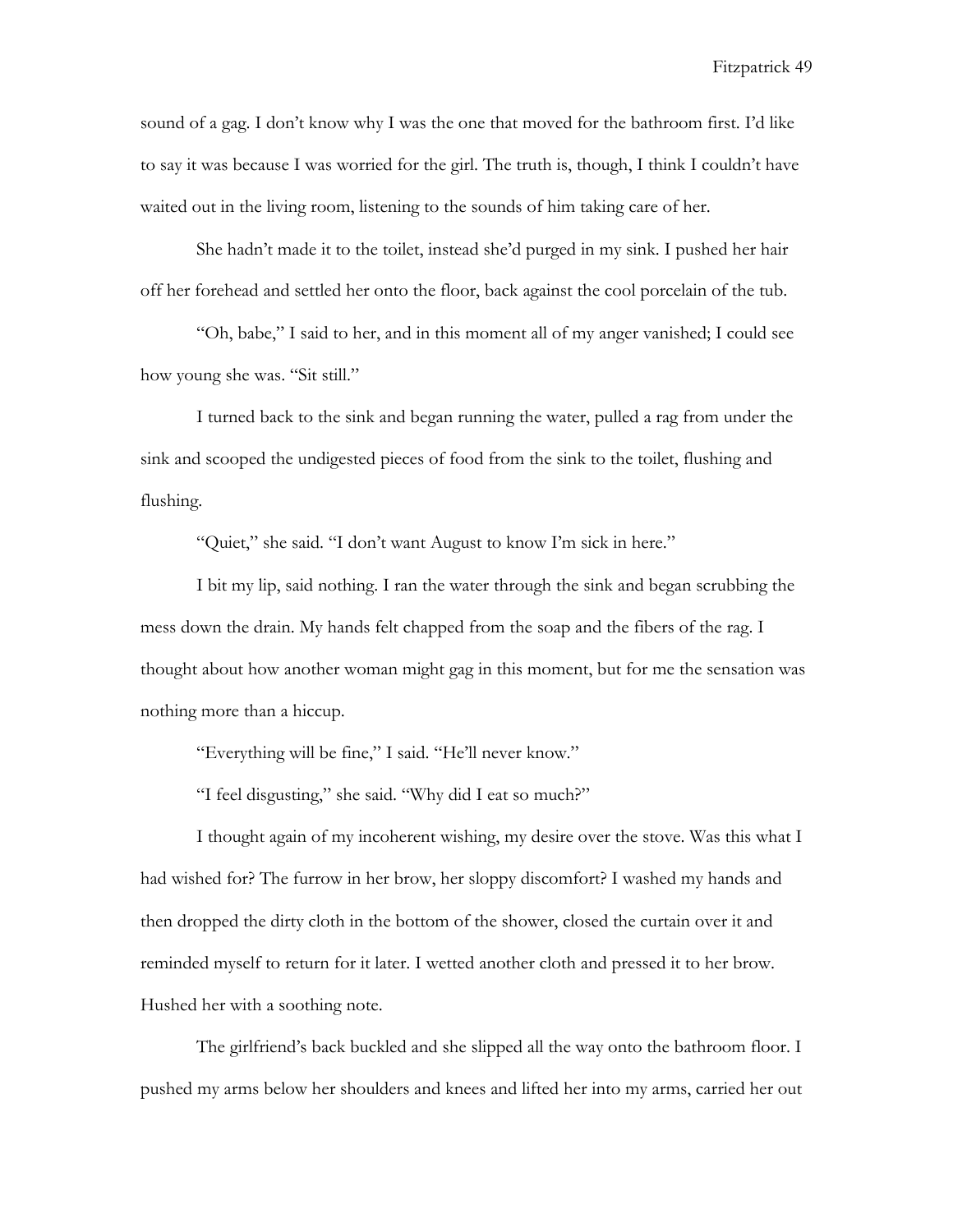sound of a gag. I don't know why I was the one that moved for the bathroom first. I'd like to say it was because I was worried for the girl. The truth is, though, I think I couldn't have waited out in the living room, listening to the sounds of him taking care of her.

She hadn't made it to the toilet, instead she'd purged in my sink. I pushed her hair off her forehead and settled her onto the floor, back against the cool porcelain of the tub.

"Oh, babe," I said to her, and in this moment all of my anger vanished; I could see how young she was. "Sit still."

I turned back to the sink and began running the water, pulled a rag from under the sink and scooped the undigested pieces of food from the sink to the toilet, flushing and flushing.

"Quiet," she said. "I don't want August to know I'm sick in here."

I bit my lip, said nothing. I ran the water through the sink and began scrubbing the mess down the drain. My hands felt chapped from the soap and the fibers of the rag. I thought about how another woman might gag in this moment, but for me the sensation was nothing more than a hiccup.

"Everything will be fine," I said. "He'll never know."

"I feel disgusting," she said. "Why did I eat so much?"

I thought again of my incoherent wishing, my desire over the stove. Was this what I had wished for? The furrow in her brow, her sloppy discomfort? I washed my hands and then dropped the dirty cloth in the bottom of the shower, closed the curtain over it and reminded myself to return for it later. I wetted another cloth and pressed it to her brow. Hushed her with a soothing note.

The girlfriend's back buckled and she slipped all the way onto the bathroom floor. I pushed my arms below her shoulders and knees and lifted her into my arms, carried her out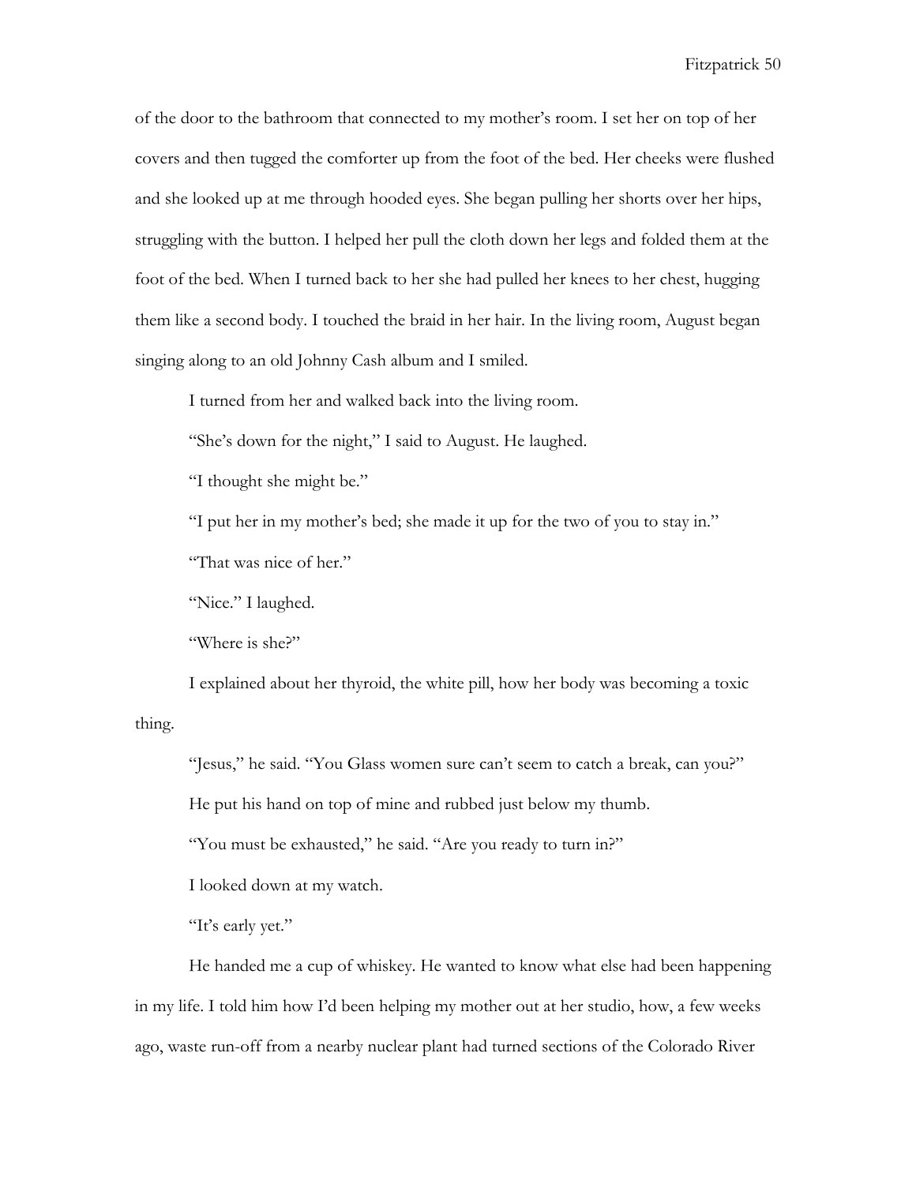of the door to the bathroom that connected to my mother's room. I set her on top of her covers and then tugged the comforter up from the foot of the bed. Her cheeks were flushed and she looked up at me through hooded eyes. She began pulling her shorts over her hips, struggling with the button. I helped her pull the cloth down her legs and folded them at the foot of the bed. When I turned back to her she had pulled her knees to her chest, hugging them like a second body. I touched the braid in her hair. In the living room, August began singing along to an old Johnny Cash album and I smiled.

I turned from her and walked back into the living room.

"She's down for the night," I said to August. He laughed.

"I thought she might be."

"I put her in my mother's bed; she made it up for the two of you to stay in."

"That was nice of her."

"Nice." I laughed.

"Where is she?"

I explained about her thyroid, the white pill, how her body was becoming a toxic thing.

"Jesus," he said. "You Glass women sure can't seem to catch a break, can you?"

He put his hand on top of mine and rubbed just below my thumb.

"You must be exhausted," he said. "Are you ready to turn in?"

I looked down at my watch.

"It's early yet."

He handed me a cup of whiskey. He wanted to know what else had been happening in my life. I told him how I'd been helping my mother out at her studio, how, a few weeks ago, waste run-off from a nearby nuclear plant had turned sections of the Colorado River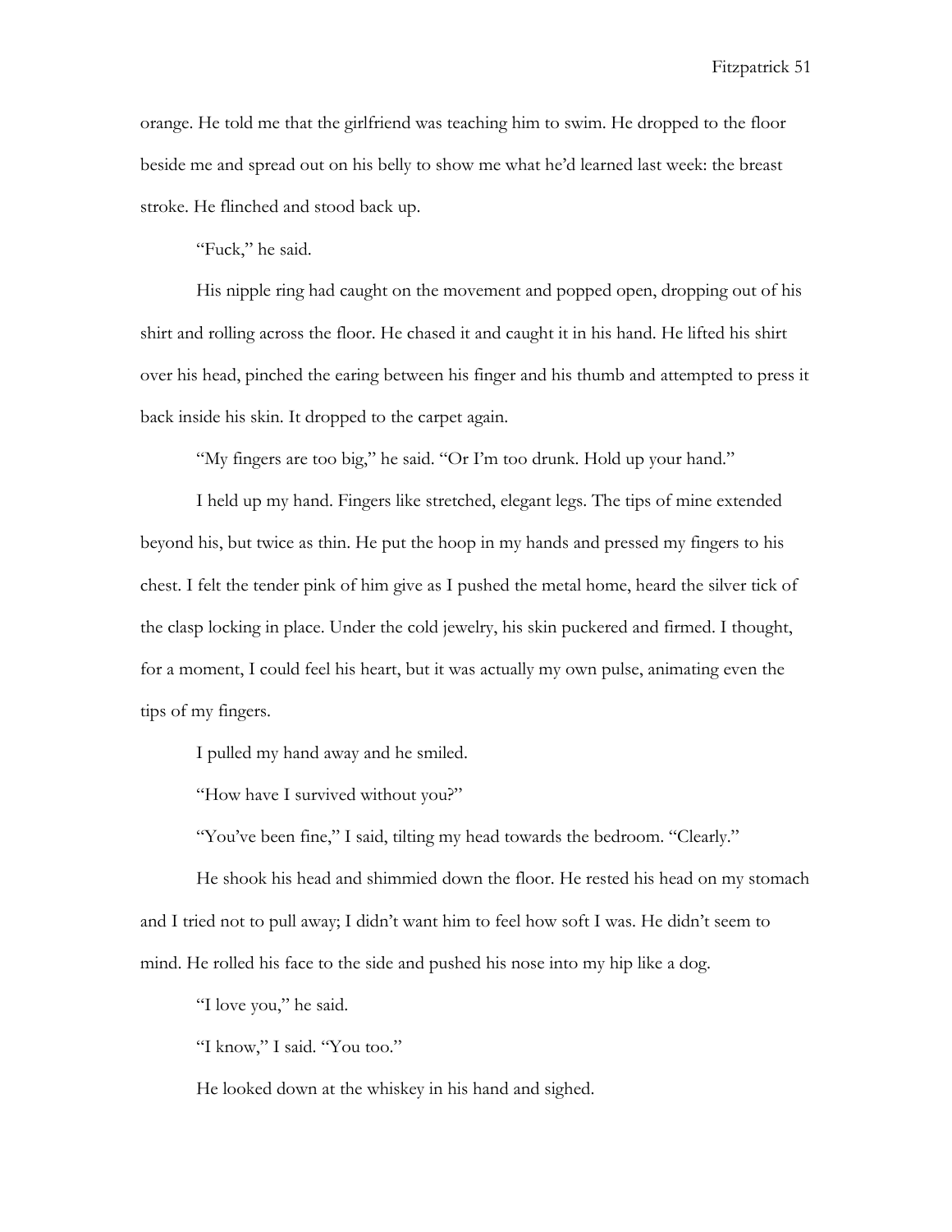orange. He told me that the girlfriend was teaching him to swim. He dropped to the floor beside me and spread out on his belly to show me what he'd learned last week: the breast stroke. He flinched and stood back up.

"Fuck," he said.

His nipple ring had caught on the movement and popped open, dropping out of his shirt and rolling across the floor. He chased it and caught it in his hand. He lifted his shirt over his head, pinched the earing between his finger and his thumb and attempted to press it back inside his skin. It dropped to the carpet again.

"My fingers are too big," he said. "Or I'm too drunk. Hold up your hand."

I held up my hand. Fingers like stretched, elegant legs. The tips of mine extended beyond his, but twice as thin. He put the hoop in my hands and pressed my fingers to his chest. I felt the tender pink of him give as I pushed the metal home, heard the silver tick of the clasp locking in place. Under the cold jewelry, his skin puckered and firmed. I thought, for a moment, I could feel his heart, but it was actually my own pulse, animating even the tips of my fingers.

I pulled my hand away and he smiled.

"How have I survived without you?"

"You've been fine," I said, tilting my head towards the bedroom. "Clearly."

He shook his head and shimmied down the floor. He rested his head on my stomach and I tried not to pull away; I didn't want him to feel how soft I was. He didn't seem to mind. He rolled his face to the side and pushed his nose into my hip like a dog.

"I love you," he said.

"I know," I said. "You too."

He looked down at the whiskey in his hand and sighed.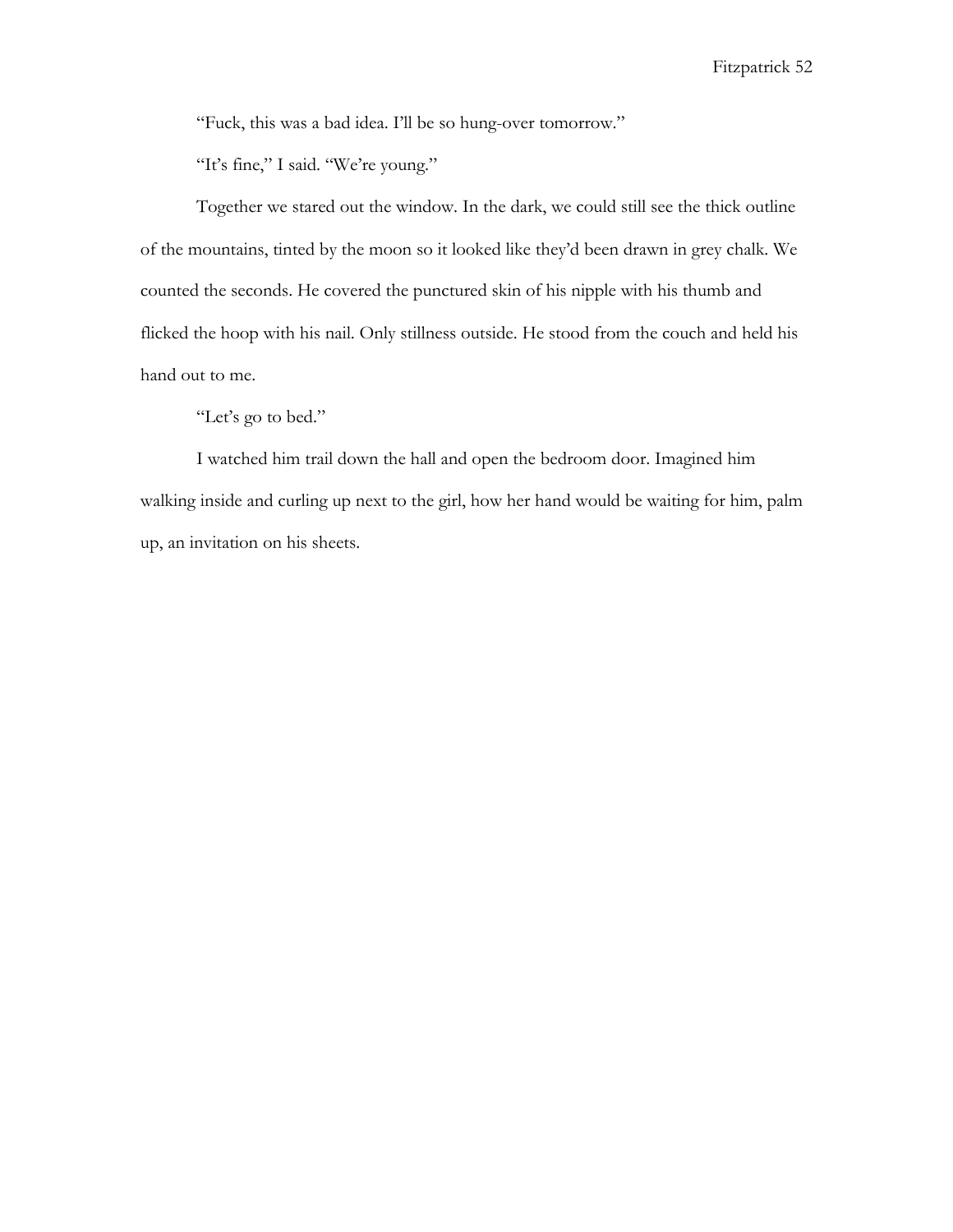"Fuck, this was a bad idea. I'll be so hung-over tomorrow."

"It's fine," I said. "We're young."

Together we stared out the window. In the dark, we could still see the thick outline of the mountains, tinted by the moon so it looked like they'd been drawn in grey chalk. We counted the seconds. He covered the punctured skin of his nipple with his thumb and flicked the hoop with his nail. Only stillness outside. He stood from the couch and held his hand out to me.

"Let's go to bed."

I watched him trail down the hall and open the bedroom door. Imagined him walking inside and curling up next to the girl, how her hand would be waiting for him, palm up, an invitation on his sheets.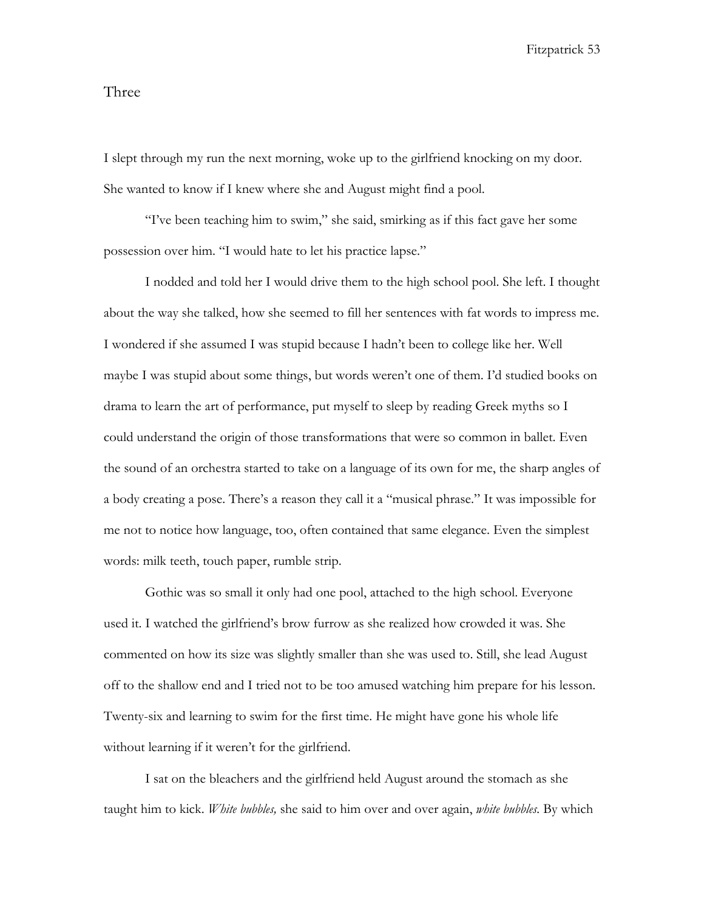# Three

I slept through my run the next morning, woke up to the girlfriend knocking on my door. She wanted to know if I knew where she and August might find a pool.

"I've been teaching him to swim," she said, smirking as if this fact gave her some possession over him. "I would hate to let his practice lapse."

I nodded and told her I would drive them to the high school pool. She left. I thought about the way she talked, how she seemed to fill her sentences with fat words to impress me. I wondered if she assumed I was stupid because I hadn't been to college like her. Well maybe I was stupid about some things, but words weren't one of them. I'd studied books on drama to learn the art of performance, put myself to sleep by reading Greek myths so I could understand the origin of those transformations that were so common in ballet. Even the sound of an orchestra started to take on a language of its own for me, the sharp angles of a body creating a pose. There's a reason they call it a "musical phrase." It was impossible for me not to notice how language, too, often contained that same elegance. Even the simplest words: milk teeth, touch paper, rumble strip.

Gothic was so small it only had one pool, attached to the high school. Everyone used it. I watched the girlfriend's brow furrow as she realized how crowded it was. She commented on how its size was slightly smaller than she was used to. Still, she lead August off to the shallow end and I tried not to be too amused watching him prepare for his lesson. Twenty-six and learning to swim for the first time. He might have gone his whole life without learning if it weren't for the girlfriend.

I sat on the bleachers and the girlfriend held August around the stomach as she taught him to kick. *White bubbles,* she said to him over and over again, *white bubbles.* By which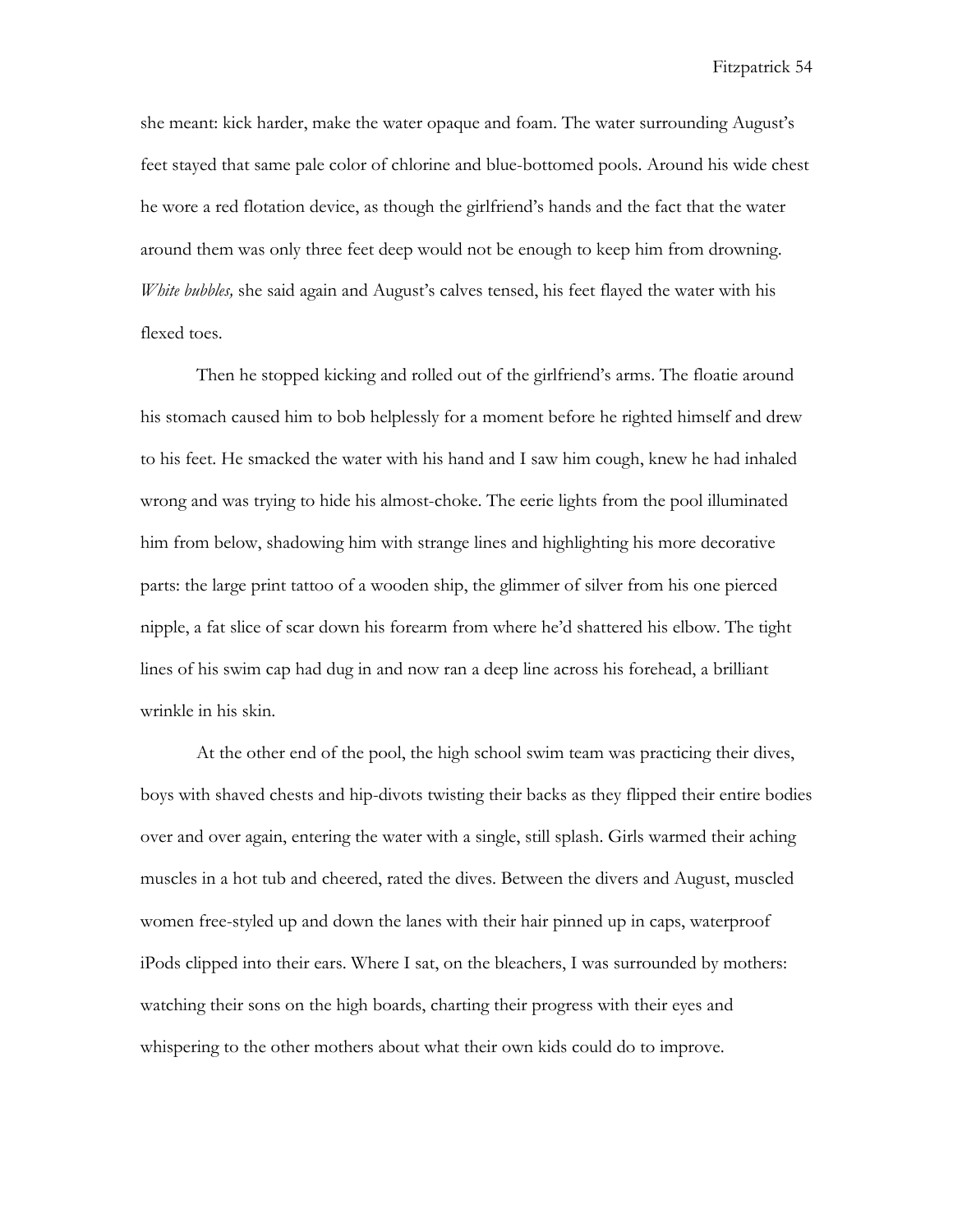she meant: kick harder, make the water opaque and foam. The water surrounding August's feet stayed that same pale color of chlorine and blue-bottomed pools. Around his wide chest he wore a red flotation device, as though the girlfriend's hands and the fact that the water around them was only three feet deep would not be enough to keep him from drowning. *White bubbles,* she said again and August's calves tensed, his feet flayed the water with his flexed toes.

Then he stopped kicking and rolled out of the girlfriend's arms. The floatie around his stomach caused him to bob helplessly for a moment before he righted himself and drew to his feet. He smacked the water with his hand and I saw him cough, knew he had inhaled wrong and was trying to hide his almost-choke. The eerie lights from the pool illuminated him from below, shadowing him with strange lines and highlighting his more decorative parts: the large print tattoo of a wooden ship, the glimmer of silver from his one pierced nipple, a fat slice of scar down his forearm from where he'd shattered his elbow. The tight lines of his swim cap had dug in and now ran a deep line across his forehead, a brilliant wrinkle in his skin.

At the other end of the pool, the high school swim team was practicing their dives, boys with shaved chests and hip-divots twisting their backs as they flipped their entire bodies over and over again, entering the water with a single, still splash. Girls warmed their aching muscles in a hot tub and cheered, rated the dives. Between the divers and August, muscled women free-styled up and down the lanes with their hair pinned up in caps, waterproof iPods clipped into their ears. Where I sat, on the bleachers, I was surrounded by mothers: watching their sons on the high boards, charting their progress with their eyes and whispering to the other mothers about what their own kids could do to improve.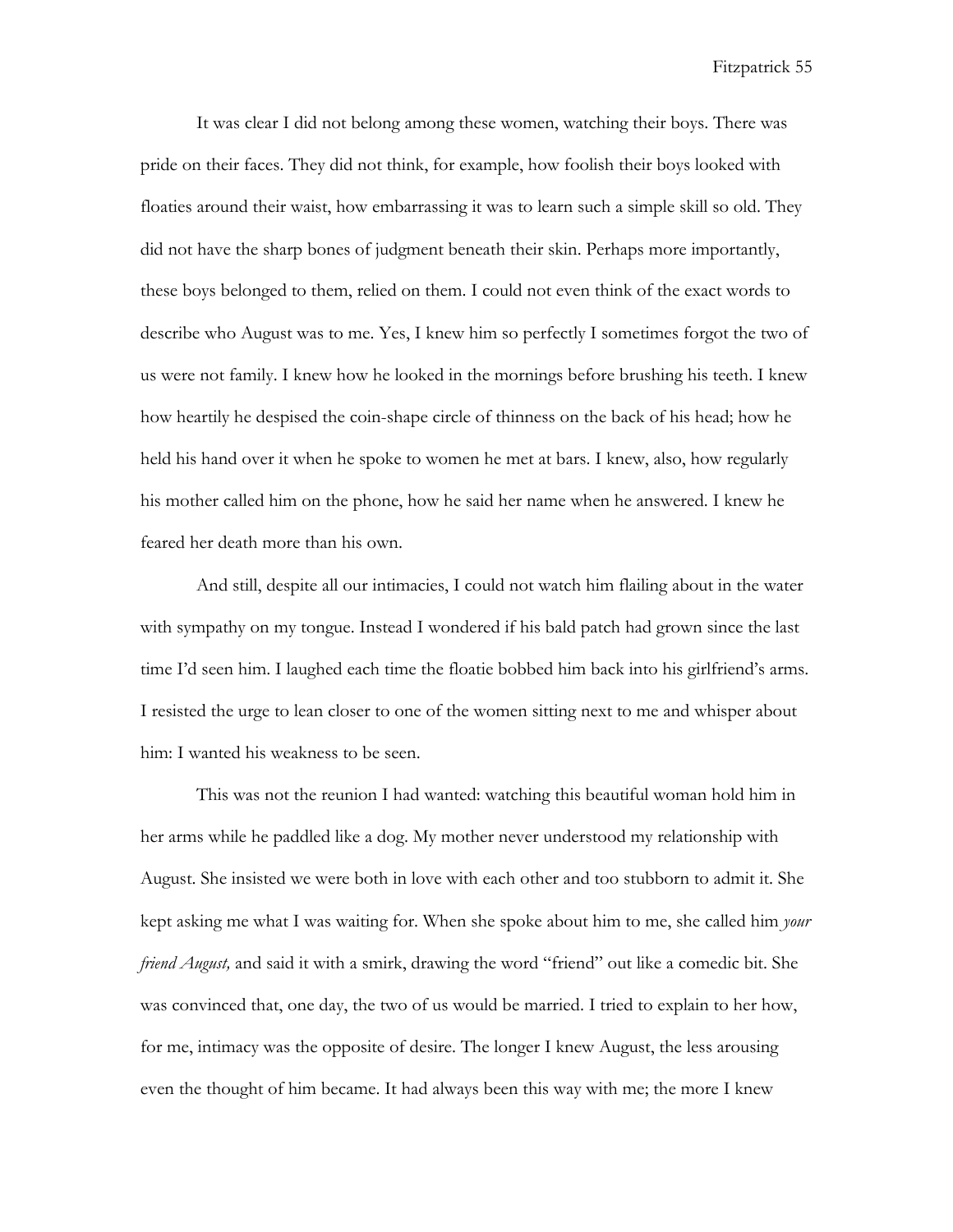It was clear I did not belong among these women, watching their boys. There was pride on their faces. They did not think, for example, how foolish their boys looked with floaties around their waist, how embarrassing it was to learn such a simple skill so old. They did not have the sharp bones of judgment beneath their skin. Perhaps more importantly, these boys belonged to them, relied on them. I could not even think of the exact words to describe who August was to me. Yes, I knew him so perfectly I sometimes forgot the two of us were not family. I knew how he looked in the mornings before brushing his teeth. I knew how heartily he despised the coin-shape circle of thinness on the back of his head; how he held his hand over it when he spoke to women he met at bars. I knew, also, how regularly his mother called him on the phone, how he said her name when he answered. I knew he feared her death more than his own.

And still, despite all our intimacies, I could not watch him flailing about in the water with sympathy on my tongue. Instead I wondered if his bald patch had grown since the last time I'd seen him. I laughed each time the floatie bobbed him back into his girlfriend's arms. I resisted the urge to lean closer to one of the women sitting next to me and whisper about him: I wanted his weakness to be seen.

This was not the reunion I had wanted: watching this beautiful woman hold him in her arms while he paddled like a dog. My mother never understood my relationship with August. She insisted we were both in love with each other and too stubborn to admit it. She kept asking me what I was waiting for. When she spoke about him to me, she called him *your friend August,* and said it with a smirk, drawing the word "friend" out like a comedic bit. She was convinced that, one day, the two of us would be married. I tried to explain to her how, for me, intimacy was the opposite of desire. The longer I knew August, the less arousing even the thought of him became. It had always been this way with me; the more I knew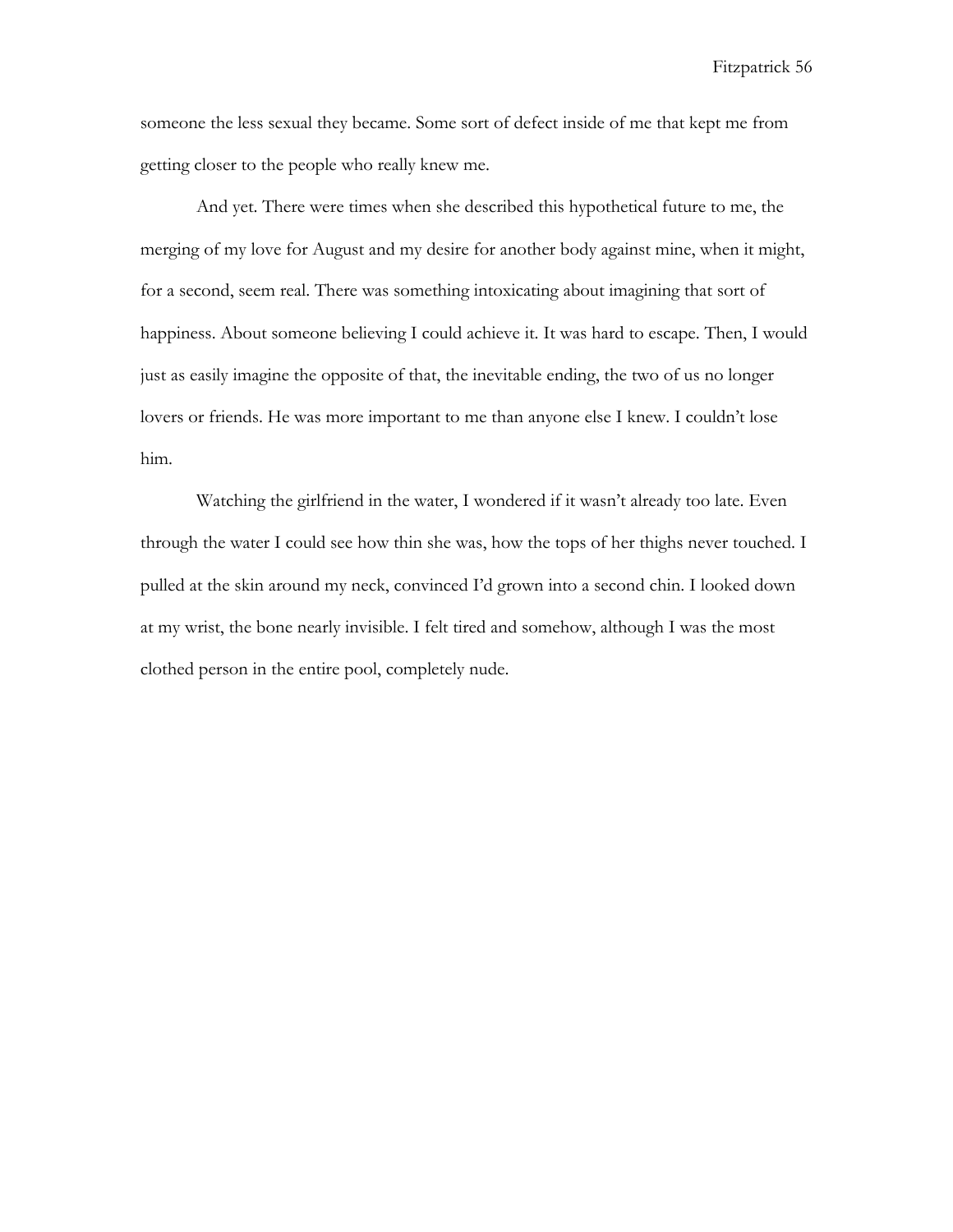someone the less sexual they became. Some sort of defect inside of me that kept me from getting closer to the people who really knew me.

And yet. There were times when she described this hypothetical future to me, the merging of my love for August and my desire for another body against mine, when it might, for a second, seem real. There was something intoxicating about imagining that sort of happiness. About someone believing I could achieve it. It was hard to escape. Then, I would just as easily imagine the opposite of that, the inevitable ending, the two of us no longer lovers or friends. He was more important to me than anyone else I knew. I couldn't lose him.

Watching the girlfriend in the water, I wondered if it wasn't already too late. Even through the water I could see how thin she was, how the tops of her thighs never touched. I pulled at the skin around my neck, convinced I'd grown into a second chin. I looked down at my wrist, the bone nearly invisible. I felt tired and somehow, although I was the most clothed person in the entire pool, completely nude.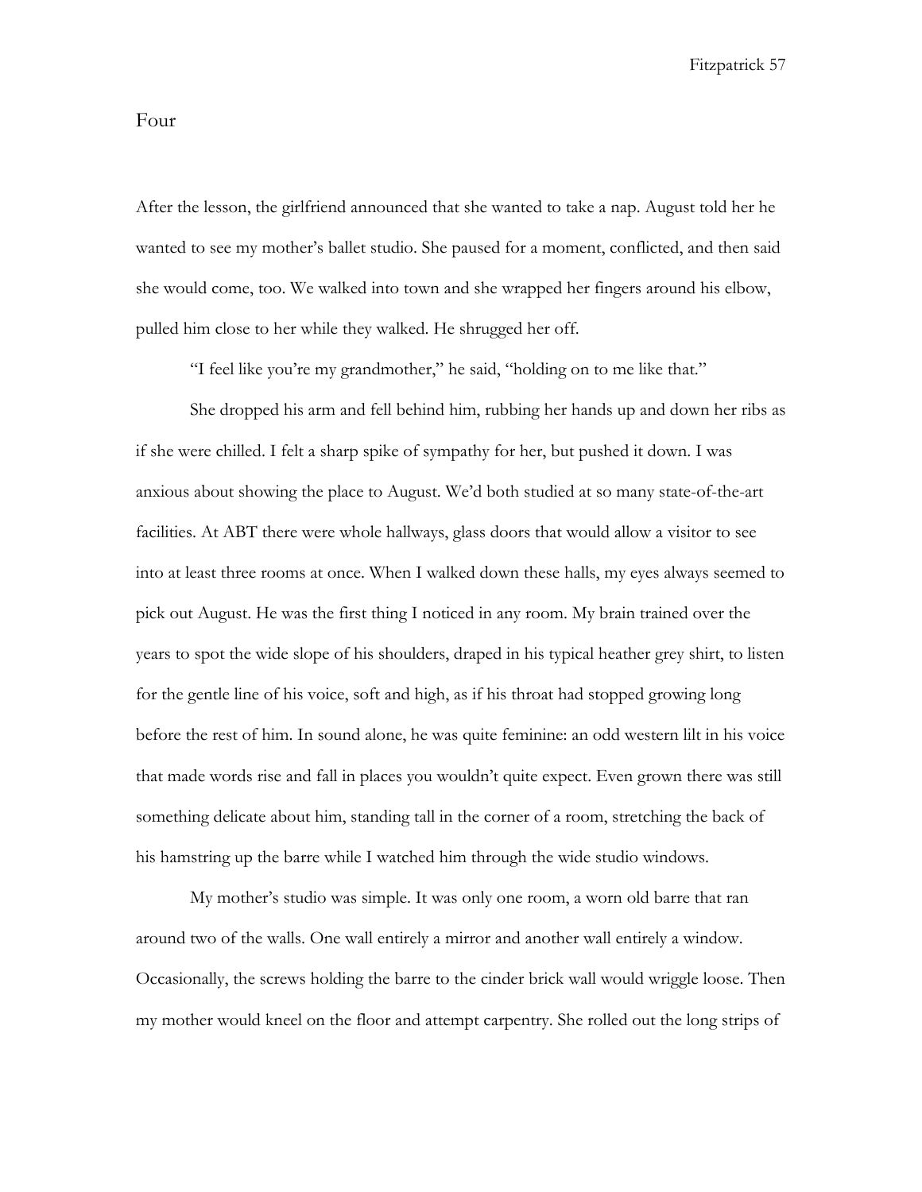## Four

After the lesson, the girlfriend announced that she wanted to take a nap. August told her he wanted to see my mother's ballet studio. She paused for a moment, conflicted, and then said she would come, too. We walked into town and she wrapped her fingers around his elbow, pulled him close to her while they walked. He shrugged her off.

"I feel like you're my grandmother," he said, "holding on to me like that."

She dropped his arm and fell behind him, rubbing her hands up and down her ribs as if she were chilled. I felt a sharp spike of sympathy for her, but pushed it down. I was anxious about showing the place to August. We'd both studied at so many state-of-the-art facilities. At ABT there were whole hallways, glass doors that would allow a visitor to see into at least three rooms at once. When I walked down these halls, my eyes always seemed to pick out August. He was the first thing I noticed in any room. My brain trained over the years to spot the wide slope of his shoulders, draped in his typical heather grey shirt, to listen for the gentle line of his voice, soft and high, as if his throat had stopped growing long before the rest of him. In sound alone, he was quite feminine: an odd western lilt in his voice that made words rise and fall in places you wouldn't quite expect. Even grown there was still something delicate about him, standing tall in the corner of a room, stretching the back of his hamstring up the barre while I watched him through the wide studio windows.

My mother's studio was simple. It was only one room, a worn old barre that ran around two of the walls. One wall entirely a mirror and another wall entirely a window. Occasionally, the screws holding the barre to the cinder brick wall would wriggle loose. Then my mother would kneel on the floor and attempt carpentry. She rolled out the long strips of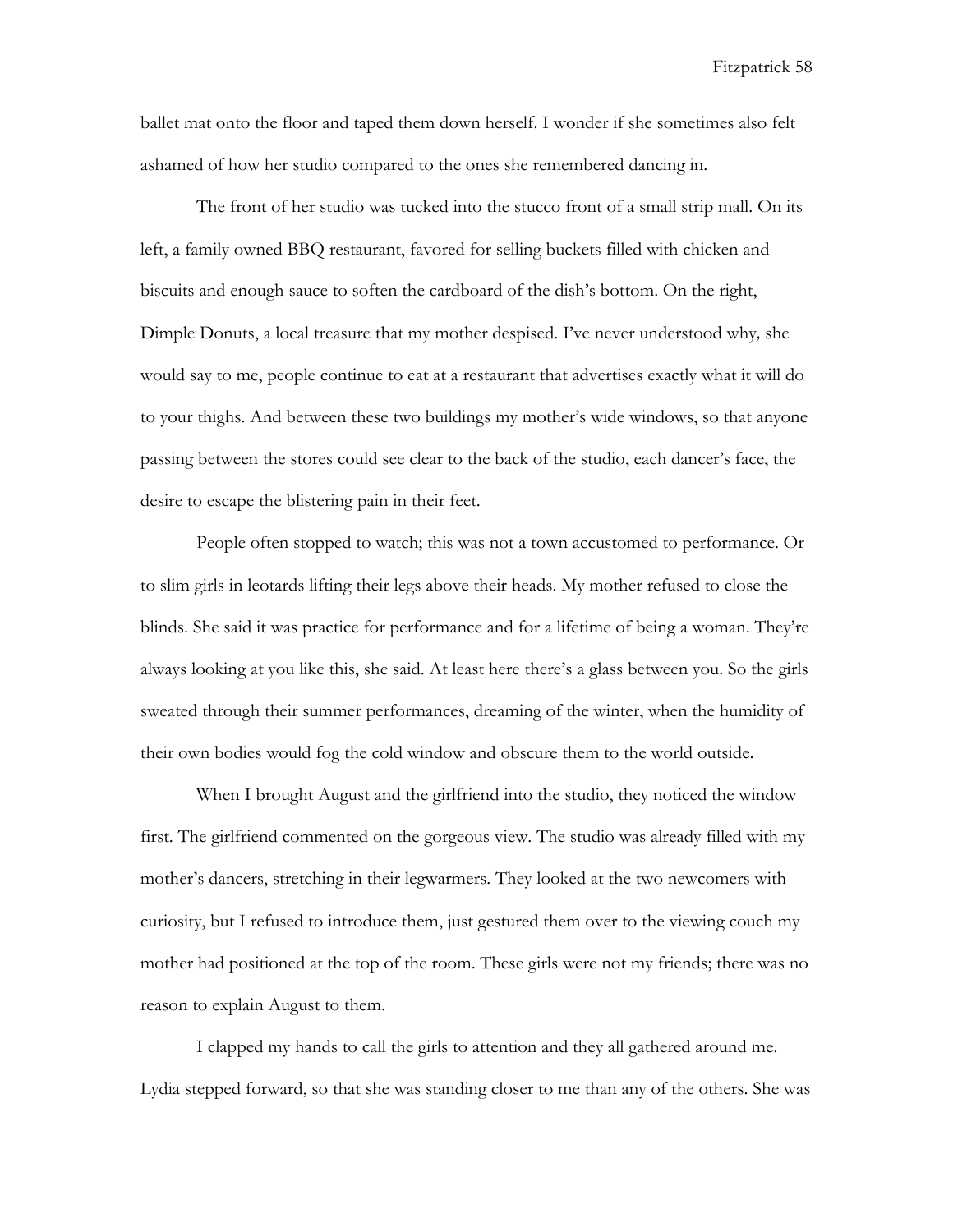ballet mat onto the floor and taped them down herself. I wonder if she sometimes also felt ashamed of how her studio compared to the ones she remembered dancing in.

The front of her studio was tucked into the stucco front of a small strip mall. On its left, a family owned BBQ restaurant, favored for selling buckets filled with chicken and biscuits and enough sauce to soften the cardboard of the dish's bottom. On the right, Dimple Donuts, a local treasure that my mother despised. *I've never understood why,* she would say to me, *people continue to eat at a restaurant that advertises exactly what it will do to your thighs.* And between these two buildings my mother's wide windows, so that anyone passing between the stores could see clear to the back of the studio, each dancer's face, the desire to escape the blistering pain in their feet.

People often stopped to watch; this was not a town accustomed to performance. Or to slim girls in leotards lifting their legs above their heads. My mother refused to close the blinds. She said it was practice for performance and for a lifetime of being a woman. *They're always looking at you like this,* she said. *At least here there's a glass between you.* So the girls sweated through their summer performances, dreaming of the winter, when the humidity of their own bodies would fog the cold window and obscure them to the world outside.

When I brought August and the girlfriend into the studio, they noticed the window first. The girlfriend commented on the gorgeous view. The studio was already filled with my mother's dancers, stretching in their legwarmers. They looked at the two newcomers with curiosity, but I refused to introduce them, just gestured them over to the viewing couch my mother had positioned at the top of the room. These girls were not my friends; there was no reason to explain August to them.

I clapped my hands to call the girls to attention and they all gathered around me. Lydia stepped forward, so that she was standing closer to me than any of the others. She was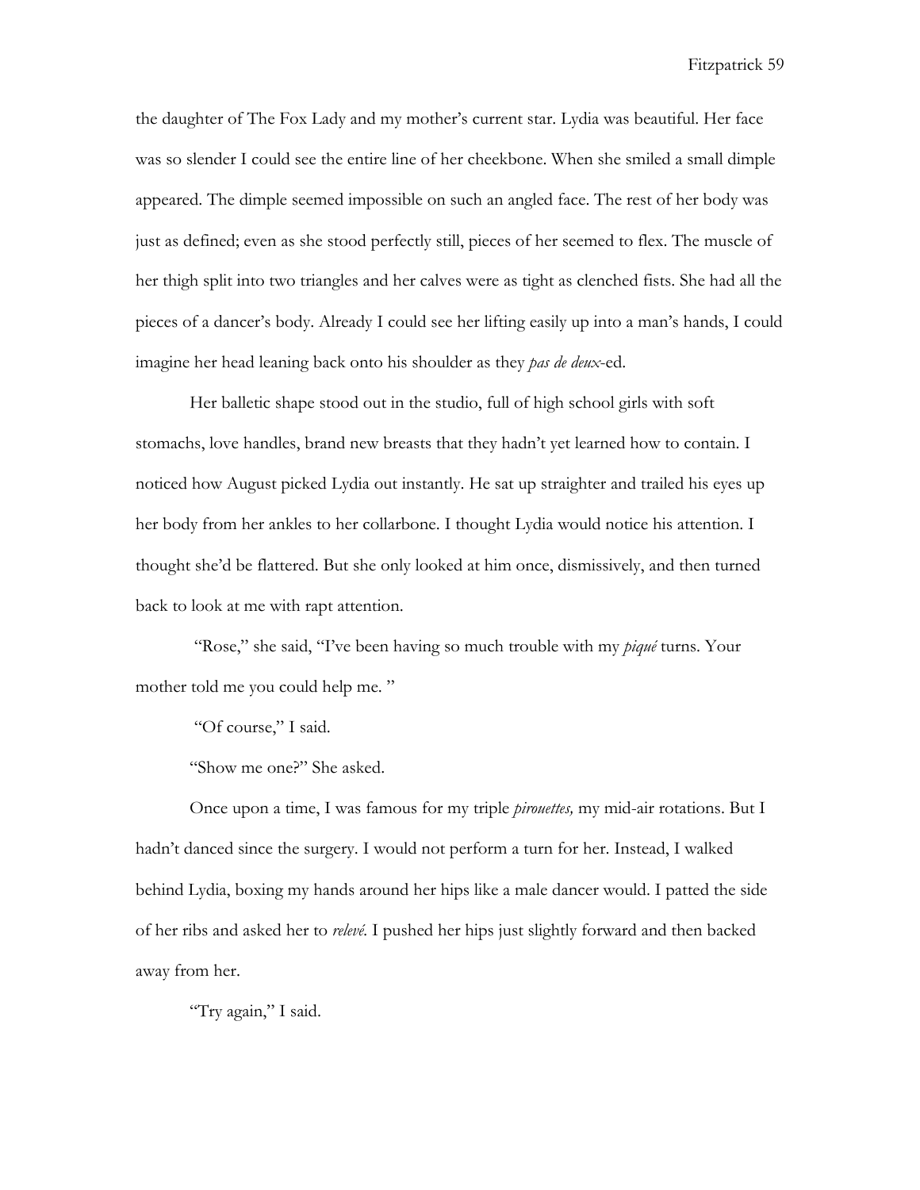the daughter of The Fox Lady and my mother's current star. Lydia was beautiful. Her face was so slender I could see the entire line of her cheekbone. When she smiled a small dimple appeared. The dimple seemed impossible on such an angled face. The rest of her body was just as defined; even as she stood perfectly still, pieces of her seemed to flex. The muscle of her thigh split into two triangles and her calves were as tight as clenched fists. She had all the pieces of a dancer's body. Already I could see her lifting easily up into a man's hands, I could imagine her head leaning back onto his shoulder as they *pas de deux*-ed.

Her balletic shape stood out in the studio, full of high school girls with soft stomachs, love handles, brand new breasts that they hadn't yet learned how to contain. I noticed how August picked Lydia out instantly. He sat up straighter and trailed his eyes up her body from her ankles to her collarbone. I thought Lydia would notice his attention. I thought she'd be flattered. But she only looked at him once, dismissively, and then turned back to look at me with rapt attention.

"Rose," she said, "I've been having so much trouble with my *piqué* turns. Your mother told me you could help me. "

"Of course," I said.

"Show me one?" She asked.

Once upon a time, I was famous for my triple *pirouettes,* my mid-air rotations. But I hadn't danced since the surgery. I would not perform a turn for her. Instead, I walked behind Lydia, boxing my hands around her hips like a male dancer would. I patted the side of her ribs and asked her to *relevé*. I pushed her hips just slightly forward and then backed away from her.

"Try again," I said.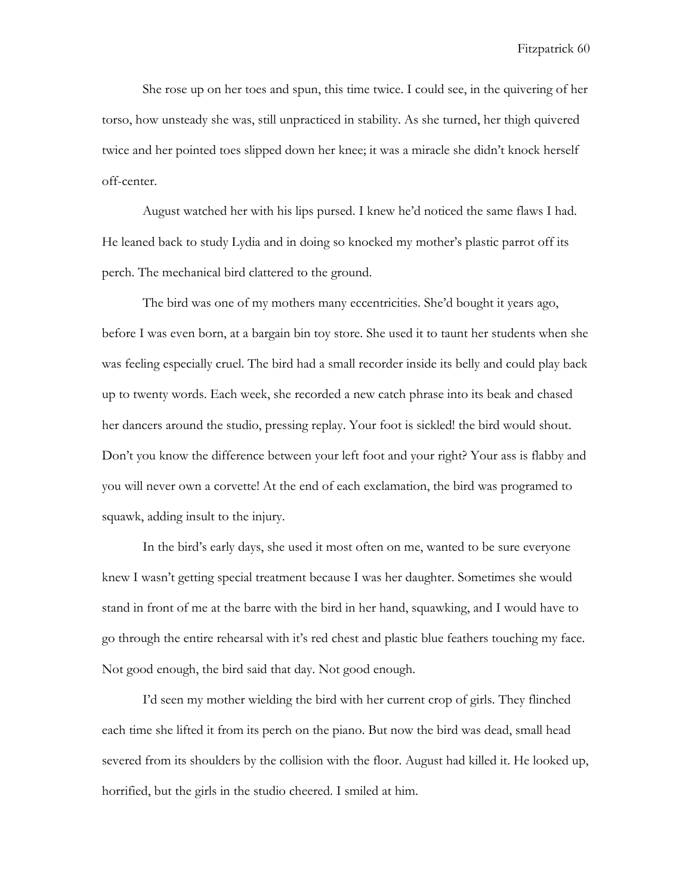She rose up on her toes and spun, this time twice. I could see, in the quivering of her torso, how unsteady she was, still unpracticed in stability. As she turned, her thigh quivered twice and her pointed toes slipped down her knee; it was a miracle she didn't knock herself off-center.

August watched her with his lips pursed. I knew he'd noticed the same flaws I had. He leaned back to study Lydia and in doing so knocked my mother's plastic parrot off its perch. The mechanical bird clattered to the ground.

The bird was one of my mothers many eccentricities. She'd bought it years ago, before I was even born, at a bargain bin toy store. She used it to taunt her students when she was feeling especially cruel. The bird had a small recorder inside its belly and could play back up to twenty words. Each week, she recorded a new catch phrase into its beak and chased her dancers around the studio, pressing replay. Your foot is sickled! the bird would shout. Don't you know the difference between your left foot and your right? Your ass is flabby and you will never own a corvette! At the end of each exclamation, the bird was programed to squawk, adding insult to the injury.

In the bird's early days, she used it most often on me, wanted to be sure everyone knew I wasn't getting special treatment because I was her daughter. Sometimes she would stand in front of me at the barre with the bird in her hand, squawking, and I would have to go through the entire rehearsal with it's red chest and plastic blue feathers touching my face. Not good enough, the bird said that day. Not good enough.

I'd seen my mother wielding the bird with her current crop of girls. They flinched each time she lifted it from its perch on the piano. But now the bird was dead, small head severed from its shoulders by the collision with the floor. August had killed it. He looked up, horrified, but the girls in the studio cheered. I smiled at him.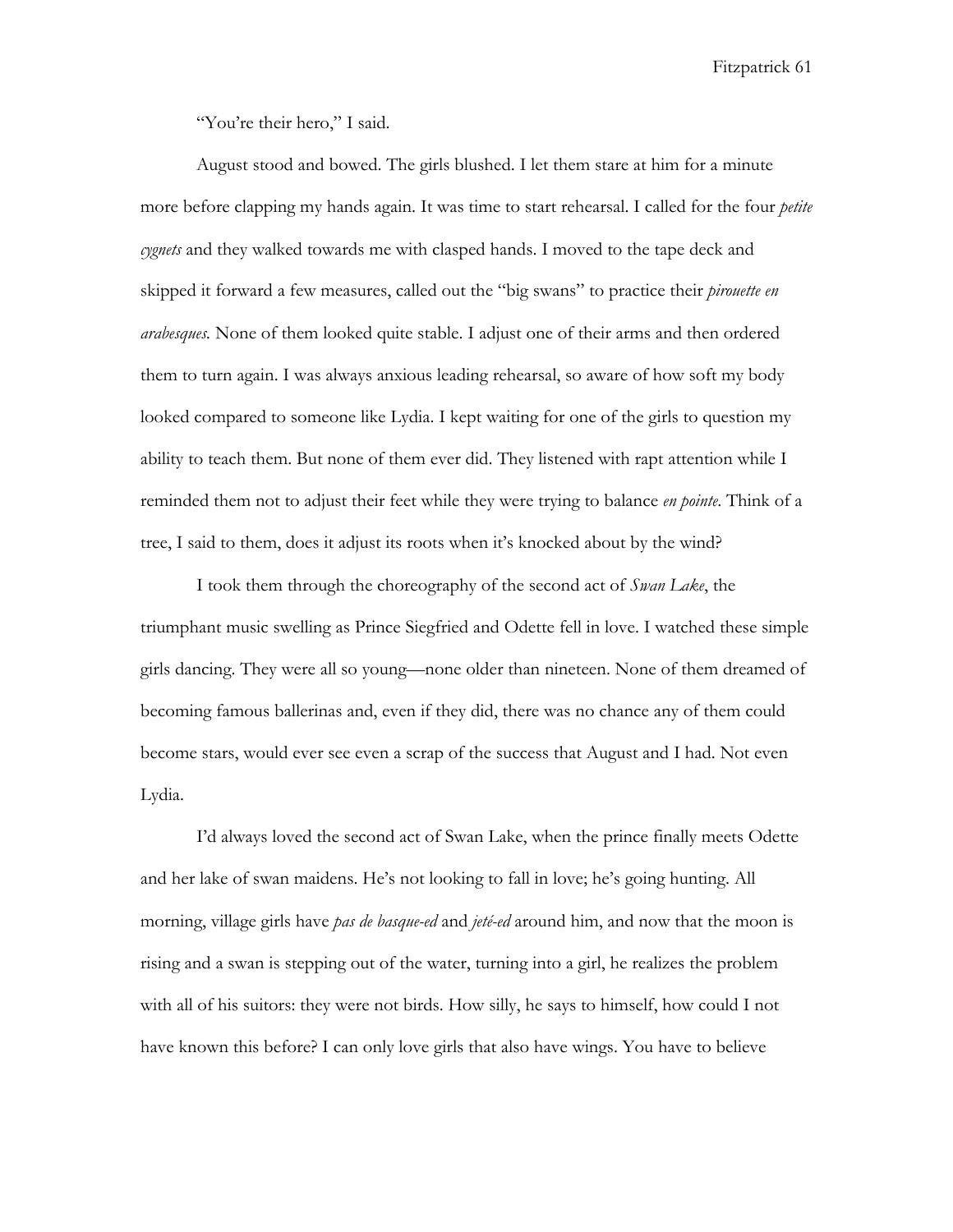"You're their hero," I said.

August stood and bowed. The girls blushed. I let them stare at him for a minute more before clapping my hands again. It was time to start rehearsal. I called for the four *petite cygnets* and they walked towards me with clasped hands. I moved to the tape deck and skipped it forward a few measures, called out the "big swans" to practice their *pirouette en arabesques.* None of them looked quite stable. I adjust one of their arms and then ordered them to turn again. I was always anxious leading rehearsal, so aware of how soft my body looked compared to someone like Lydia. I kept waiting for one of the girls to question my ability to teach them. But none of them ever did. They listened with rapt attention while I reminded them not to adjust their feet while they were trying to balance *en pointe*. Think of a tree, I said to them, does it adjust its roots when it's knocked about by the wind?

I took them through the choreography of the second act of *Swan Lake*, the triumphant music swelling as Prince Siegfried and Odette fell in love. I watched these simple girls dancing. They were all so young—none older than nineteen. None of them dreamed of becoming famous ballerinas and, even if they did, there was no chance any of them could become stars, would ever see even a scrap of the success that August and I had. Not even Lydia.

I'd always loved the second act of Swan Lake, when the prince finally meets Odette and her lake of swan maidens. He's not looking to fall in love; he's going hunting. All morning, village girls have *pas de basque-ed* and *jeté-ed* around him, and now that the moon is rising and a swan is stepping out of the water, turning into a girl, he realizes the problem with all of his suitors: they were not birds. How silly, he says to himself, how could I not have known this before? I can only love girls that also have wings. You have to believe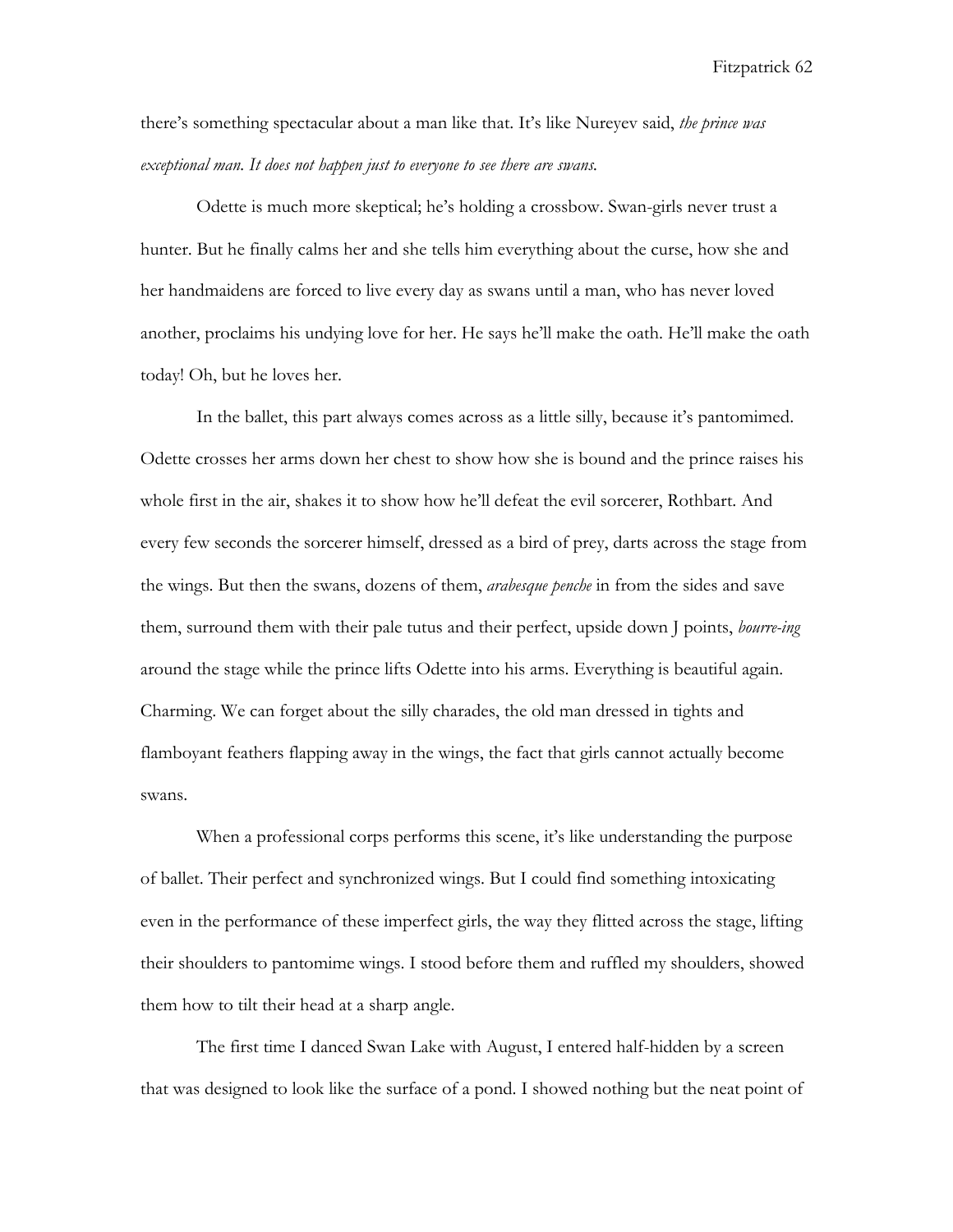there's something spectacular about a man like that. It's like Nureyev said, *the prince was exceptional man. It does not happen just to everyone to see there are swans.*

Odette is much more skeptical; he's holding a crossbow. Swan-girls never trust a hunter. But he finally calms her and she tells him everything about the curse, how she and her handmaidens are forced to live every day as swans until a man, who has never loved another, proclaims his undying love for her. He says he'll make the oath. He'll make the oath today! Oh, but he loves her.

In the ballet, this part always comes across as a little silly, because it's pantomimed. Odette crosses her arms down her chest to show how she is bound and the prince raises his whole first in the air, shakes it to show how he'll defeat the evil sorcerer, Rothbart. And every few seconds the sorcerer himself, dressed as a bird of prey, darts across the stage from the wings. But then the swans, dozens of them, *arabesque penche* in from the sides and save them, surround them with their pale tutus and their perfect, upside down J points, *bourre-ing* around the stage while the prince lifts Odette into his arms. Everything is beautiful again. Charming. We can forget about the silly charades, the old man dressed in tights and flamboyant feathers flapping away in the wings, the fact that girls cannot actually become swans.

When a professional corps performs this scene, it's like understanding the purpose of ballet. Their perfect and synchronized wings. But I could find something intoxicating even in the performance of these imperfect girls, the way they flitted across the stage, lifting their shoulders to pantomime wings. I stood before them and ruffled my shoulders, showed them how to tilt their head at a sharp angle.

The first time I danced Swan Lake with August, I entered half-hidden by a screen that was designed to look like the surface of a pond. I showed nothing but the neat point of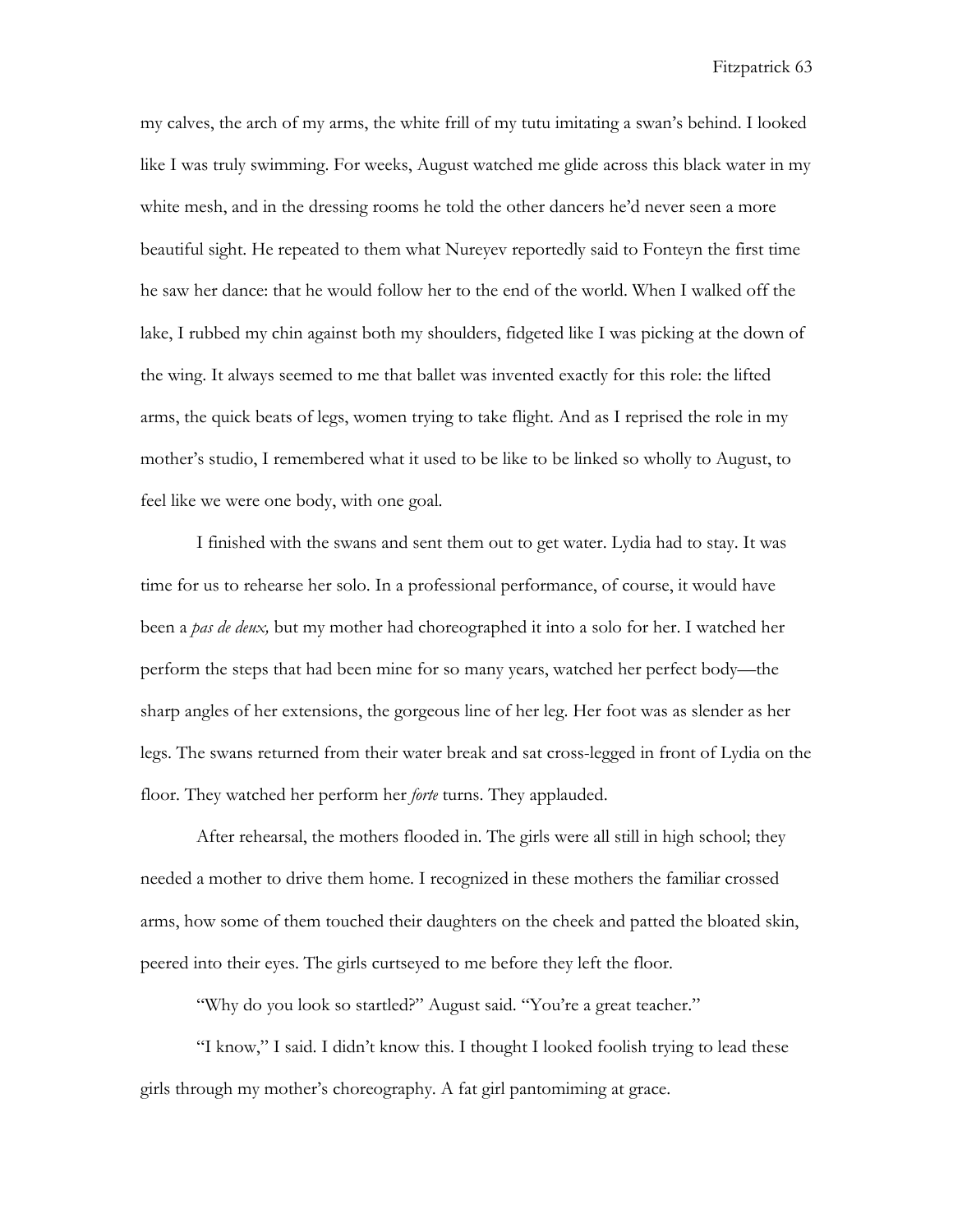my calves, the arch of my arms, the white frill of my tutu imitating a swan's behind. I looked like I was truly swimming. For weeks, August watched me glide across this black water in my white mesh, and in the dressing rooms he told the other dancers he'd never seen a more beautiful sight. He repeated to them what Nureyev reportedly said to Fonteyn the first time he saw her dance: that he would follow her to the end of the world. When I walked off the lake, I rubbed my chin against both my shoulders, fidgeted like I was picking at the down of the wing. It always seemed to me that ballet was invented exactly for this role: the lifted arms, the quick beats of legs, women trying to take flight. And as I reprised the role in my mother's studio, I remembered what it used to be like to be linked so wholly to August, to feel like we were one body, with one goal.

I finished with the swans and sent them out to get water. Lydia had to stay. It was time for us to rehearse her solo. In a professional performance, of course, it would have been a *pas de deux,* but my mother had choreographed it into a solo for her. I watched her perform the steps that had been mine for so many years, watched her perfect body—the sharp angles of her extensions, the gorgeous line of her leg. Her foot was as slender as her legs. The swans returned from their water break and sat cross-legged in front of Lydia on the floor. They watched her perform her *forte* turns. They applauded.

After rehearsal, the mothers flooded in. The girls were all still in high school; they needed a mother to drive them home. I recognized in these mothers the familiar crossed arms, how some of them touched their daughters on the cheek and patted the bloated skin, peered into their eyes. The girls curtseyed to me before they left the floor.

"Why do you look so startled?" August said. "You're a great teacher."

"I know," I said. I didn't know this. I thought I looked foolish trying to lead these girls through my mother's choreography. A fat girl pantomiming at grace.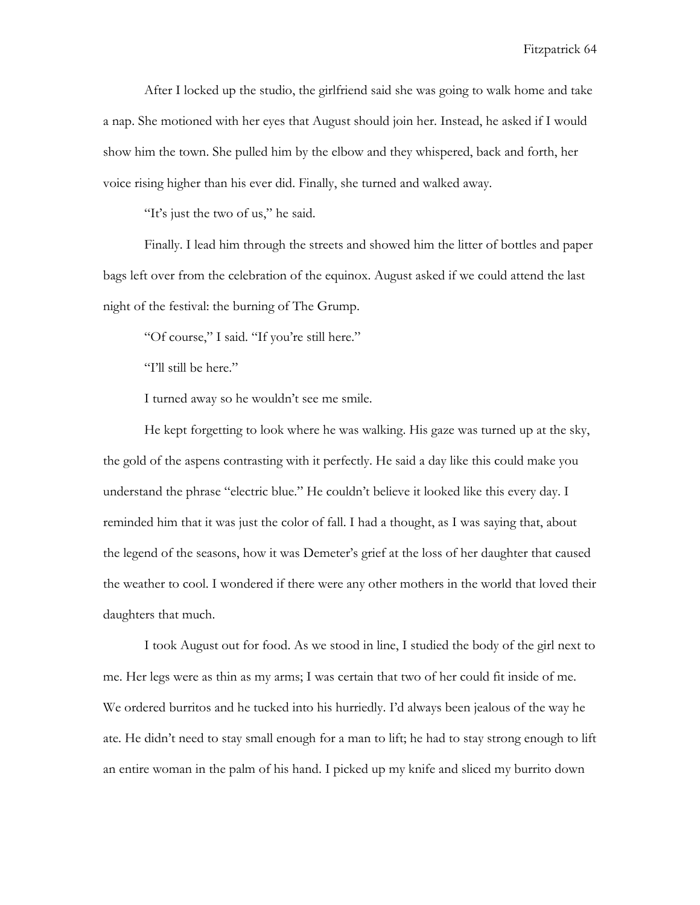After I locked up the studio, the girlfriend said she was going to walk home and take a nap. She motioned with her eyes that August should join her. Instead, he asked if I would show him the town. She pulled him by the elbow and they whispered, back and forth, her voice rising higher than his ever did. Finally, she turned and walked away.

"It's just the two of us," he said.

Finally. I lead him through the streets and showed him the litter of bottles and paper bags left over from the celebration of the equinox. August asked if we could attend the last night of the festival: the burning of The Grump.

"Of course," I said. "If you're still here."

"I'll still be here."

I turned away so he wouldn't see me smile.

He kept forgetting to look where he was walking. His gaze was turned up at the sky, the gold of the aspens contrasting with it perfectly. He said a day like this could make you understand the phrase "electric blue." He couldn't believe it looked like this every day. I reminded him that it was just the color of fall. I had a thought, as I was saying that, about the legend of the seasons, how it was Demeter's grief at the loss of her daughter that caused the weather to cool. I wondered if there were any other mothers in the world that loved their daughters that much.

I took August out for food. As we stood in line, I studied the body of the girl next to me. Her legs were as thin as my arms; I was certain that two of her could fit inside of me. We ordered burritos and he tucked into his hurriedly. I'd always been jealous of the way he ate. He didn't need to stay small enough for a man to lift; he had to stay strong enough to lift an entire woman in the palm of his hand. I picked up my knife and sliced my burrito down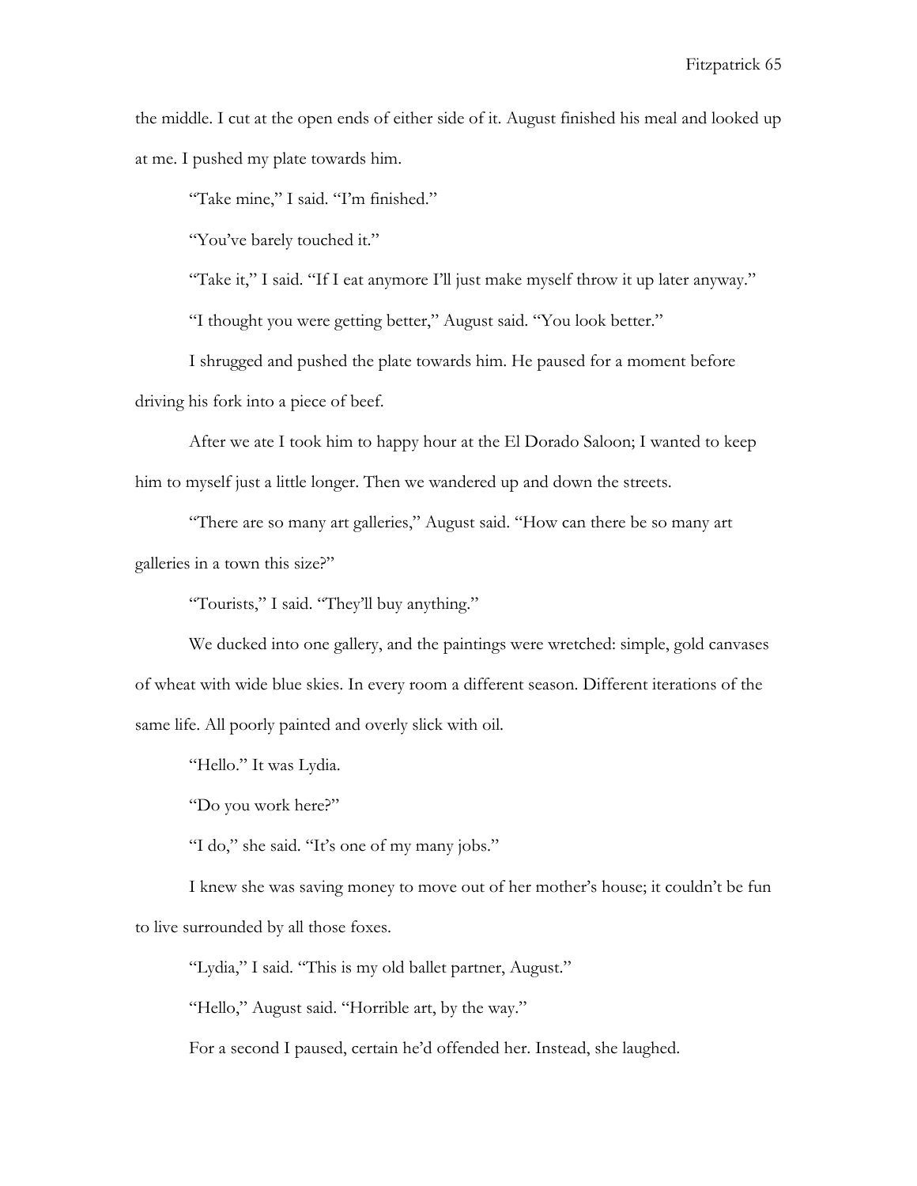the middle. I cut at the open ends of either side of it. August finished his meal and looked up at me. I pushed my plate towards him.

"Take mine," I said. "I'm finished."

"You've barely touched it."

"Take it," I said. "If I eat anymore I'll just make myself throw it up later anyway."

"I thought you were getting better," August said. "You look better."

I shrugged and pushed the plate towards him. He paused for a moment before driving his fork into a piece of beef.

After we ate I took him to happy hour at the El Dorado Saloon; I wanted to keep him to myself just a little longer. Then we wandered up and down the streets.

"There are so many art galleries," August said. "How can there be so many art galleries in a town this size?"

"Tourists," I said. "They'll buy anything."

We ducked into one gallery, and the paintings were wretched: simple, gold canvases of wheat with wide blue skies. In every room a different season. Different iterations of the same life. All poorly painted and overly slick with oil.

"Hello." It was Lydia.

"Do you work here?"

"I do," she said. "It's one of my many jobs."

I knew she was saving money to move out of her mother's house; it couldn't be fun to live surrounded by all those foxes.

"Lydia," I said. "This is my old ballet partner, August."

"Hello," August said. "Horrible art, by the way."

For a second I paused, certain he'd offended her. Instead, she laughed.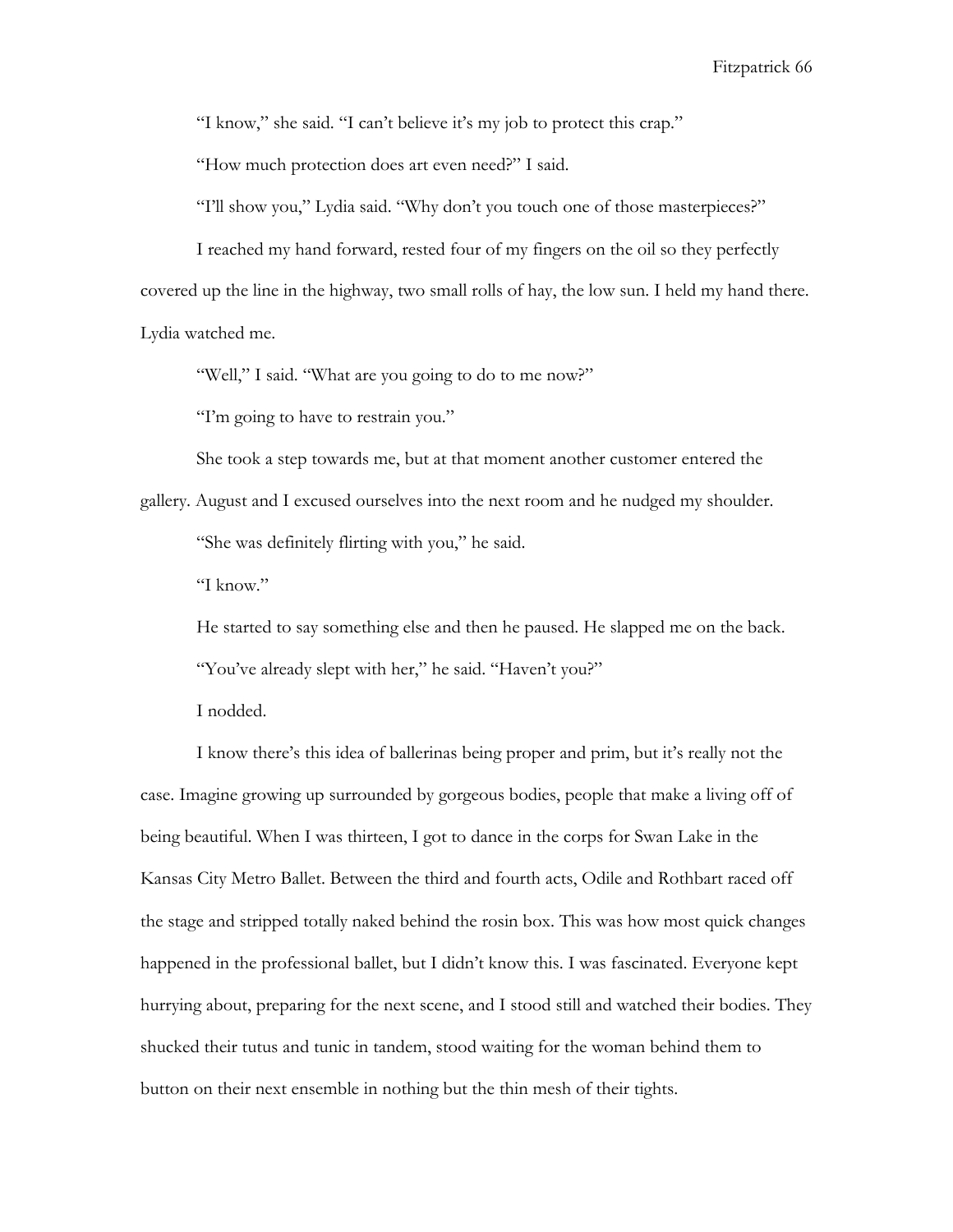"I know," she said. "I can't believe it's my job to protect this crap."

"How much protection does art even need?" I said.

"I'll show you," Lydia said. "Why don't you touch one of those masterpieces?"

I reached my hand forward, rested four of my fingers on the oil so they perfectly covered up the line in the highway, two small rolls of hay, the low sun. I held my hand there. Lydia watched me.

"Well," I said. "What are you going to do to me now?"

"I'm going to have to restrain you."

She took a step towards me, but at that moment another customer entered the gallery. August and I excused ourselves into the next room and he nudged my shoulder.

"She was definitely flirting with you," he said.

"I know."

He started to say something else and then he paused. He slapped me on the back.

"You've already slept with her," he said. "Haven't you?"

I nodded.

I know there's this idea of ballerinas being proper and prim, but it's really not the case. Imagine growing up surrounded by gorgeous bodies, people that make a living off of being beautiful. When I was thirteen, I got to dance in the corps for Swan Lake in the Kansas City Metro Ballet. Between the third and fourth acts, Odile and Rothbart raced off the stage and stripped totally naked behind the rosin box. This was how most quick changes happened in the professional ballet, but I didn't know this. I was fascinated. Everyone kept hurrying about, preparing for the next scene, and I stood still and watched their bodies. They shucked their tutus and tunic in tandem, stood waiting for the woman behind them to button on their next ensemble in nothing but the thin mesh of their tights.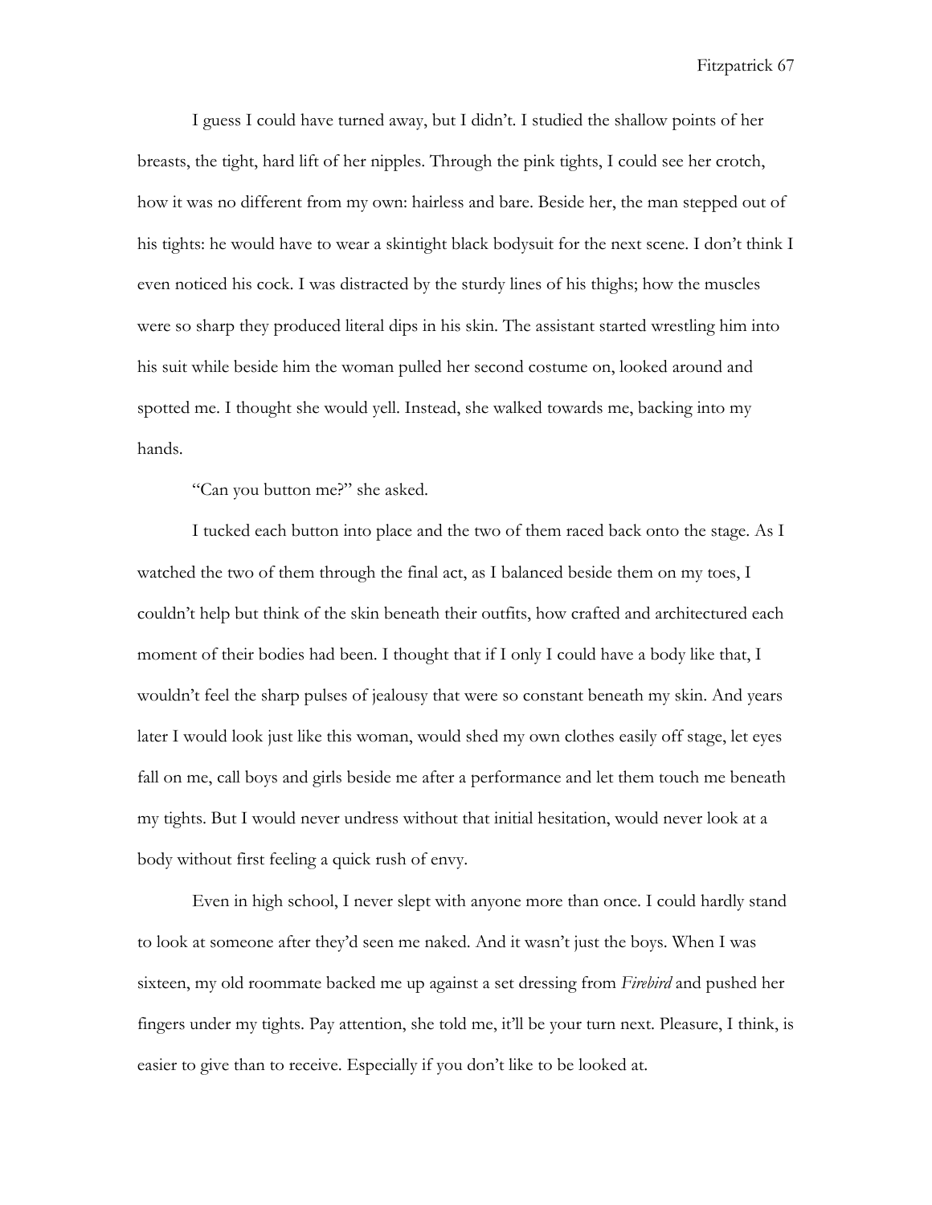I guess I could have turned away, but I didn't. I studied the shallow points of her breasts, the tight, hard lift of her nipples. Through the pink tights, I could see her crotch, how it was no different from my own: hairless and bare. Beside her, the man stepped out of his tights: he would have to wear a skintight black bodysuit for the next scene. I don't think I even noticed his cock. I was distracted by the sturdy lines of his thighs; how the muscles were so sharp they produced literal dips in his skin. The assistant started wrestling him into his suit while beside him the woman pulled her second costume on, looked around and spotted me. I thought she would yell. Instead, she walked towards me, backing into my hands.

"Can you button me?" she asked.

I tucked each button into place and the two of them raced back onto the stage. As I watched the two of them through the final act, as I balanced beside them on my toes, I couldn't help but think of the skin beneath their outfits, how crafted and architectured each moment of their bodies had been. I thought that if I only I could have a body like that, I wouldn't feel the sharp pulses of jealousy that were so constant beneath my skin. And years later I would look just like this woman, would shed my own clothes easily off stage, let eyes fall on me, call boys and girls beside me after a performance and let them touch me beneath my tights. But I would never undress without that initial hesitation, would never look at a body without first feeling a quick rush of envy.

Even in high school, I never slept with anyone more than once. I could hardly stand to look at someone after they'd seen me naked. And it wasn't just the boys. When I was sixteen, my old roommate backed me up against a set dressing from *Firebird* and pushed her fingers under my tights. Pay attention, she told me, it'll be your turn next. Pleasure, I think, is easier to give than to receive. Especially if you don't like to be looked at.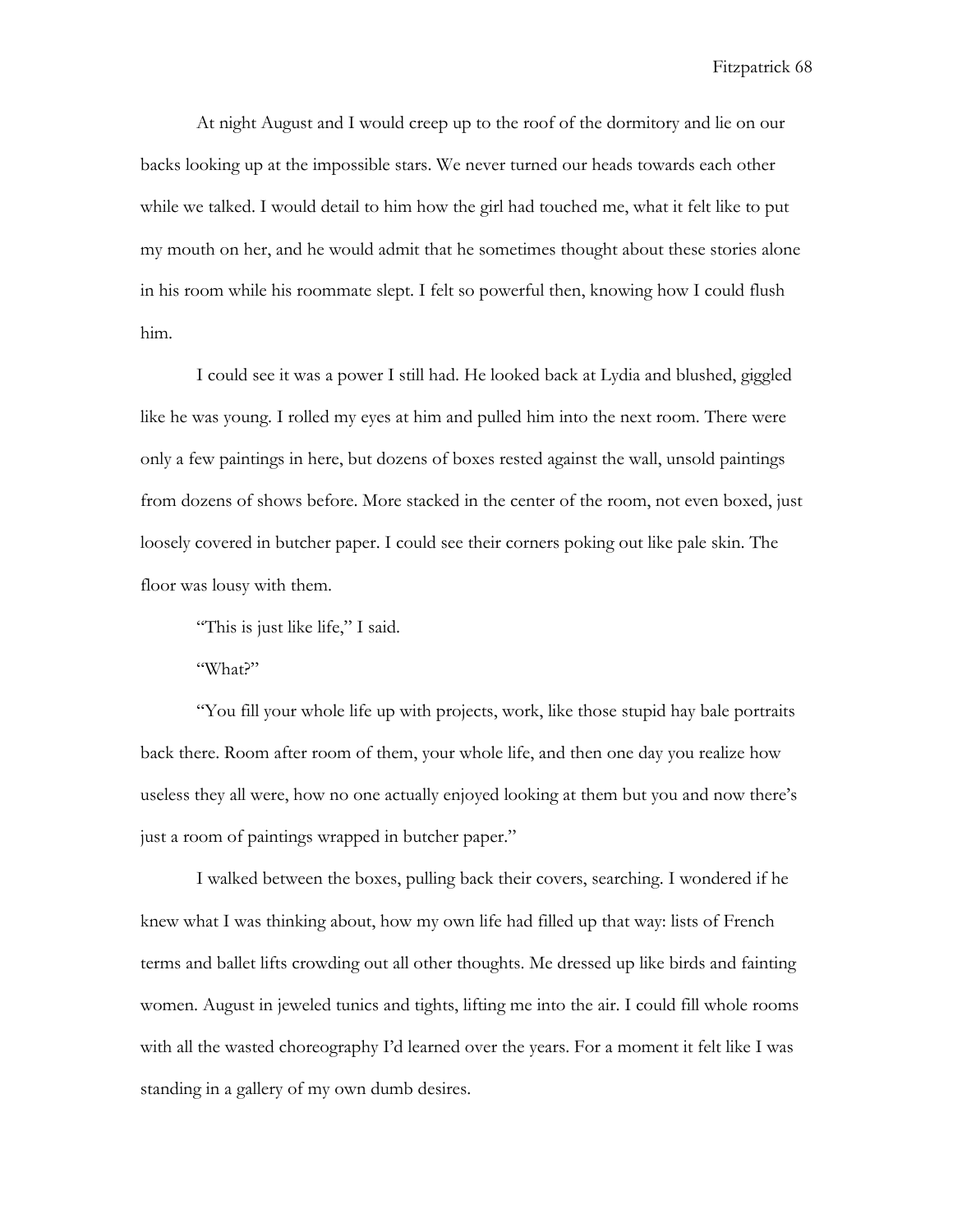At night August and I would creep up to the roof of the dormitory and lie on our backs looking up at the impossible stars. We never turned our heads towards each other while we talked. I would detail to him how the girl had touched me, what it felt like to put my mouth on her, and he would admit that he sometimes thought about these stories alone in his room while his roommate slept. I felt so powerful then, knowing how I could flush him.

I could see it was a power I still had. He looked back at Lydia and blushed, giggled like he was young. I rolled my eyes at him and pulled him into the next room. There were only a few paintings in here, but dozens of boxes rested against the wall, unsold paintings from dozens of shows before. More stacked in the center of the room, not even boxed, just loosely covered in butcher paper. I could see their corners poking out like pale skin. The floor was lousy with them.

"This is just like life," I said.

"What?"

"You fill your whole life up with projects, work, like those stupid hay bale portraits back there. Room after room of them, your whole life, and then one day you realize how useless they all were, how no one actually enjoyed looking at them but you and now there's just a room of paintings wrapped in butcher paper."

I walked between the boxes, pulling back their covers, searching. I wondered if he knew what I was thinking about, how my own life had filled up that way: lists of French terms and ballet lifts crowding out all other thoughts. Me dressed up like birds and fainting women. August in jeweled tunics and tights, lifting me into the air. I could fill whole rooms with all the wasted choreography I'd learned over the years. For a moment it felt like I was standing in a gallery of my own dumb desires.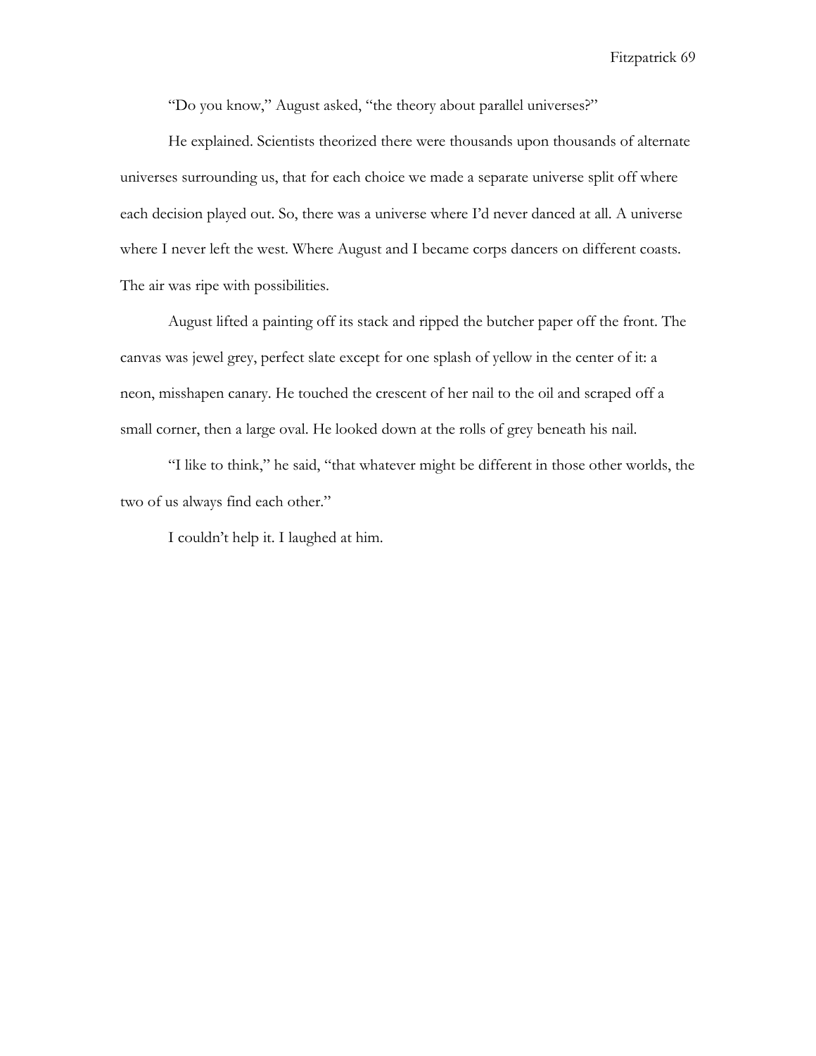"Do you know," August asked, "the theory about parallel universes?"

He explained. Scientists theorized there were thousands upon thousands of alternate universes surrounding us, that for each choice we made a separate universe split off where each decision played out. So, there was a universe where I'd never danced at all. A universe where I never left the west. Where August and I became corps dancers on different coasts. The air was ripe with possibilities.

August lifted a painting off its stack and ripped the butcher paper off the front. The canvas was jewel grey, perfect slate except for one splash of yellow in the center of it: a neon, misshapen canary. He touched the crescent of her nail to the oil and scraped off a small corner, then a large oval. He looked down at the rolls of grey beneath his nail.

"I like to think," he said, "that whatever might be different in those other worlds, the two of us always find each other."

I couldn't help it. I laughed at him.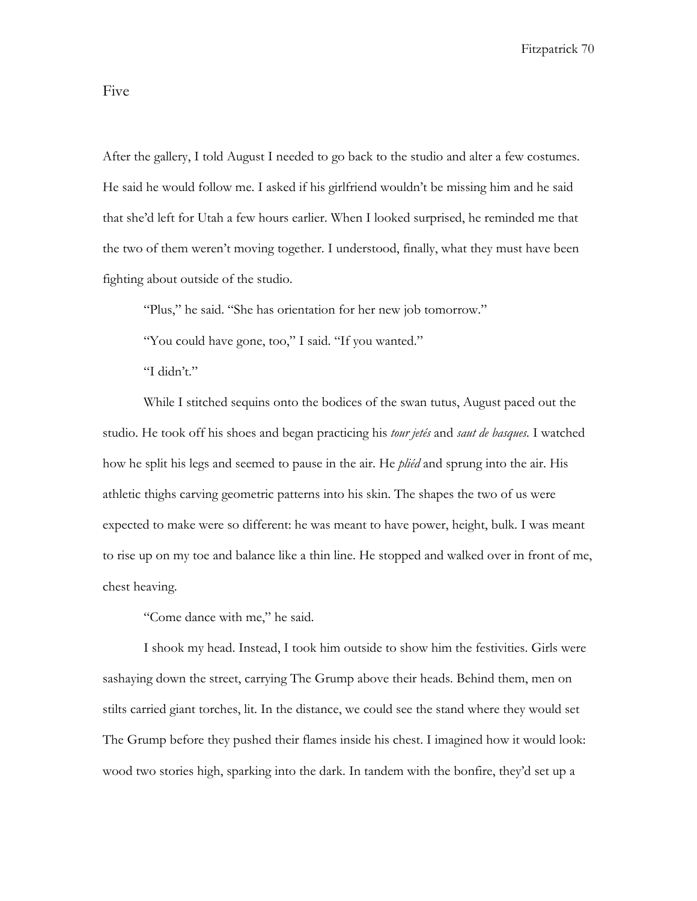## Five

After the gallery, I told August I needed to go back to the studio and alter a few costumes. He said he would follow me. I asked if his girlfriend wouldn't be missing him and he said that she'd left for Utah a few hours earlier. When I looked surprised, he reminded me that the two of them weren't moving together. I understood, finally, what they must have been fighting about outside of the studio.

"Plus," he said. "She has orientation for her new job tomorrow."

"You could have gone, too," I said. "If you wanted."

"I didn't."

While I stitched sequins onto the bodices of the swan tutus, August paced out the studio. He took off his shoes and began practicing his *tour jetés* and *saut de basques*. I watched how he split his legs and seemed to pause in the air. He *pliéd* and sprung into the air. His athletic thighs carving geometric patterns into his skin. The shapes the two of us were expected to make were so different: he was meant to have power, height, bulk. I was meant to rise up on my toe and balance like a thin line. He stopped and walked over in front of me, chest heaving.

"Come dance with me," he said.

I shook my head. Instead, I took him outside to show him the festivities. Girls were sashaying down the street, carrying The Grump above their heads. Behind them, men on stilts carried giant torches, lit. In the distance, we could see the stand where they would set The Grump before they pushed their flames inside his chest. I imagined how it would look: wood two stories high, sparking into the dark. In tandem with the bonfire, they'd set up a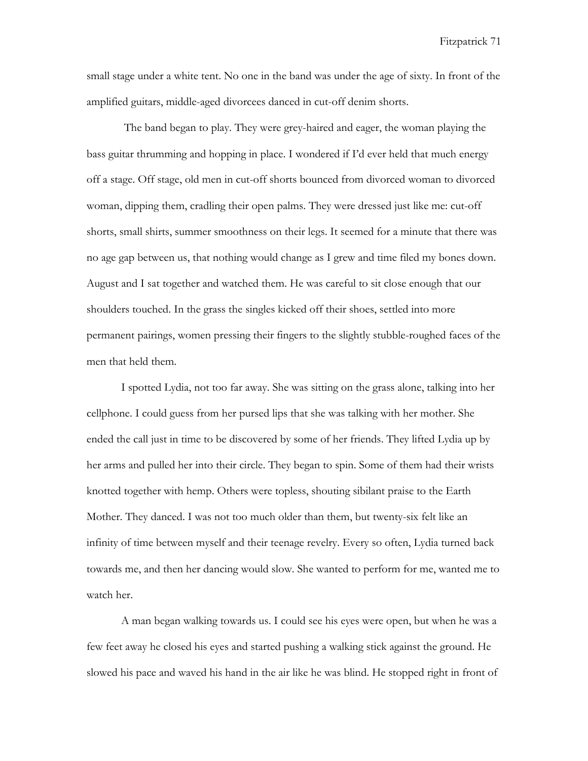small stage under a white tent. No one in the band was under the age of sixty. In front of the amplified guitars, middle-aged divorcees danced in cut-off denim shorts.

The band began to play. They were grey-haired and eager, the woman playing the bass guitar thrumming and hopping in place. I wondered if I'd ever held that much energy off a stage. Off stage, old men in cut-off shorts bounced from divorced woman to divorced woman, dipping them, cradling their open palms. They were dressed just like me: cut-off shorts, small shirts, summer smoothness on their legs. It seemed for a minute that there was no age gap between us, that nothing would change as I grew and time filed my bones down. August and I sat together and watched them. He was careful to sit close enough that our shoulders touched. In the grass the singles kicked off their shoes, settled into more permanent pairings, women pressing their fingers to the slightly stubble-roughed faces of the men that held them.

I spotted Lydia, not too far away. She was sitting on the grass alone, talking into her cellphone. I could guess from her pursed lips that she was talking with her mother. She ended the call just in time to be discovered by some of her friends. They lifted Lydia up by her arms and pulled her into their circle. They began to spin. Some of them had their wrists knotted together with hemp. Others were topless, shouting sibilant praise to the Earth Mother. They danced. I was not too much older than them, but twenty-six felt like an infinity of time between myself and their teenage revelry. Every so often, Lydia turned back towards me, and then her dancing would slow. She wanted to perform for me, wanted me to watch her.

A man began walking towards us. I could see his eyes were open, but when he was a few feet away he closed his eyes and started pushing a walking stick against the ground. He slowed his pace and waved his hand in the air like he was blind. He stopped right in front of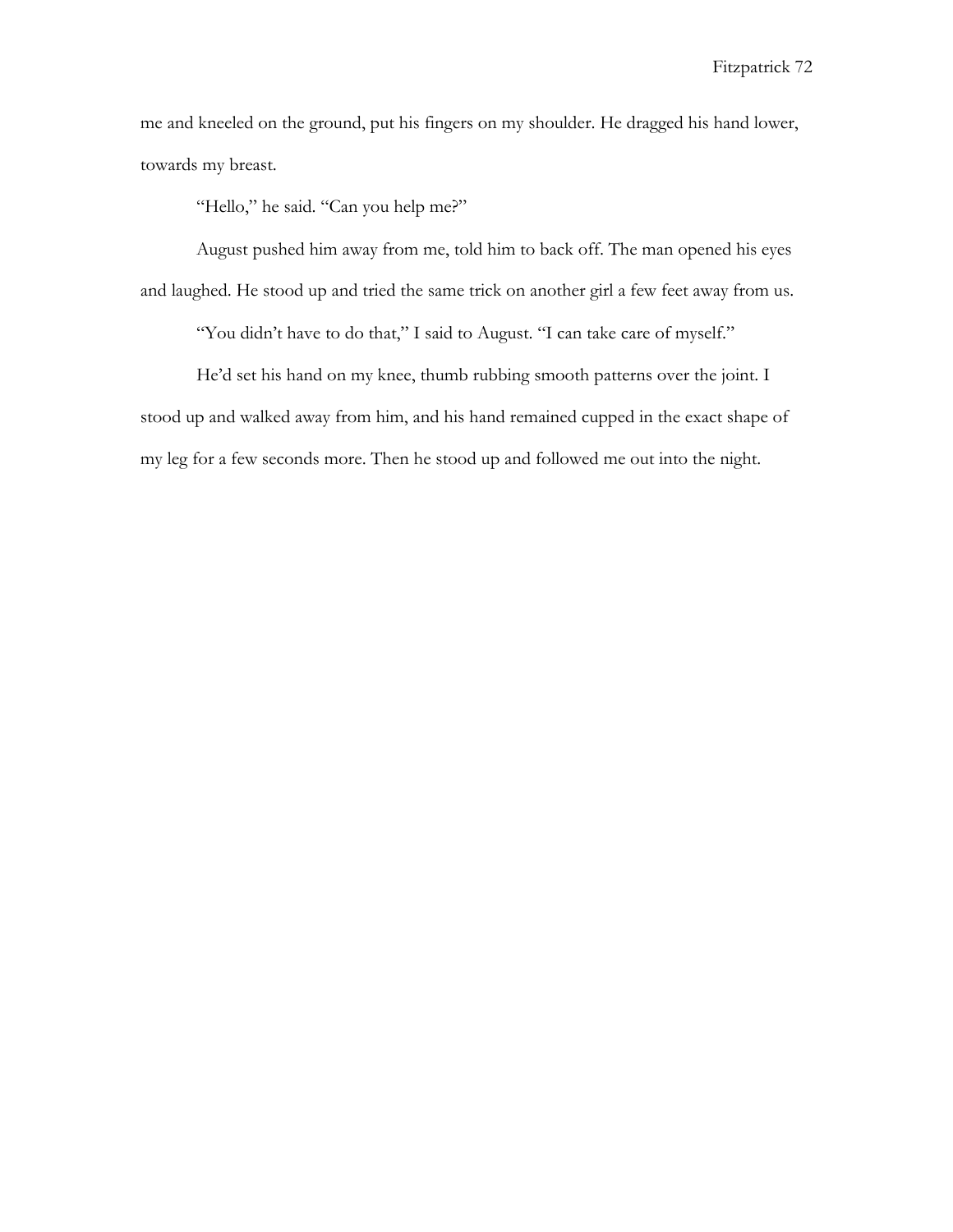me and kneeled on the ground, put his fingers on my shoulder. He dragged his hand lower, towards my breast.

"Hello," he said. "Can you help me?"

August pushed him away from me, told him to back off. The man opened his eyes and laughed. He stood up and tried the same trick on another girl a few feet away from us.

"You didn't have to do that," I said to August. "I can take care of myself."

He'd set his hand on my knee, thumb rubbing smooth patterns over the joint. I stood up and walked away from him, and his hand remained cupped in the exact shape of my leg for a few seconds more. Then he stood up and followed me out into the night.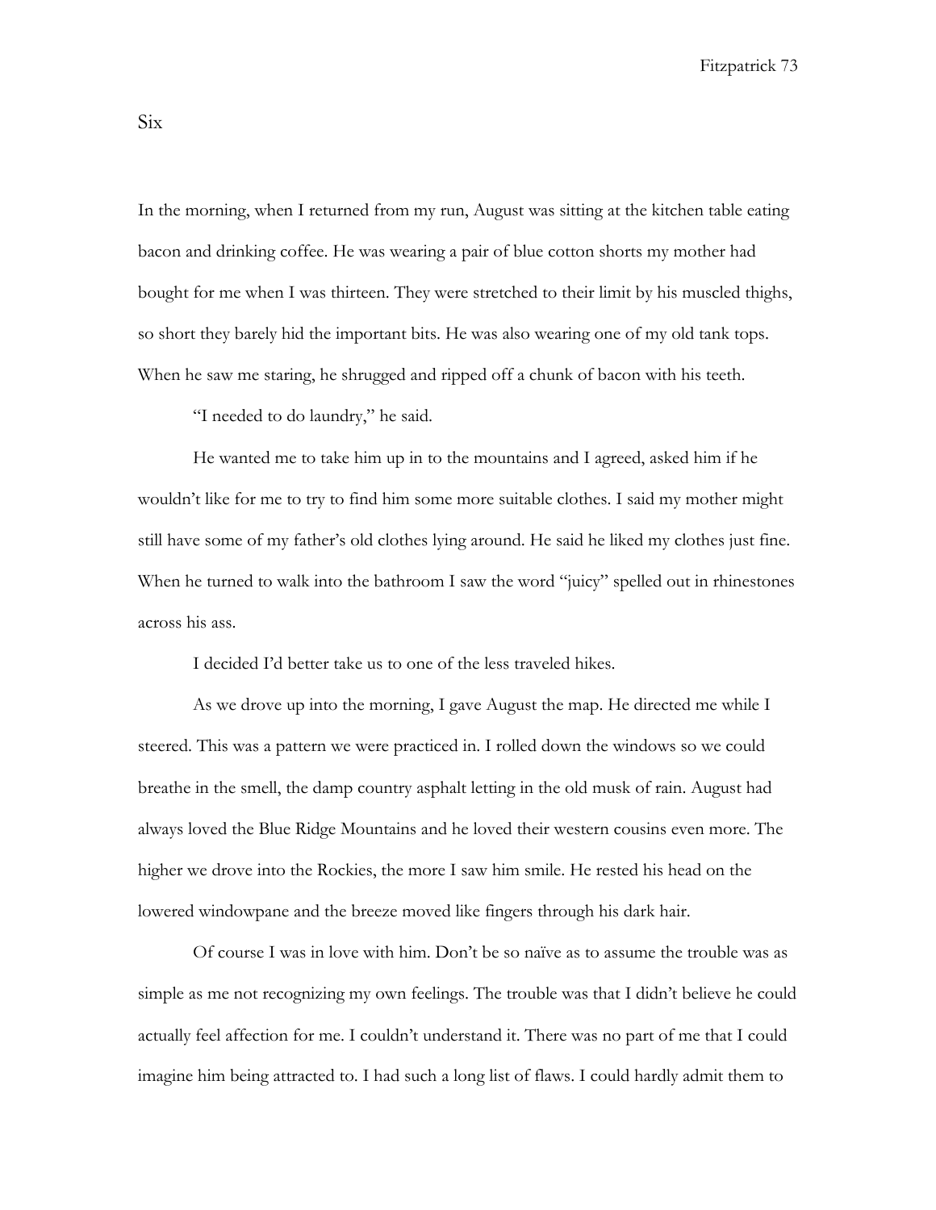# Six

In the morning, when I returned from my run, August was sitting at the kitchen table eating bacon and drinking coffee. He was wearing a pair of blue cotton shorts my mother had bought for me when I was thirteen. They were stretched to their limit by his muscled thighs, so short they barely hid the important bits. He was also wearing one of my old tank tops. When he saw me staring, he shrugged and ripped off a chunk of bacon with his teeth.

"I needed to do laundry," he said.

He wanted me to take him up in to the mountains and I agreed, asked him if he wouldn't like for me to try to find him some more suitable clothes. I said my mother might still have some of my father's old clothes lying around. He said he liked my clothes just fine. When he turned to walk into the bathroom I saw the word "juicy" spelled out in rhinestones across his ass.

I decided I'd better take us to one of the less traveled hikes.

As we drove up into the morning, I gave August the map. He directed me while I steered. This was a pattern we were practiced in. I rolled down the windows so we could breathe in the smell, the damp country asphalt letting in the old musk of rain. August had always loved the Blue Ridge Mountains and he loved their western cousins even more. The higher we drove into the Rockies, the more I saw him smile. He rested his head on the lowered windowpane and the breeze moved like fingers through his dark hair.

Of course I was in love with him. Don't be so naïve as to assume the trouble was as simple as me not recognizing my own feelings. The trouble was that I didn't believe he could actually feel affection for me. I couldn't understand it. There was no part of me that I could imagine him being attracted to. I had such a long list of flaws. I could hardly admit them to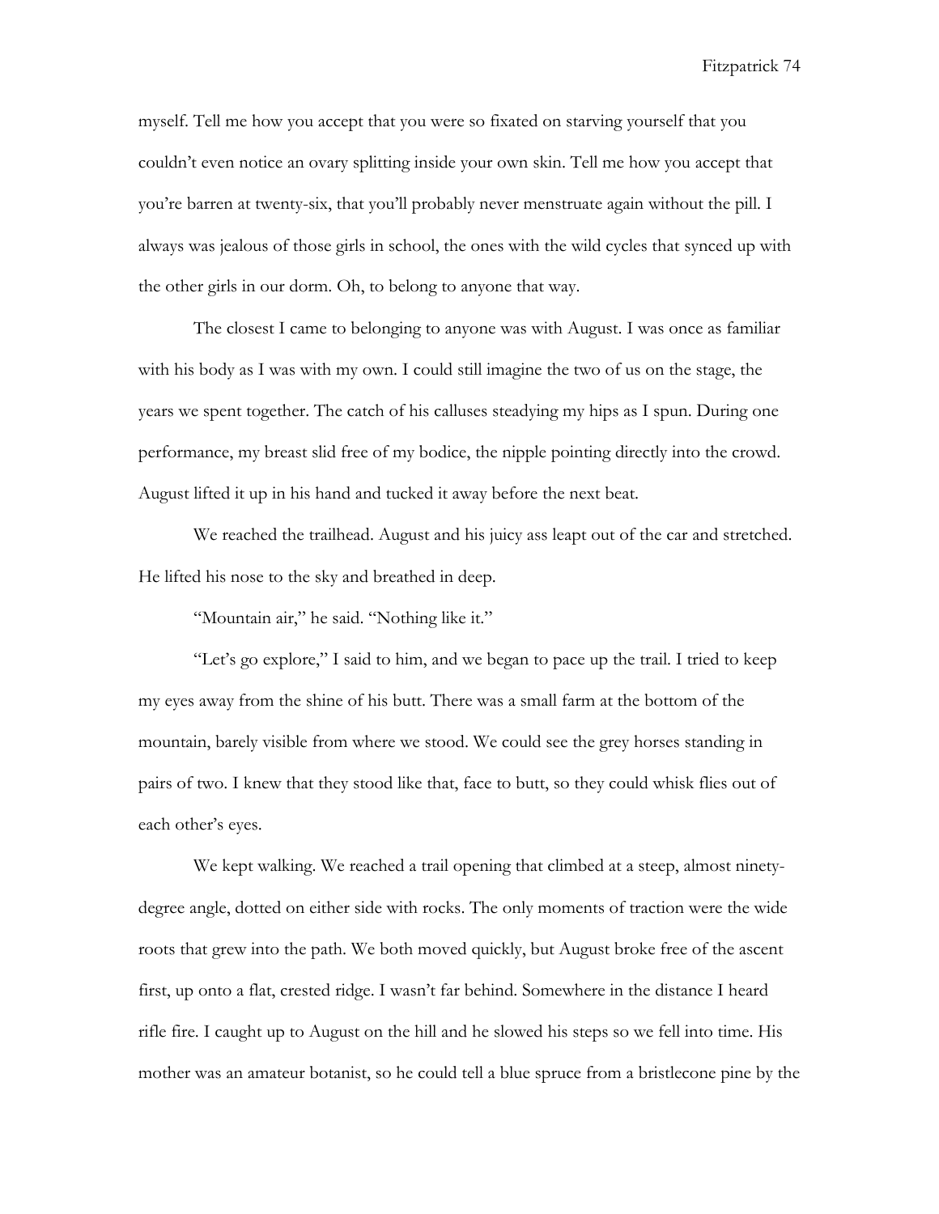myself. Tell me how you accept that you were so fixated on starving yourself that you couldn't even notice an ovary splitting inside your own skin. Tell me how you accept that you're barren at twenty-six, that you'll probably never menstruate again without the pill. I always was jealous of those girls in school, the ones with the wild cycles that synced up with the other girls in our dorm. Oh, to belong to anyone that way.

The closest I came to belonging to anyone was with August. I was once as familiar with his body as I was with my own. I could still imagine the two of us on the stage, the years we spent together. The catch of his calluses steadying my hips as I spun. During one performance, my breast slid free of my bodice, the nipple pointing directly into the crowd. August lifted it up in his hand and tucked it away before the next beat.

We reached the trailhead. August and his juicy ass leapt out of the car and stretched. He lifted his nose to the sky and breathed in deep.

"Mountain air," he said. "Nothing like it."

"Let's go explore," I said to him, and we began to pace up the trail. I tried to keep my eyes away from the shine of his butt. There was a small farm at the bottom of the mountain, barely visible from where we stood. We could see the grey horses standing in pairs of two. I knew that they stood like that, face to butt, so they could whisk flies out of each other's eyes.

We kept walking. We reached a trail opening that climbed at a steep, almost ninety-degree angle, dotted on either side with rocks. The only moments of traction were the wide roots that grew into the path. We both moved quickly, but August broke free of the ascent first, up onto a flat, crested ridge. I wasn't far behind. Somewhere in the distance I heard rifle fire. I caught up to August on the hill and he slowed his steps so we fell into time. His mother was an amateur botanist, so he could tell a blue spruce from a bristlecone pine by the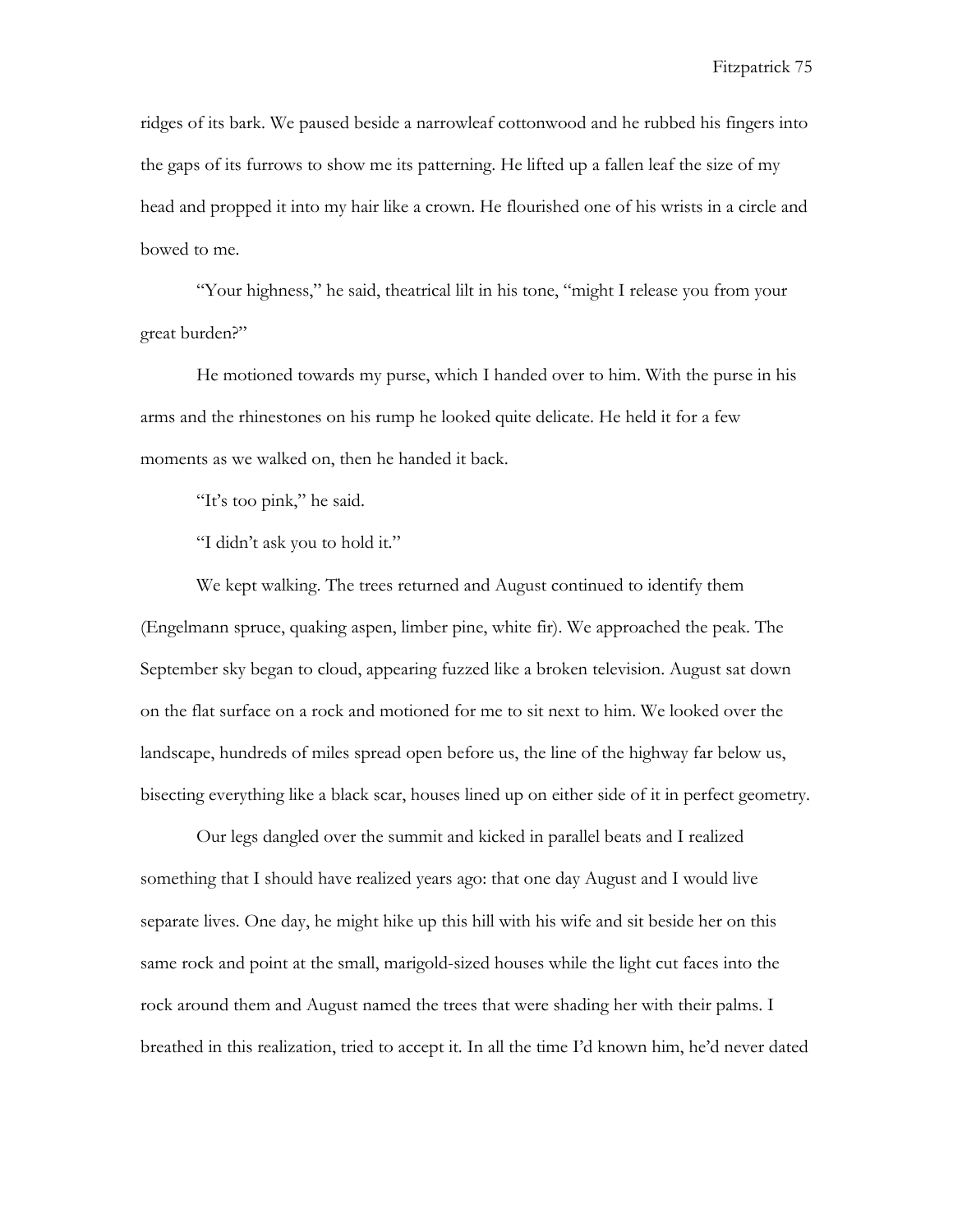ridges of its bark. We paused beside a narrowleaf cottonwood and he rubbed his fingers into the gaps of its furrows to show me its patterning. He lifted up a fallen leaf the size of my head and propped it into my hair like a crown. He flourished one of his wrists in a circle and bowed to me.

"Your highness," he said, theatrical lilt in his tone, "might I release you from your great burden?"

He motioned towards my purse, which I handed over to him. With the purse in his arms and the rhinestones on his rump he looked quite delicate. He held it for a few moments as we walked on, then he handed it back.

"It's too pink," he said.

"I didn't ask you to hold it."

We kept walking. The trees returned and August continued to identify them (Engelmann spruce, quaking aspen, limber pine, white fir). We approached the peak. The September sky began to cloud, appearing fuzzed like a broken television. August sat down on the flat surface on a rock and motioned for me to sit next to him. We looked over the landscape, hundreds of miles spread open before us, the line of the highway far below us, bisecting everything like a black scar, houses lined up on either side of it in perfect geometry.

Our legs dangled over the summit and kicked in parallel beats and I realized something that I should have realized years ago: that one day August and I would live separate lives. One day, he might hike up this hill with his wife and sit beside her on this same rock and point at the small, marigold-sized houses while the light cut faces into the rock around them and August named the trees that were shading her with their palms. I breathed in this realization, tried to accept it. In all the time I'd known him, he'd never dated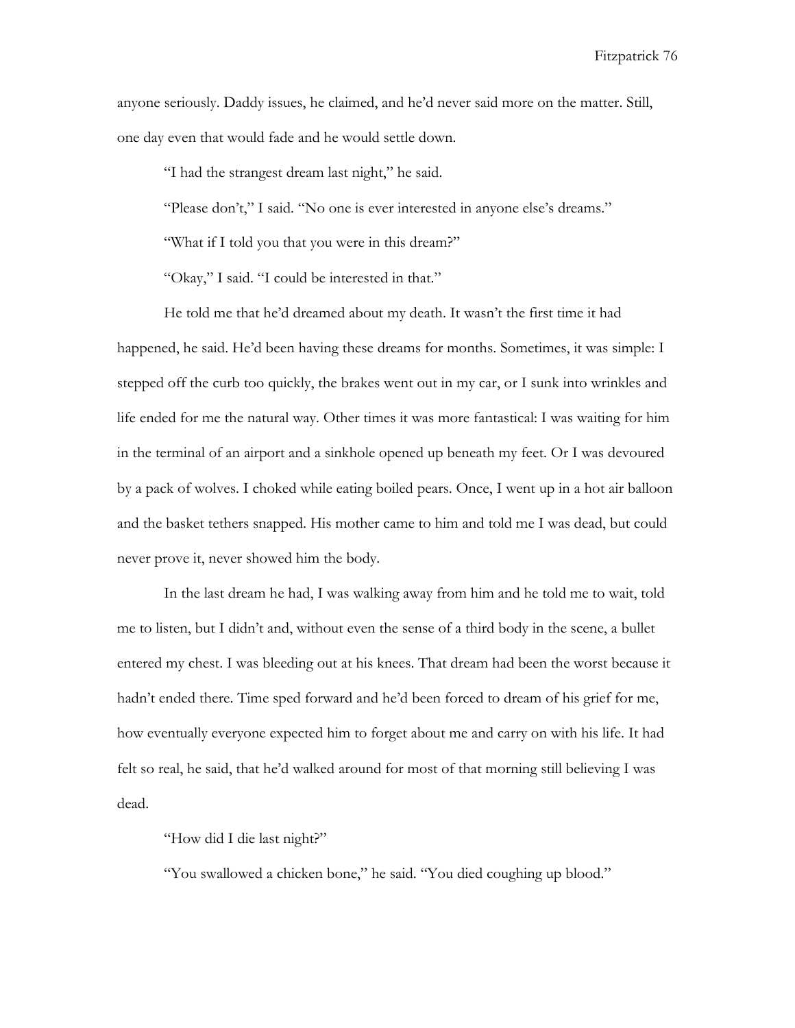anyone seriously. Daddy issues, he claimed, and he'd never said more on the matter. Still, one day even that would fade and he would settle down.

"I had the strangest dream last night," he said.

"Please don't," I said. "No one is ever interested in anyone else's dreams."

"What if I told you that you were in this dream?"

"Okay," I said. "I could be interested in that."

He told me that he'd dreamed about my death. It wasn't the first time it had happened, he said. He'd been having these dreams for months. Sometimes, it was simple: I stepped off the curb too quickly, the brakes went out in my car, or I sunk into wrinkles and life ended for me the natural way. Other times it was more fantastical: I was waiting for him in the terminal of an airport and a sinkhole opened up beneath my feet. Or I was devoured by a pack of wolves. I choked while eating boiled pears. Once, I went up in a hot air balloon and the basket tethers snapped. His mother came to him and told me I was dead, but could never prove it, never showed him the body.

In the last dream he had, I was walking away from him and he told me to wait, told me to listen, but I didn't and, without even the sense of a third body in the scene, a bullet entered my chest. I was bleeding out at his knees. That dream had been the worst because it hadn't ended there. Time sped forward and he'd been forced to dream of his grief for me, how eventually everyone expected him to forget about me and carry on with his life. It had felt so real, he said, that he'd walked around for most of that morning still believing I was dead.

"How did I die last night?"

"You swallowed a chicken bone," he said. "You died coughing up blood."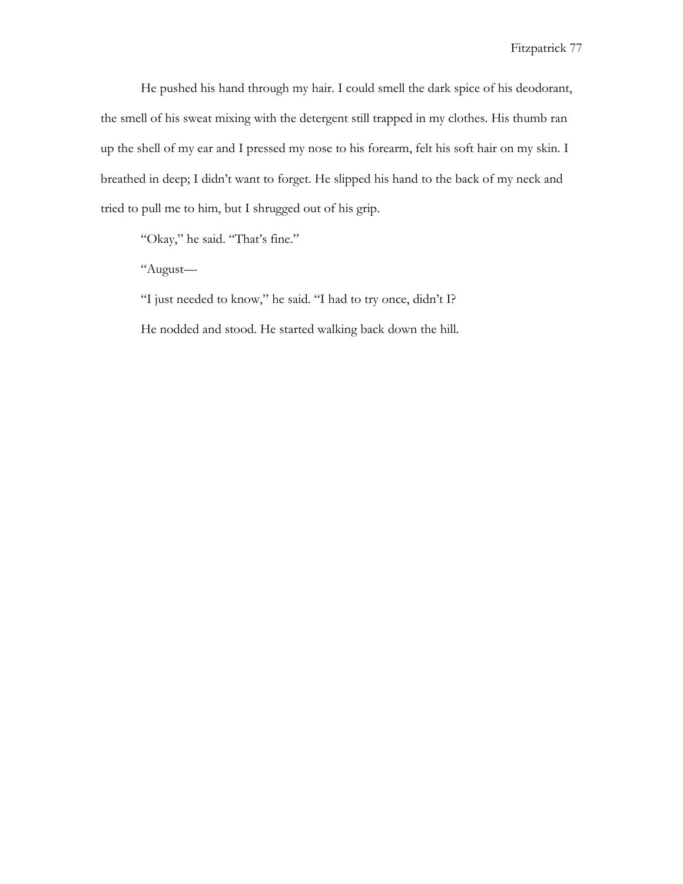He pushed his hand through my hair. I could smell the dark spice of his deodorant, the smell of his sweat mixing with the detergent still trapped in my clothes. His thumb ran up the shell of my ear and I pressed my nose to his forearm, felt his soft hair on my skin. I breathed in deep; I didn't want to forget. He slipped his hand to the back of my neck and tried to pull me to him, but I shrugged out of his grip.

"Okay," he said. "That's fine."

"August—

"I just needed to know," he said. "I had to try once, didn't I?

He nodded and stood. He started walking back down the hill.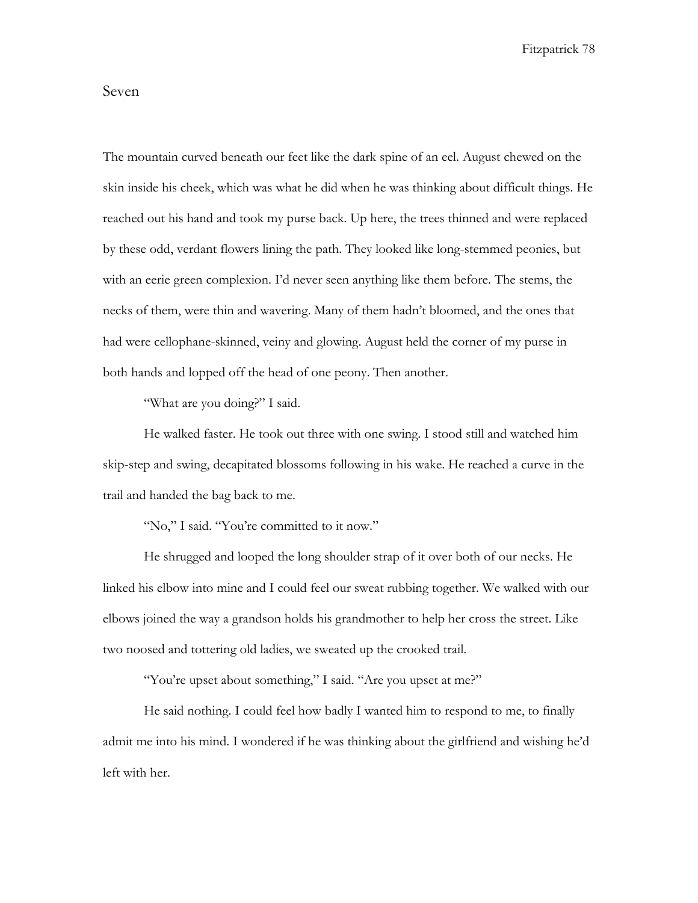## Seven

The mountain curved beneath our feet like the dark spine of an eel. August chewed on the skin inside his cheek, which was what he did when he was thinking about difficult things. He reached out his hand and took my purse back. Up here, the trees thinned and were replaced by these odd, verdant flowers lining the path. They looked like long-stemmed peonies, but with an eerie green complexion. I'd never seen anything like them before. The stems, the necks of them, were thin and wavering. Many of them hadn't bloomed, and the ones that had were cellophane-skinned, veiny and glowing. August held the corner of my purse in both hands and lopped off the head of one peony. Then another.

"What are you doing?" I said.

He walked faster. He took out three with one swing. I stood still and watched him skip-step and swing, decapitated blossoms following in his wake. He reached a curve in the trail and handed the bag back to me.

"No," I said. "You're committed to it now."

He shrugged and looped the long shoulder strap of it over both of our necks. He linked his elbow into mine and I could feel our sweat rubbing together. We walked with our elbows joined the way a grandson holds his grandmother to help her cross the street. Like two noosed and tottering old ladies, we sweated up the crooked trail.

"You're upset about something," I said. "Are you upset at me?"

He said nothing. I could feel how badly I wanted him to respond to me, to finally admit me into his mind. I wondered if he was thinking about the girlfriend and wishing he'd left with her.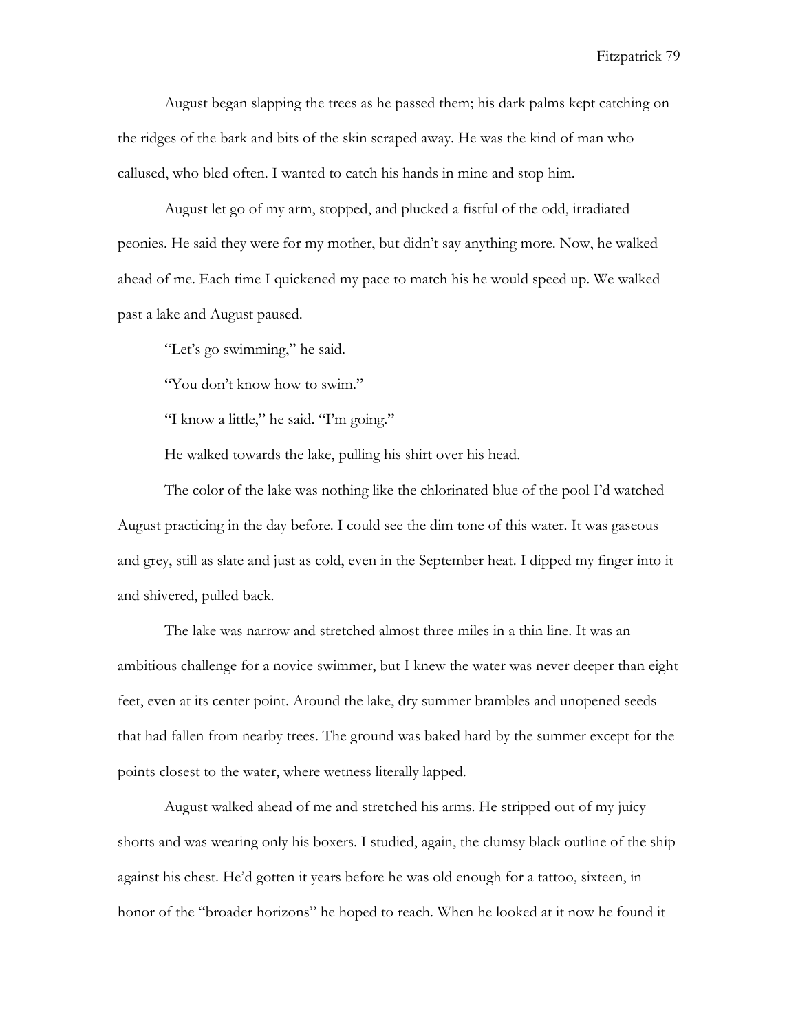August began slapping the trees as he passed them; his dark palms kept catching on the ridges of the bark and bits of the skin scraped away. He was the kind of man who callused, who bled often. I wanted to catch his hands in mine and stop him.

August let go of my arm, stopped, and plucked a fistful of the odd, irradiated peonies. He said they were for my mother, but didn't say anything more. Now, he walked ahead of me. Each time I quickened my pace to match his he would speed up. We walked past a lake and August paused.

"Let's go swimming," he said.

"You don't know how to swim."

"I know a little," he said. "I'm going."

He walked towards the lake, pulling his shirt over his head.

The color of the lake was nothing like the chlorinated blue of the pool I'd watched August practicing in the day before. I could see the dim tone of this water. It was gaseous and grey, still as slate and just as cold, even in the September heat. I dipped my finger into it and shivered, pulled back.

The lake was narrow and stretched almost three miles in a thin line. It was an ambitious challenge for a novice swimmer, but I knew the water was never deeper than eight feet, even at its center point. Around the lake, dry summer brambles and unopened seeds that had fallen from nearby trees. The ground was baked hard by the summer except for the points closest to the water, where wetness literally lapped.

August walked ahead of me and stretched his arms. He stripped out of my juicy shorts and was wearing only his boxers. I studied, again, the clumsy black outline of the ship against his chest. He'd gotten it years before he was old enough for a tattoo, sixteen, in honor of the "broader horizons" he hoped to reach. When he looked at it now he found it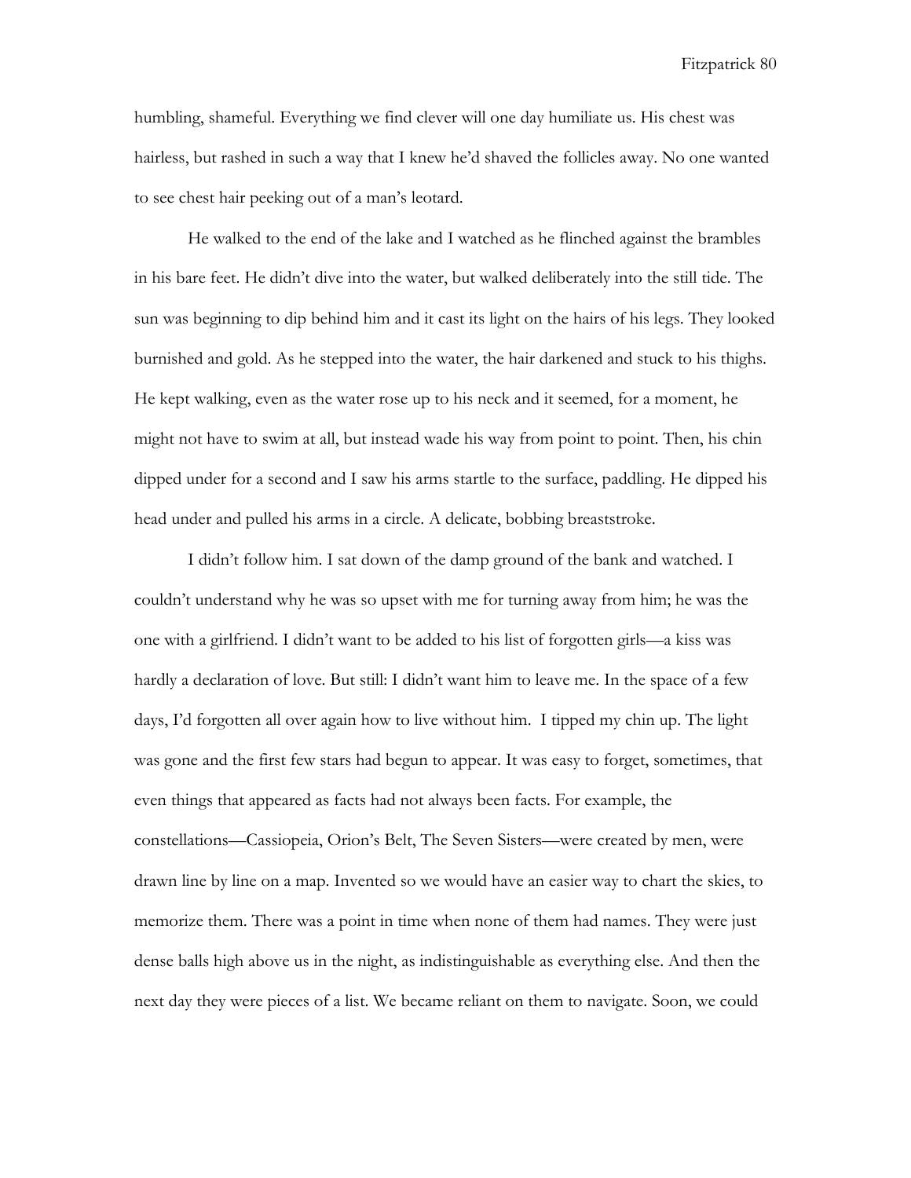humbling, shameful. Everything we find clever will one day humiliate us. His chest was hairless, but rashed in such a way that I knew he'd shaved the follicles away. No one wanted to see chest hair peeking out of a man's leotard.

He walked to the end of the lake and I watched as he flinched against the brambles in his bare feet. He didn't dive into the water, but walked deliberately into the still tide. The sun was beginning to dip behind him and it cast its light on the hairs of his legs. They looked burnished and gold. As he stepped into the water, the hair darkened and stuck to his thighs. He kept walking, even as the water rose up to his neck and it seemed, for a moment, he might not have to swim at all, but instead wade his way from point to point. Then, his chin dipped under for a second and I saw his arms startle to the surface, paddling. He dipped his head under and pulled his arms in a circle. A delicate, bobbing breaststroke.

I didn't follow him. I sat down of the damp ground of the bank and watched. I couldn't understand why he was so upset with me for turning away from him; he was the one with a girlfriend. I didn't want to be added to his list of forgotten girls—a kiss was hardly a declaration of love. But still: I didn't want him to leave me. In the space of a few days, I'd forgotten all over again how to live without him. I tipped my chin up. The light was gone and the first few stars had begun to appear. It was easy to forget, sometimes, that even things that appeared as facts had not always been facts. For example, the constellations—Cassiopeia, Orion's Belt, The Seven Sisters—were created by men, were drawn line by line on a map. Invented so we would have an easier way to chart the skies, to memorize them. There was a point in time when none of them had names. They were just dense balls high above us in the night, as indistinguishable as everything else. And then the next day they were pieces of a list. We became reliant on them to navigate. Soon, we could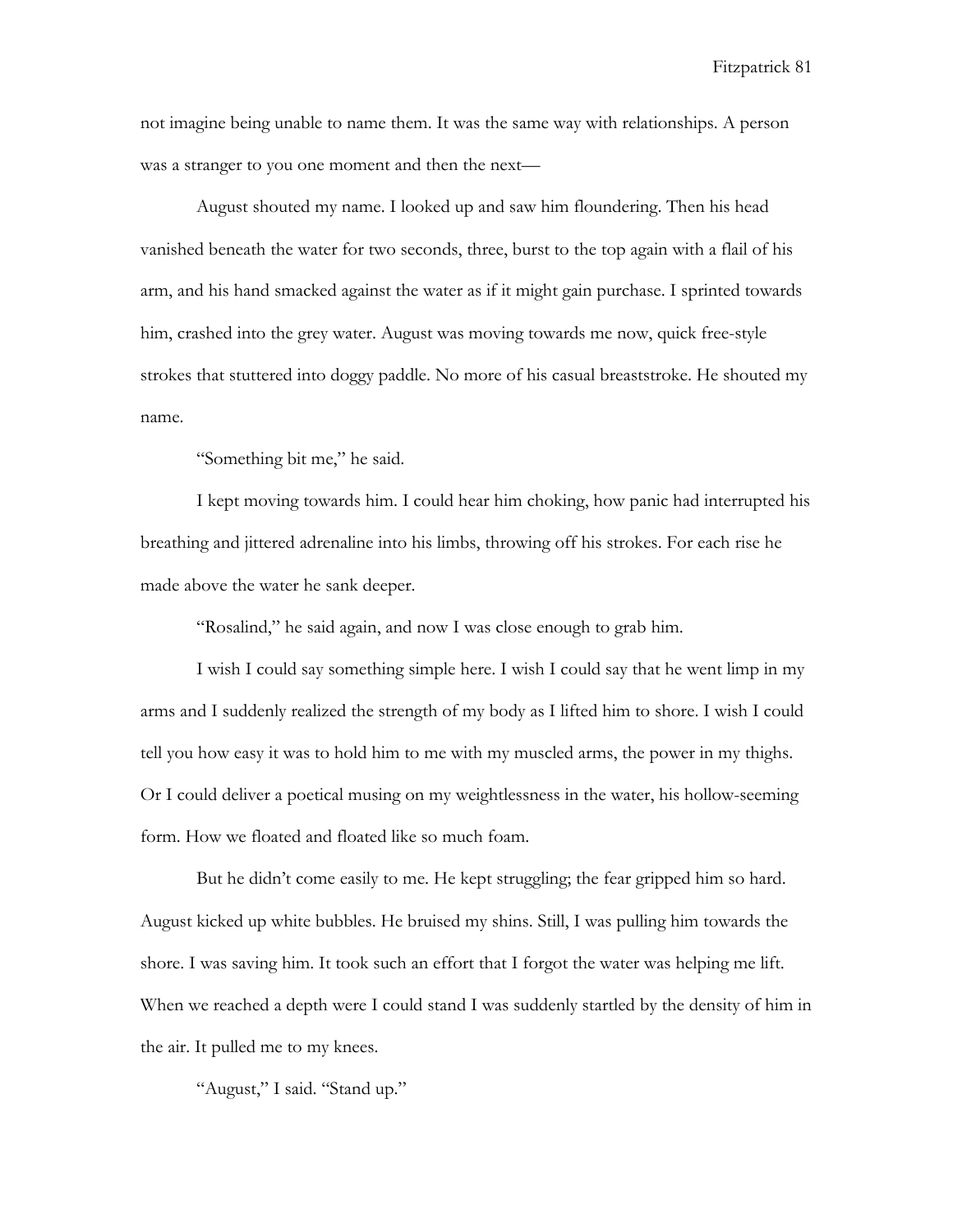not imagine being unable to name them. It was the same way with relationships. A person was a stranger to you one moment and then the next—

August shouted my name. I looked up and saw him floundering. Then his head vanished beneath the water for two seconds, three, burst to the top again with a flail of his arm, and his hand smacked against the water as if it might gain purchase. I sprinted towards him, crashed into the grey water. August was moving towards me now, quick free-style strokes that stuttered into doggy paddle. No more of his casual breaststroke. He shouted my name.

"Something bit me," he said.

I kept moving towards him. I could hear him choking, how panic had interrupted his breathing and jittered adrenaline into his limbs, throwing off his strokes. For each rise he made above the water he sank deeper.

"Rosalind," he said again, and now I was close enough to grab him.

I wish I could say something simple here. I wish I could say that he went limp in my arms and I suddenly realized the strength of my body as I lifted him to shore. I wish I could tell you how easy it was to hold him to me with my muscled arms, the power in my thighs. Or I could deliver a poetical musing on my weightlessness in the water, his hollow-seeming form. How we floated and floated like so much foam.

But he didn't come easily to me. He kept struggling; the fear gripped him so hard. August kicked up white bubbles. He bruised my shins. Still, I was pulling him towards the shore. I was saving him. It took such an effort that I forgot the water was helping me lift. When we reached a depth were I could stand I was suddenly startled by the density of him in the air. It pulled me to my knees.

"August," I said. "Stand up."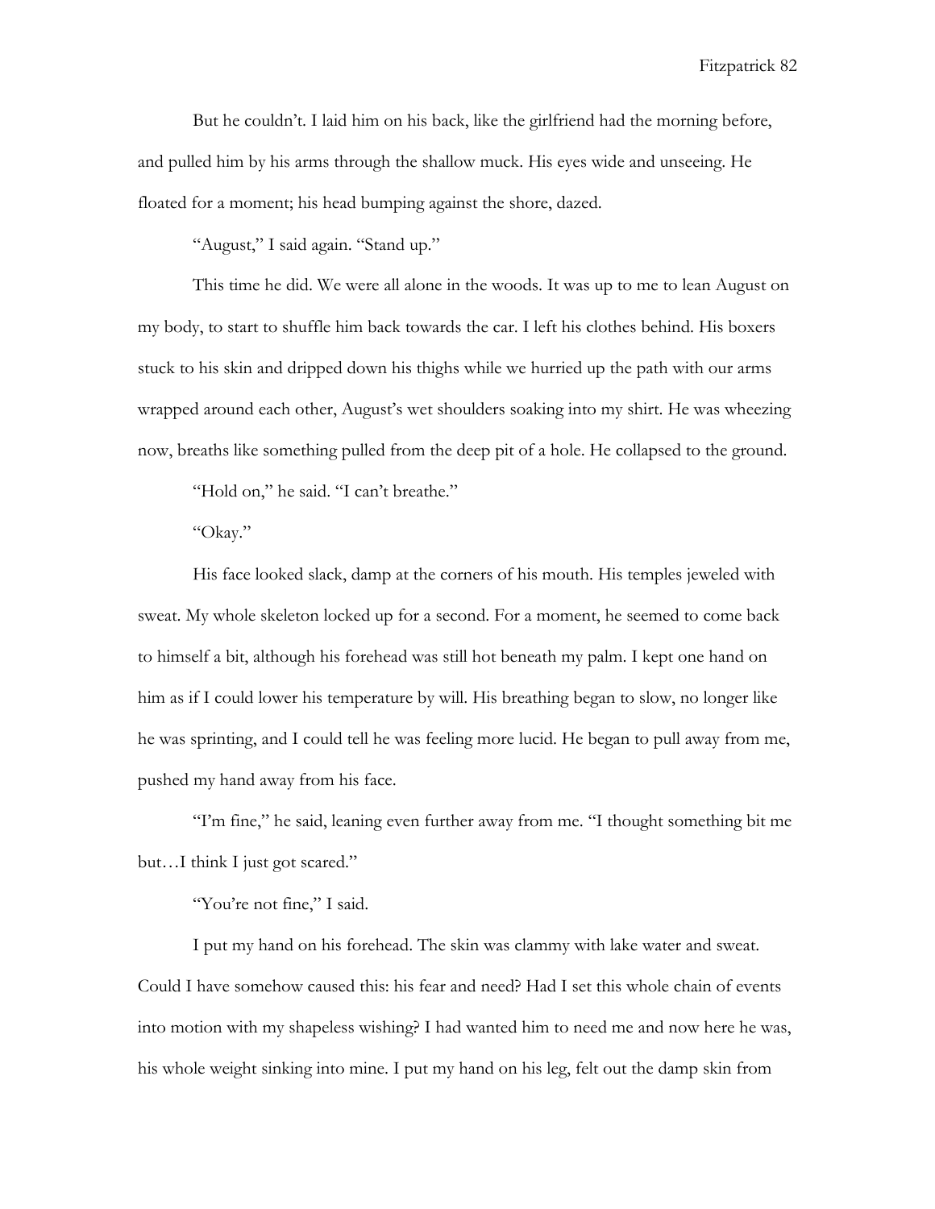But he couldn't. I laid him on his back, like the girlfriend had the morning before, and pulled him by his arms through the shallow muck. His eyes wide and unseeing. He floated for a moment; his head bumping against the shore, dazed.

"August," I said again. "Stand up."

This time he did. We were all alone in the woods. It was up to me to lean August on my body, to start to shuffle him back towards the car. I left his clothes behind. His boxers stuck to his skin and dripped down his thighs while we hurried up the path with our arms wrapped around each other, August's wet shoulders soaking into my shirt. He was wheezing now, breaths like something pulled from the deep pit of a hole. He collapsed to the ground.

"Hold on," he said. "I can't breathe."

"Okay."

His face looked slack, damp at the corners of his mouth. His temples jeweled with sweat. My whole skeleton locked up for a second. For a moment, he seemed to come back to himself a bit, although his forehead was still hot beneath my palm. I kept one hand on him as if I could lower his temperature by will. His breathing began to slow, no longer like he was sprinting, and I could tell he was feeling more lucid. He began to pull away from me, pushed my hand away from his face.

"I'm fine," he said, leaning even further away from me. "I thought something bit me but…I think I just got scared."

"You're not fine," I said.

I put my hand on his forehead. The skin was clammy with lake water and sweat. Could I have somehow caused this: his fear and need? Had I set this whole chain of events into motion with my shapeless wishing? I had wanted him to need me and now here he was, his whole weight sinking into mine. I put my hand on his leg, felt out the damp skin from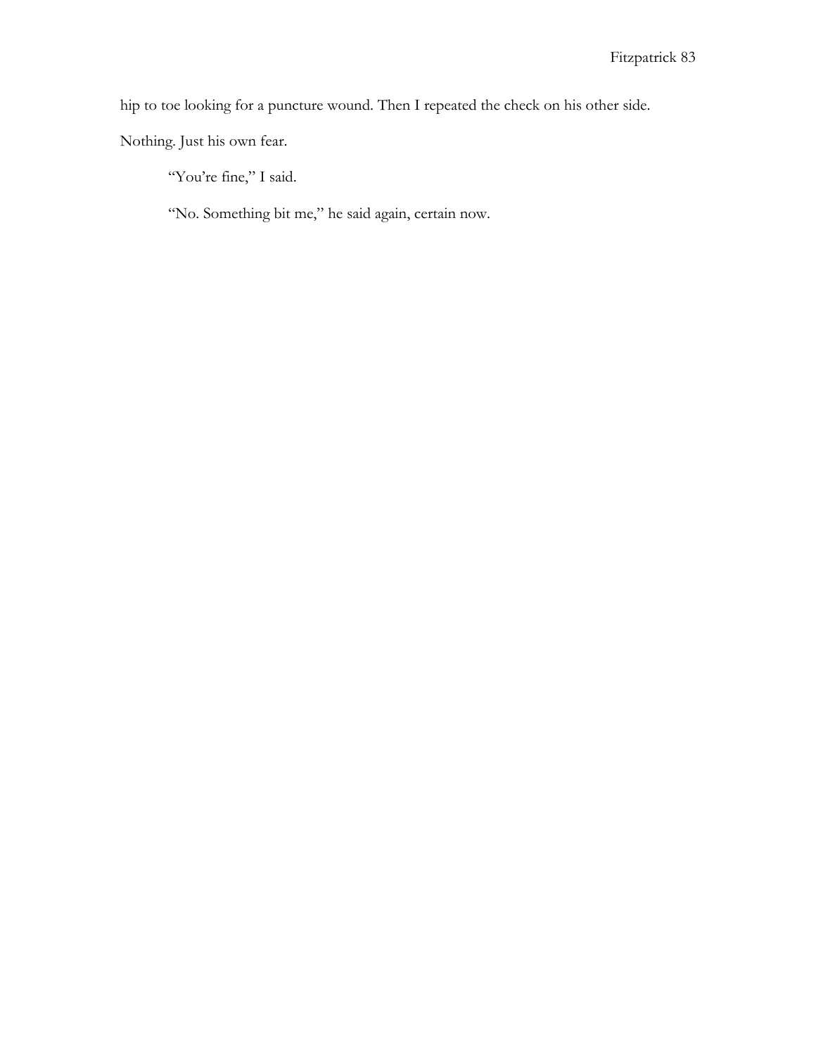hip to toe looking for a puncture wound. Then I repeated the check on his other side. Nothing. Just his own fear.

"You're fine," I said.

"No. Something bit me," he said again, certain now.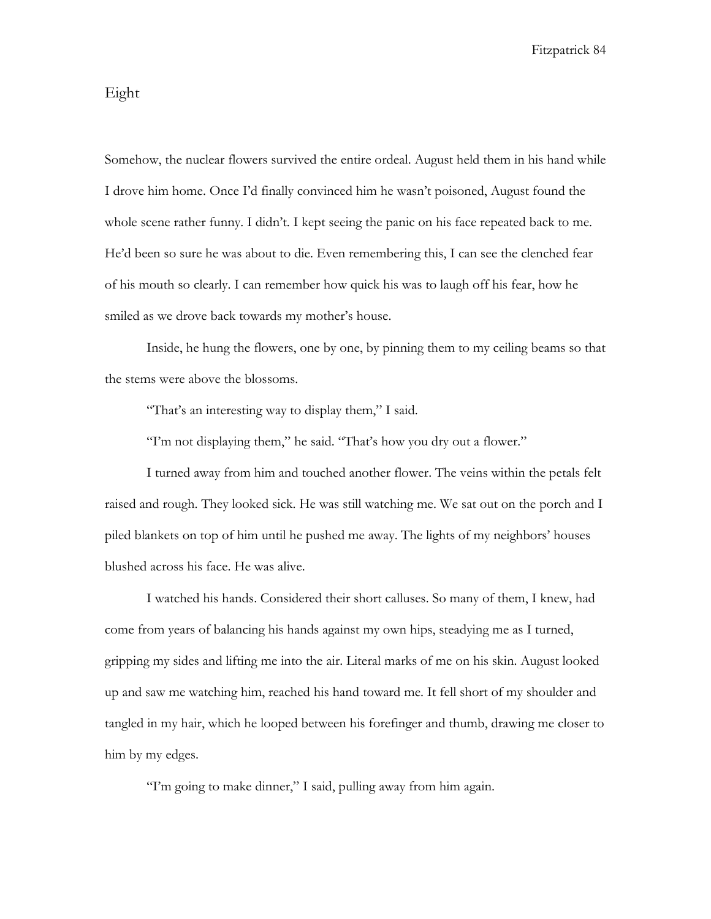# Eight

Somehow, the nuclear flowers survived the entire ordeal. August held them in his hand while I drove him home. Once I'd finally convinced him he wasn't poisoned, August found the whole scene rather funny. I didn't. I kept seeing the panic on his face repeated back to me. He'd been so sure he was about to die. Even remembering this, I can see the clenched fear of his mouth so clearly. I can remember how quick his was to laugh off his fear, how he smiled as we drove back towards my mother's house.

Inside, he hung the flowers, one by one, by pinning them to my ceiling beams so that the stems were above the blossoms.

"That's an interesting way to display them," I said.

"I'm not displaying them," he said. "That's how you dry out a flower."

I turned away from him and touched another flower. The veins within the petals felt raised and rough. They looked sick. He was still watching me. We sat out on the porch and I piled blankets on top of him until he pushed me away. The lights of my neighbors' houses blushed across his face. He was alive.

I watched his hands. Considered their short calluses. So many of them, I knew, had come from years of balancing his hands against my own hips, steadying me as I turned, gripping my sides and lifting me into the air. Literal marks of me on his skin. August looked up and saw me watching him, reached his hand toward me. It fell short of my shoulder and tangled in my hair, which he looped between his forefinger and thumb, drawing me closer to him by my edges.

"I'm going to make dinner," I said, pulling away from him again.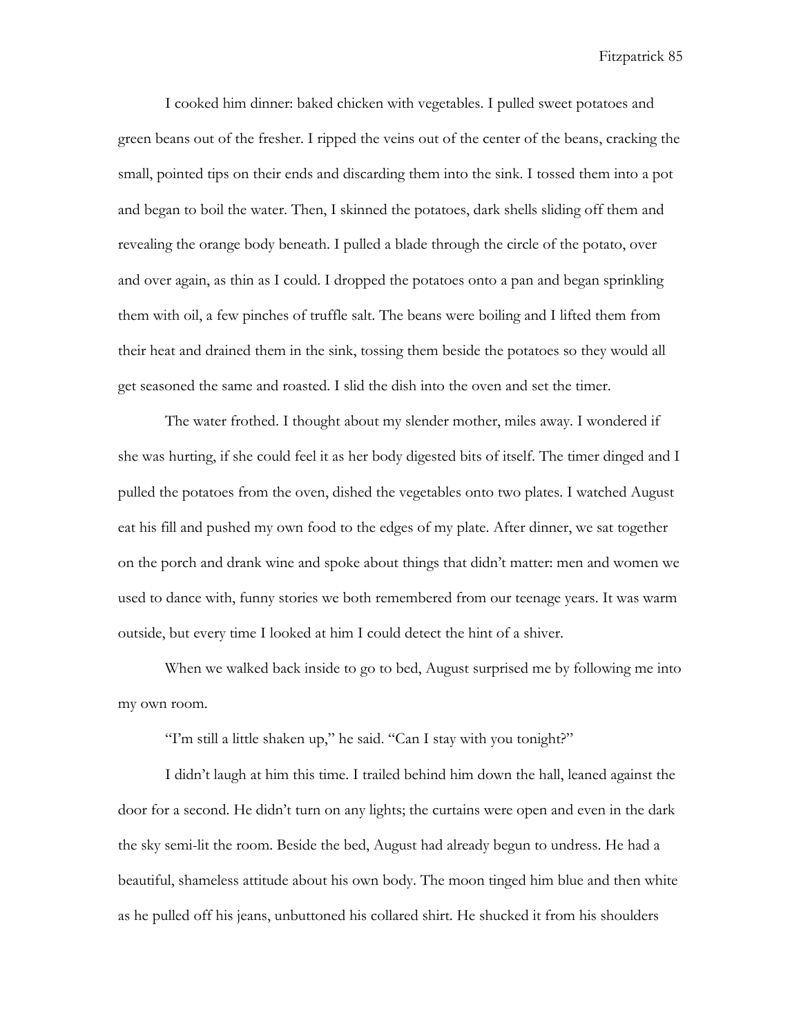I cooked him dinner: baked chicken with vegetables. I pulled sweet potatoes and green beans out of the fresher. I ripped the veins out of the center of the beans, cracking the small, pointed tips on their ends and discarding them into the sink. I tossed them into a pot and began to boil the water. Then, I skinned the potatoes, dark shells sliding off them and revealing the orange body beneath. I pulled a blade through the circle of the potato, over and over again, as thin as I could. I dropped the potatoes onto a pan and began sprinkling them with oil, a few pinches of truffle salt. The beans were boiling and I lifted them from their heat and drained them in the sink, tossing them beside the potatoes so they would all get seasoned the same and roasted. I slid the dish into the oven and set the timer.

The water frothed. I thought about my slender mother, miles away. I wondered if she was hurting, if she could feel it as her body digested bits of itself. The timer dinged and I pulled the potatoes from the oven, dished the vegetables onto two plates. I watched August eat his fill and pushed my own food to the edges of my plate. After dinner, we sat together on the porch and drank wine and spoke about things that didn't matter: men and women we used to dance with, funny stories we both remembered from our teenage years. It was warm outside, but every time I looked at him I could detect the hint of a shiver.

When we walked back inside to go to bed, August surprised me by following me into my own room.

"I'm still a little shaken up," he said. "Can I stay with you tonight?"

I didn't laugh at him this time. I trailed behind him down the hall, leaned against the door for a second. He didn't turn on any lights; the curtains were open and even in the dark the sky semi-lit the room. Beside the bed, August had already begun to undress. He had a beautiful, shameless attitude about his own body. The moon tinged him blue and then white as he pulled off his jeans, unbuttoned his collared shirt. He shucked it from his shoulders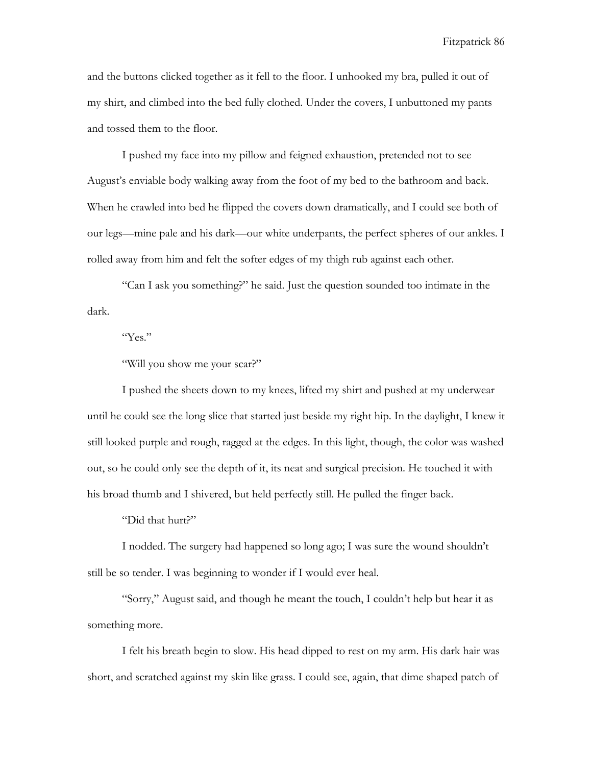and the buttons clicked together as it fell to the floor. I unhooked my bra, pulled it out of my shirt, and climbed into the bed fully clothed. Under the covers, I unbuttoned my pants and tossed them to the floor.

I pushed my face into my pillow and feigned exhaustion, pretended not to see August's enviable body walking away from the foot of my bed to the bathroom and back. When he crawled into bed he flipped the covers down dramatically, and I could see both of our legs—mine pale and his dark—our white underpants, the perfect spheres of our ankles. I rolled away from him and felt the softer edges of my thigh rub against each other.

"Can I ask you something?" he said. Just the question sounded too intimate in the dark.

"Yes."

"Will you show me your scar?"

I pushed the sheets down to my knees, lifted my shirt and pushed at my underwear until he could see the long slice that started just beside my right hip. In the daylight, I knew it still looked purple and rough, ragged at the edges. In this light, though, the color was washed out, so he could only see the depth of it, its neat and surgical precision. He touched it with his broad thumb and I shivered, but held perfectly still. He pulled the finger back.

"Did that hurt?"

I nodded. The surgery had happened so long ago; I was sure the wound shouldn't still be so tender. I was beginning to wonder if I would ever heal.

"Sorry," August said, and though he meant the touch, I couldn't help but hear it as something more.

I felt his breath begin to slow. His head dipped to rest on my arm. His dark hair was short, and scratched against my skin like grass. I could see, again, that dime shaped patch of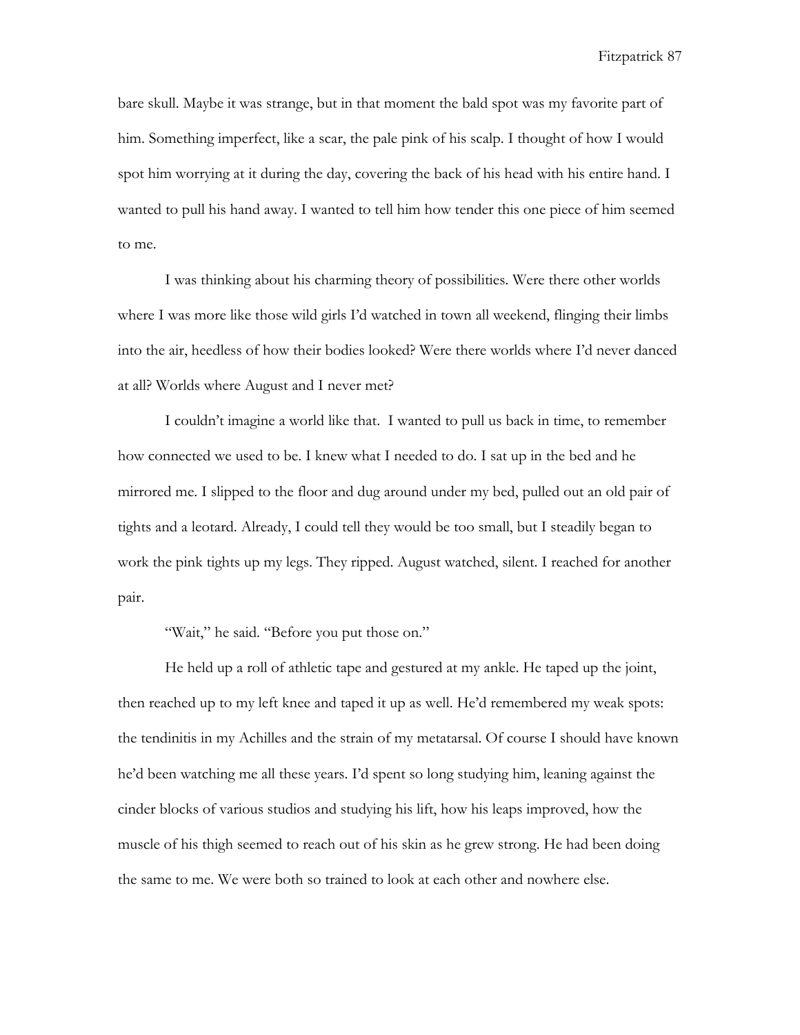bare skull. Maybe it was strange, but in that moment the bald spot was my favorite part of him. Something imperfect, like a scar, the pale pink of his scalp. I thought of how I would spot him worrying at it during the day, covering the back of his head with his entire hand. I wanted to pull his hand away. I wanted to tell him how tender this one piece of him seemed to me.

I was thinking about his charming theory of possibilities. Were there other worlds where I was more like those wild girls I'd watched in town all weekend, flinging their limbs into the air, heedless of how their bodies looked? Were there worlds where I'd never danced at all? Worlds where August and I never met?

I couldn't imagine a world like that. I wanted to pull us back in time, to remember how connected we used to be. I knew what I needed to do. I sat up in the bed and he mirrored me. I slipped to the floor and dug around under my bed, pulled out an old pair of tights and a leotard. Already, I could tell they would be too small, but I steadily began to work the pink tights up my legs. They ripped. August watched, silent. I reached for another pair.

"Wait," he said. "Before you put those on."

He held up a roll of athletic tape and gestured at my ankle. He taped up the joint, then reached up to my left knee and taped it up as well. He'd remembered my weak spots: the tendinitis in my Achilles and the strain of my metatarsal. Of course I should have known he'd been watching me all these years. I'd spent so long studying him, leaning against the cinder blocks of various studios and studying his lift, how his leaps improved, how the muscle of his thigh seemed to reach out of his skin as he grew strong. He had been doing the same to me. We were both so trained to look at each other and nowhere else.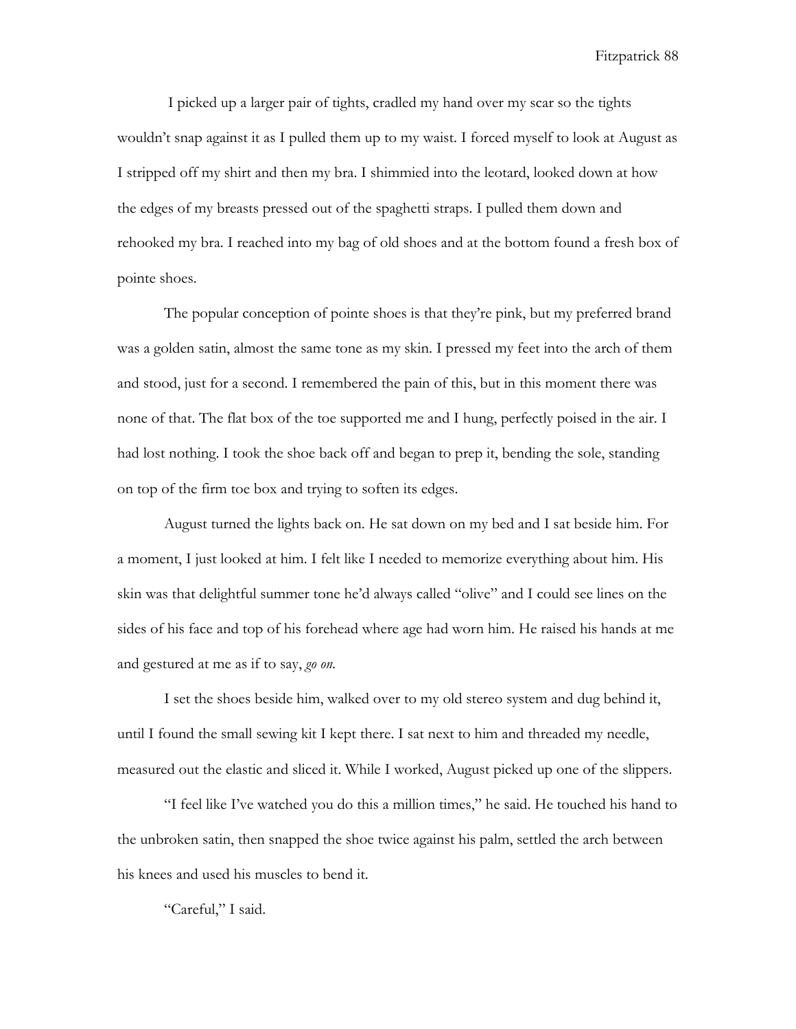I picked up a larger pair of tights, cradled my hand over my scar so the tights wouldn't snap against it as I pulled them up to my waist. I forced myself to look at August as I stripped off my shirt and then my bra. I shimmied into the leotard, looked down at how the edges of my breasts pressed out of the spaghetti straps. I pulled them down and rehooked my bra. I reached into my bag of old shoes and at the bottom found a fresh box of pointe shoes.

The popular conception of pointe shoes is that they're pink, but my preferred brand was a golden satin, almost the same tone as my skin. I pressed my feet into the arch of them and stood, just for a second. I remembered the pain of this, but in this moment there was none of that. The flat box of the toe supported me and I hung, perfectly poised in the air. I had lost nothing. I took the shoe back off and began to prep it, bending the sole, standing on top of the firm toe box and trying to soften its edges.

August turned the lights back on. He sat down on my bed and I sat beside him. For a moment, I just looked at him. I felt like I needed to memorize everything about him. His skin was that delightful summer tone he'd always called "olive" and I could see lines on the sides of his face and top of his forehead where age had worn him. He raised his hands at me and gestured at me as if to say, *go on.*

I set the shoes beside him, walked over to my old stereo system and dug behind it, until I found the small sewing kit I kept there. I sat next to him and threaded my needle, measured out the elastic and sliced it. While I worked, August picked up one of the slippers.

"I feel like I've watched you do this a million times," he said. He touched his hand to the unbroken satin, then snapped the shoe twice against his palm, settled the arch between his knees and used his muscles to bend it.

"Careful," I said.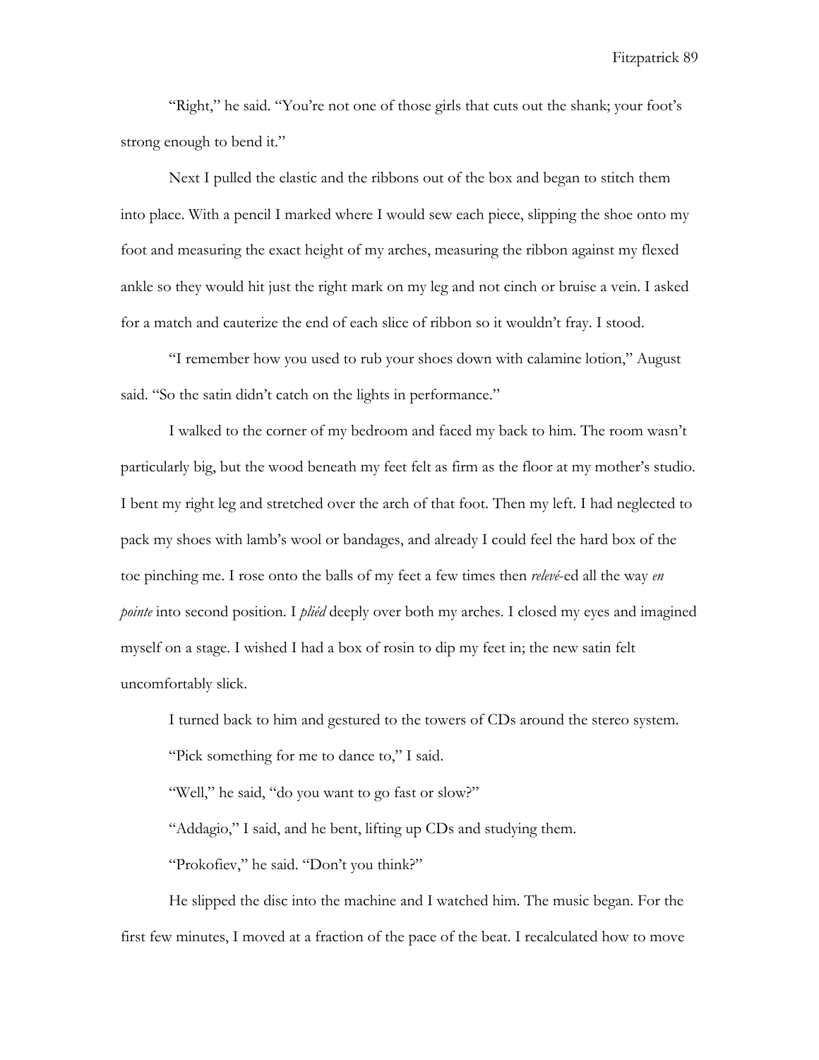"Right," he said. "You're not one of those girls that cuts out the shank; your foot's strong enough to bend it."

Next I pulled the elastic and the ribbons out of the box and began to stitch them into place. With a pencil I marked where I would sew each piece, slipping the shoe onto my foot and measuring the exact height of my arches, measuring the ribbon against my flexed ankle so they would hit just the right mark on my leg and not cinch or bruise a vein. I asked for a match and cauterize the end of each slice of ribbon so it wouldn't fray. I stood.

"I remember how you used to rub your shoes down with calamine lotion," August said. "So the satin didn't catch on the lights in performance."

I walked to the corner of my bedroom and faced my back to him. The room wasn't particularly big, but the wood beneath my feet felt as firm as the floor at my mother's studio. I bent my right leg and stretched over the arch of that foot. Then my left. I had neglected to pack my shoes with lamb's wool or bandages, and already I could feel the hard box of the toe pinching me. I rose onto the balls of my feet a few times then *relevé*-ed all the way *en pointe* into second position. I *pliéd* deeply over both my arches. I closed my eyes and imagined myself on a stage. I wished I had a box of rosin to dip my feet in; the new satin felt uncomfortably slick.

I turned back to him and gestured to the towers of CDs around the stereo system.

"Pick something for me to dance to," I said.

"Well," he said, "do you want to go fast or slow?"

"Addagio," I said, and he bent, lifting up CDs and studying them.

"Prokofiev," he said. "Don't you think?"

He slipped the disc into the machine and I watched him. The music began. For the first few minutes, I moved at a fraction of the pace of the beat. I recalculated how to move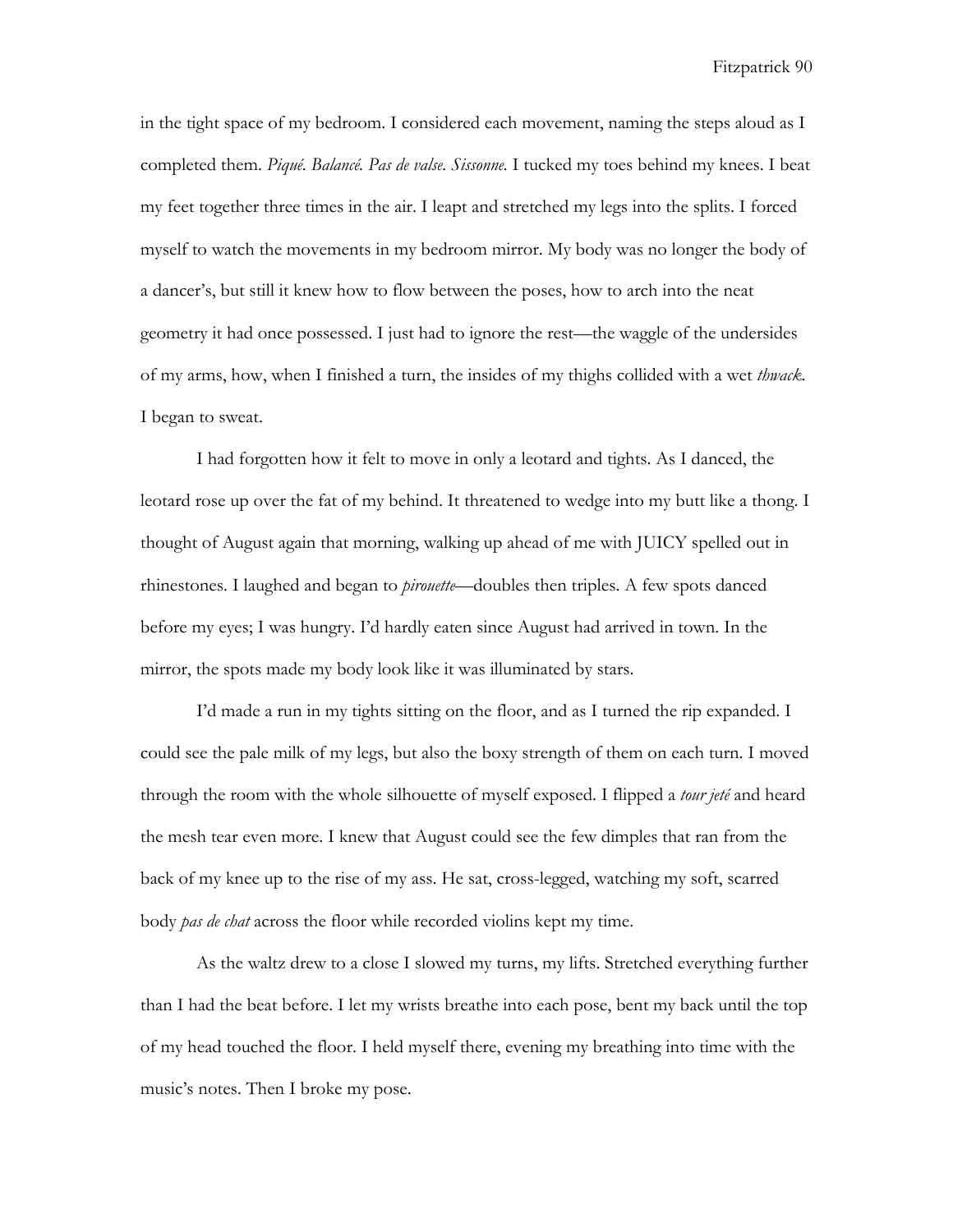in the tight space of my bedroom. I considered each movement, naming the steps aloud as I completed them. *Piqué. Balancé. Pas de valse. Sissonne.* I tucked my toes behind my knees. I beat my feet together three times in the air. I leapt and stretched my legs into the splits. I forced myself to watch the movements in my bedroom mirror. My body was no longer the body of a dancer's, but still it knew how to flow between the poses, how to arch into the neat geometry it had once possessed. I just had to ignore the rest—the waggle of the undersides of my arms, how, when I finished a turn, the insides of my thighs collided with a wet *thwack*. I began to sweat.

I had forgotten how it felt to move in only a leotard and tights. As I danced, the leotard rose up over the fat of my behind. It threatened to wedge into my butt like a thong. I thought of August again that morning, walking up ahead of me with JUICY spelled out in rhinestones. I laughed and began to *pirouette*—doubles then triples. A few spots danced before my eyes; I was hungry. I'd hardly eaten since August had arrived in town. In the mirror, the spots made my body look like it was illuminated by stars.

I'd made a run in my tights sitting on the floor, and as I turned the rip expanded. I could see the pale milk of my legs, but also the boxy strength of them on each turn. I moved through the room with the whole silhouette of myself exposed. I flipped a *tour jeté* and heard the mesh tear even more. I knew that August could see the few dimples that ran from the back of my knee up to the rise of my ass. He sat, cross-legged, watching my soft, scarred body *pas de chat* across the floor while recorded violins kept my time.

As the waltz drew to a close I slowed my turns, my lifts. Stretched everything further than I had the beat before. I let my wrists breathe into each pose, bent my back until the top of my head touched the floor. I held myself there, evening my breathing into time with the music's notes. Then I broke my pose.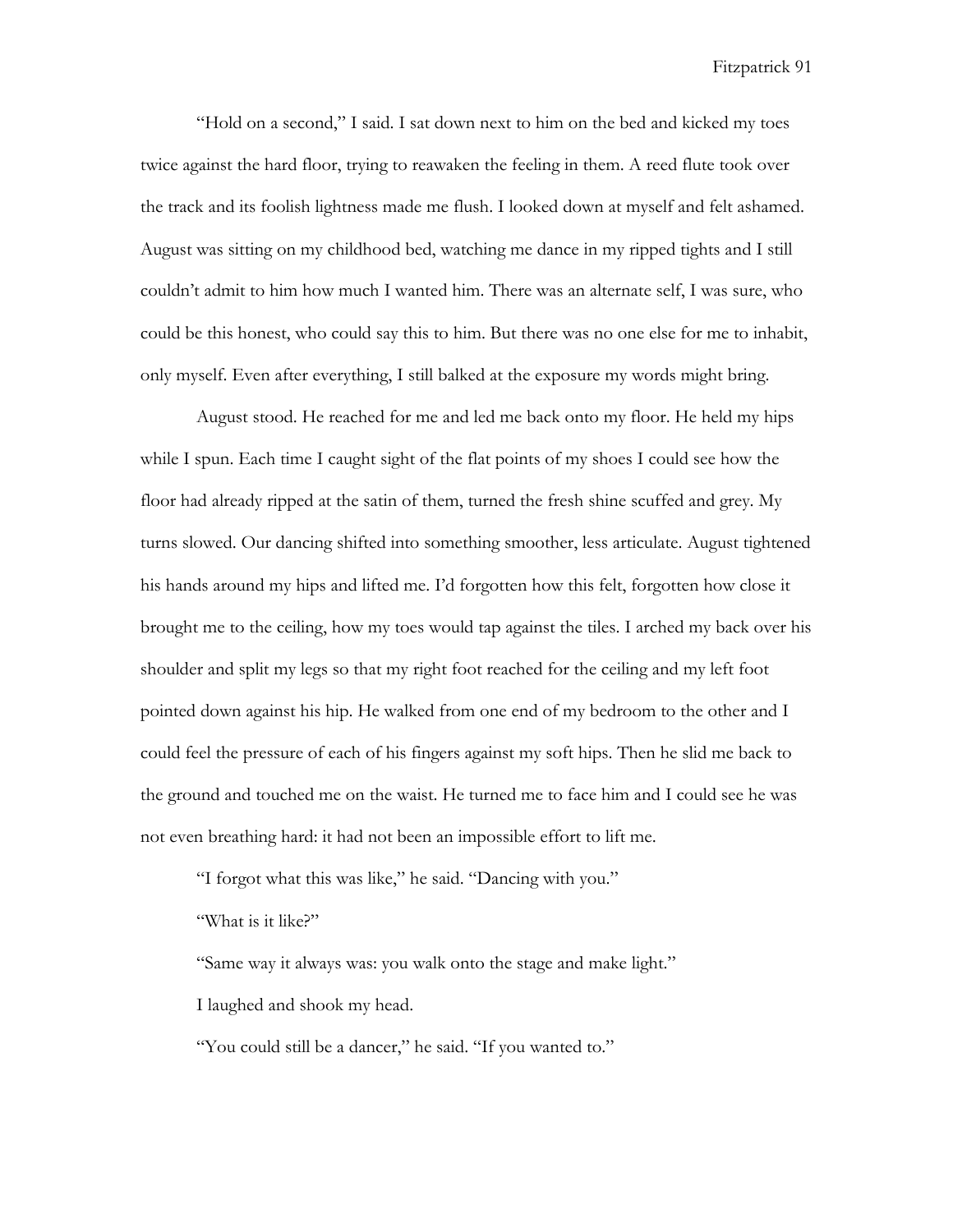"Hold on a second," I said. I sat down next to him on the bed and kicked my toes twice against the hard floor, trying to reawaken the feeling in them. A reed flute took over the track and its foolish lightness made me flush. I looked down at myself and felt ashamed. August was sitting on my childhood bed, watching me dance in my ripped tights and I still couldn't admit to him how much I wanted him. There was an alternate self, I was sure, who could be this honest, who could say this to him. But there was no one else for me to inhabit, only myself. Even after everything, I still balked at the exposure my words might bring.

August stood. He reached for me and led me back onto my floor. He held my hips while I spun. Each time I caught sight of the flat points of my shoes I could see how the floor had already ripped at the satin of them, turned the fresh shine scuffed and grey. My turns slowed. Our dancing shifted into something smoother, less articulate. August tightened his hands around my hips and lifted me. I'd forgotten how this felt, forgotten how close it brought me to the ceiling, how my toes would tap against the tiles. I arched my back over his shoulder and split my legs so that my right foot reached for the ceiling and my left foot pointed down against his hip. He walked from one end of my bedroom to the other and I could feel the pressure of each of his fingers against my soft hips. Then he slid me back to the ground and touched me on the waist. He turned me to face him and I could see he was not even breathing hard: it had not been an impossible effort to lift me.

"I forgot what this was like," he said. "Dancing with you."

"What is it like?"

"Same way it always was: you walk onto the stage and make light."

I laughed and shook my head.

"You could still be a dancer," he said. "If you wanted to."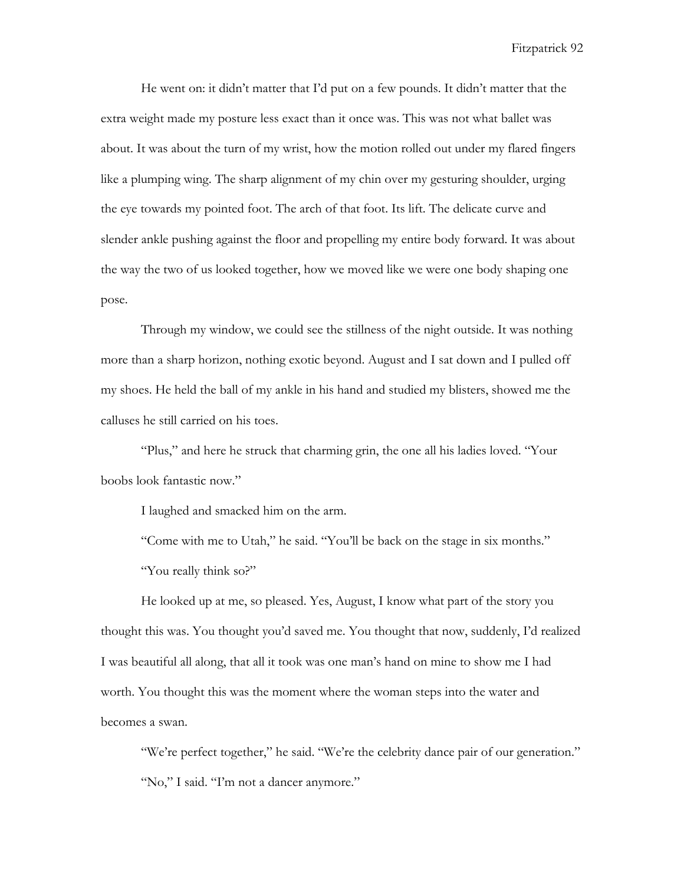He went on: it didn't matter that I'd put on a few pounds. It didn't matter that the extra weight made my posture less exact than it once was. This was not what ballet was about. It was about the turn of my wrist, how the motion rolled out under my flared fingers like a plumping wing. The sharp alignment of my chin over my gesturing shoulder, urging the eye towards my pointed foot. The arch of that foot. Its lift. The delicate curve and slender ankle pushing against the floor and propelling my entire body forward. It was about the way the two of us looked together, how we moved like we were one body shaping one pose.

Through my window, we could see the stillness of the night outside. It was nothing more than a sharp horizon, nothing exotic beyond. August and I sat down and I pulled off my shoes. He held the ball of my ankle in his hand and studied my blisters, showed me the calluses he still carried on his toes.

"Plus," and here he struck that charming grin, the one all his ladies loved. "Your boobs look fantastic now."

I laughed and smacked him on the arm.

"Come with me to Utah," he said. "You'll be back on the stage in six months."

"You really think so?"

He looked up at me, so pleased. Yes, August, I know what part of the story you thought this was. You thought you'd saved me. You thought that now, suddenly, I'd realized I was beautiful all along, that all it took was one man's hand on mine to show me I had worth. You thought this was the moment where the woman steps into the water and becomes a swan.

"We're perfect together," he said. "We're the celebrity dance pair of our generation."

"No," I said. "I'm not a dancer anymore."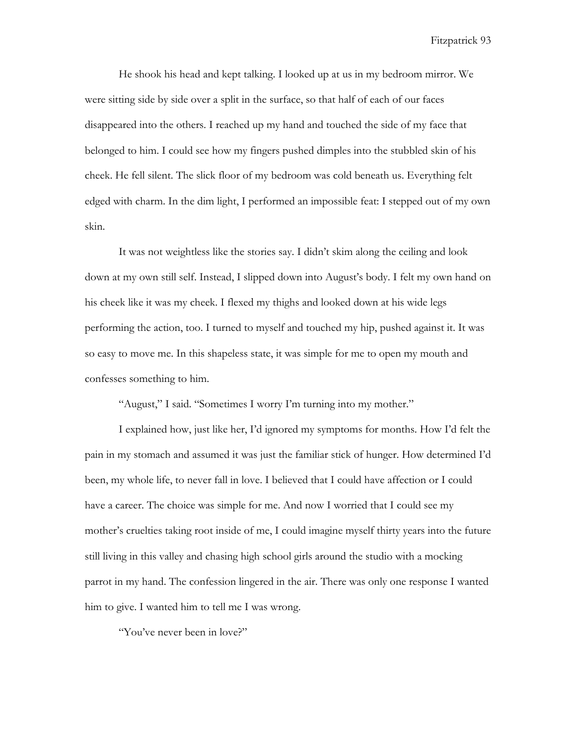He shook his head and kept talking. I looked up at us in my bedroom mirror. We were sitting side by side over a split in the surface, so that half of each of our faces disappeared into the others. I reached up my hand and touched the side of my face that belonged to him. I could see how my fingers pushed dimples into the stubbled skin of his cheek. He fell silent. The slick floor of my bedroom was cold beneath us. Everything felt edged with charm. In the dim light, I performed an impossible feat: I stepped out of my own skin.

It was not weightless like the stories say. I didn't skim along the ceiling and look down at my own still self. Instead, I slipped down into August's body. I felt my own hand on his cheek like it was my cheek. I flexed my thighs and looked down at his wide legs performing the action, too. I turned to myself and touched my hip, pushed against it. It was so easy to move me. In this shapeless state, it was simple for me to open my mouth and confesses something to him.

"August," I said. "Sometimes I worry I'm turning into my mother."

I explained how, just like her, I'd ignored my symptoms for months. How I'd felt the pain in my stomach and assumed it was just the familiar stick of hunger. How determined I'd been, my whole life, to never fall in love. I believed that I could have affection or I could have a career. The choice was simple for me. And now I worried that I could see my mother's cruelties taking root inside of me, I could imagine myself thirty years into the future still living in this valley and chasing high school girls around the studio with a mocking parrot in my hand. The confession lingered in the air. There was only one response I wanted him to give. I wanted him to tell me I was wrong.

"You've never been in love?"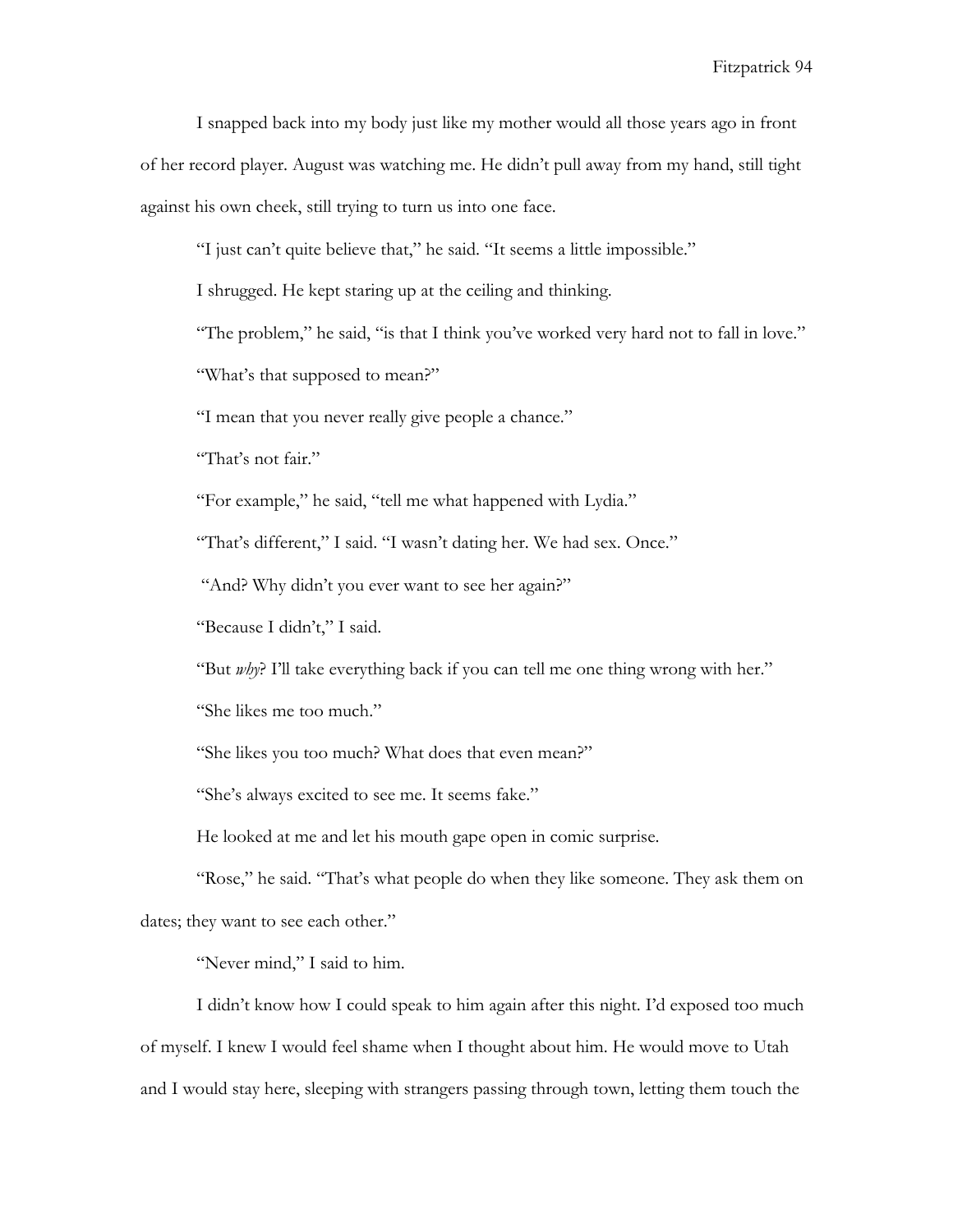I snapped back into my body just like my mother would all those years ago in front of her record player. August was watching me. He didn't pull away from my hand, still tight against his own cheek, still trying to turn us into one face.

"I just can't quite believe that," he said. "It seems a little impossible."

I shrugged. He kept staring up at the ceiling and thinking.

"The problem," he said, "is that I think you've worked very hard not to fall in love."

"What's that supposed to mean?"

"I mean that you never really give people a chance."

"That's not fair."

"For example," he said, "tell me what happened with Lydia."

"That's different," I said. "I wasn't dating her. We had sex. Once."

"And? Why didn't you ever want to see her again?"

"Because I didn't," I said.

"But *why*? I'll take everything back if you can tell me one thing wrong with her."

"She likes me too much."

"She likes you too much? What does that even mean?"

"She's always excited to see me. It seems fake."

He looked at me and let his mouth gape open in comic surprise.

"Rose," he said. "That's what people do when they like someone. They ask them on dates; they want to see each other."

"Never mind," I said to him.

I didn't know how I could speak to him again after this night. I'd exposed too much of myself. I knew I would feel shame when I thought about him. He would move to Utah and I would stay here, sleeping with strangers passing through town, letting them touch the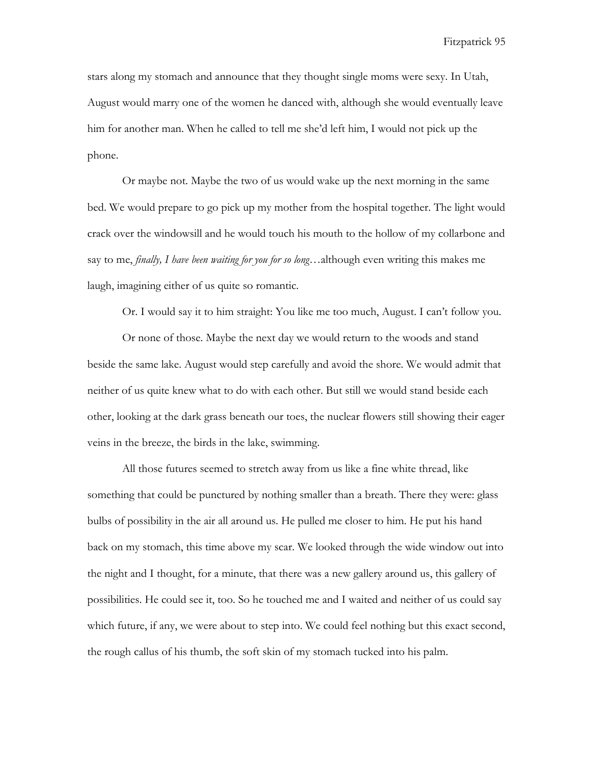stars along my stomach and announce that they thought single moms were sexy. In Utah, August would marry one of the women he danced with, although she would eventually leave him for another man. When he called to tell me she'd left him, I would not pick up the phone.

Or maybe not. Maybe the two of us would wake up the next morning in the same bed. We would prepare to go pick up my mother from the hospital together. The light would crack over the windowsill and he would touch his mouth to the hollow of my collarbone and say to me, *finally, I have been waiting for you for so long*…although even writing this makes me laugh, imagining either of us quite so romantic.

Or. I would say it to him straight: You like me too much, August. I can't follow you.

Or none of those. Maybe the next day we would return to the woods and stand beside the same lake. August would step carefully and avoid the shore. We would admit that neither of us quite knew what to do with each other. But still we would stand beside each other, looking at the dark grass beneath our toes, the nuclear flowers still showing their eager veins in the breeze, the birds in the lake, swimming.

All those futures seemed to stretch away from us like a fine white thread, like something that could be punctured by nothing smaller than a breath. There they were: glass bulbs of possibility in the air all around us. He pulled me closer to him. He put his hand back on my stomach, this time above my scar. We looked through the wide window out into the night and I thought, for a minute, that there was a new gallery around us, this gallery of possibilities. He could see it, too. So he touched me and I waited and neither of us could say which future, if any, we were about to step into. We could feel nothing but this exact second, the rough callus of his thumb, the soft skin of my stomach tucked into his palm.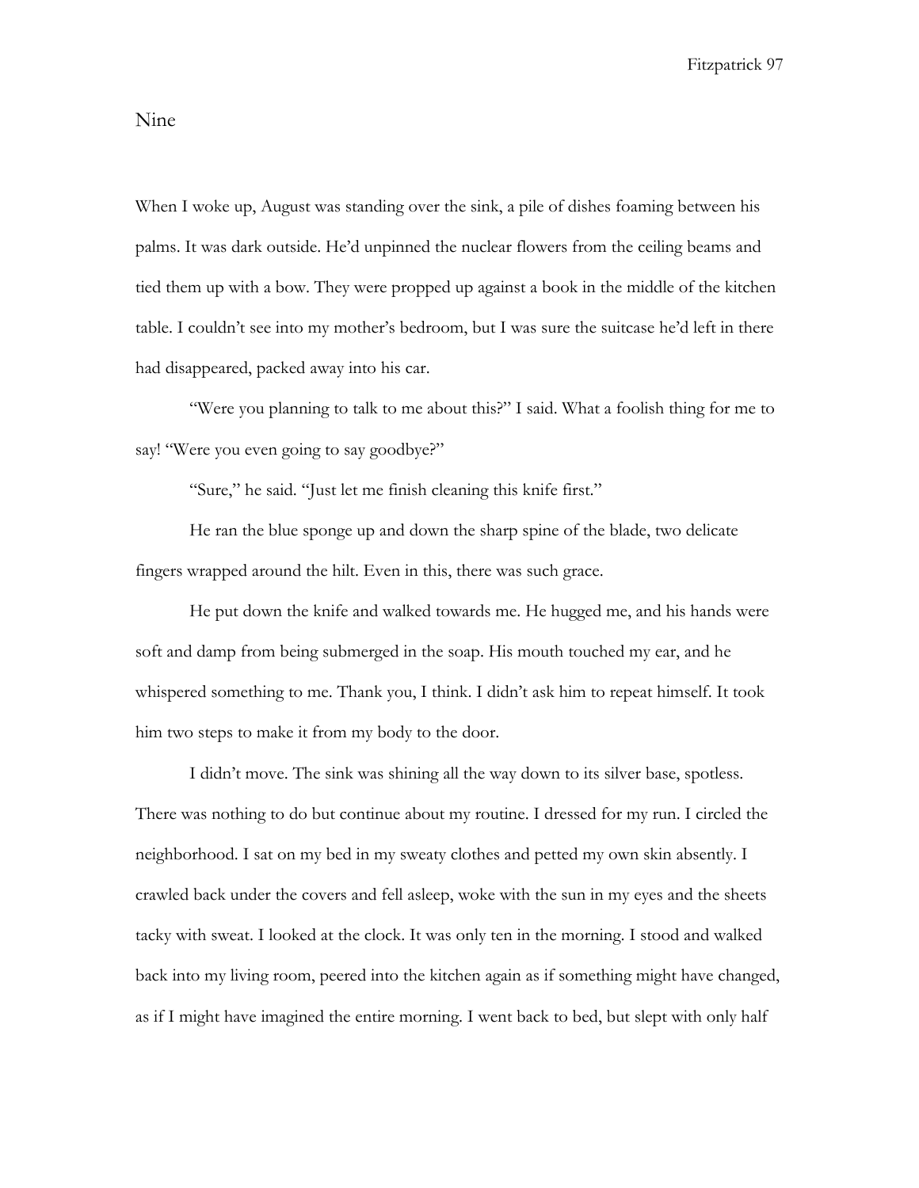## Nine

When I woke up, August was standing over the sink, a pile of dishes foaming between his palms. It was dark outside. He'd unpinned the nuclear flowers from the ceiling beams and tied them up with a bow. They were propped up against a book in the middle of the kitchen table. I couldn't see into my mother's bedroom, but I was sure the suitcase he'd left in there had disappeared, packed away into his car.

"Were you planning to talk to me about this?" I said. What a foolish thing for me to say! "Were you even going to say goodbye?"

"Sure," he said. "Just let me finish cleaning this knife first."

He ran the blue sponge up and down the sharp spine of the blade, two delicate fingers wrapped around the hilt. Even in this, there was such grace.

He put down the knife and walked towards me. He hugged me, and his hands were soft and damp from being submerged in the soap. His mouth touched my ear, and he whispered something to me. Thank you, I think. I didn't ask him to repeat himself. It took him two steps to make it from my body to the door.

I didn't move. The sink was shining all the way down to its silver base, spotless. There was nothing to do but continue about my routine. I dressed for my run. I circled the neighborhood. I sat on my bed in my sweaty clothes and petted my own skin absently. I crawled back under the covers and fell asleep, woke with the sun in my eyes and the sheets tacky with sweat. I looked at the clock. It was only ten in the morning. I stood and walked back into my living room, peered into the kitchen again as if something might have changed, as if I might have imagined the entire morning. I went back to bed, but slept with only half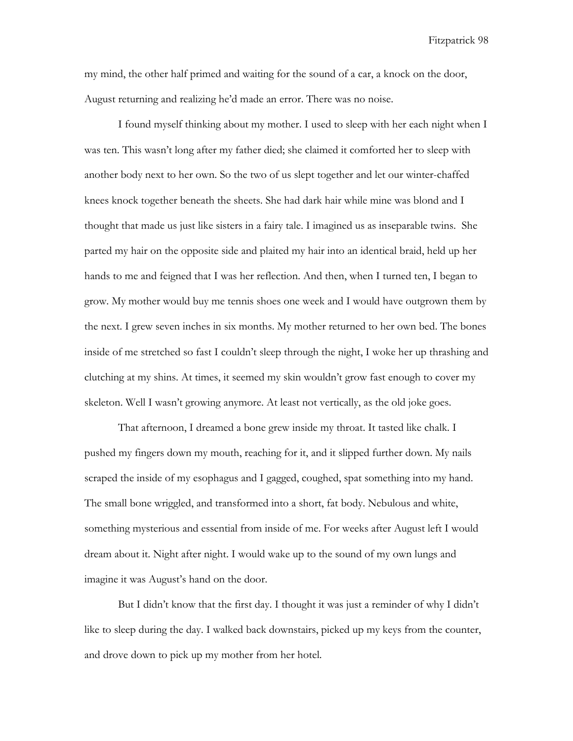my mind, the other half primed and waiting for the sound of a car, a knock on the door, August returning and realizing he'd made an error. There was no noise.

I found myself thinking about my mother. I used to sleep with her each night when I was ten. This wasn't long after my father died; she claimed it comforted her to sleep with another body next to her own. So the two of us slept together and let our winter-chaffed knees knock together beneath the sheets. She had dark hair while mine was blond and I thought that made us just like sisters in a fairy tale. I imagined us as inseparable twins. She parted my hair on the opposite side and plaited my hair into an identical braid, held up her hands to me and feigned that I was her reflection. And then, when I turned ten, I began to grow. My mother would buy me tennis shoes one week and I would have outgrown them by the next. I grew seven inches in six months. My mother returned to her own bed. The bones inside of me stretched so fast I couldn't sleep through the night, I woke her up thrashing and clutching at my shins. At times, it seemed my skin wouldn't grow fast enough to cover my skeleton. Well I wasn't growing anymore. At least not vertically, as the old joke goes.

That afternoon, I dreamed a bone grew inside my throat. It tasted like chalk. I pushed my fingers down my mouth, reaching for it, and it slipped further down. My nails scraped the inside of my esophagus and I gagged, coughed, spat something into my hand. The small bone wriggled, and transformed into a short, fat body. Nebulous and white, something mysterious and essential from inside of me. For weeks after August left I would dream about it. Night after night. I would wake up to the sound of my own lungs and imagine it was August's hand on the door.

But I didn't know that the first day. I thought it was just a reminder of why I didn't like to sleep during the day. I walked back downstairs, picked up my keys from the counter, and drove down to pick up my mother from her hotel.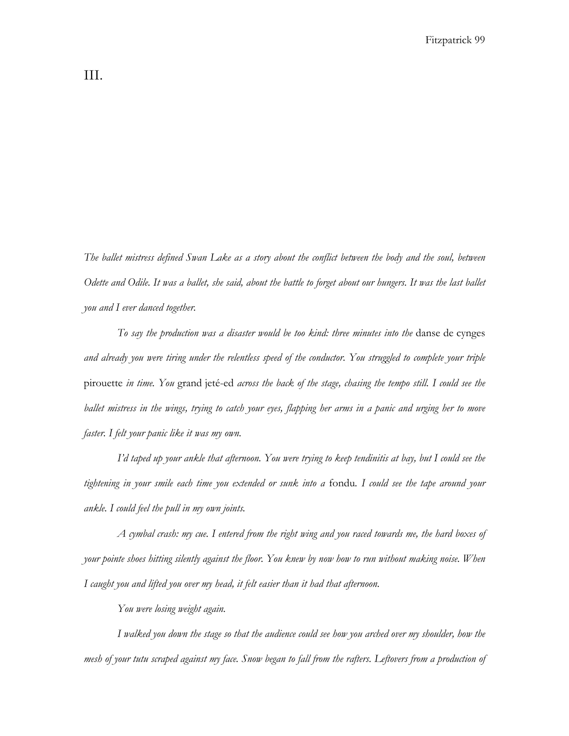# III.

*The ballet mistress defined Swan Lake as a story about the conflict between the body and the soul, between Odette and Odile. It was a ballet, she said, about the battle to forget about our hungers. It was the last ballet you and I ever danced together.*

*To say the production was a disaster would be too kind: three minutes into the* danse de cynges *and already you were tiring under the relentless speed of the conductor. You struggled to complete your triple* pirouette *in time. You* grand jeté-ed *across the back of the stage, chasing the tempo still. I could see the ballet mistress in the wings, trying to catch your eyes, flapping her arms in a panic and urging her to move faster. I felt your panic like it was my own.*

*I'd taped up your ankle that afternoon. You were trying to keep tendinitis at bay, but I could see the tightening in your smile each time you extended or sunk into a* fondu. *I could see the tape around your ankle. I could feel the pull in my own joints.*

*A cymbal crash: my cue. I entered from the right wing and you raced towards me, the hard boxes of your pointe shoes hitting silently against the floor. You knew by now how to run without making noise. When I caught you and lifted you over my head, it felt easier than it had that afternoon.*

*You were losing weight again.*

*I walked you down the stage so that the audience could see how you arched over my shoulder, how the mesh of your tutu scraped against my face. Snow began to fall from the rafters. Leftovers from a production of*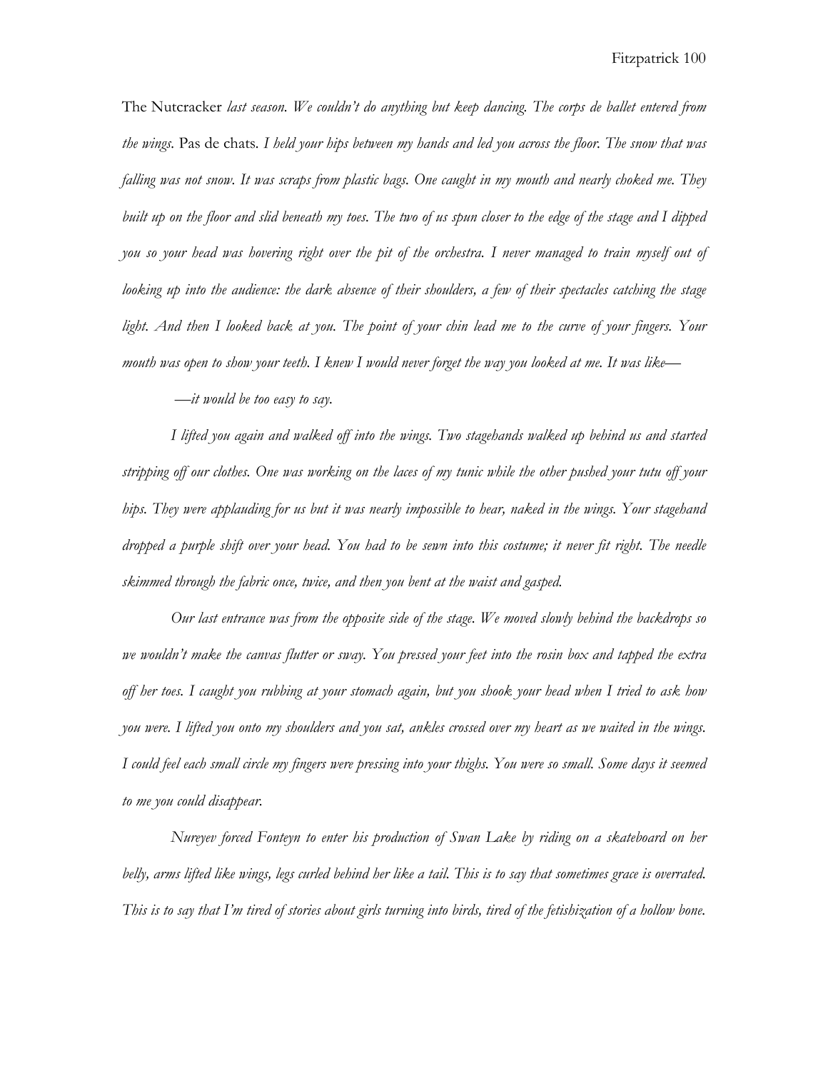The Nutcracker *last season. We couldn't do anything but keep dancing. The corps de ballet entered from the wings.* Pas de chats. *I held your hips between my hands and led you across the floor. The snow that was falling was not snow. It was scraps from plastic bags. One caught in my mouth and nearly choked me. They built up on the floor and slid beneath my toes. The two of us spun closer to the edge of the stage and I dipped you so your head was hovering right over the pit of the orchestra. I never managed to train myself out of looking up into the audience: the dark absence of their shoulders, a few of their spectacles catching the stage light. And then I looked back at you. The point of your chin lead me to the curve of your fingers. Your mouth was open to show your teeth. I knew I would never forget the way you looked at me. It was like—*

*—it would be too easy to say.*

*I lifted you again and walked off into the wings. Two stagehands walked up behind us and started stripping off our clothes. One was working on the laces of my tunic while the other pushed your tutu off your hips. They were applauding for us but it was nearly impossible to hear, naked in the wings. Your stagehand dropped a purple shift over your head. You had to be sewn into this costume; it never fit right. The needle skimmed through the fabric once, twice, and then you bent at the waist and gasped.*

*Our last entrance was from the opposite side of the stage. We moved slowly behind the backdrops so we wouldn't make the canvas flutter or sway. You pressed your feet into the rosin box and tapped the extra off her toes. I caught you rubbing at your stomach again, but you shook your head when I tried to ask how you were. I lifted you onto my shoulders and you sat, ankles crossed over my heart as we waited in the wings. I could feel each small circle my fingers were pressing into your thighs. You were so small. Some days it seemed to me you could disappear.*

*Nureyev forced Fonteyn to enter his production of Swan Lake by riding on a skateboard on her belly, arms lifted like wings, legs curled behind her like a tail. This is to say that sometimes grace is overrated. This is to say that I'm tired of stories about girls turning into birds, tired of the fetishization of a hollow bone.*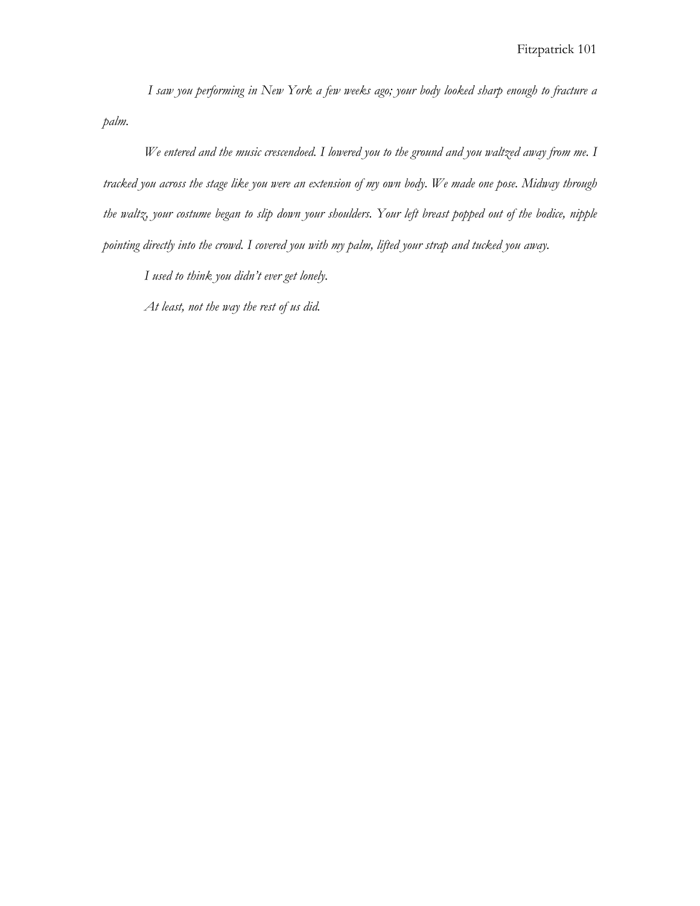*I saw you performing in New York a few weeks ago; your body looked sharp enough to fracture a palm.*

*We entered and the music crescendoed. I lowered you to the ground and you waltzed away from me. I tracked you across the stage like you were an extension of my own body. We made one pose. Midway through the waltz, your costume began to slip down your shoulders. Your left breast popped out of the bodice, nipple pointing directly into the crowd. I covered you with my palm, lifted your strap and tucked you away.*

*I used to think you didn't ever get lonely.*

*At least, not the way the rest of us did.*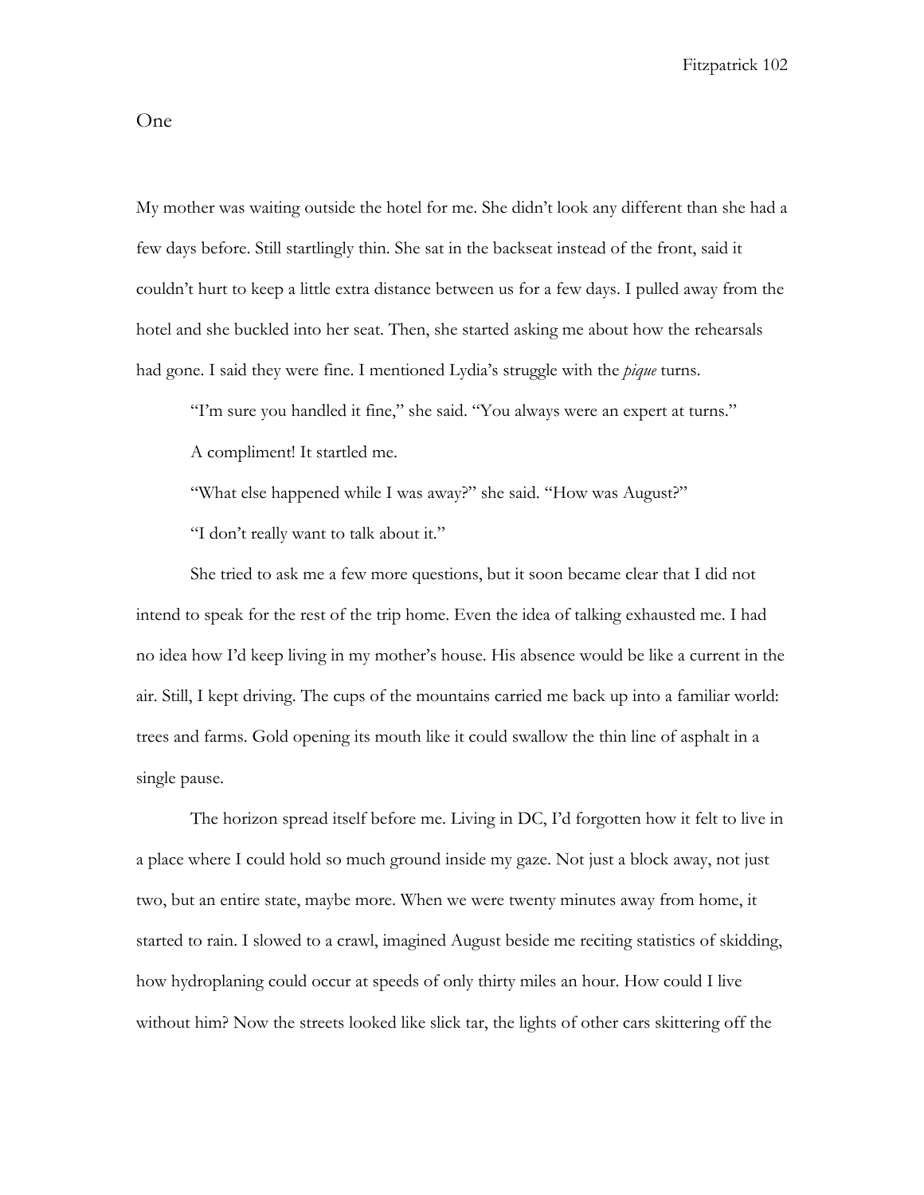# One

My mother was waiting outside the hotel for me. She didn't look any different than she had a few days before. Still startlingly thin. She sat in the backseat instead of the front, said it couldn't hurt to keep a little extra distance between us for a few days. I pulled away from the hotel and she buckled into her seat. Then, she started asking me about how the rehearsals had gone. I said they were fine. I mentioned Lydia's struggle with the *pique* turns.

"I'm sure you handled it fine," she said. "You always were an expert at turns."

A compliment! It startled me.

"What else happened while I was away?" she said. "How was August?"

"I don't really want to talk about it."

She tried to ask me a few more questions, but it soon became clear that I did not intend to speak for the rest of the trip home. Even the idea of talking exhausted me. I had no idea how I'd keep living in my mother's house. His absence would be like a current in the air. Still, I kept driving. The cups of the mountains carried me back up into a familiar world: trees and farms. Gold opening its mouth like it could swallow the thin line of asphalt in a single pause.

The horizon spread itself before me. Living in DC, I'd forgotten how it felt to live in a place where I could hold so much ground inside my gaze. Not just a block away, not just two, but an entire state, maybe more. When we were twenty minutes away from home, it started to rain. I slowed to a crawl, imagined August beside me reciting statistics of skidding, how hydroplaning could occur at speeds of only thirty miles an hour. How could I live without him? Now the streets looked like slick tar, the lights of other cars skittering off the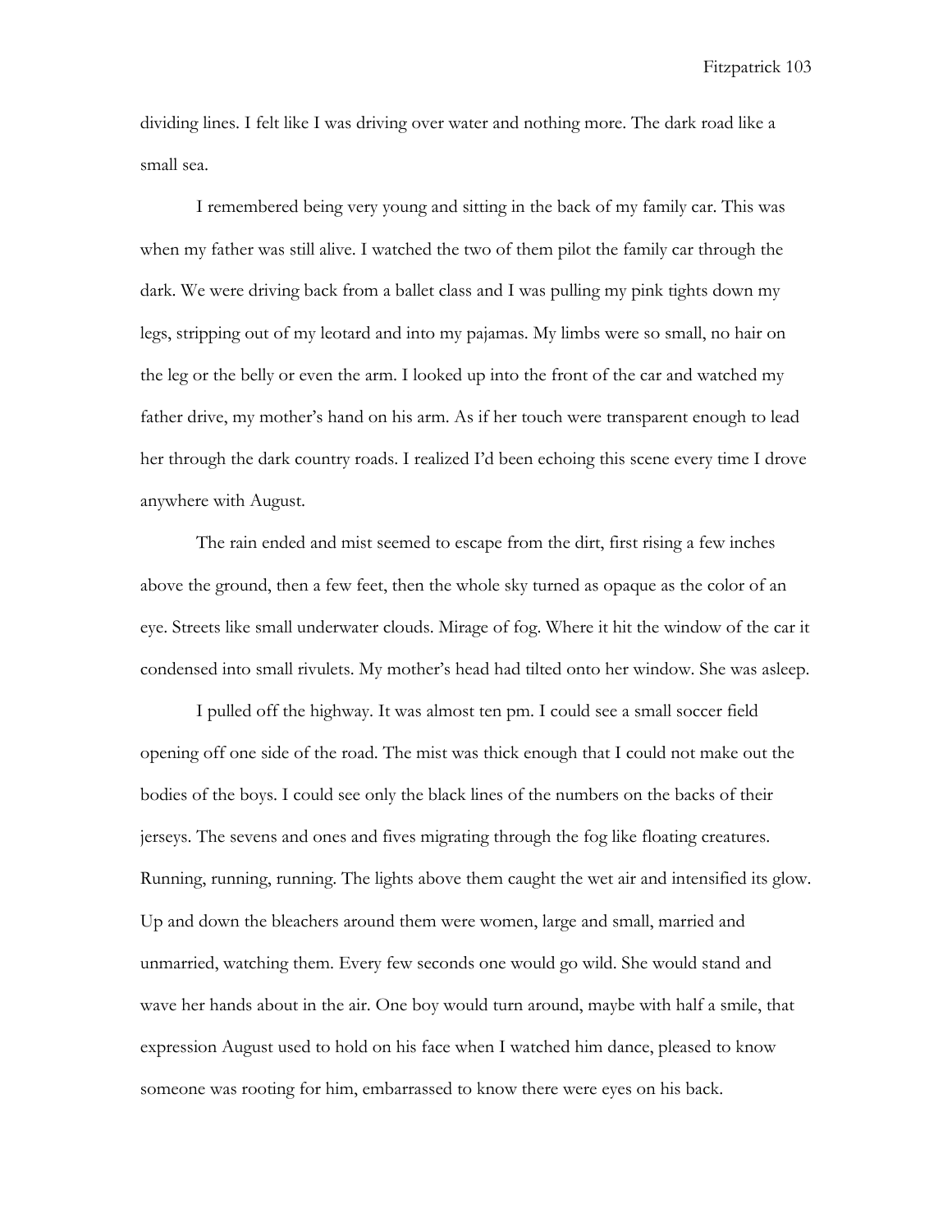dividing lines. I felt like I was driving over water and nothing more. The dark road like a small sea.

I remembered being very young and sitting in the back of my family car. This was when my father was still alive. I watched the two of them pilot the family car through the dark. We were driving back from a ballet class and I was pulling my pink tights down my legs, stripping out of my leotard and into my pajamas. My limbs were so small, no hair on the leg or the belly or even the arm. I looked up into the front of the car and watched my father drive, my mother's hand on his arm. As if her touch were transparent enough to lead her through the dark country roads. I realized I'd been echoing this scene every time I drove anywhere with August.

The rain ended and mist seemed to escape from the dirt, first rising a few inches above the ground, then a few feet, then the whole sky turned as opaque as the color of an eye. Streets like small underwater clouds. Mirage of fog. Where it hit the window of the car it condensed into small rivulets. My mother's head had tilted onto her window. She was asleep.

I pulled off the highway. It was almost ten pm. I could see a small soccer field opening off one side of the road. The mist was thick enough that I could not make out the bodies of the boys. I could see only the black lines of the numbers on the backs of their jerseys. The sevens and ones and fives migrating through the fog like floating creatures. Running, running, running. The lights above them caught the wet air and intensified its glow. Up and down the bleachers around them were women, large and small, married and unmarried, watching them. Every few seconds one would go wild. She would stand and wave her hands about in the air. One boy would turn around, maybe with half a smile, that expression August used to hold on his face when I watched him dance, pleased to know someone was rooting for him, embarrassed to know there were eyes on his back.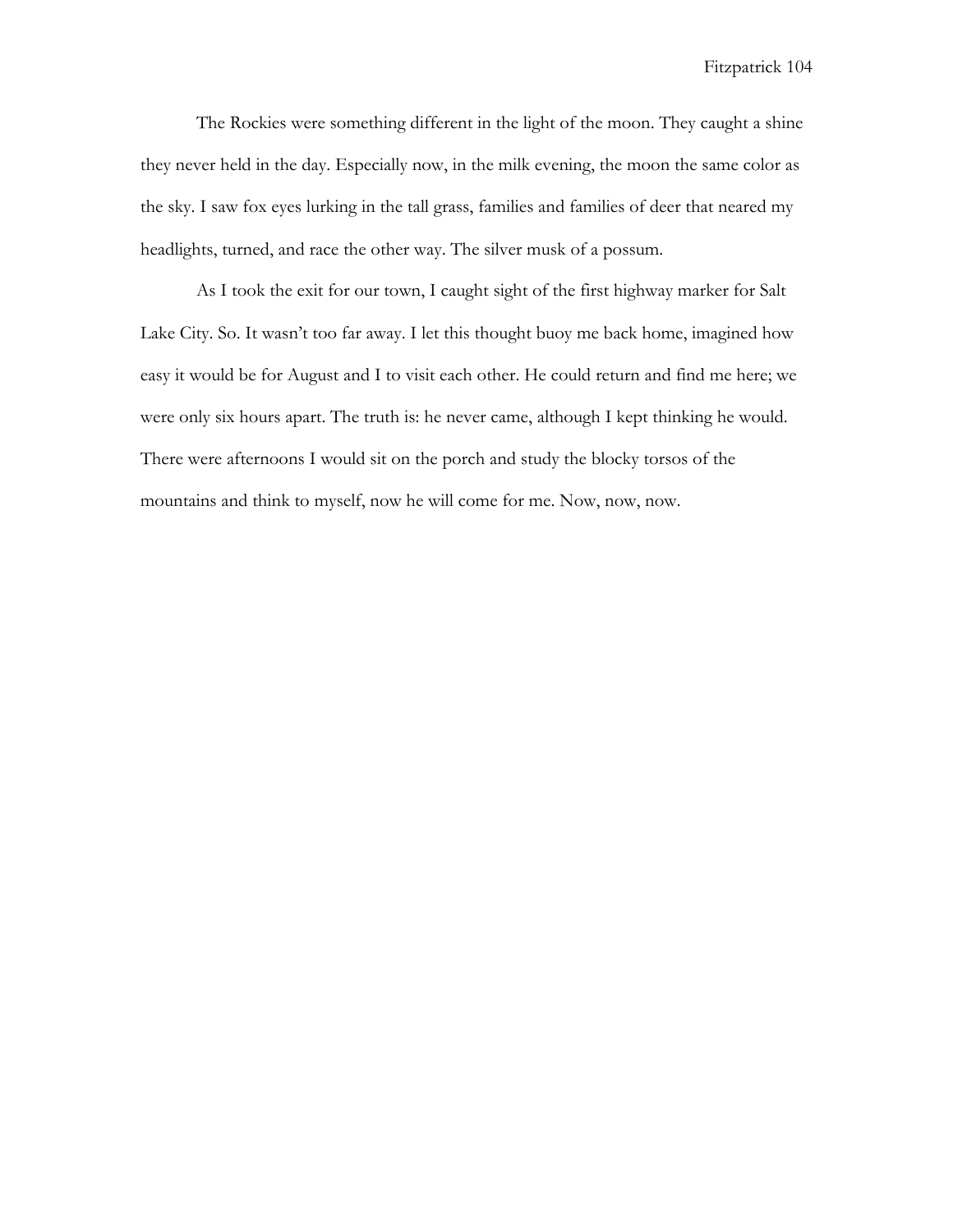The Rockies were something different in the light of the moon. They caught a shine they never held in the day. Especially now, in the milk evening, the moon the same color as the sky. I saw fox eyes lurking in the tall grass, families and families of deer that neared my headlights, turned, and race the other way. The silver musk of a possum.

As I took the exit for our town, I caught sight of the first highway marker for Salt Lake City. So. It wasn't too far away. I let this thought buoy me back home, imagined how easy it would be for August and I to visit each other. He could return and find me here; we were only six hours apart. The truth is: he never came, although I kept thinking he would. There were afternoons I would sit on the porch and study the blocky torsos of the mountains and think to myself, now he will come for me. Now, now, now.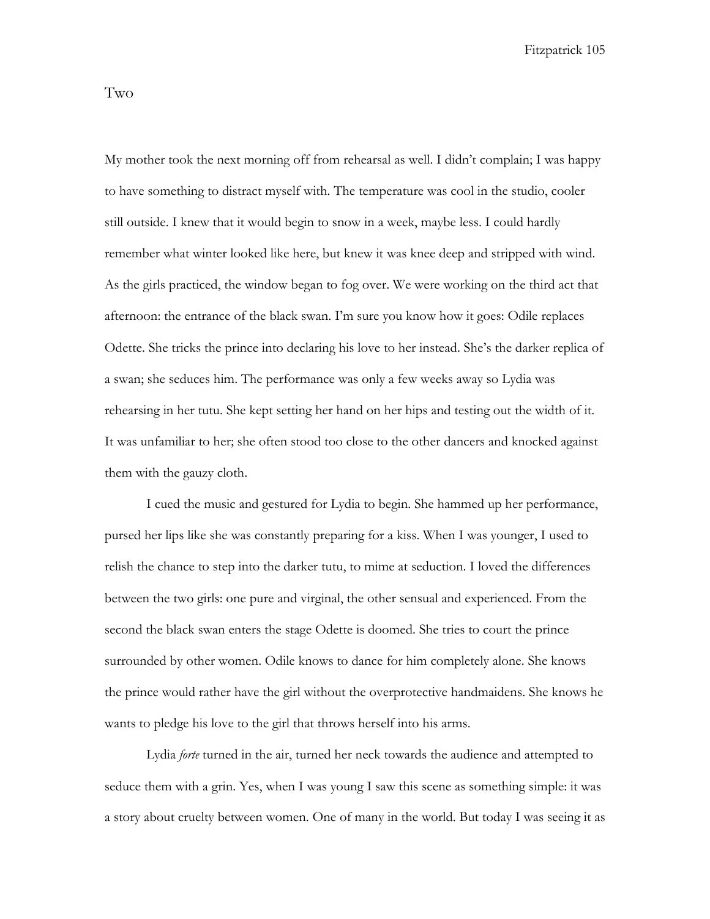## Two

My mother took the next morning off from rehearsal as well. I didn't complain; I was happy to have something to distract myself with. The temperature was cool in the studio, cooler still outside. I knew that it would begin to snow in a week, maybe less. I could hardly remember what winter looked like here, but knew it was knee deep and stripped with wind. As the girls practiced, the window began to fog over. We were working on the third act that afternoon: the entrance of the black swan. I'm sure you know how it goes: Odile replaces Odette. She tricks the prince into declaring his love to her instead. She's the darker replica of a swan; she seduces him. The performance was only a few weeks away so Lydia was rehearsing in her tutu. She kept setting her hand on her hips and testing out the width of it. It was unfamiliar to her; she often stood too close to the other dancers and knocked against them with the gauzy cloth.

I cued the music and gestured for Lydia to begin. She hammed up her performance, pursed her lips like she was constantly preparing for a kiss. When I was younger, I used to relish the chance to step into the darker tutu, to mime at seduction. I loved the differences between the two girls: one pure and virginal, the other sensual and experienced. From the second the black swan enters the stage Odette is doomed. She tries to court the prince surrounded by other women. Odile knows to dance for him completely alone. She knows the prince would rather have the girl without the overprotective handmaidens. She knows he wants to pledge his love to the girl that throws herself into his arms.

Lydia *forte* turned in the air, turned her neck towards the audience and attempted to seduce them with a grin. Yes, when I was young I saw this scene as something simple: it was a story about cruelty between women. One of many in the world. But today I was seeing it as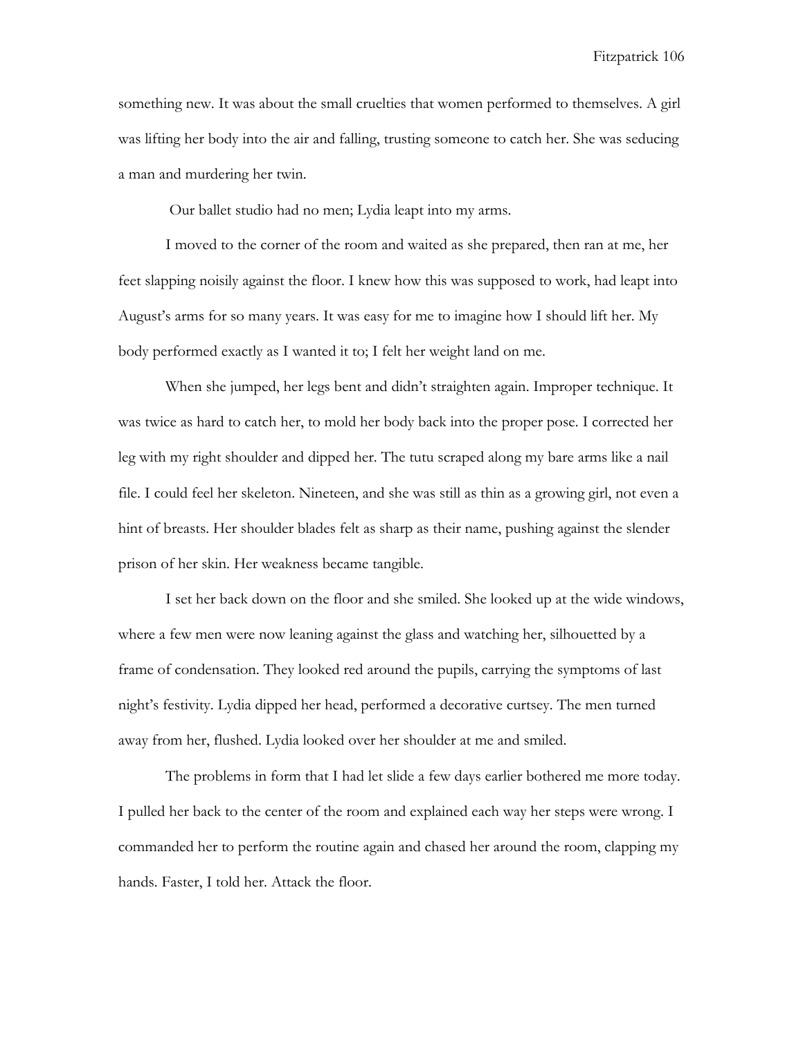something new. It was about the small cruelties that women performed to themselves. A girl was lifting her body into the air and falling, trusting someone to catch her. She was seducing a man and murdering her twin.

Our ballet studio had no men; Lydia leapt into my arms.

I moved to the corner of the room and waited as she prepared, then ran at me, her feet slapping noisily against the floor. I knew how this was supposed to work, had leapt into August's arms for so many years. It was easy for me to imagine how I should lift her. My body performed exactly as I wanted it to; I felt her weight land on me.

When she jumped, her legs bent and didn't straighten again. Improper technique. It was twice as hard to catch her, to mold her body back into the proper pose. I corrected her leg with my right shoulder and dipped her. The tutu scraped along my bare arms like a nail file. I could feel her skeleton. Nineteen, and she was still as thin as a growing girl, not even a hint of breasts. Her shoulder blades felt as sharp as their name, pushing against the slender prison of her skin. Her weakness became tangible.

I set her back down on the floor and she smiled. She looked up at the wide windows, where a few men were now leaning against the glass and watching her, silhouetted by a frame of condensation. They looked red around the pupils, carrying the symptoms of last night's festivity. Lydia dipped her head, performed a decorative curtsey. The men turned away from her, flushed. Lydia looked over her shoulder at me and smiled.

The problems in form that I had let slide a few days earlier bothered me more today. I pulled her back to the center of the room and explained each way her steps were wrong. I commanded her to perform the routine again and chased her around the room, clapping my hands. Faster, I told her. Attack the floor.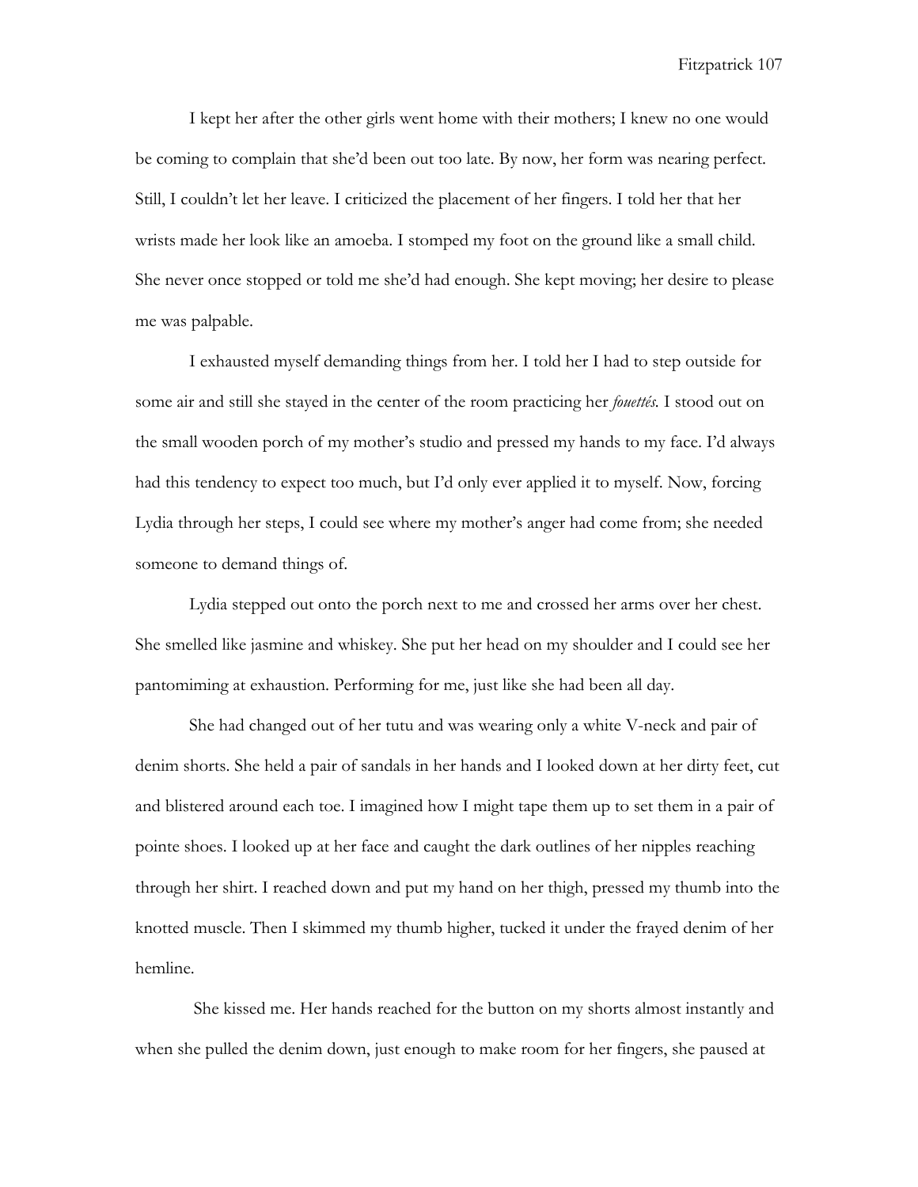I kept her after the other girls went home with their mothers; I knew no one would be coming to complain that she'd been out too late. By now, her form was nearing perfect. Still, I couldn't let her leave. I criticized the placement of her fingers. I told her that her wrists made her look like an amoeba. I stomped my foot on the ground like a small child. She never once stopped or told me she'd had enough. She kept moving; her desire to please me was palpable.

I exhausted myself demanding things from her. I told her I had to step outside for some air and still she stayed in the center of the room practicing her *fouettés.* I stood out on the small wooden porch of my mother's studio and pressed my hands to my face. I'd always had this tendency to expect too much, but I'd only ever applied it to myself. Now, forcing Lydia through her steps, I could see where my mother's anger had come from; she needed someone to demand things of.

Lydia stepped out onto the porch next to me and crossed her arms over her chest. She smelled like jasmine and whiskey. She put her head on my shoulder and I could see her pantomiming at exhaustion. Performing for me, just like she had been all day.

She had changed out of her tutu and was wearing only a white V-neck and pair of denim shorts. She held a pair of sandals in her hands and I looked down at her dirty feet, cut and blistered around each toe. I imagined how I might tape them up to set them in a pair of pointe shoes. I looked up at her face and caught the dark outlines of her nipples reaching through her shirt. I reached down and put my hand on her thigh, pressed my thumb into the knotted muscle. Then I skimmed my thumb higher, tucked it under the frayed denim of her hemline.

She kissed me. Her hands reached for the button on my shorts almost instantly and when she pulled the denim down, just enough to make room for her fingers, she paused at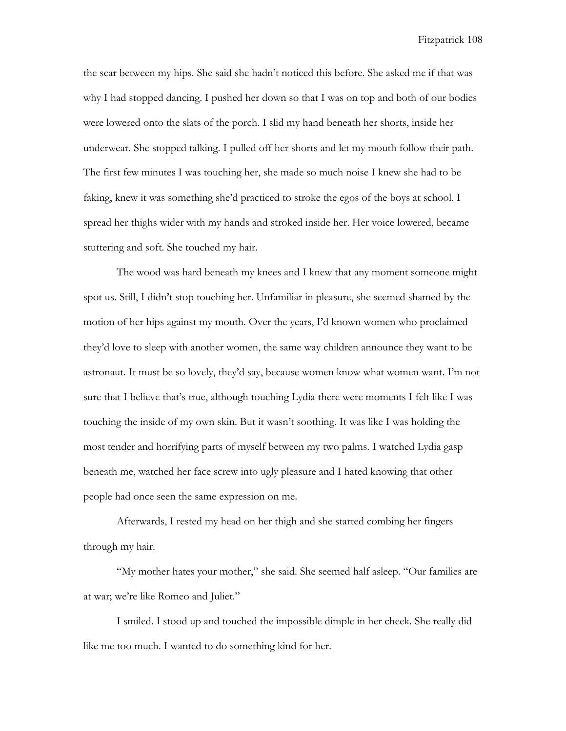the scar between my hips. She said she hadn't noticed this before. She asked me if that was why I had stopped dancing. I pushed her down so that I was on top and both of our bodies were lowered onto the slats of the porch. I slid my hand beneath her shorts, inside her underwear. She stopped talking. I pulled off her shorts and let my mouth follow their path. The first few minutes I was touching her, she made so much noise I knew she had to be faking, knew it was something she'd practiced to stroke the egos of the boys at school. I spread her thighs wider with my hands and stroked inside her. Her voice lowered, became stuttering and soft. She touched my hair.

The wood was hard beneath my knees and I knew that any moment someone might spot us. Still, I didn't stop touching her. Unfamiliar in pleasure, she seemed shamed by the motion of her hips against my mouth. Over the years, I'd known women who proclaimed they'd love to sleep with another women, the same way children announce they want to be astronaut. It must be so lovely, they'd say, because women know what women want. I'm not sure that I believe that's true, although touching Lydia there were moments I felt like I was touching the inside of my own skin. But it wasn't soothing. It was like I was holding the most tender and horrifying parts of myself between my two palms. I watched Lydia gasp beneath me, watched her face screw into ugly pleasure and I hated knowing that other people had once seen the same expression on me.

Afterwards, I rested my head on her thigh and she started combing her fingers through my hair.

"My mother hates your mother," she said. She seemed half asleep. "Our families are at war; we're like Romeo and Juliet."

I smiled. I stood up and touched the impossible dimple in her cheek. She really did like me too much. I wanted to do something kind for her.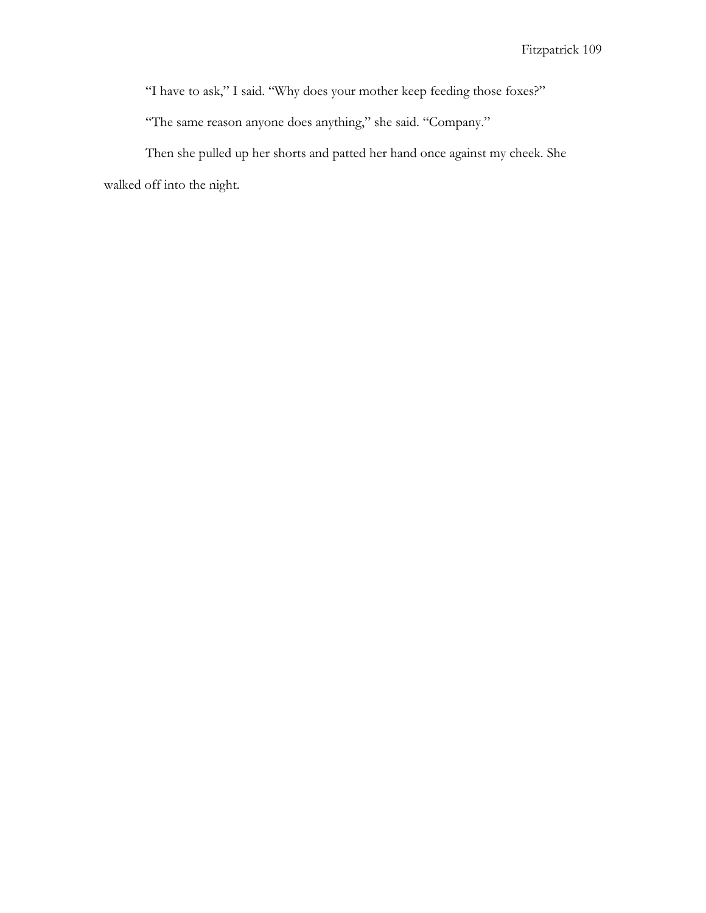"I have to ask," I said. "Why does your mother keep feeding those foxes?"

"The same reason anyone does anything," she said. "Company."

Then she pulled up her shorts and patted her hand once against my cheek. She walked off into the night.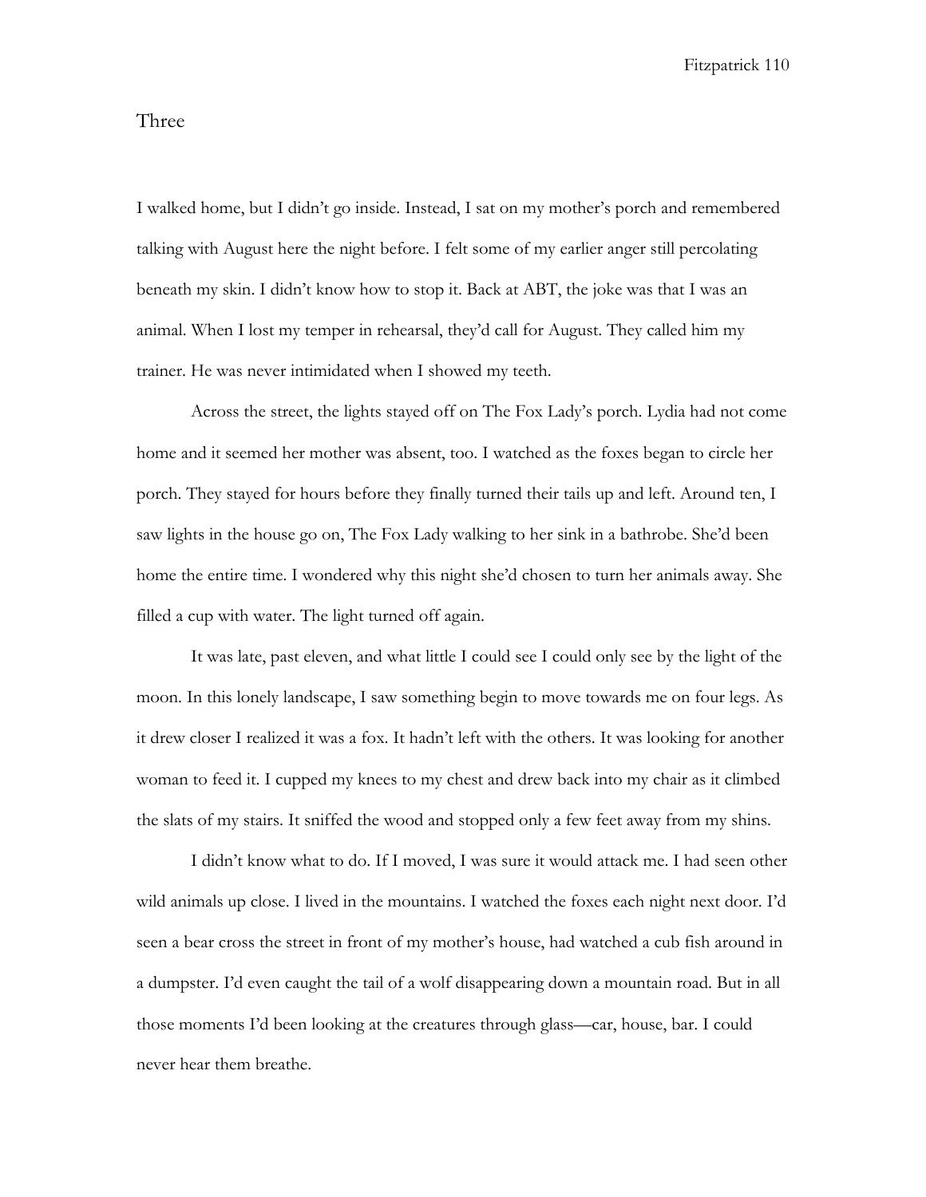## Three

I walked home, but I didn't go inside. Instead, I sat on my mother's porch and remembered talking with August here the night before. I felt some of my earlier anger still percolating beneath my skin. I didn't know how to stop it. Back at ABT, the joke was that I was an animal. When I lost my temper in rehearsal, they'd call for August. They called him my trainer. He was never intimidated when I showed my teeth.

Across the street, the lights stayed off on The Fox Lady's porch. Lydia had not come home and it seemed her mother was absent, too. I watched as the foxes began to circle her porch. They stayed for hours before they finally turned their tails up and left. Around ten, I saw lights in the house go on, The Fox Lady walking to her sink in a bathrobe. She'd been home the entire time. I wondered why this night she'd chosen to turn her animals away. She filled a cup with water. The light turned off again.

It was late, past eleven, and what little I could see I could only see by the light of the moon. In this lonely landscape, I saw something begin to move towards me on four legs. As it drew closer I realized it was a fox. It hadn't left with the others. It was looking for another woman to feed it. I cupped my knees to my chest and drew back into my chair as it climbed the slats of my stairs. It sniffed the wood and stopped only a few feet away from my shins.

I didn't know what to do. If I moved, I was sure it would attack me. I had seen other wild animals up close. I lived in the mountains. I watched the foxes each night next door. I'd seen a bear cross the street in front of my mother's house, had watched a cub fish around in a dumpster. I'd even caught the tail of a wolf disappearing down a mountain road. But in all those moments I'd been looking at the creatures through glass—car, house, bar. I could never hear them breathe.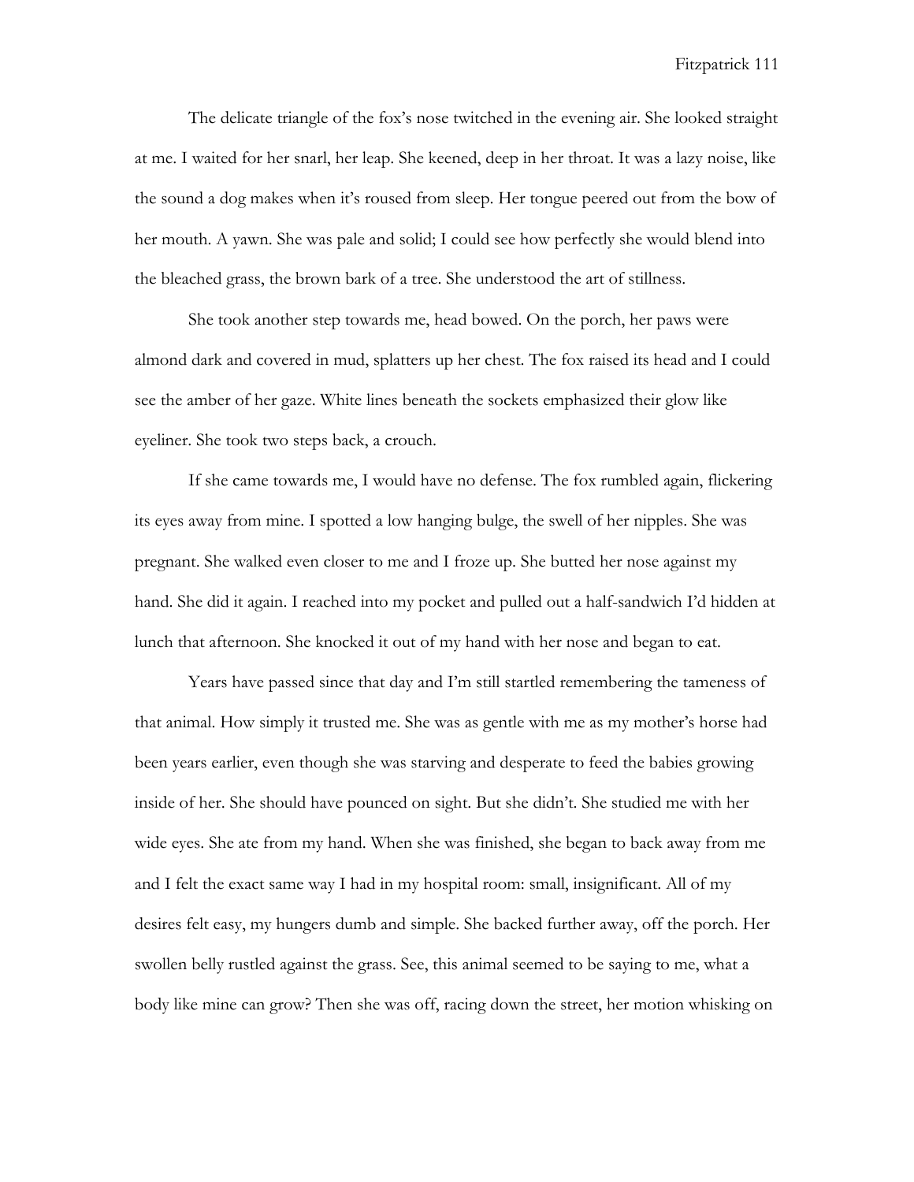The delicate triangle of the fox's nose twitched in the evening air. She looked straight at me. I waited for her snarl, her leap. She keened, deep in her throat. It was a lazy noise, like the sound a dog makes when it's roused from sleep. Her tongue peered out from the bow of her mouth. A yawn. She was pale and solid; I could see how perfectly she would blend into the bleached grass, the brown bark of a tree. She understood the art of stillness.

She took another step towards me, head bowed. On the porch, her paws were almond dark and covered in mud, splatters up her chest. The fox raised its head and I could see the amber of her gaze. White lines beneath the sockets emphasized their glow like eyeliner. She took two steps back, a crouch.

If she came towards me, I would have no defense. The fox rumbled again, flickering its eyes away from mine. I spotted a low hanging bulge, the swell of her nipples. She was pregnant. She walked even closer to me and I froze up. She butted her nose against my hand. She did it again. I reached into my pocket and pulled out a half-sandwich I'd hidden at lunch that afternoon. She knocked it out of my hand with her nose and began to eat.

Years have passed since that day and I'm still startled remembering the tameness of that animal. How simply it trusted me. She was as gentle with me as my mother's horse had been years earlier, even though she was starving and desperate to feed the babies growing inside of her. She should have pounced on sight. But she didn't. She studied me with her wide eyes. She ate from my hand. When she was finished, she began to back away from me and I felt the exact same way I had in my hospital room: small, insignificant. All of my desires felt easy, my hungers dumb and simple. She backed further away, off the porch. Her swollen belly rustled against the grass. See, this animal seemed to be saying to me, what a body like mine can grow? Then she was off, racing down the street, her motion whisking on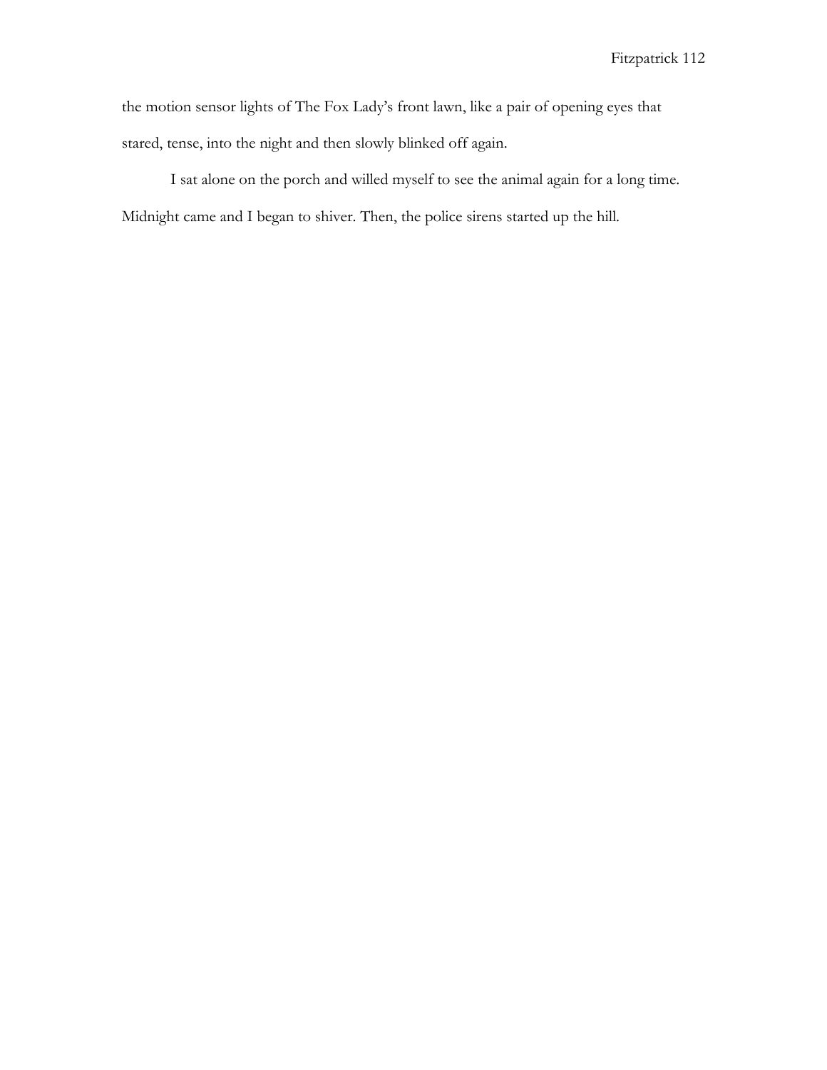the motion sensor lights of The Fox Lady's front lawn, like a pair of opening eyes that stared, tense, into the night and then slowly blinked off again.

I sat alone on the porch and willed myself to see the animal again for a long time. Midnight came and I began to shiver. Then, the police sirens started up the hill.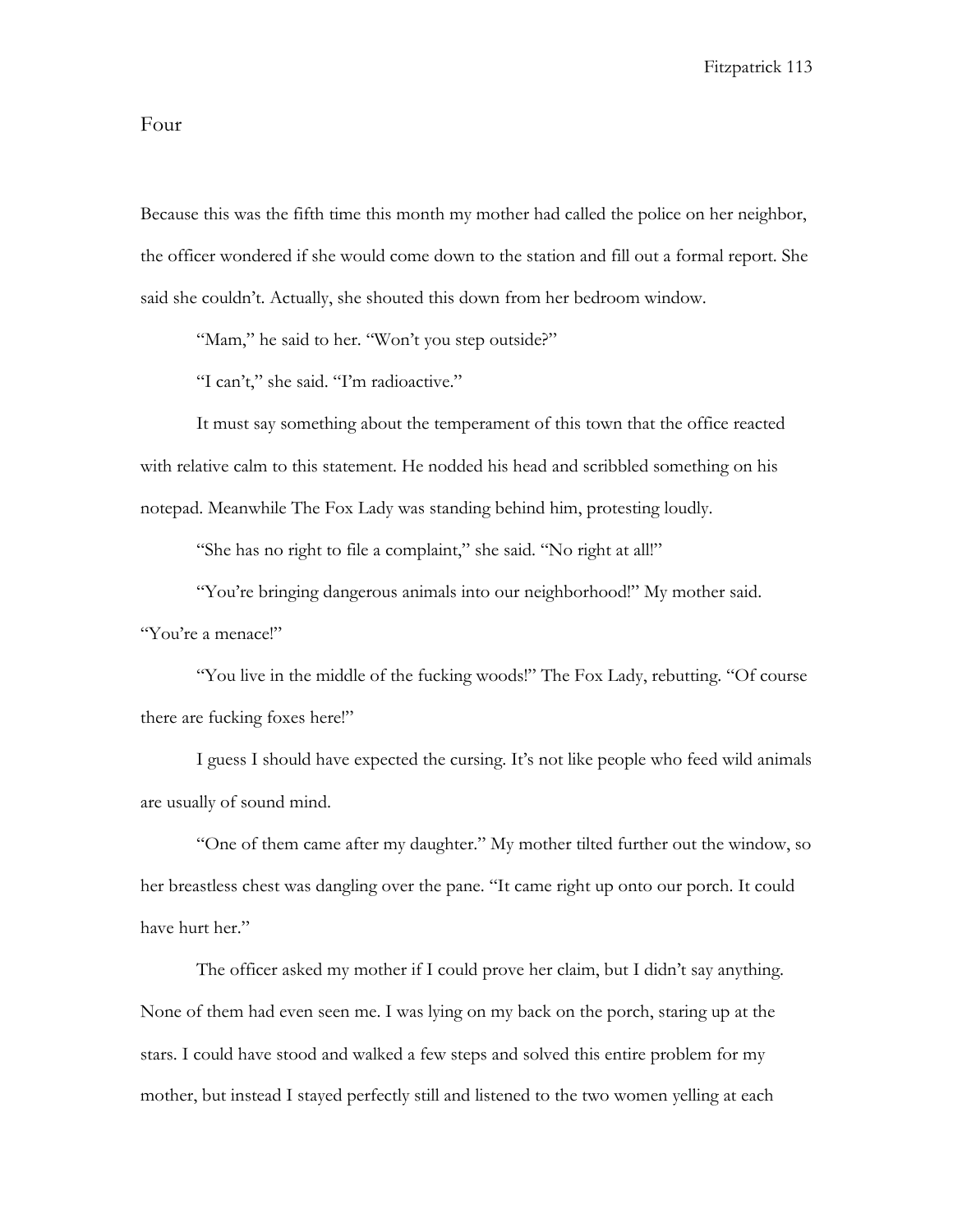# Four

Because this was the fifth time this month my mother had called the police on her neighbor, the officer wondered if she would come down to the station and fill out a formal report. She said she couldn't. Actually, she shouted this down from her bedroom window.

"Mam," he said to her. "Won't you step outside?"

"I can't," she said. "I'm radioactive."

It must say something about the temperament of this town that the office reacted with relative calm to this statement. He nodded his head and scribbled something on his notepad. Meanwhile The Fox Lady was standing behind him, protesting loudly.

"She has no right to file a complaint," she said. "No right at all!"

"You're bringing dangerous animals into our neighborhood!" My mother said. "You're a menace!"

"You live in the middle of the fucking woods!" The Fox Lady, rebutting. "Of course there are fucking foxes here!"

I guess I should have expected the cursing. It's not like people who feed wild animals are usually of sound mind.

"One of them came after my daughter." My mother tilted further out the window, so her breastless chest was dangling over the pane. "It came right up onto our porch. It could have hurt her."

The officer asked my mother if I could prove her claim, but I didn't say anything. None of them had even seen me. I was lying on my back on the porch, staring up at the stars. I could have stood and walked a few steps and solved this entire problem for my mother, but instead I stayed perfectly still and listened to the two women yelling at each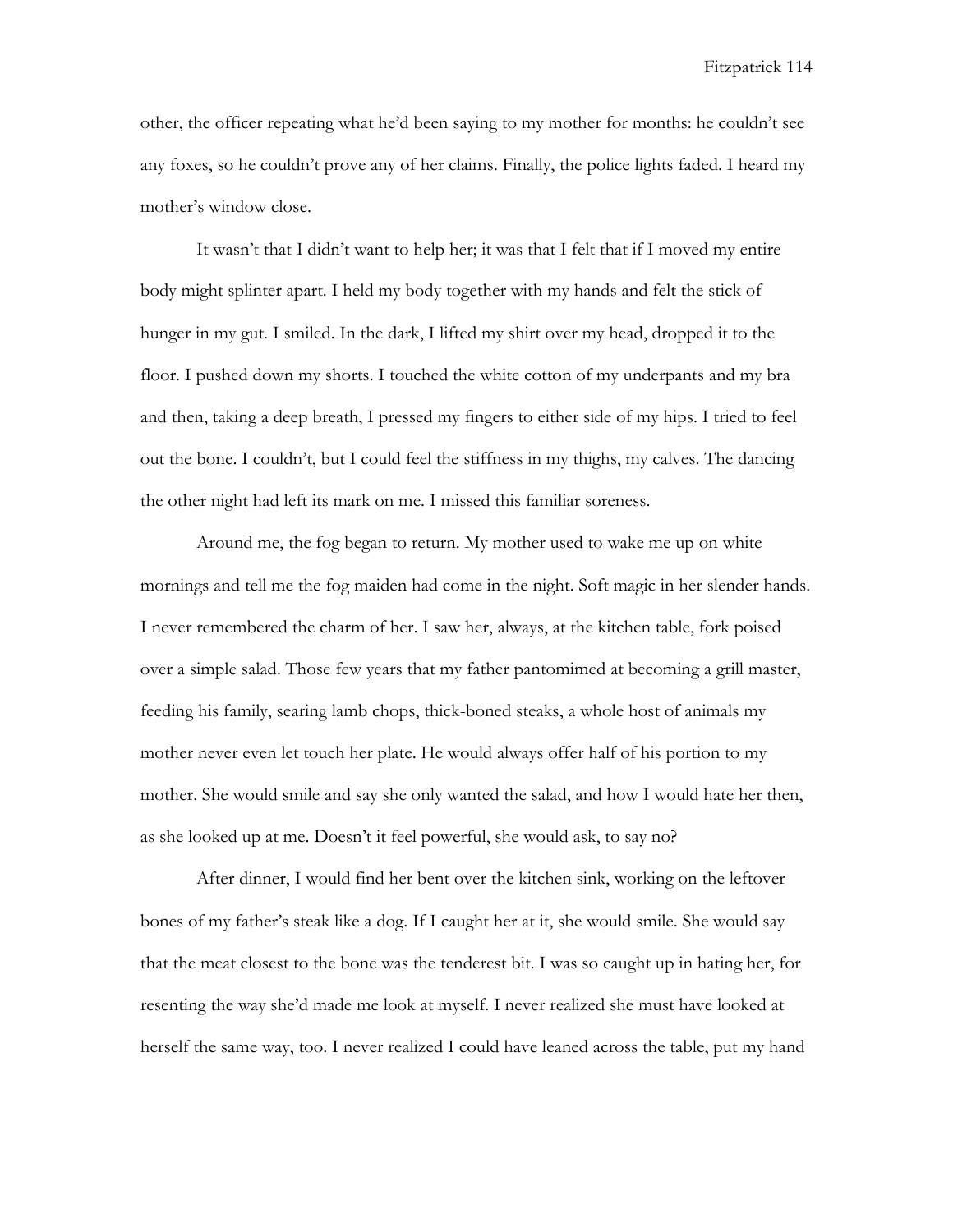other, the officer repeating what he'd been saying to my mother for months: he couldn't see any foxes, so he couldn't prove any of her claims. Finally, the police lights faded. I heard my mother's window close.

It wasn't that I didn't want to help her; it was that I felt that if I moved my entire body might splinter apart. I held my body together with my hands and felt the stick of hunger in my gut. I smiled. In the dark, I lifted my shirt over my head, dropped it to the floor. I pushed down my shorts. I touched the white cotton of my underpants and my bra and then, taking a deep breath, I pressed my fingers to either side of my hips. I tried to feel out the bone. I couldn't, but I could feel the stiffness in my thighs, my calves. The dancing the other night had left its mark on me. I missed this familiar soreness.

Around me, the fog began to return. My mother used to wake me up on white mornings and tell me the fog maiden had come in the night. Soft magic in her slender hands. I never remembered the charm of her. I saw her, always, at the kitchen table, fork poised over a simple salad. Those few years that my father pantomimed at becoming a grill master, feeding his family, searing lamb chops, thick-boned steaks, a whole host of animals my mother never even let touch her plate. He would always offer half of his portion to my mother. She would smile and say she only wanted the salad, and how I would hate her then, as she looked up at me. Doesn't it feel powerful, she would ask, to say no?

After dinner, I would find her bent over the kitchen sink, working on the leftover bones of my father's steak like a dog. If I caught her at it, she would smile. She would say that the meat closest to the bone was the tenderest bit. I was so caught up in hating her, for resenting the way she'd made me look at myself. I never realized she must have looked at herself the same way, too. I never realized I could have leaned across the table, put my hand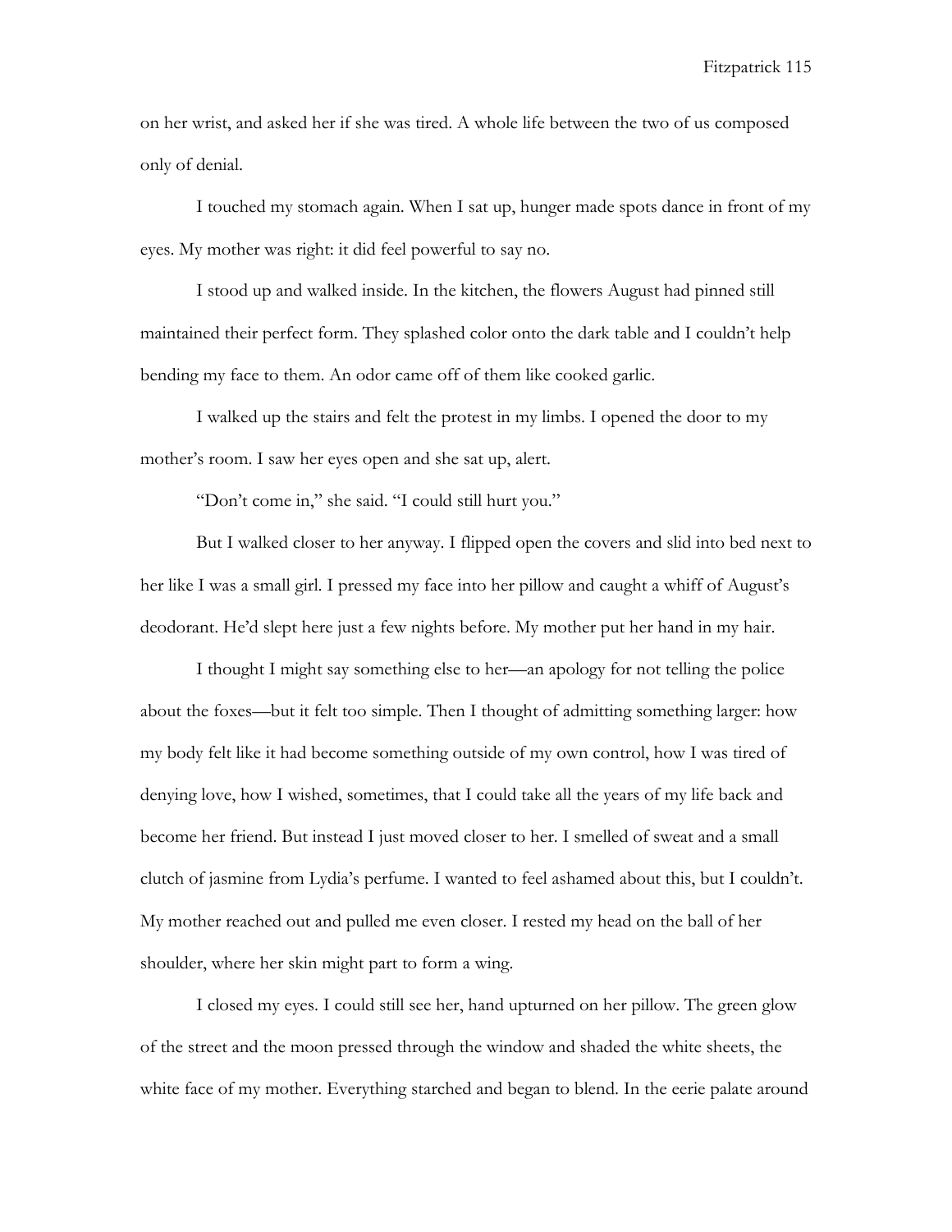on her wrist, and asked her if she was tired. A whole life between the two of us composed only of denial.

I touched my stomach again. When I sat up, hunger made spots dance in front of my eyes. My mother was right: it did feel powerful to say no.

I stood up and walked inside. In the kitchen, the flowers August had pinned still maintained their perfect form. They splashed color onto the dark table and I couldn't help bending my face to them. An odor came off of them like cooked garlic.

I walked up the stairs and felt the protest in my limbs. I opened the door to my mother's room. I saw her eyes open and she sat up, alert.

"Don't come in," she said. "I could still hurt you."

But I walked closer to her anyway. I flipped open the covers and slid into bed next to her like I was a small girl. I pressed my face into her pillow and caught a whiff of August's deodorant. He'd slept here just a few nights before. My mother put her hand in my hair.

I thought I might say something else to her—an apology for not telling the police about the foxes—but it felt too simple. Then I thought of admitting something larger: how my body felt like it had become something outside of my own control, how I was tired of denying love, how I wished, sometimes, that I could take all the years of my life back and become her friend. But instead I just moved closer to her. I smelled of sweat and a small clutch of jasmine from Lydia's perfume. I wanted to feel ashamed about this, but I couldn't. My mother reached out and pulled me even closer. I rested my head on the ball of her shoulder, where her skin might part to form a wing.

I closed my eyes. I could still see her, hand upturned on her pillow. The green glow of the street and the moon pressed through the window and shaded the white sheets, the white face of my mother. Everything starched and began to blend. In the eerie palate around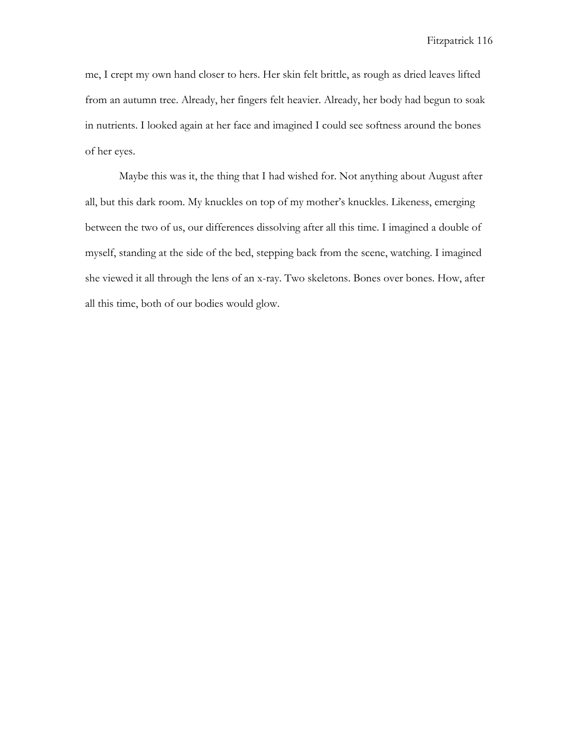me, I crept my own hand closer to hers. Her skin felt brittle, as rough as dried leaves lifted from an autumn tree. Already, her fingers felt heavier. Already, her body had begun to soak in nutrients. I looked again at her face and imagined I could see softness around the bones of her eyes.

Maybe this was it, the thing that I had wished for. Not anything about August after all, but this dark room. My knuckles on top of my mother's knuckles. Likeness, emerging between the two of us, our differences dissolving after all this time. I imagined a double of myself, standing at the side of the bed, stepping back from the scene, watching. I imagined she viewed it all through the lens of an x-ray. Two skeletons. Bones over bones. How, after all this time, both of our bodies would glow.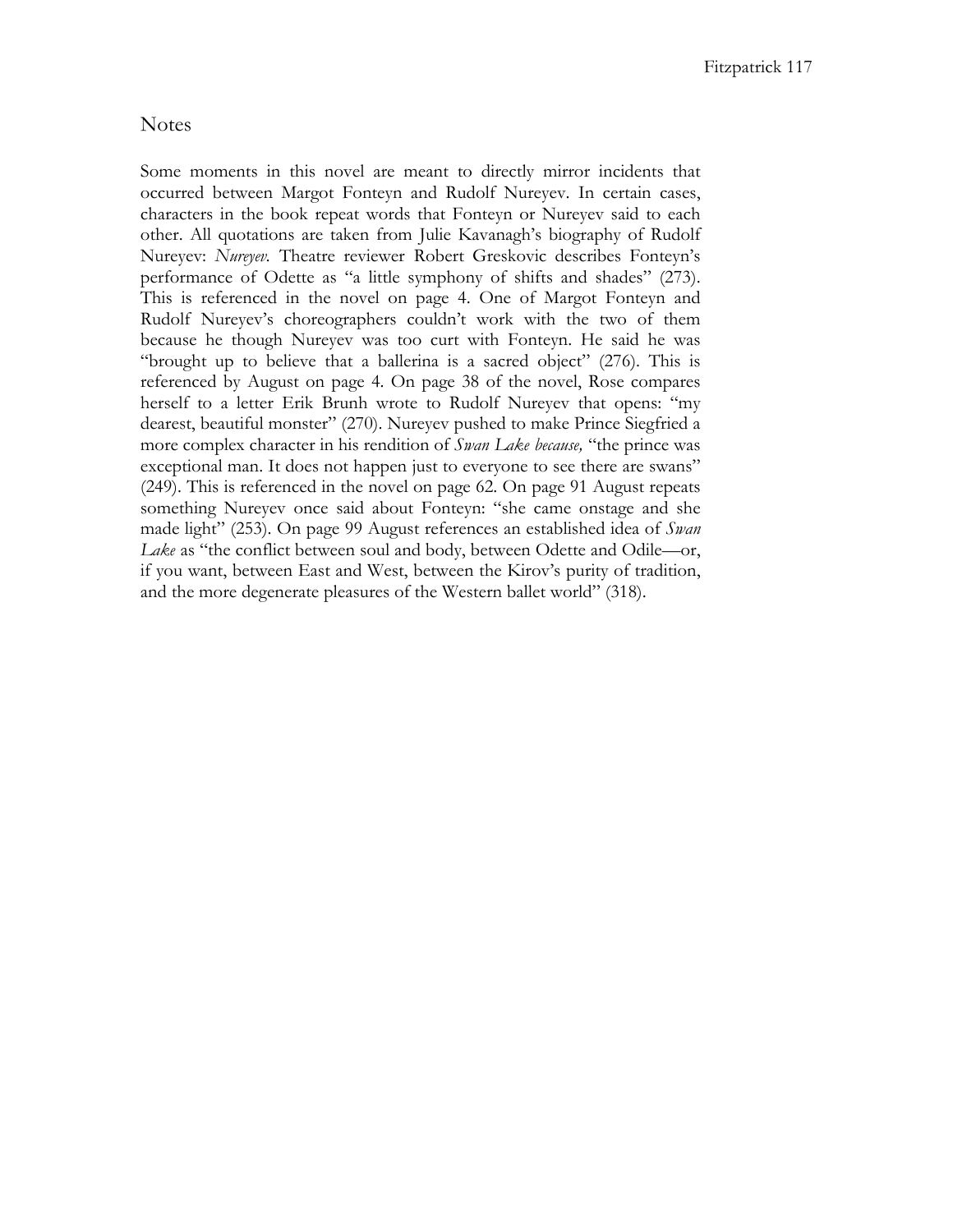## Notes

Some moments in this novel are meant to directly mirror incidents that occurred between Margot Fonteyn and Rudolf Nureyev. In certain cases, characters in the book repeat words that Fonteyn or Nureyev said to each other. All quotations are taken from Julie Kavanagh's biography of Rudolf Nureyev: *Nureyev.* Theatre reviewer Robert Greskovic describes Fonteyn's performance of Odette as "a little symphony of shifts and shades" (273). This is referenced in the novel on page 4. One of Margot Fonteyn and Rudolf Nureyev's choreographers couldn't work with the two of them because he though Nureyev was too curt with Fonteyn. He said he was "brought up to believe that a ballerina is a sacred object" (276). This is referenced by August on page 4. On page 38 of the novel, Rose compares herself to a letter Erik Brunh wrote to Rudolf Nureyev that opens: "my dearest, beautiful monster" (270). Nureyev pushed to make Prince Siegfried a more complex character in his rendition of *Swan Lake because,* "the prince was exceptional man. It does not happen just to everyone to see there are swans" (249). This is referenced in the novel on page 62. On page 91 August repeats something Nureyev once said about Fonteyn: "she came onstage and she made light" (253). On page 99 August references an established idea of *Swan Lake* as "the conflict between soul and body, between Odette and Odile—or, if you want, between East and West, between the Kirov's purity of tradition, and the more degenerate pleasures of the Western ballet world" (318).